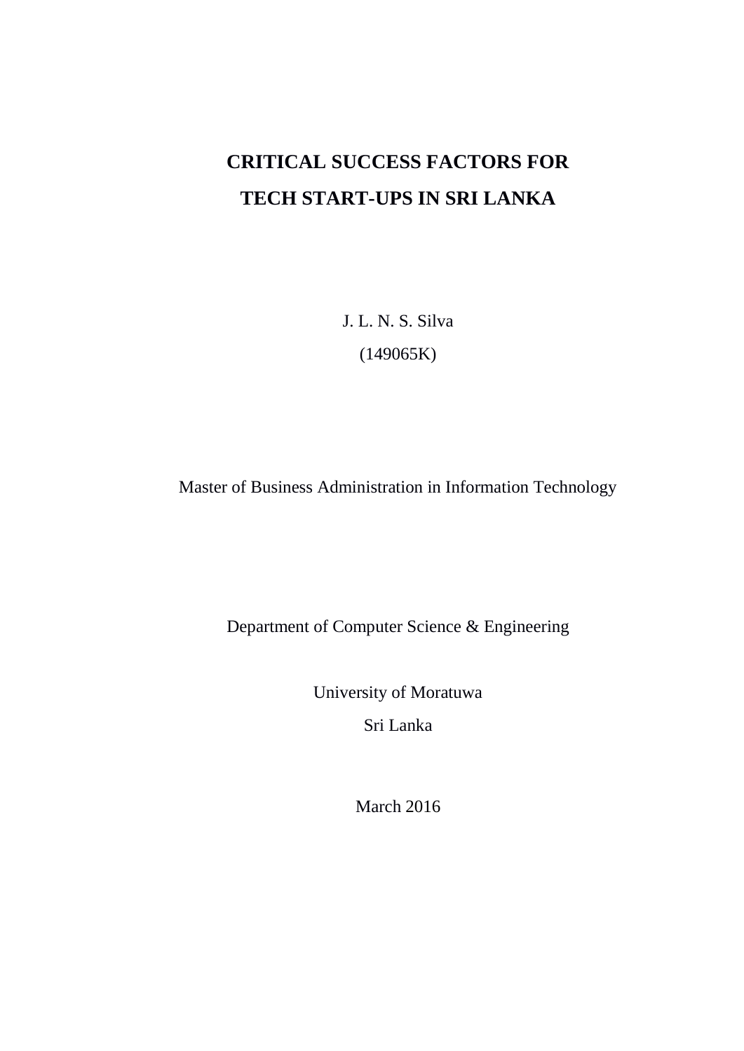# CRITICAL SUCCESS FACTORS FOR TECH START-UPS IN SRI LANKA

J. L. N. S. Silva

(149065K)

Master of Business Administration in Information Technology

Department of Computer Science & Engineering

University of Moratuwa

Sri Lanka

March 2016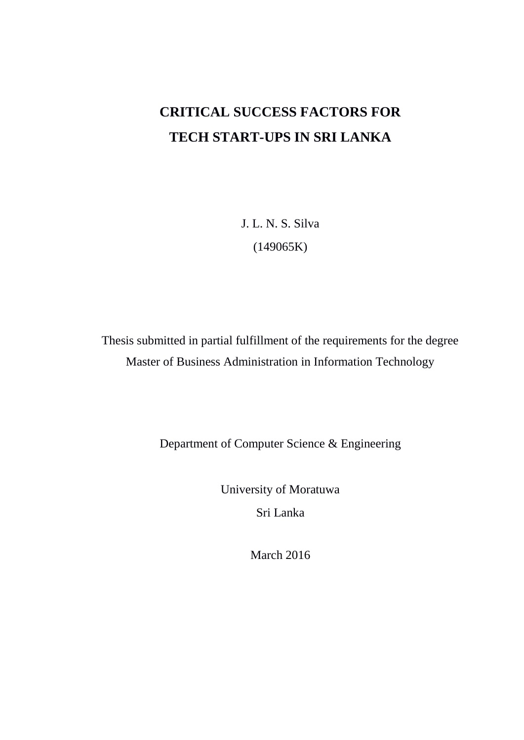# CRITICAL SUCCESS FACTORS FOR TECH START-UPS IN SRI LANKA

J. L. N. S. Silva

(149065K)

Thesis submitted in partial fulfillment of the requirements for the degree Master of Business Administration in Information Technology

Department of Computer Science & Engineering

University of Moratuwa

Sri Lanka

March 2016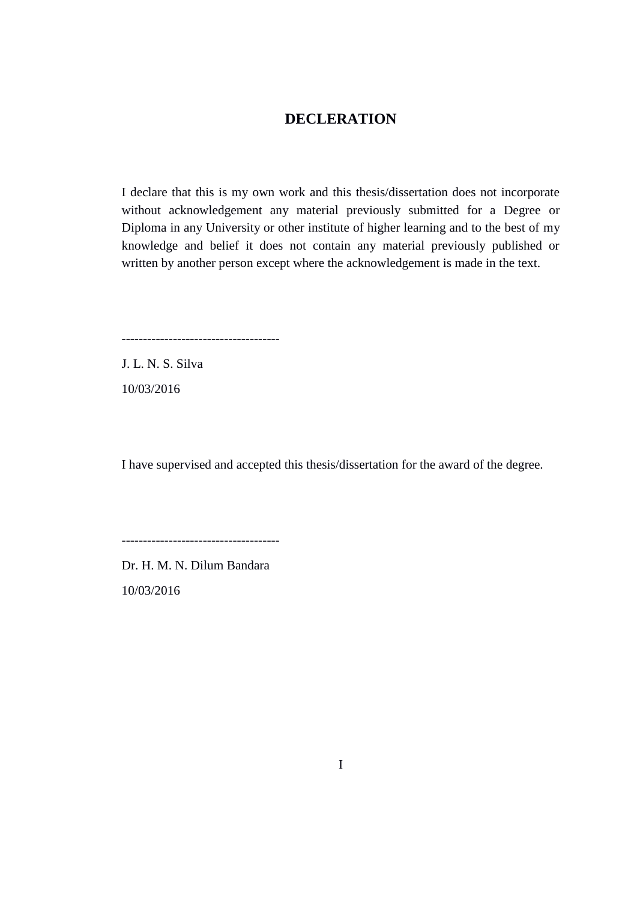## DECLERATION

I declare that this is my own work and this thesis/dissertation does not incorporate without acknowledgement any material previously submitted for a Degree or Diploma in any University or other institute of higher learning and to the best of my knowledge and belief it does not contain any material previously published or written by another person except where the acknowledgement is made in the text.

-------------------------------------

J. L. N. S. Silva

10/03/2016

I have supervised and accepted this thesis/dissertation for the award of the degree.

-------------------------------------

Dr. H. M. N. Dilum Bandara

10/03/2016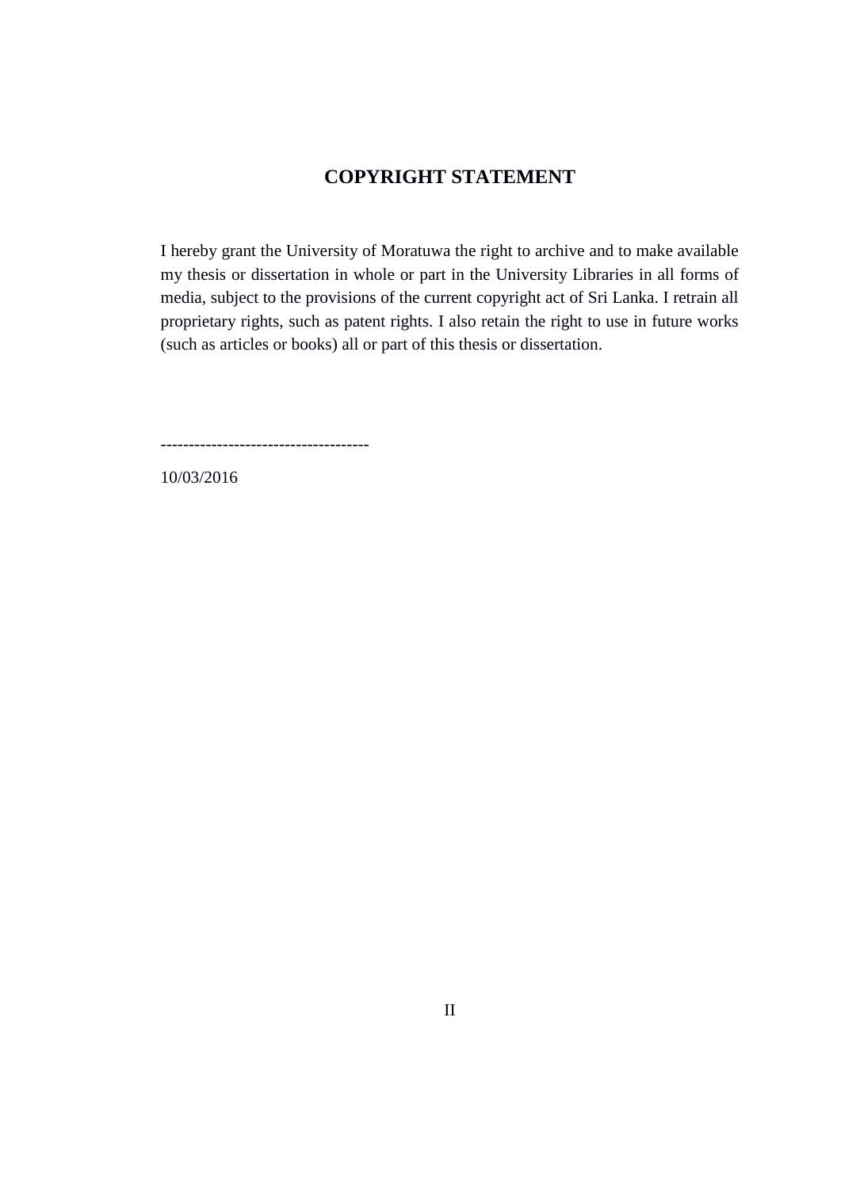# COPYRIGHT STATEMENT

I hereby grant the University of Moratuwa the right to archive and to make available my thesis or dissertation in whole or part in the University Libraries in all forms of media, subject to the provisions of the current copyright act of Sri Lanka. I retrain all proprietary rights, such as patent rights. I also retain the right to use in future works (such as articles or books) all or part of this thesis or dissertation.

-------------------------------------

10/03/2016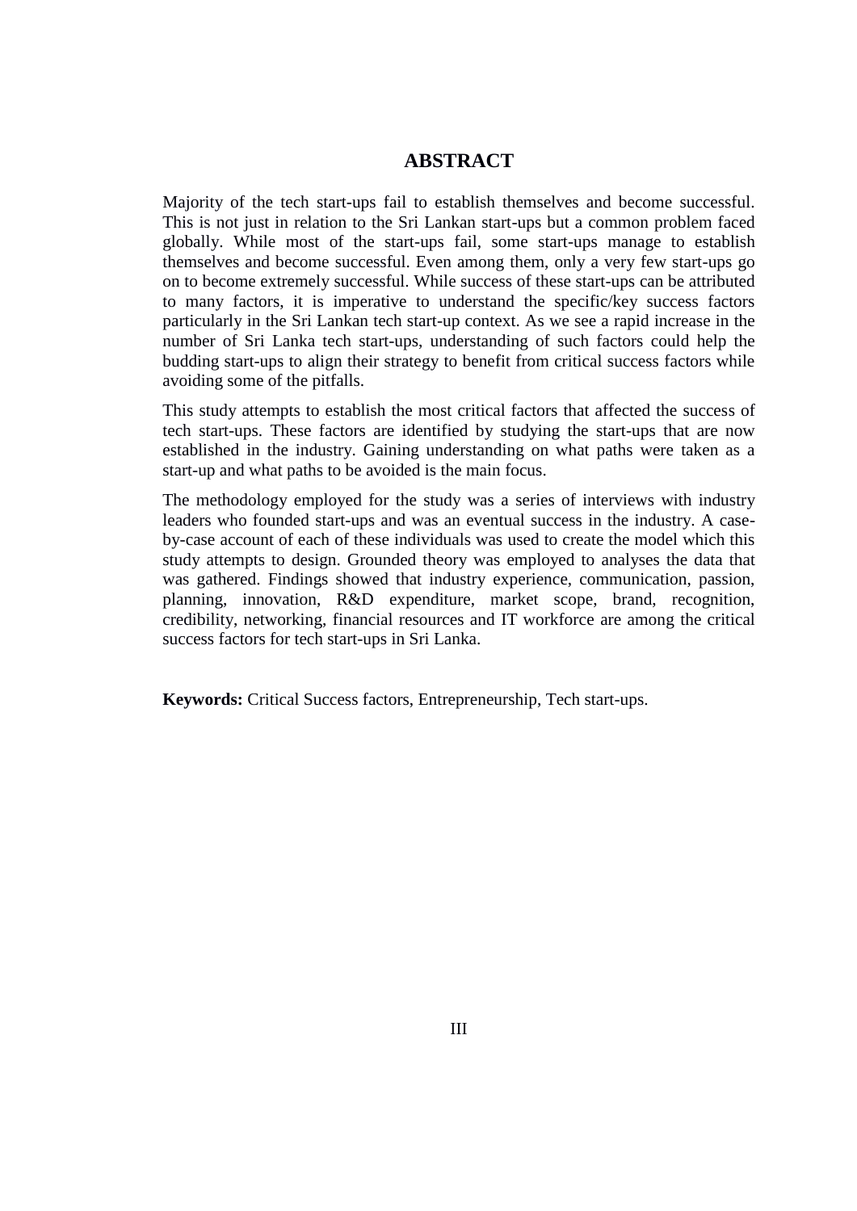# ABSTRACT

Majority of the tech start-ups fail to establish themselves and become successful. This is not just in relation to the Sri Lankan start-ups but a common problem faced globally. While most of the start-ups fail, some start-ups manage to establish themselves and become successful. Even among them, only a very few start-ups go on to become extremely successful. While success of these start-ups can be attributed to many factors, it is imperative to understand the specific/key success factors particularly in the Sri Lankan tech start-up context. As we see a rapid increase in the number of Sri Lanka tech start-ups, understanding of such factors could help the budding start-ups to align their strategy to benefit from critical success factors while avoiding some of the pitfalls.

This study attempts to establish the most critical factors that affected the success of tech start-ups. These factors are identified by studying the start-ups that are now established in the industry. Gaining understanding on what paths were taken as a start-up and what paths to be avoided is the main focus.

The methodology employed for the study was a series of interviews with industry leaders who founded start-ups and was an eventual success in the industry. A case-by-case account of each of these individuals was used to create the model which this study attempts to design. Grounded theory was employed to analyses the data that was gathered. Findings showed that industry experience, communication, passion, planning, innovation, R&D expenditure, market scope, brand, recognition, credibility, networking, financial resources and IT workforce are among the critical success factors for tech start-ups in Sri Lanka.

**Keywords:** Critical Success factors, Entrepreneurship, Tech start-ups.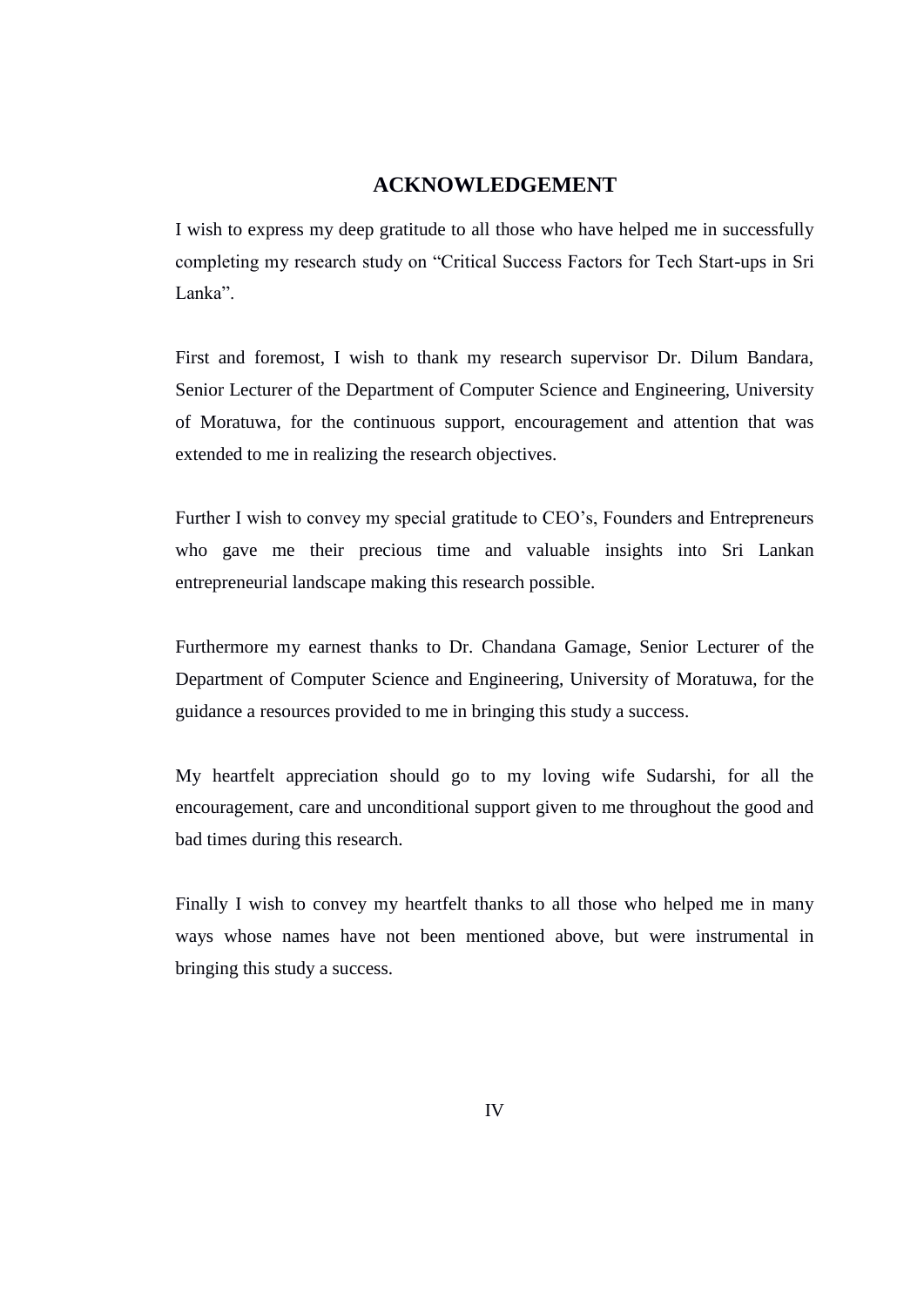# ACKNOWLEDGEMENT

I wish to express my deep gratitude to all those who have helped me in successfully completing my research study on “Critical Success Factors for Tech Start-ups in Sri Lanka”.

First and foremost, I wish to thank my research supervisor Dr. Dilum Bandara, Senior Lecturer of the Department of Computer Science and Engineering, University of Moratuwa, for the continuous support, encouragement and attention that was extended to me in realizing the research objectives.

Further I wish to convey my special gratitude to CEO’s, Founders and Entrepreneurs who gave me their precious time and valuable insights into Sri Lankan entrepreneurial landscape making this research possible.

Furthermore my earnest thanks to Dr. Chandana Gamage, Senior Lecturer of the Department of Computer Science and Engineering, University of Moratuwa, for the guidance a resources provided to me in bringing this study a success.

My heartfelt appreciation should go to my loving wife Sudarshi, for all the encouragement, care and unconditional support given to me throughout the good and bad times during this research.

Finally I wish to convey my heartfelt thanks to all those who helped me in many ways whose names have not been mentioned above, but were instrumental in bringing this study a success.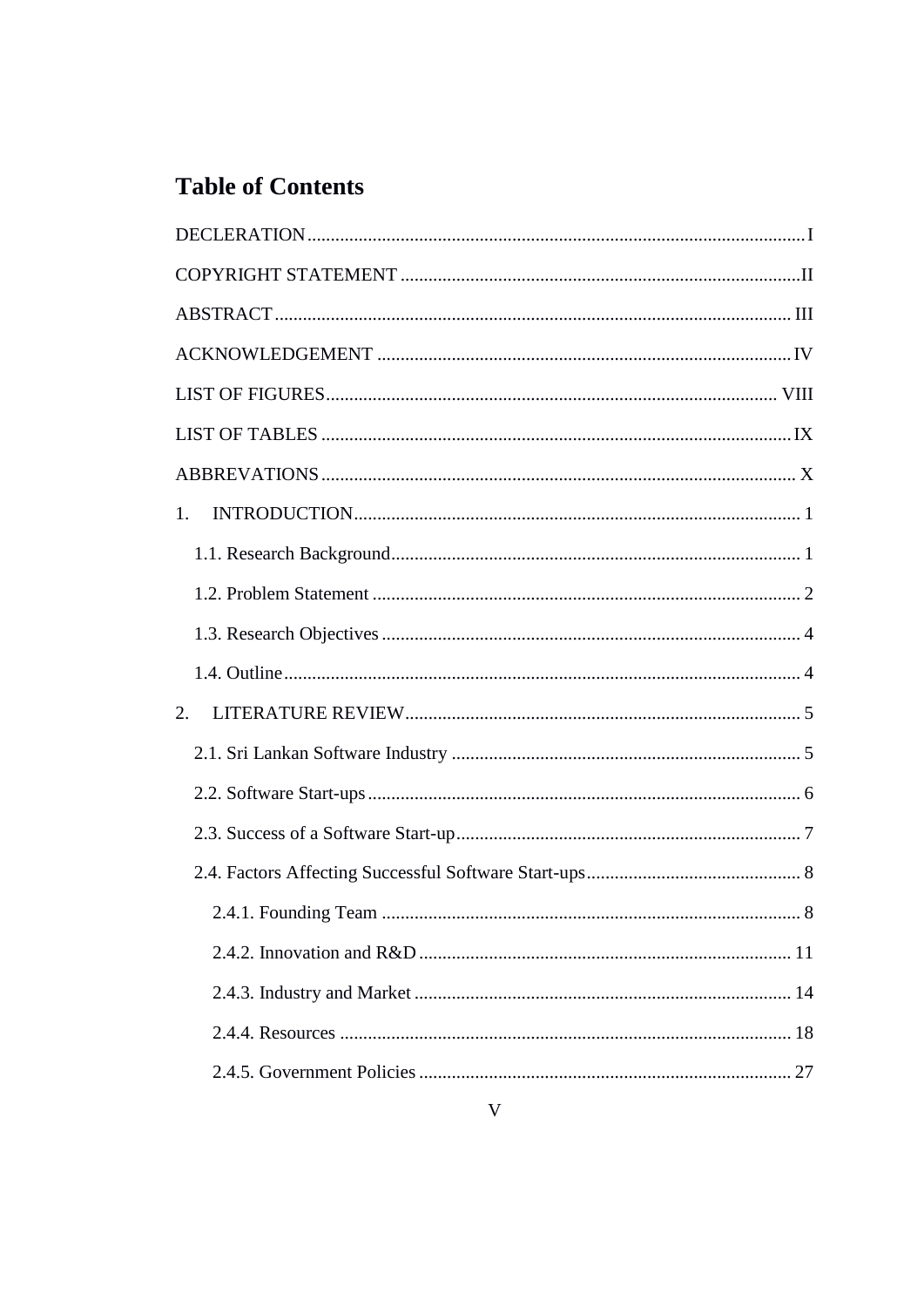# Table of Contents

DECLERATION .......... I

COPYRIGHT STATEMENT .......... II

ABSTRACT .......... III

ACKNOWLEDGEMENT .......... IV

LIST OF FIGURES .......... VIII

LIST OF TABLES .......... IX

ABBREVATIONS .......... X

1. INTRODUCTION .......... 1

 1.1. Research Background .......... 1

 1.2. Problem Statement .......... 2

 1.3. Research Objectives .......... 4

 1.4. Outline .......... 4

2. LITERATURE REVIEW .......... 5

 2.1. Sri Lankan Software Industry .......... 5

 2.2. Software Start-ups .......... 6

 2.3. Success of a Software Start-up .......... 7

 2.4. Factors Affecting Successful Software Start-ups .......... 8

  2.4.1. Founding Team .......... 8

  2.4.2. Innovation and R&D .......... 11

  2.4.3. Industry and Market .......... 14

  2.4.4. Resources .......... 18

  2.4.5. Government Policies .......... 27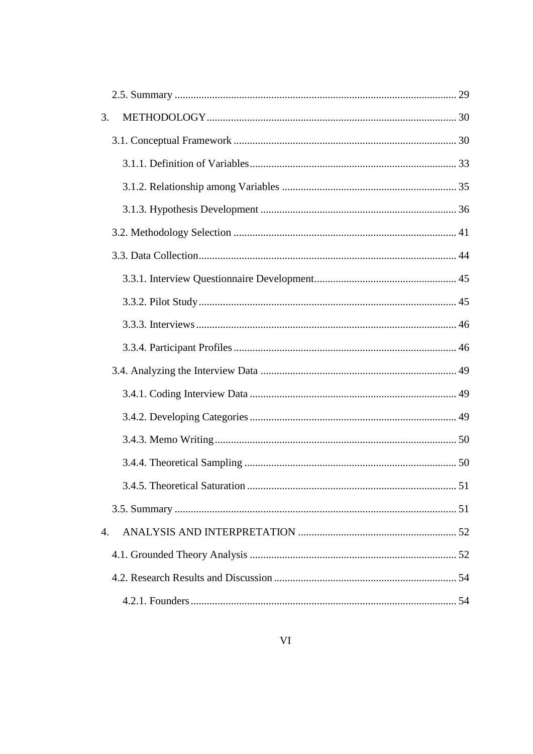2.5. Summary ........................................................................................................ 29

3. METHODOLOGY ............................................................................................ 30

3.1. Conceptual Framework .................................................................................. 30

3.1.1. Definition of Variables ............................................................................ 33

3.1.2. Relationship among Variables ................................................................. 35

3.1.3. Hypothesis Development ........................................................................ 36

3.2. Methodology Selection .................................................................................. 41

3.3. Data Collection ............................................................................................... 44

3.3.1. Interview Questionnaire Development ..................................................... 45

3.3.2. Pilot Study ............................................................................................... 45

3.3.3. Interviews ................................................................................................ 46

3.3.4. Participant Profiles .................................................................................. 46

3.4. Analyzing the Interview Data ........................................................................ 49

3.4.1. Coding Interview Data ............................................................................ 49

3.4.2. Developing Categories ............................................................................ 49

3.4.3. Memo Writing .......................................................................................... 50

3.4.4. Theoretical Sampling .............................................................................. 50

3.4.5. Theoretical Saturation ............................................................................. 51

3.5. Summary ........................................................................................................ 51

4. ANALYSIS AND INTERPRETATION ........................................................... 52

4.1. Grounded Theory Analysis ............................................................................ 52

4.2. Research Results and Discussion ................................................................... 54

4.2.1. Founders .................................................................................................. 54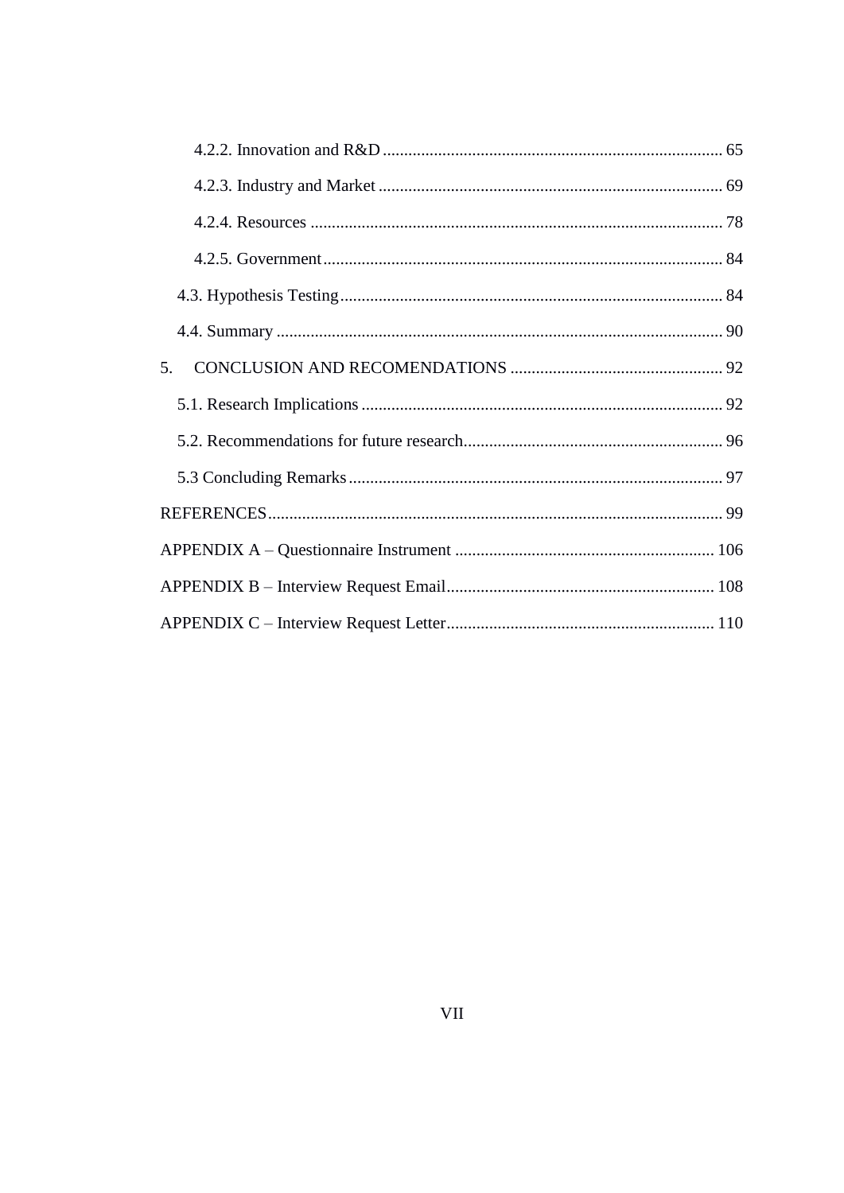4.2.2. Innovation and R&D ................................................................................ 65

4.2.3. Industry and Market ................................................................................ 69

4.2.4. Resources ................................................................................................ 78

4.2.5. Government ............................................................................................. 84

4.3. Hypothesis Testing ......................................................................................... 84

4.4. Summary ........................................................................................................ 90

5. CONCLUSION AND RECOMENDATIONS .................................................. 92

5.1. Research Implications .................................................................................... 92

5.2. Recommendations for future research ............................................................ 96

5.3 Concluding Remarks ....................................................................................... 97

REFERENCES ......................................................................................................... 99

APPENDIX A – Questionnaire Instrument ............................................................ 106

APPENDIX B – Interview Request Email .............................................................. 108

APPENDIX C – Interview Request Letter .............................................................. 110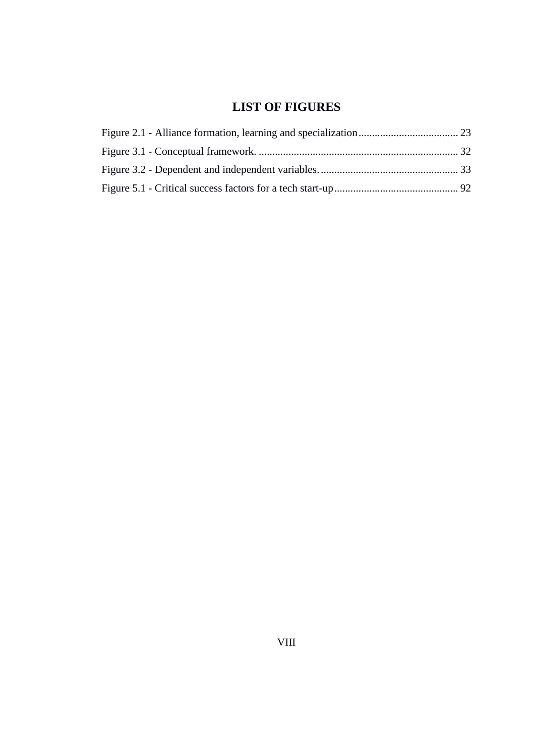# LIST OF FIGURES

Figure 2.1 - Alliance formation, learning and specialization ..................................... 23

Figure 3.1 - Conceptual framework. ......................................................................... 32

Figure 3.2 - Dependent and independent variables. .................................................. 33

Figure 5.1 - Critical success factors for a tech start-up .............................................. 92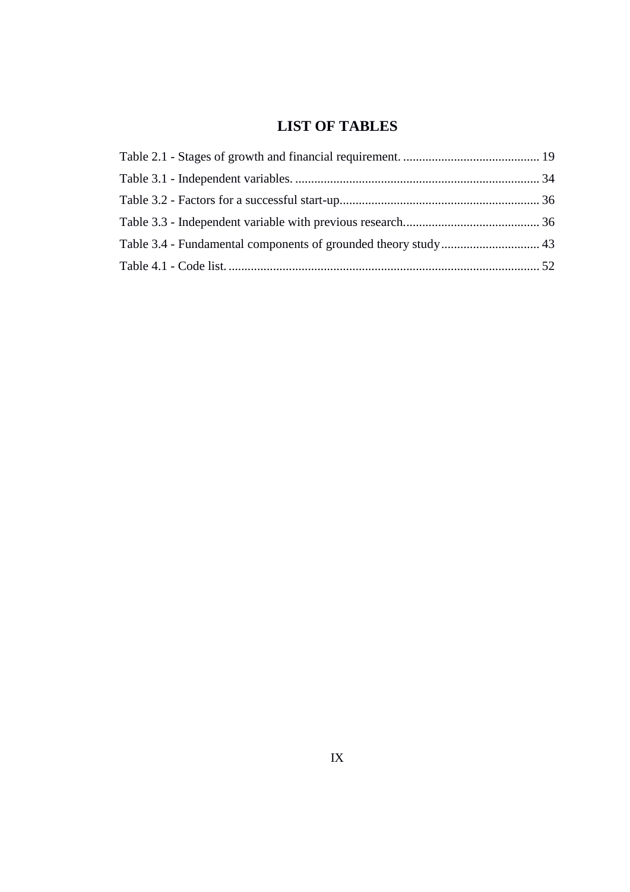# LIST OF TABLES

Table 2.1 - Stages of growth and financial requirement. ........................................... 19

Table 3.1 - Independent variables. ............................................................................ 34

Table 3.2 - Factors for a successful start-up............................................................... 36

Table 3.3 - Independent variable with previous research........................................... 36

Table 3.4 - Fundamental components of grounded theory study............................... 43

Table 4.1 - Code list. .................................................................................................. 52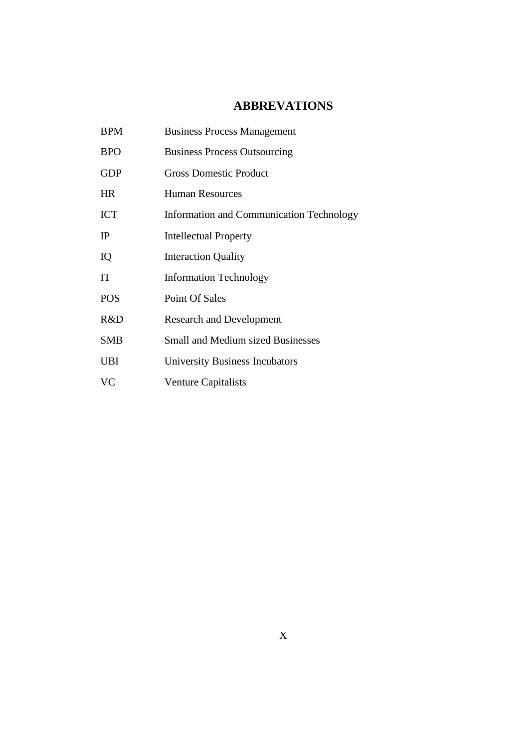# ABBREVATIONS

| | |
|---|---|
| BPM | Business Process Management |
| BPO | Business Process Outsourcing |
| GDP | Gross Domestic Product |
| HR | Human Resources |
| ICT | Information and Communication Technology |
| IP | Intellectual Property |
| IQ | Interaction Quality |
| IT | Information Technology |
| POS | Point Of Sales |
| R&D | Research and Development |
| SMB | Small and Medium sized Businesses |
| UBI | University Business Incubators |
| VC | Venture Capitalists |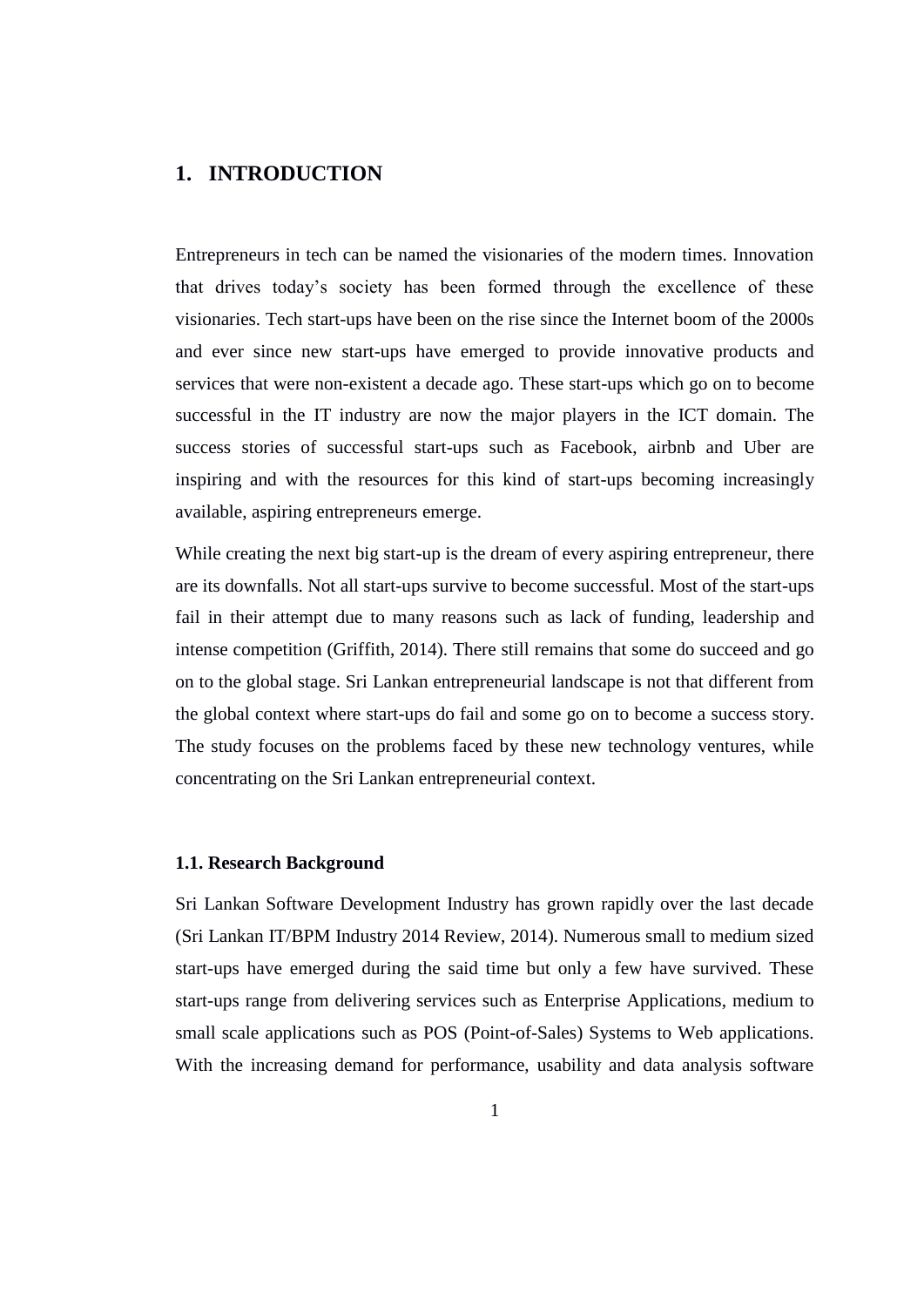# 1. INTRODUCTION

Entrepreneurs in tech can be named the visionaries of the modern times. Innovation that drives today's society has been formed through the excellence of these visionaries. Tech start-ups have been on the rise since the Internet boom of the 2000s and ever since new start-ups have emerged to provide innovative products and services that were non-existent a decade ago. These start-ups which go on to become successful in the IT industry are now the major players in the ICT domain. The success stories of successful start-ups such as Facebook, airbnb and Uber are inspiring and with the resources for this kind of start-ups becoming increasingly available, aspiring entrepreneurs emerge.

While creating the next big start-up is the dream of every aspiring entrepreneur, there are its downfalls. Not all start-ups survive to become successful. Most of the start-ups fail in their attempt due to many reasons such as lack of funding, leadership and intense competition (Griffith, 2014). There still remains that some do succeed and go on to the global stage. Sri Lankan entrepreneurial landscape is not that different from the global context where start-ups do fail and some go on to become a success story. The study focuses on the problems faced by these new technology ventures, while concentrating on the Sri Lankan entrepreneurial context.

## 1.1. Research Background

Sri Lankan Software Development Industry has grown rapidly over the last decade (Sri Lankan IT/BPM Industry 2014 Review, 2014). Numerous small to medium sized start-ups have emerged during the said time but only a few have survived. These start-ups range from delivering services such as Enterprise Applications, medium to small scale applications such as POS (Point-of-Sales) Systems to Web applications. With the increasing demand for performance, usability and data analysis software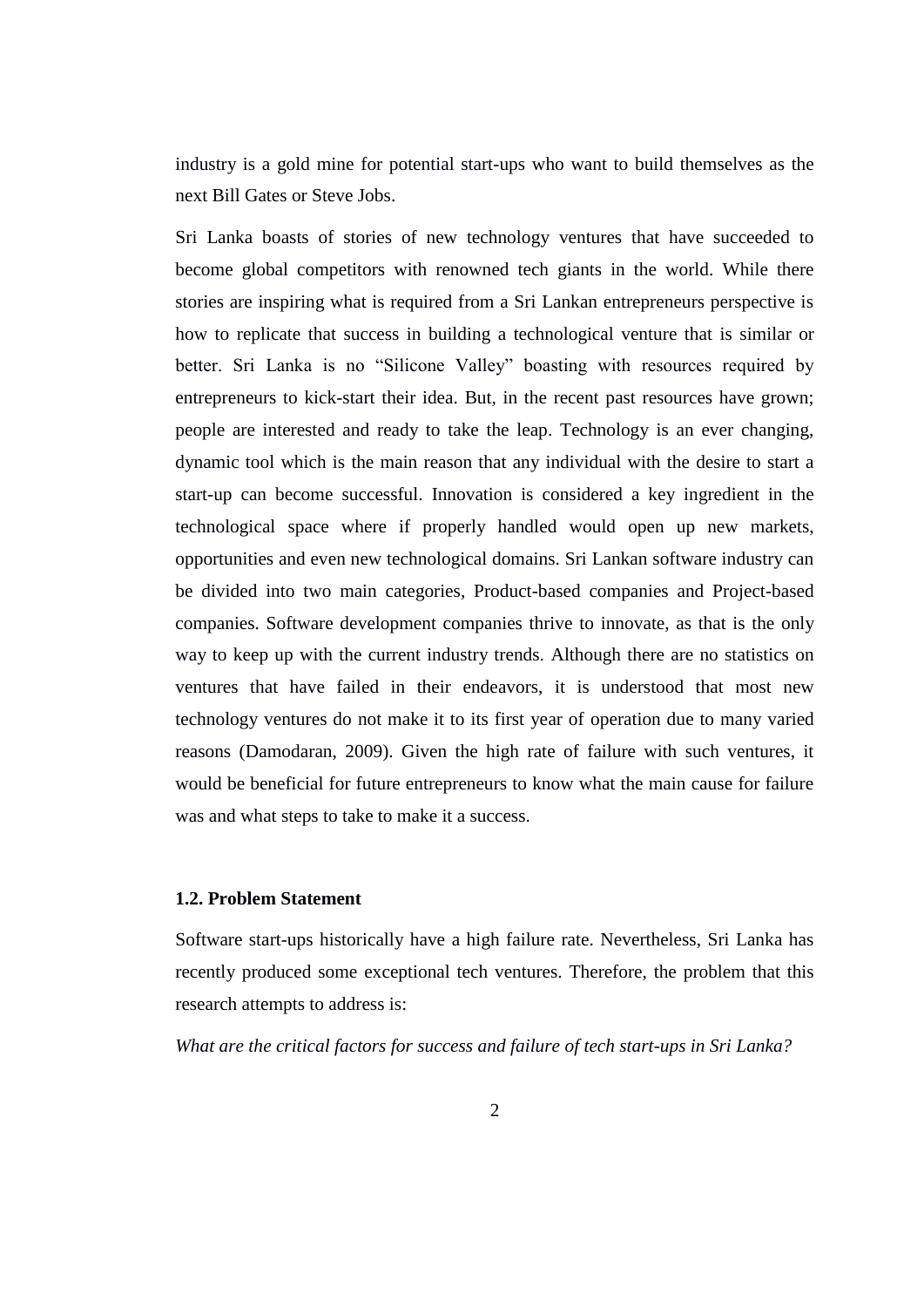industry is a gold mine for potential start-ups who want to build themselves as the next Bill Gates or Steve Jobs.

Sri Lanka boasts of stories of new technology ventures that have succeeded to become global competitors with renowned tech giants in the world. While there stories are inspiring what is required from a Sri Lankan entrepreneurs perspective is how to replicate that success in building a technological venture that is similar or better. Sri Lanka is no "Silicone Valley" boasting with resources required by entrepreneurs to kick-start their idea. But, in the recent past resources have grown; people are interested and ready to take the leap. Technology is an ever changing, dynamic tool which is the main reason that any individual with the desire to start a start-up can become successful. Innovation is considered a key ingredient in the technological space where if properly handled would open up new markets, opportunities and even new technological domains. Sri Lankan software industry can be divided into two main categories, Product-based companies and Project-based companies. Software development companies thrive to innovate, as that is the only way to keep up with the current industry trends. Although there are no statistics on ventures that have failed in their endeavors, it is understood that most new technology ventures do not make it to its first year of operation due to many varied reasons (Damodaran, 2009). Given the high rate of failure with such ventures, it would be beneficial for future entrepreneurs to know what the main cause for failure was and what steps to take to make it a success.

### 1.2. Problem Statement

Software start-ups historically have a high failure rate. Nevertheless, Sri Lanka has recently produced some exceptional tech ventures. Therefore, the problem that this research attempts to address is:

*What are the critical factors for success and failure of tech start-ups in Sri Lanka?*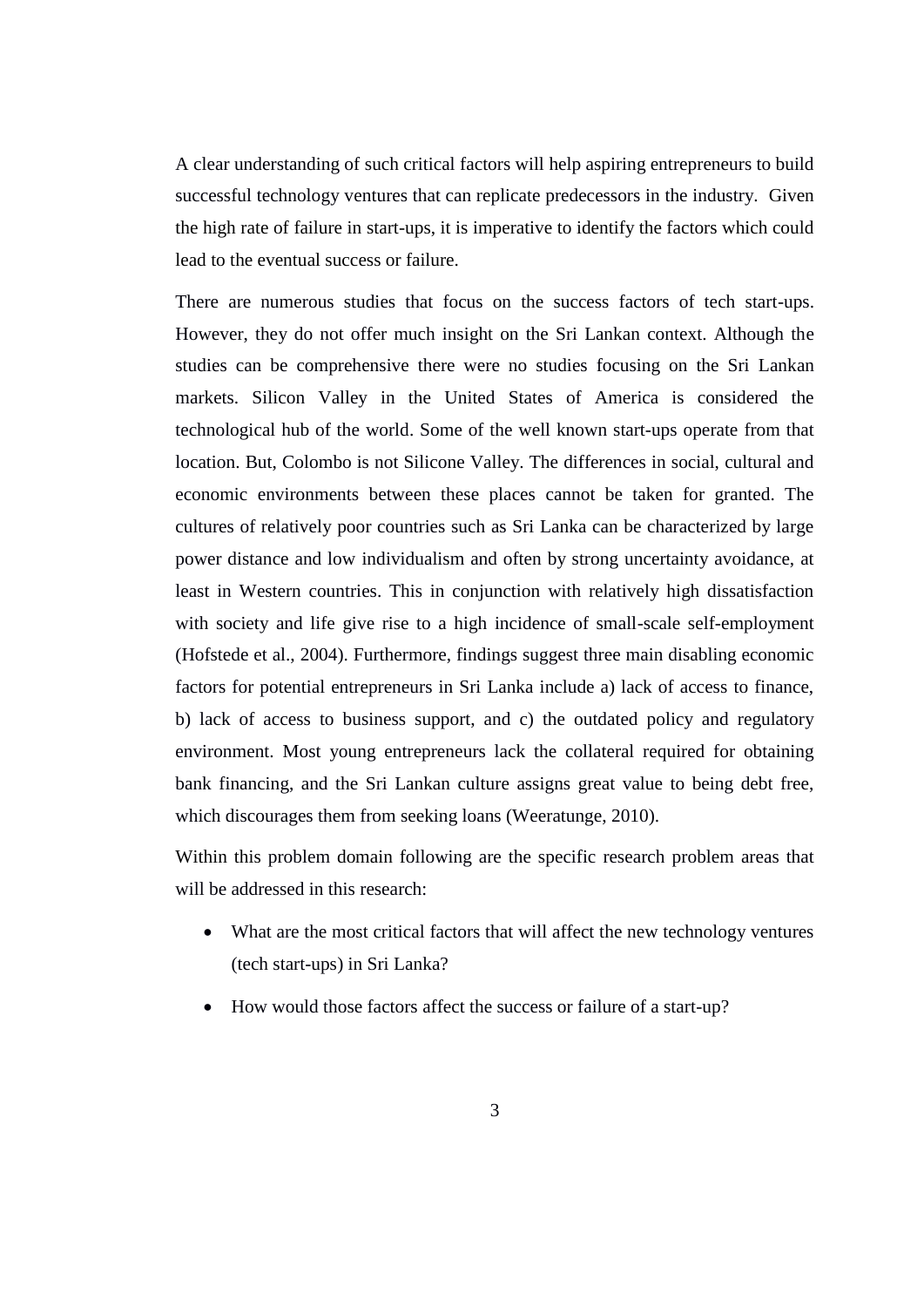A clear understanding of such critical factors will help aspiring entrepreneurs to build successful technology ventures that can replicate predecessors in the industry. Given the high rate of failure in start-ups, it is imperative to identify the factors which could lead to the eventual success or failure.

There are numerous studies that focus on the success factors of tech start-ups. However, they do not offer much insight on the Sri Lankan context. Although the studies can be comprehensive there were no studies focusing on the Sri Lankan markets. Silicon Valley in the United States of America is considered the technological hub of the world. Some of the well known start-ups operate from that location. But, Colombo is not Silicone Valley. The differences in social, cultural and economic environments between these places cannot be taken for granted. The cultures of relatively poor countries such as Sri Lanka can be characterized by large power distance and low individualism and often by strong uncertainty avoidance, at least in Western countries. This in conjunction with relatively high dissatisfaction with society and life give rise to a high incidence of small-scale self-employment (Hofstede et al., 2004). Furthermore, findings suggest three main disabling economic factors for potential entrepreneurs in Sri Lanka include a) lack of access to finance, b) lack of access to business support, and c) the outdated policy and regulatory environment. Most young entrepreneurs lack the collateral required for obtaining bank financing, and the Sri Lankan culture assigns great value to being debt free, which discourages them from seeking loans (Weeratunge, 2010).

Within this problem domain following are the specific research problem areas that will be addressed in this research:

- What are the most critical factors that will affect the new technology ventures (tech start-ups) in Sri Lanka?
- How would those factors affect the success or failure of a start-up?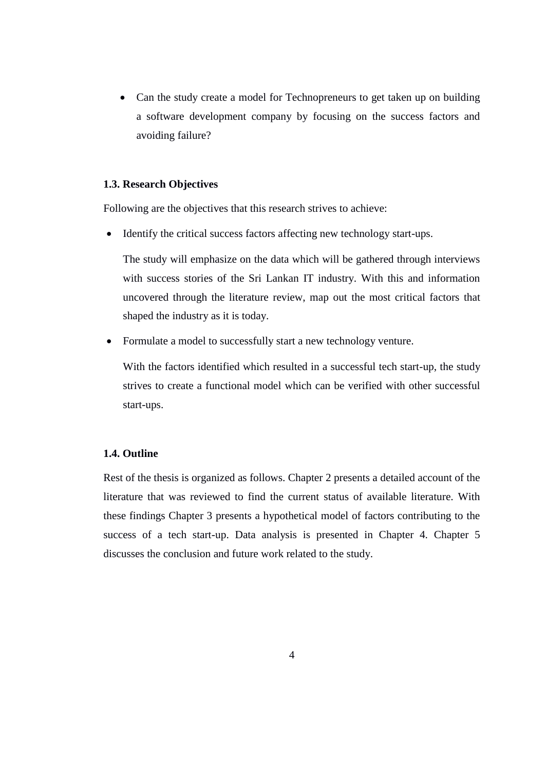- Can the study create a model for Technopreneurs to get taken up on building a software development company by focusing on the success factors and avoiding failure?

### 1.3. Research Objectives

Following are the objectives that this research strives to achieve:

- Identify the critical success factors affecting new technology start-ups.

  The study will emphasize on the data which will be gathered through interviews with success stories of the Sri Lankan IT industry. With this and information uncovered through the literature review, map out the most critical factors that shaped the industry as it is today.

- Formulate a model to successfully start a new technology venture.

  With the factors identified which resulted in a successful tech start-up, the study strives to create a functional model which can be verified with other successful start-ups.

### 1.4. Outline

Rest of the thesis is organized as follows. Chapter 2 presents a detailed account of the literature that was reviewed to find the current status of available literature. With these findings Chapter 3 presents a hypothetical model of factors contributing to the success of a tech start-up. Data analysis is presented in Chapter 4. Chapter 5 discusses the conclusion and future work related to the study.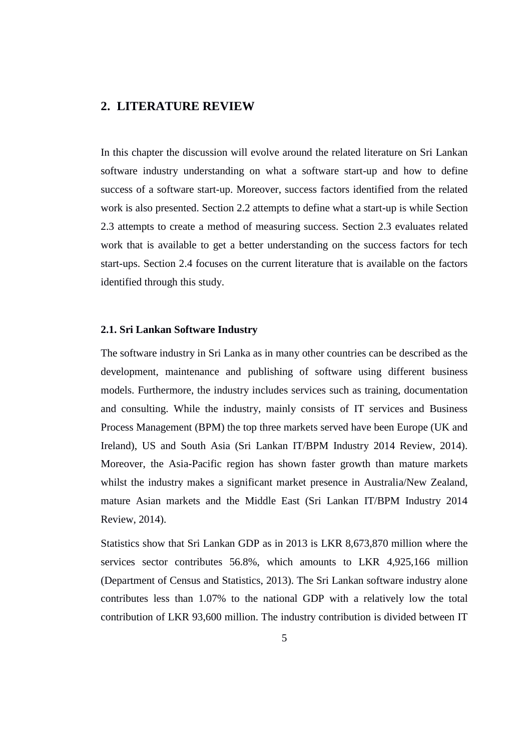# 2. LITERATURE REVIEW

In this chapter the discussion will evolve around the related literature on Sri Lankan software industry understanding on what a software start-up and how to define success of a software start-up. Moreover, success factors identified from the related work is also presented. Section 2.2 attempts to define what a start-up is while Section 2.3 attempts to create a method of measuring success. Section 2.3 evaluates related work that is available to get a better understanding on the success factors for tech start-ups. Section 2.4 focuses on the current literature that is available on the factors identified through this study.

## 2.1. Sri Lankan Software Industry

The software industry in Sri Lanka as in many other countries can be described as the development, maintenance and publishing of software using different business models. Furthermore, the industry includes services such as training, documentation and consulting. While the industry, mainly consists of IT services and Business Process Management (BPM) the top three markets served have been Europe (UK and Ireland), US and South Asia (Sri Lankan IT/BPM Industry 2014 Review, 2014). Moreover, the Asia-Pacific region has shown faster growth than mature markets whilst the industry makes a significant market presence in Australia/New Zealand, mature Asian markets and the Middle East (Sri Lankan IT/BPM Industry 2014 Review, 2014).

Statistics show that Sri Lankan GDP as in 2013 is LKR 8,673,870 million where the services sector contributes 56.8%, which amounts to LKR 4,925,166 million (Department of Census and Statistics, 2013). The Sri Lankan software industry alone contributes less than 1.07% to the national GDP with a relatively low the total contribution of LKR 93,600 million. The industry contribution is divided between IT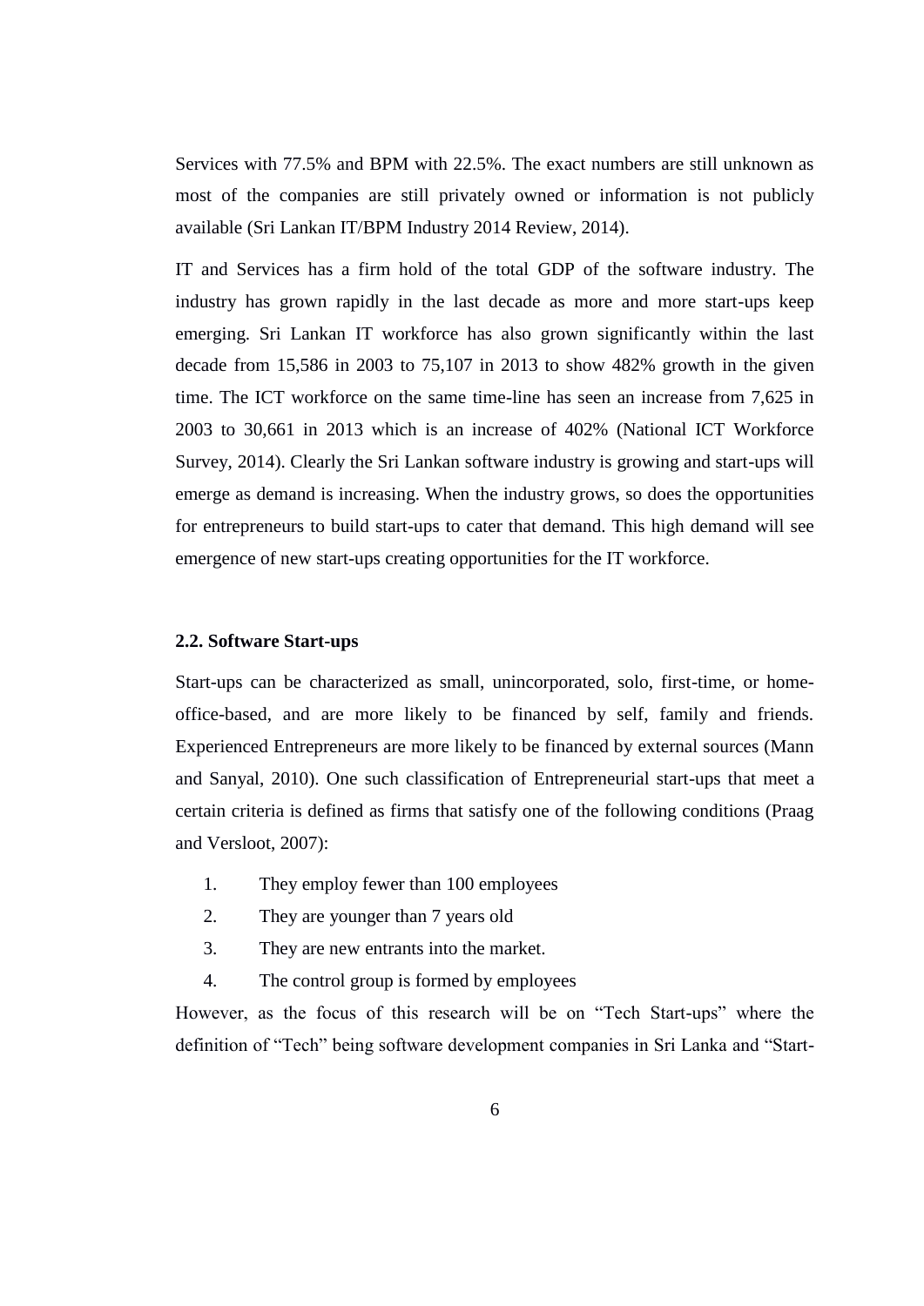Services with 77.5% and BPM with 22.5%. The exact numbers are still unknown as most of the companies are still privately owned or information is not publicly available (Sri Lankan IT/BPM Industry 2014 Review, 2014).

IT and Services has a firm hold of the total GDP of the software industry. The industry has grown rapidly in the last decade as more and more start-ups keep emerging. Sri Lankan IT workforce has also grown significantly within the last decade from 15,586 in 2003 to 75,107 in 2013 to show 482% growth in the given time. The ICT workforce on the same time-line has seen an increase from 7,625 in 2003 to 30,661 in 2013 which is an increase of 402% (National ICT Workforce Survey, 2014). Clearly the Sri Lankan software industry is growing and start-ups will emerge as demand is increasing. When the industry grows, so does the opportunities for entrepreneurs to build start-ups to cater that demand. This high demand will see emergence of new start-ups creating opportunities for the IT workforce.

### 2.2. Software Start-ups

Start-ups can be characterized as small, unincorporated, solo, first-time, or home-office-based, and are more likely to be financed by self, family and friends. Experienced Entrepreneurs are more likely to be financed by external sources (Mann and Sanyal, 2010). One such classification of Entrepreneurial start-ups that meet a certain criteria is defined as firms that satisfy one of the following conditions (Praag and Versloot, 2007):

1. They employ fewer than 100 employees
2. They are younger than 7 years old
3. They are new entrants into the market.
4. The control group is formed by employees

However, as the focus of this research will be on "Tech Start-ups" where the definition of "Tech" being software development companies in Sri Lanka and "Start-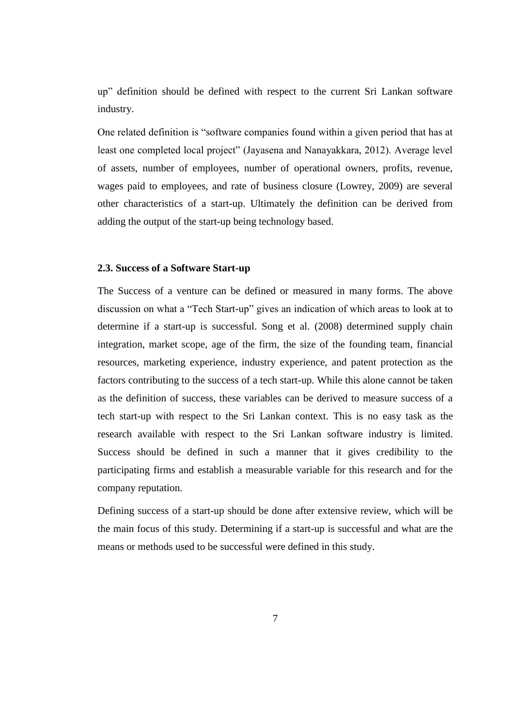up" definition should be defined with respect to the current Sri Lankan software industry.

One related definition is "software companies found within a given period that has at least one completed local project" (Jayasena and Nanayakkara, 2012). Average level of assets, number of employees, number of operational owners, profits, revenue, wages paid to employees, and rate of business closure (Lowrey, 2009) are several other characteristics of a start-up. Ultimately the definition can be derived from adding the output of the start-up being technology based.

### 2.3. Success of a Software Start-up

The Success of a venture can be defined or measured in many forms. The above discussion on what a "Tech Start-up" gives an indication of which areas to look at to determine if a start-up is successful. Song et al. (2008) determined supply chain integration, market scope, age of the firm, the size of the founding team, financial resources, marketing experience, industry experience, and patent protection as the factors contributing to the success of a tech start-up. While this alone cannot be taken as the definition of success, these variables can be derived to measure success of a tech start-up with respect to the Sri Lankan context. This is no easy task as the research available with respect to the Sri Lankan software industry is limited. Success should be defined in such a manner that it gives credibility to the participating firms and establish a measurable variable for this research and for the company reputation.

Defining success of a start-up should be done after extensive review, which will be the main focus of this study. Determining if a start-up is successful and what are the means or methods used to be successful were defined in this study.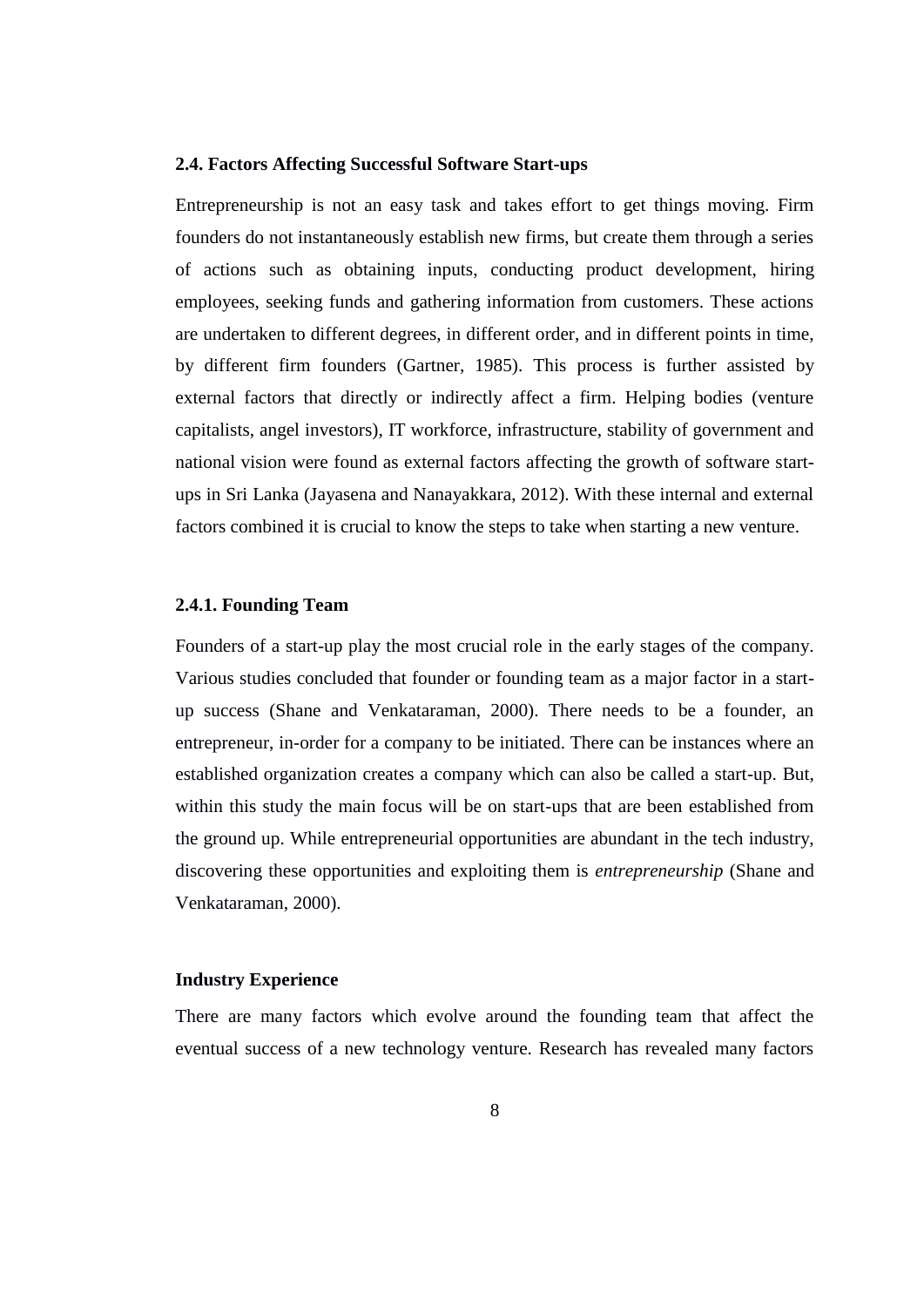## 2.4. Factors Affecting Successful Software Start-ups

Entrepreneurship is not an easy task and takes effort to get things moving. Firm founders do not instantaneously establish new firms, but create them through a series of actions such as obtaining inputs, conducting product development, hiring employees, seeking funds and gathering information from customers. These actions are undertaken to different degrees, in different order, and in different points in time, by different firm founders (Gartner, 1985). This process is further assisted by external factors that directly or indirectly affect a firm. Helping bodies (venture capitalists, angel investors), IT workforce, infrastructure, stability of government and national vision were found as external factors affecting the growth of software start-ups in Sri Lanka (Jayasena and Nanayakkara, 2012). With these internal and external factors combined it is crucial to know the steps to take when starting a new venture.

### 2.4.1. Founding Team

Founders of a start-up play the most crucial role in the early stages of the company. Various studies concluded that founder or founding team as a major factor in a start-up success (Shane and Venkataraman, 2000). There needs to be a founder, an entrepreneur, in-order for a company to be initiated. There can be instances where an established organization creates a company which can also be called a start-up. But, within this study the main focus will be on start-ups that are been established from the ground up. While entrepreneurial opportunities are abundant in the tech industry, discovering these opportunities and exploiting them is *entrepreneurship* (Shane and Venkataraman, 2000).

**Industry Experience**

There are many factors which evolve around the founding team that affect the eventual success of a new technology venture. Research has revealed many factors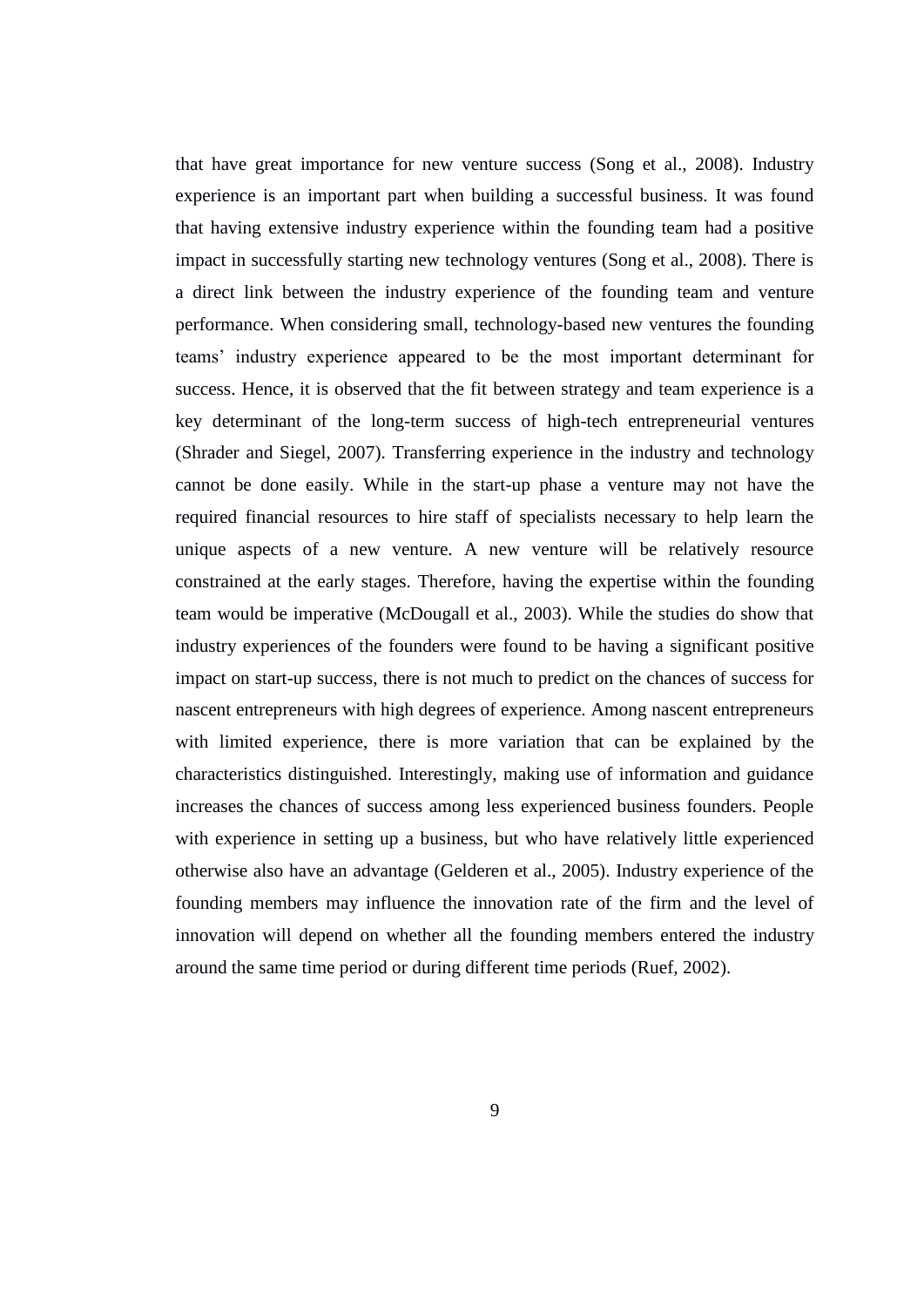that have great importance for new venture success (Song et al., 2008). Industry experience is an important part when building a successful business. It was found that having extensive industry experience within the founding team had a positive impact in successfully starting new technology ventures (Song et al., 2008). There is a direct link between the industry experience of the founding team and venture performance. When considering small, technology-based new ventures the founding teams' industry experience appeared to be the most important determinant for success. Hence, it is observed that the fit between strategy and team experience is a key determinant of the long-term success of high-tech entrepreneurial ventures (Shrader and Siegel, 2007). Transferring experience in the industry and technology cannot be done easily. While in the start-up phase a venture may not have the required financial resources to hire staff of specialists necessary to help learn the unique aspects of a new venture. A new venture will be relatively resource constrained at the early stages. Therefore, having the expertise within the founding team would be imperative (McDougall et al., 2003). While the studies do show that industry experiences of the founders were found to be having a significant positive impact on start-up success, there is not much to predict on the chances of success for nascent entrepreneurs with high degrees of experience. Among nascent entrepreneurs with limited experience, there is more variation that can be explained by the characteristics distinguished. Interestingly, making use of information and guidance increases the chances of success among less experienced business founders. People with experience in setting up a business, but who have relatively little experienced otherwise also have an advantage (Gelderen et al., 2005). Industry experience of the founding members may influence the innovation rate of the firm and the level of innovation will depend on whether all the founding members entered the industry around the same time period or during different time periods (Ruef, 2002).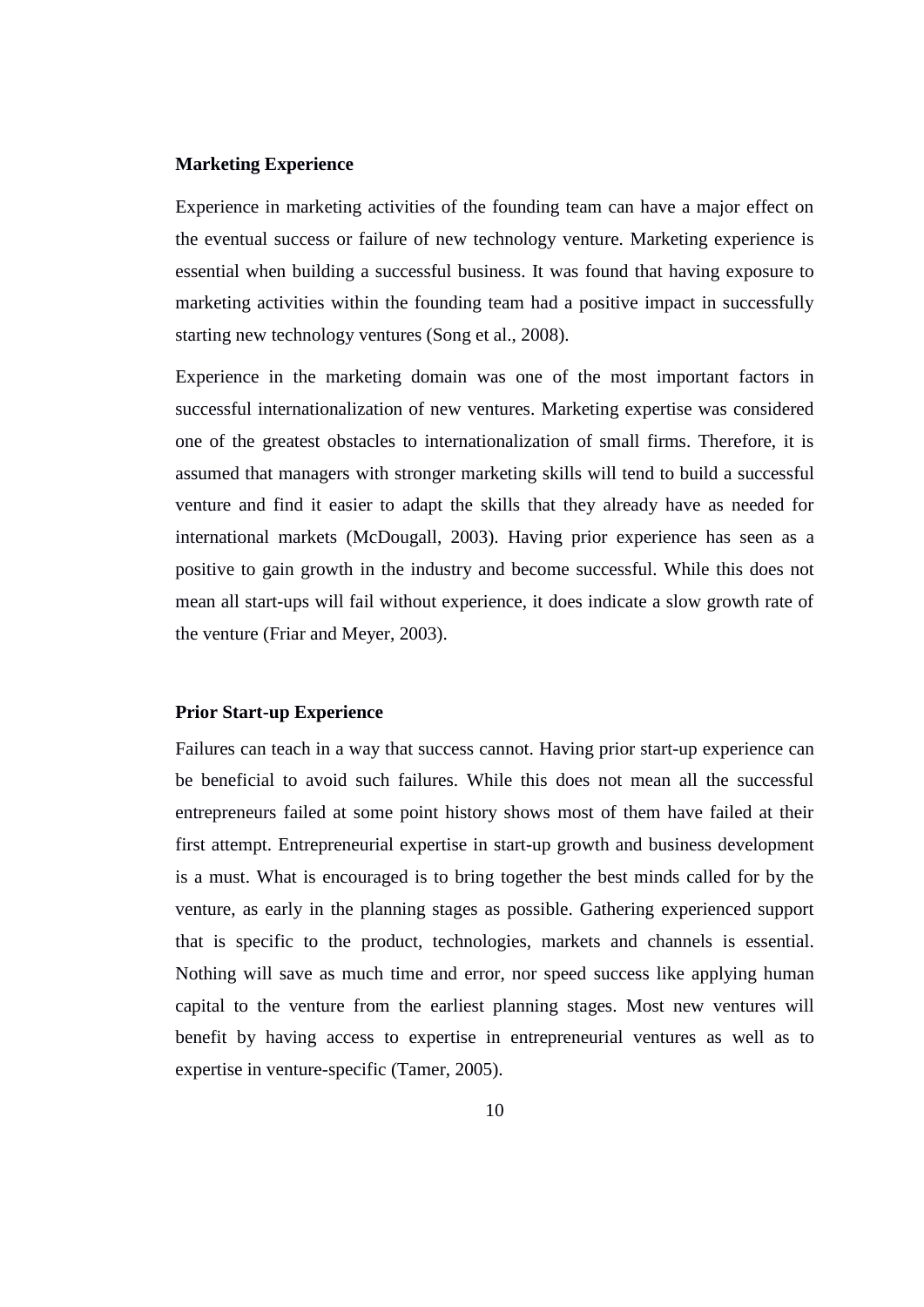**Marketing Experience**

Experience in marketing activities of the founding team can have a major effect on the eventual success or failure of new technology venture. Marketing experience is essential when building a successful business. It was found that having exposure to marketing activities within the founding team had a positive impact in successfully starting new technology ventures (Song et al., 2008).

Experience in the marketing domain was one of the most important factors in successful internationalization of new ventures. Marketing expertise was considered one of the greatest obstacles to internationalization of small firms. Therefore, it is assumed that managers with stronger marketing skills will tend to build a successful venture and find it easier to adapt the skills that they already have as needed for international markets (McDougall, 2003). Having prior experience has seen as a positive to gain growth in the industry and become successful. While this does not mean all start-ups will fail without experience, it does indicate a slow growth rate of the venture (Friar and Meyer, 2003).

**Prior Start-up Experience**

Failures can teach in a way that success cannot. Having prior start-up experience can be beneficial to avoid such failures. While this does not mean all the successful entrepreneurs failed at some point history shows most of them have failed at their first attempt. Entrepreneurial expertise in start-up growth and business development is a must. What is encouraged is to bring together the best minds called for by the venture, as early in the planning stages as possible. Gathering experienced support that is specific to the product, technologies, markets and channels is essential. Nothing will save as much time and error, nor speed success like applying human capital to the venture from the earliest planning stages. Most new ventures will benefit by having access to expertise in entrepreneurial ventures as well as to expertise in venture-specific (Tamer, 2005).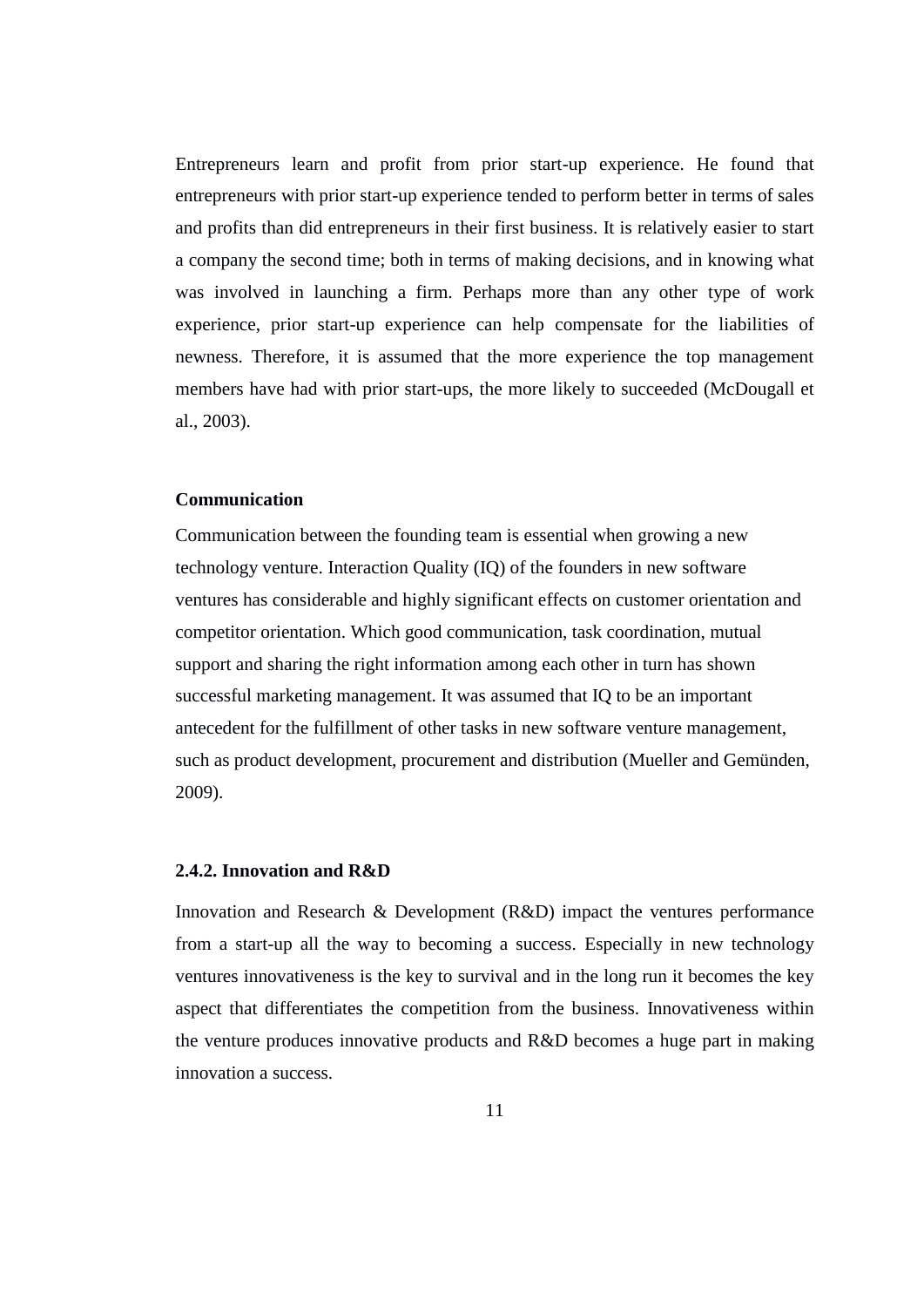Entrepreneurs learn and profit from prior start-up experience. He found that entrepreneurs with prior start-up experience tended to perform better in terms of sales and profits than did entrepreneurs in their first business. It is relatively easier to start a company the second time; both in terms of making decisions, and in knowing what was involved in launching a firm. Perhaps more than any other type of work experience, prior start-up experience can help compensate for the liabilities of newness. Therefore, it is assumed that the more experience the top management members have had with prior start-ups, the more likely to succeeded (McDougall et al., 2003).

**Communication**

Communication between the founding team is essential when growing a new technology venture. Interaction Quality (IQ) of the founders in new software ventures has considerable and highly significant effects on customer orientation and competitor orientation. Which good communication, task coordination, mutual support and sharing the right information among each other in turn has shown successful marketing management. It was assumed that IQ to be an important antecedent for the fulfillment of other tasks in new software venture management, such as product development, procurement and distribution (Mueller and Gemünden, 2009).

### 2.4.2. Innovation and R&D

Innovation and Research & Development (R&D) impact the ventures performance from a start-up all the way to becoming a success. Especially in new technology ventures innovativeness is the key to survival and in the long run it becomes the key aspect that differentiates the competition from the business. Innovativeness within the venture produces innovative products and R&D becomes a huge part in making innovation a success.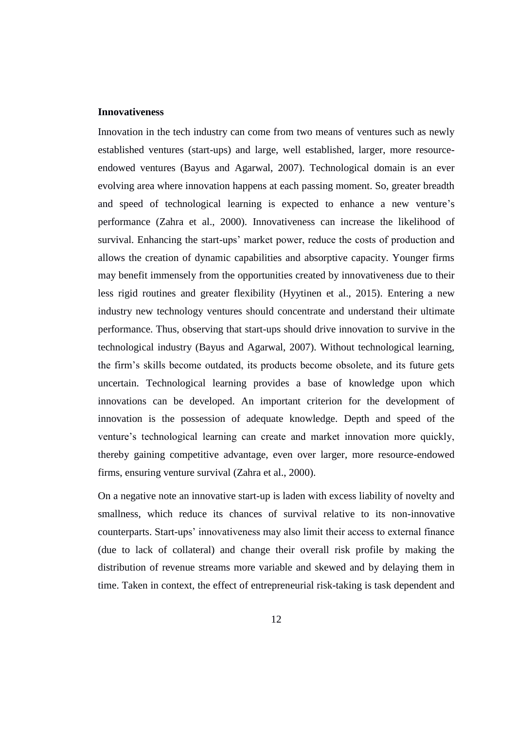**Innovativeness**

Innovation in the tech industry can come from two means of ventures such as newly established ventures (start-ups) and large, well established, larger, more resource-endowed ventures (Bayus and Agarwal, 2007). Technological domain is an ever evolving area where innovation happens at each passing moment. So, greater breadth and speed of technological learning is expected to enhance a new venture's performance (Zahra et al., 2000). Innovativeness can increase the likelihood of survival. Enhancing the start-ups' market power, reduce the costs of production and allows the creation of dynamic capabilities and absorptive capacity. Younger firms may benefit immensely from the opportunities created by innovativeness due to their less rigid routines and greater flexibility (Hyytinen et al., 2015). Entering a new industry new technology ventures should concentrate and understand their ultimate performance. Thus, observing that start-ups should drive innovation to survive in the technological industry (Bayus and Agarwal, 2007). Without technological learning, the firm's skills become outdated, its products become obsolete, and its future gets uncertain. Technological learning provides a base of knowledge upon which innovations can be developed. An important criterion for the development of innovation is the possession of adequate knowledge. Depth and speed of the venture's technological learning can create and market innovation more quickly, thereby gaining competitive advantage, even over larger, more resource-endowed firms, ensuring venture survival (Zahra et al., 2000).

On a negative note an innovative start-up is laden with excess liability of novelty and smallness, which reduce its chances of survival relative to its non-innovative counterparts. Start-ups' innovativeness may also limit their access to external finance (due to lack of collateral) and change their overall risk profile by making the distribution of revenue streams more variable and skewed and by delaying them in time. Taken in context, the effect of entrepreneurial risk-taking is task dependent and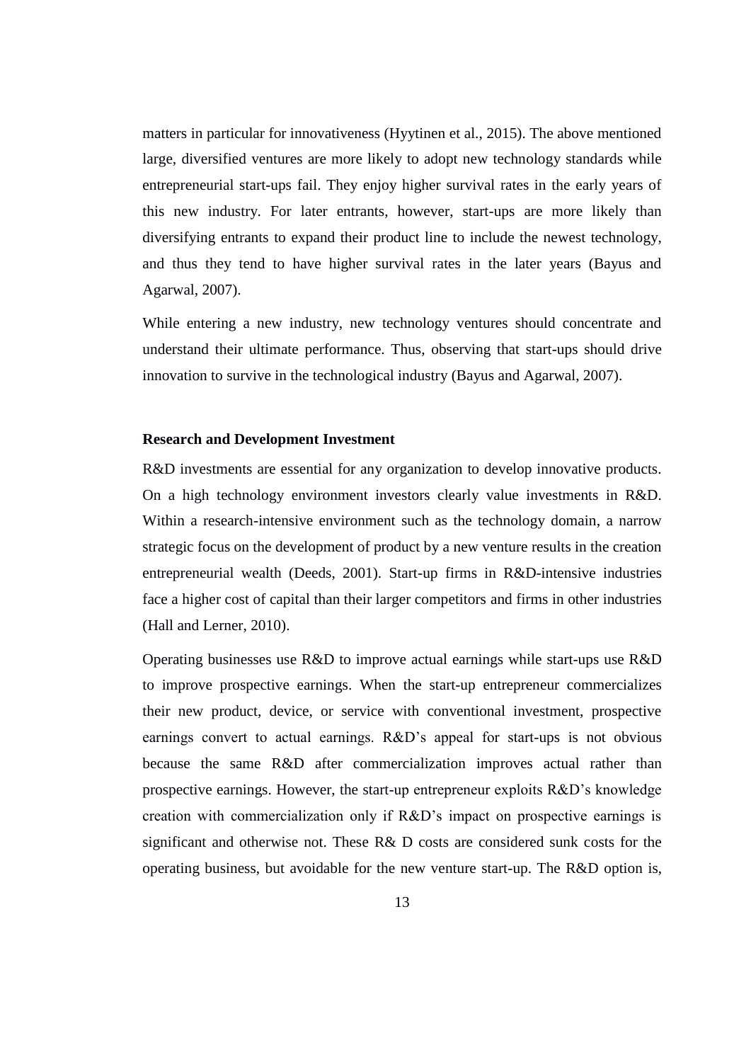matters in particular for innovativeness (Hyytinen et al., 2015). The above mentioned large, diversified ventures are more likely to adopt new technology standards while entrepreneurial start-ups fail. They enjoy higher survival rates in the early years of this new industry. For later entrants, however, start-ups are more likely than diversifying entrants to expand their product line to include the newest technology, and thus they tend to have higher survival rates in the later years (Bayus and Agarwal, 2007).

While entering a new industry, new technology ventures should concentrate and understand their ultimate performance. Thus, observing that start-ups should drive innovation to survive in the technological industry (Bayus and Agarwal, 2007).

**Research and Development Investment**

R&D investments are essential for any organization to develop innovative products. On a high technology environment investors clearly value investments in R&D. Within a research-intensive environment such as the technology domain, a narrow strategic focus on the development of product by a new venture results in the creation entrepreneurial wealth (Deeds, 2001). Start-up firms in R&D-intensive industries face a higher cost of capital than their larger competitors and firms in other industries (Hall and Lerner, 2010).

Operating businesses use R&D to improve actual earnings while start-ups use R&D to improve prospective earnings. When the start-up entrepreneur commercializes their new product, device, or service with conventional investment, prospective earnings convert to actual earnings. R&D's appeal for start-ups is not obvious because the same R&D after commercialization improves actual rather than prospective earnings. However, the start-up entrepreneur exploits R&D's knowledge creation with commercialization only if R&D's impact on prospective earnings is significant and otherwise not. These R& D costs are considered sunk costs for the operating business, but avoidable for the new venture start-up. The R&D option is,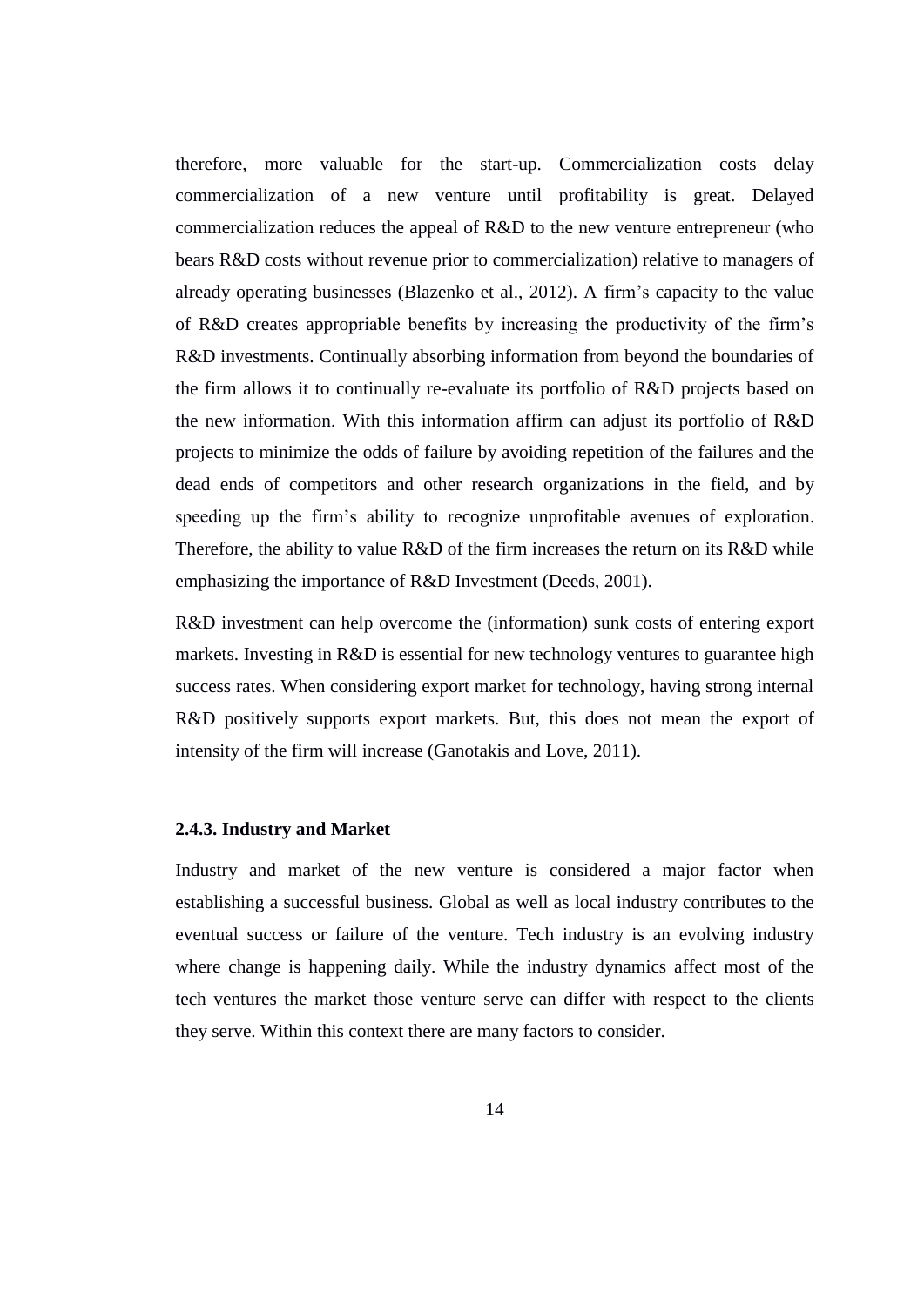therefore, more valuable for the start-up. Commercialization costs delay commercialization of a new venture until profitability is great. Delayed commercialization reduces the appeal of R&D to the new venture entrepreneur (who bears R&D costs without revenue prior to commercialization) relative to managers of already operating businesses (Blazenko et al., 2012). A firm's capacity to the value of R&D creates appropriable benefits by increasing the productivity of the firm's R&D investments. Continually absorbing information from beyond the boundaries of the firm allows it to continually re-evaluate its portfolio of R&D projects based on the new information. With this information affirm can adjust its portfolio of R&D projects to minimize the odds of failure by avoiding repetition of the failures and the dead ends of competitors and other research organizations in the field, and by speeding up the firm's ability to recognize unprofitable avenues of exploration. Therefore, the ability to value R&D of the firm increases the return on its R&D while emphasizing the importance of R&D Investment (Deeds, 2001).

R&D investment can help overcome the (information) sunk costs of entering export markets. Investing in R&D is essential for new technology ventures to guarantee high success rates. When considering export market for technology, having strong internal R&D positively supports export markets. But, this does not mean the export of intensity of the firm will increase (Ganotakis and Love, 2011).

### 2.4.3. Industry and Market

Industry and market of the new venture is considered a major factor when establishing a successful business. Global as well as local industry contributes to the eventual success or failure of the venture. Tech industry is an evolving industry where change is happening daily. While the industry dynamics affect most of the tech ventures the market those venture serve can differ with respect to the clients they serve. Within this context there are many factors to consider.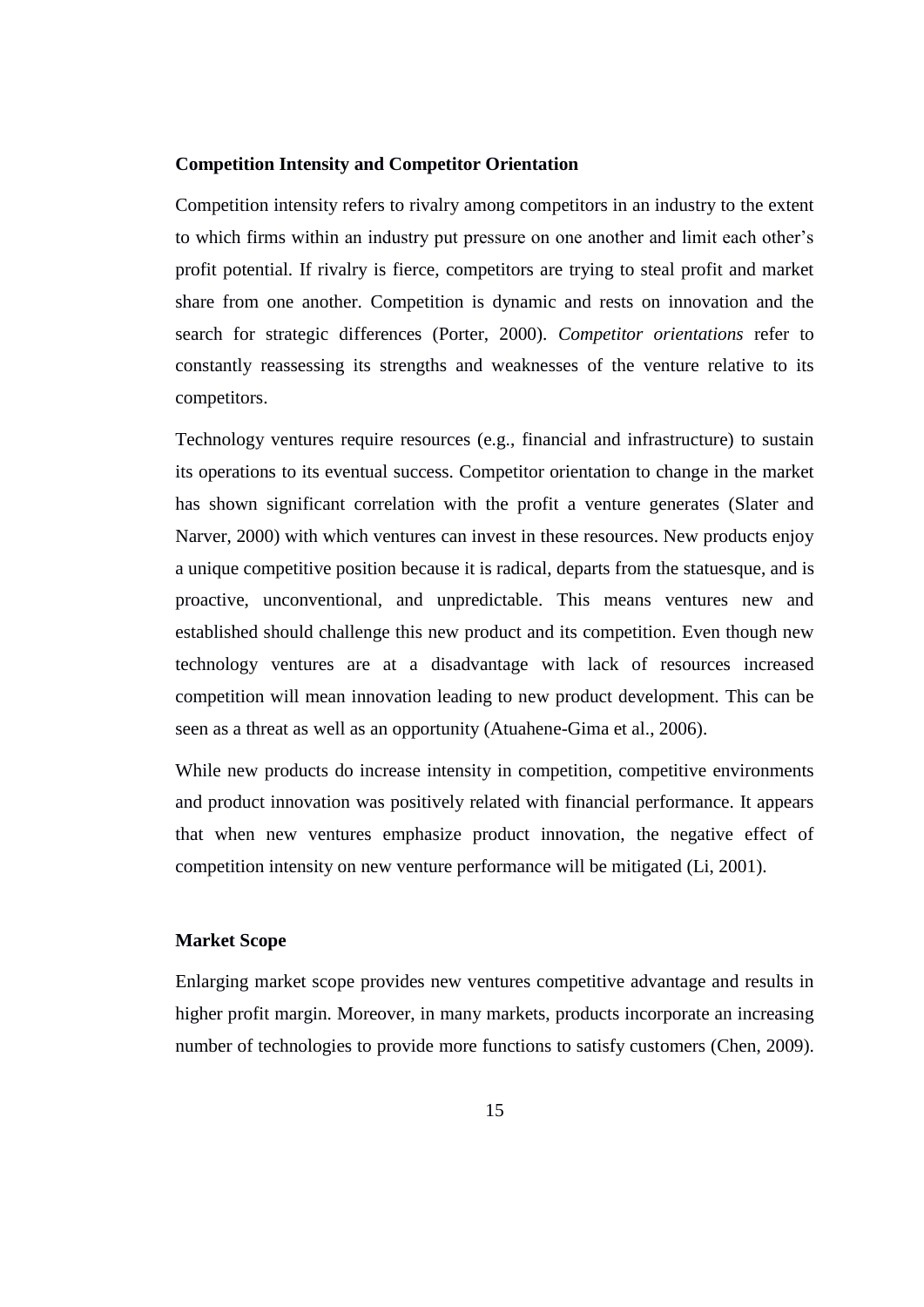**Competition Intensity and Competitor Orientation**

Competition intensity refers to rivalry among competitors in an industry to the extent to which firms within an industry put pressure on one another and limit each other's profit potential. If rivalry is fierce, competitors are trying to steal profit and market share from one another. Competition is dynamic and rests on innovation and the search for strategic differences (Porter, 2000). *Competitor orientations* refer to constantly reassessing its strengths and weaknesses of the venture relative to its competitors.

Technology ventures require resources (e.g., financial and infrastructure) to sustain its operations to its eventual success. Competitor orientation to change in the market has shown significant correlation with the profit a venture generates (Slater and Narver, 2000) with which ventures can invest in these resources. New products enjoy a unique competitive position because it is radical, departs from the statuesque, and is proactive, unconventional, and unpredictable. This means ventures new and established should challenge this new product and its competition. Even though new technology ventures are at a disadvantage with lack of resources increased competition will mean innovation leading to new product development. This can be seen as a threat as well as an opportunity (Atuahene-Gima et al., 2006).

While new products do increase intensity in competition, competitive environments and product innovation was positively related with financial performance. It appears that when new ventures emphasize product innovation, the negative effect of competition intensity on new venture performance will be mitigated (Li, 2001).

**Market Scope**

Enlarging market scope provides new ventures competitive advantage and results in higher profit margin. Moreover, in many markets, products incorporate an increasing number of technologies to provide more functions to satisfy customers (Chen, 2009).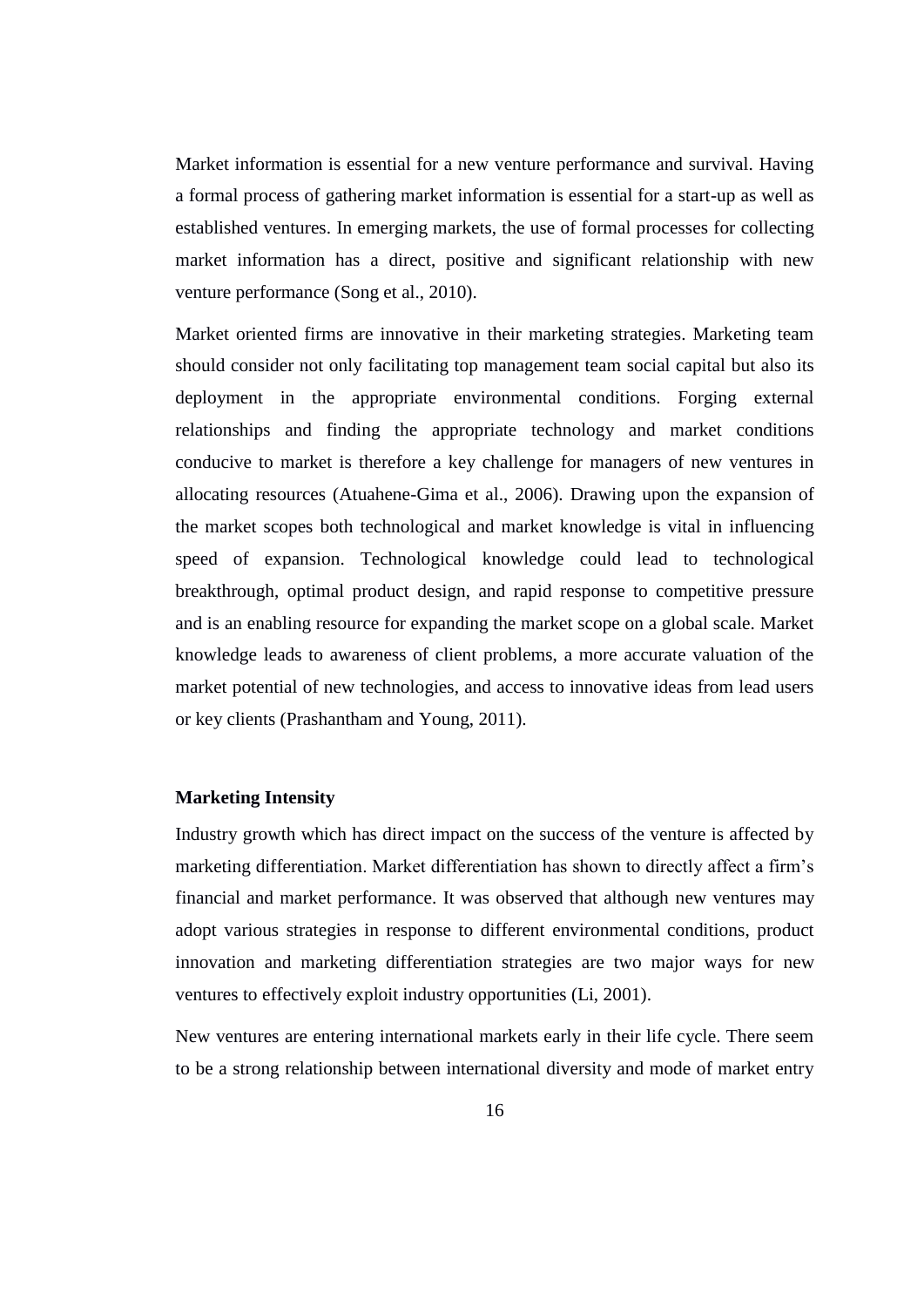Market information is essential for a new venture performance and survival. Having a formal process of gathering market information is essential for a start-up as well as established ventures. In emerging markets, the use of formal processes for collecting market information has a direct, positive and significant relationship with new venture performance (Song et al., 2010).

Market oriented firms are innovative in their marketing strategies. Marketing team should consider not only facilitating top management team social capital but also its deployment in the appropriate environmental conditions. Forging external relationships and finding the appropriate technology and market conditions conducive to market is therefore a key challenge for managers of new ventures in allocating resources (Atuahene-Gima et al., 2006). Drawing upon the expansion of the market scopes both technological and market knowledge is vital in influencing speed of expansion. Technological knowledge could lead to technological breakthrough, optimal product design, and rapid response to competitive pressure and is an enabling resource for expanding the market scope on a global scale. Market knowledge leads to awareness of client problems, a more accurate valuation of the market potential of new technologies, and access to innovative ideas from lead users or key clients (Prashantham and Young, 2011).

**Marketing Intensity**

Industry growth which has direct impact on the success of the venture is affected by marketing differentiation. Market differentiation has shown to directly affect a firm's financial and market performance. It was observed that although new ventures may adopt various strategies in response to different environmental conditions, product innovation and marketing differentiation strategies are two major ways for new ventures to effectively exploit industry opportunities (Li, 2001).

New ventures are entering international markets early in their life cycle. There seem to be a strong relationship between international diversity and mode of market entry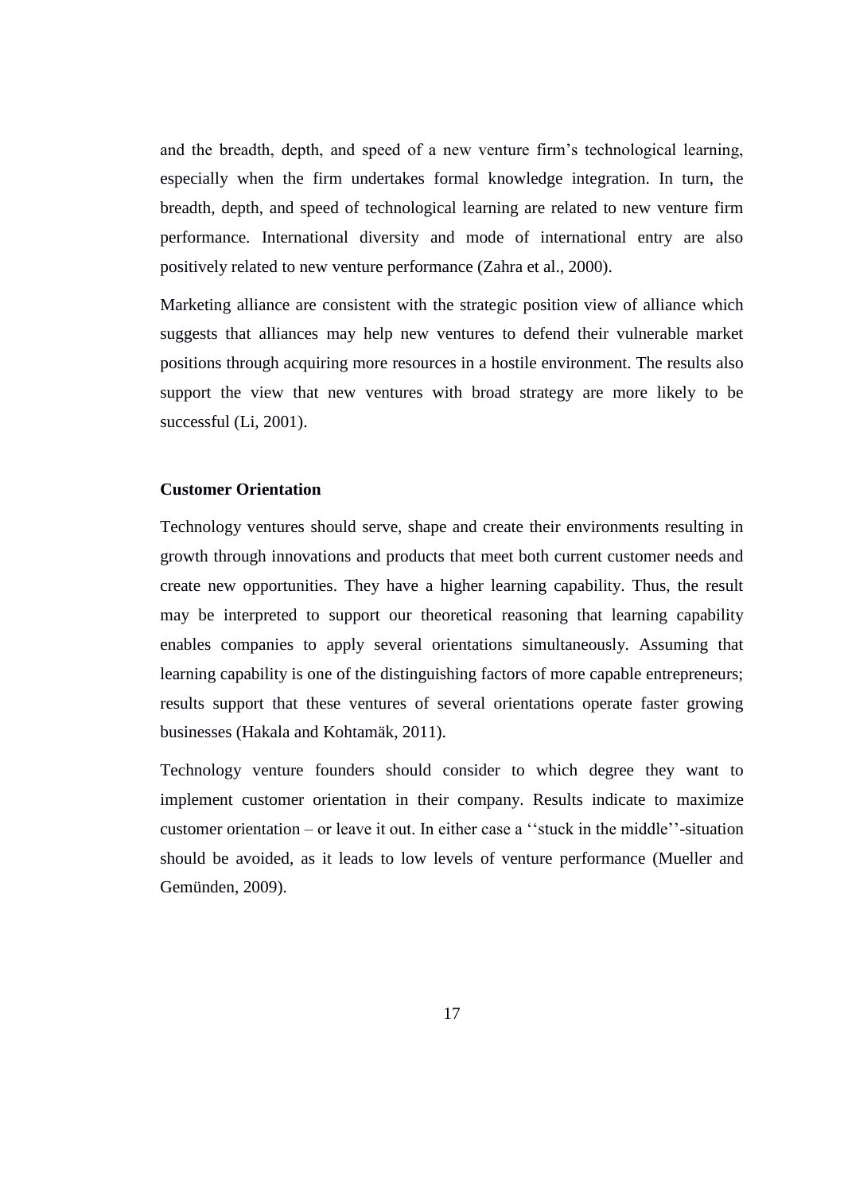and the breadth, depth, and speed of a new venture firm's technological learning, especially when the firm undertakes formal knowledge integration. In turn, the breadth, depth, and speed of technological learning are related to new venture firm performance. International diversity and mode of international entry are also positively related to new venture performance (Zahra et al., 2000).

Marketing alliance are consistent with the strategic position view of alliance which suggests that alliances may help new ventures to defend their vulnerable market positions through acquiring more resources in a hostile environment. The results also support the view that new ventures with broad strategy are more likely to be successful (Li, 2001).

**Customer Orientation**

Technology ventures should serve, shape and create their environments resulting in growth through innovations and products that meet both current customer needs and create new opportunities. They have a higher learning capability. Thus, the result may be interpreted to support our theoretical reasoning that learning capability enables companies to apply several orientations simultaneously. Assuming that learning capability is one of the distinguishing factors of more capable entrepreneurs; results support that these ventures of several orientations operate faster growing businesses (Hakala and Kohtamäk, 2011).

Technology venture founders should consider to which degree they want to implement customer orientation in their company. Results indicate to maximize customer orientation – or leave it out. In either case a ''stuck in the middle''-situation should be avoided, as it leads to low levels of venture performance (Mueller and Gemünden, 2009).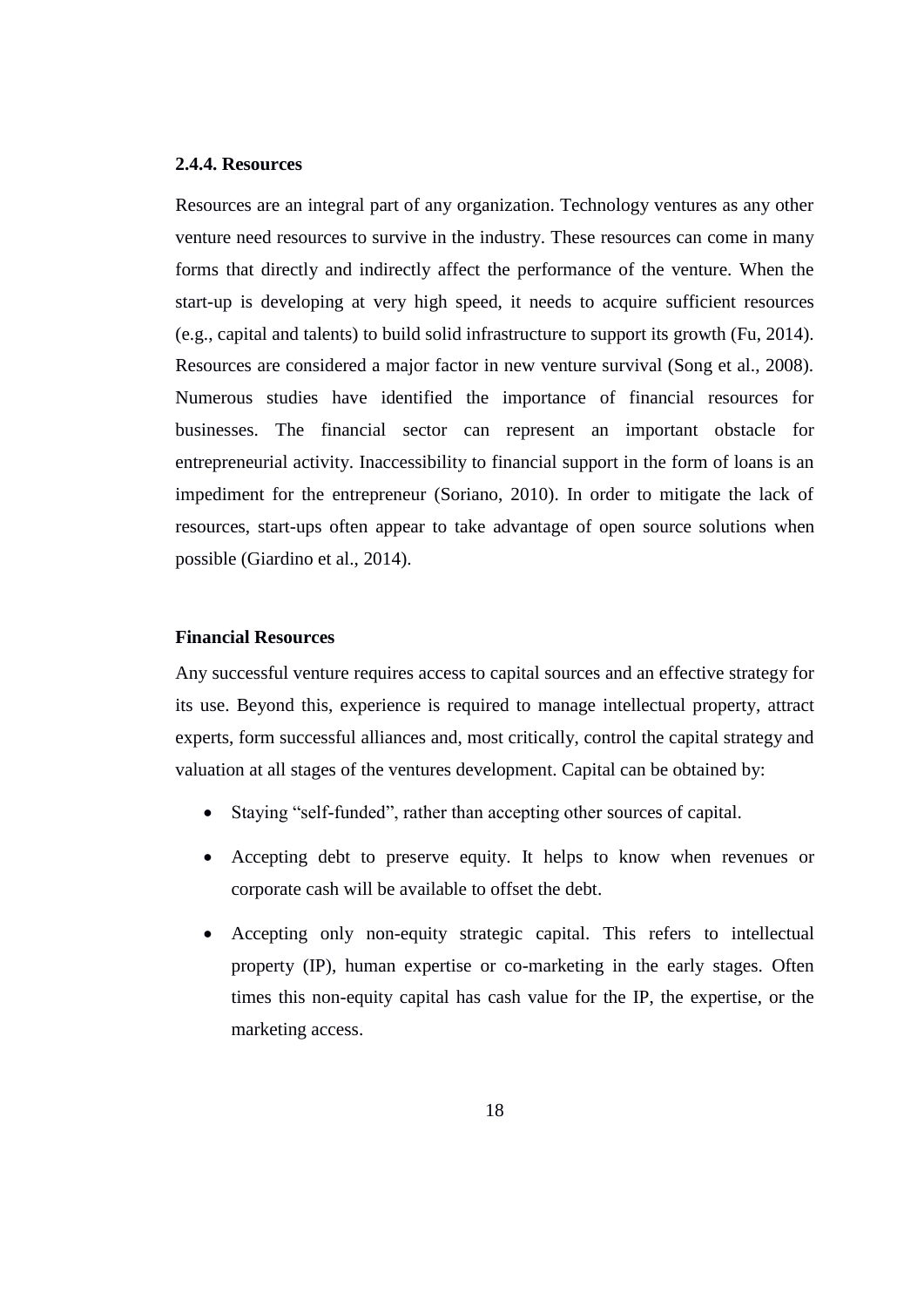### 2.4.4. Resources

Resources are an integral part of any organization. Technology ventures as any other venture need resources to survive in the industry. These resources can come in many forms that directly and indirectly affect the performance of the venture. When the start-up is developing at very high speed, it needs to acquire sufficient resources (e.g., capital and talents) to build solid infrastructure to support its growth (Fu, 2014). Resources are considered a major factor in new venture survival (Song et al., 2008). Numerous studies have identified the importance of financial resources for businesses. The financial sector can represent an important obstacle for entrepreneurial activity. Inaccessibility to financial support in the form of loans is an impediment for the entrepreneur (Soriano, 2010). In order to mitigate the lack of resources, start-ups often appear to take advantage of open source solutions when possible (Giardino et al., 2014).

**Financial Resources**

Any successful venture requires access to capital sources and an effective strategy for its use. Beyond this, experience is required to manage intellectual property, attract experts, form successful alliances and, most critically, control the capital strategy and valuation at all stages of the ventures development. Capital can be obtained by:

- Staying "self-funded", rather than accepting other sources of capital.
- Accepting debt to preserve equity. It helps to know when revenues or corporate cash will be available to offset the debt.
- Accepting only non-equity strategic capital. This refers to intellectual property (IP), human expertise or co-marketing in the early stages. Often times this non-equity capital has cash value for the IP, the expertise, or the marketing access.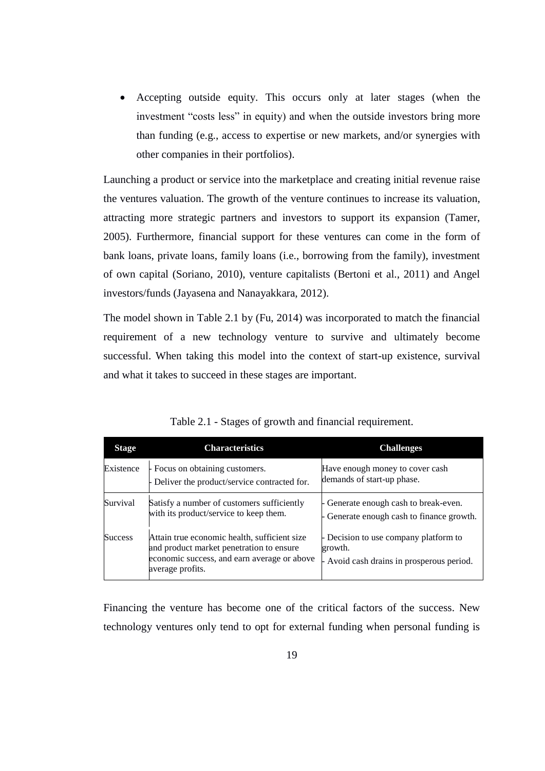- Accepting outside equity. This occurs only at later stages (when the investment "costs less" in equity) and when the outside investors bring more than funding (e.g., access to expertise or new markets, and/or synergies with other companies in their portfolios).

Launching a product or service into the marketplace and creating initial revenue raise the ventures valuation. The growth of the venture continues to increase its valuation, attracting more strategic partners and investors to support its expansion (Tamer, 2005). Furthermore, financial support for these ventures can come in the form of bank loans, private loans, family loans (i.e., borrowing from the family), investment of own capital (Soriano, 2010), venture capitalists (Bertoni et al., 2011) and Angel investors/funds (Jayasena and Nanayakkara, 2012).

The model shown in Table 2.1 by (Fu, 2014) was incorporated to match the financial requirement of a new technology venture to survive and ultimately become successful. When taking this model into the context of start-up existence, survival and what it takes to succeed in these stages are important.

Table 2.1 - Stages of growth and financial requirement.

| Stage | Characteristics | Challenges |
|---|---|---|
| Existence | - Focus on obtaining customers.<br>- Deliver the product/service contracted for. | Have enough money to cover cash demands of start-up phase. |
| Survival | Satisfy a number of customers sufficiently with its product/service to keep them. | - Generate enough cash to break-even.<br>- Generate enough cash to finance growth. |
| Success | Attain true economic health, sufficient size and product market penetration to ensure economic success, and earn average or above average profits. | - Decision to use company platform to growth.<br>- Avoid cash drains in prosperous period. |

Financing the venture has become one of the critical factors of the success. New technology ventures only tend to opt for external funding when personal funding is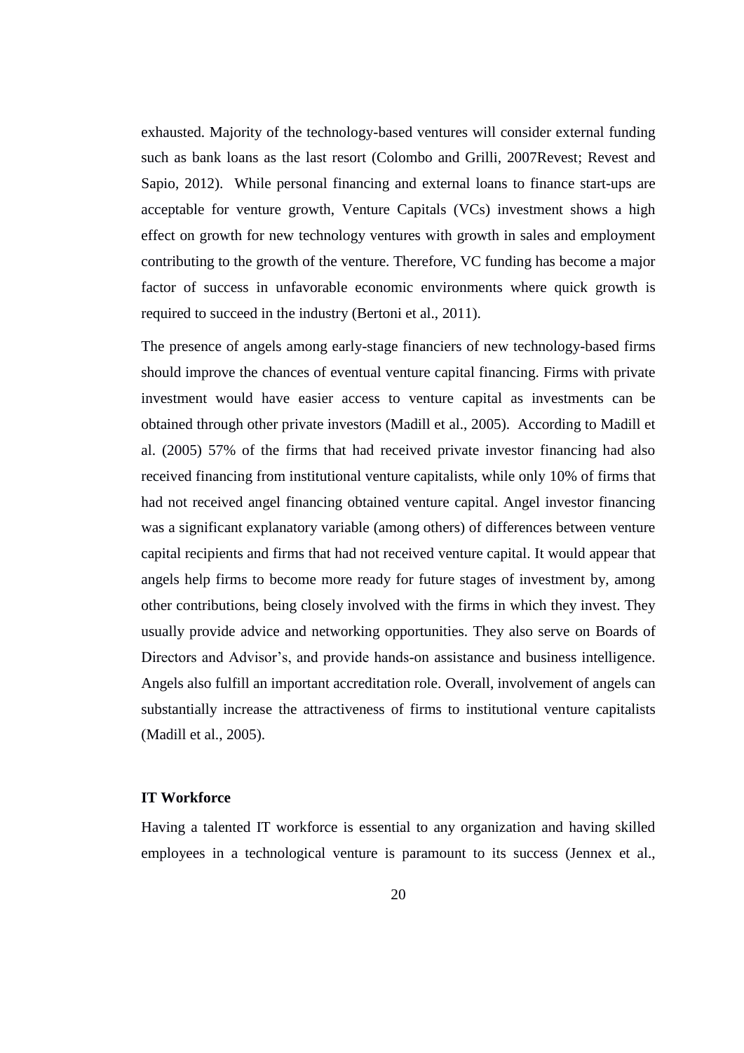exhausted. Majority of the technology-based ventures will consider external funding such as bank loans as the last resort (Colombo and Grilli, 2007Revest; Revest and Sapio, 2012). While personal financing and external loans to finance start-ups are acceptable for venture growth, Venture Capitals (VCs) investment shows a high effect on growth for new technology ventures with growth in sales and employment contributing to the growth of the venture. Therefore, VC funding has become a major factor of success in unfavorable economic environments where quick growth is required to succeed in the industry (Bertoni et al., 2011).

The presence of angels among early-stage financiers of new technology-based firms should improve the chances of eventual venture capital financing. Firms with private investment would have easier access to venture capital as investments can be obtained through other private investors (Madill et al., 2005). According to Madill et al. (2005) 57% of the firms that had received private investor financing had also received financing from institutional venture capitalists, while only 10% of firms that had not received angel financing obtained venture capital. Angel investor financing was a significant explanatory variable (among others) of differences between venture capital recipients and firms that had not received venture capital. It would appear that angels help firms to become more ready for future stages of investment by, among other contributions, being closely involved with the firms in which they invest. They usually provide advice and networking opportunities. They also serve on Boards of Directors and Advisor's, and provide hands-on assistance and business intelligence. Angels also fulfill an important accreditation role. Overall, involvement of angels can substantially increase the attractiveness of firms to institutional venture capitalists (Madill et al., 2005).

**IT Workforce**

Having a talented IT workforce is essential to any organization and having skilled employees in a technological venture is paramount to its success (Jennex et al.,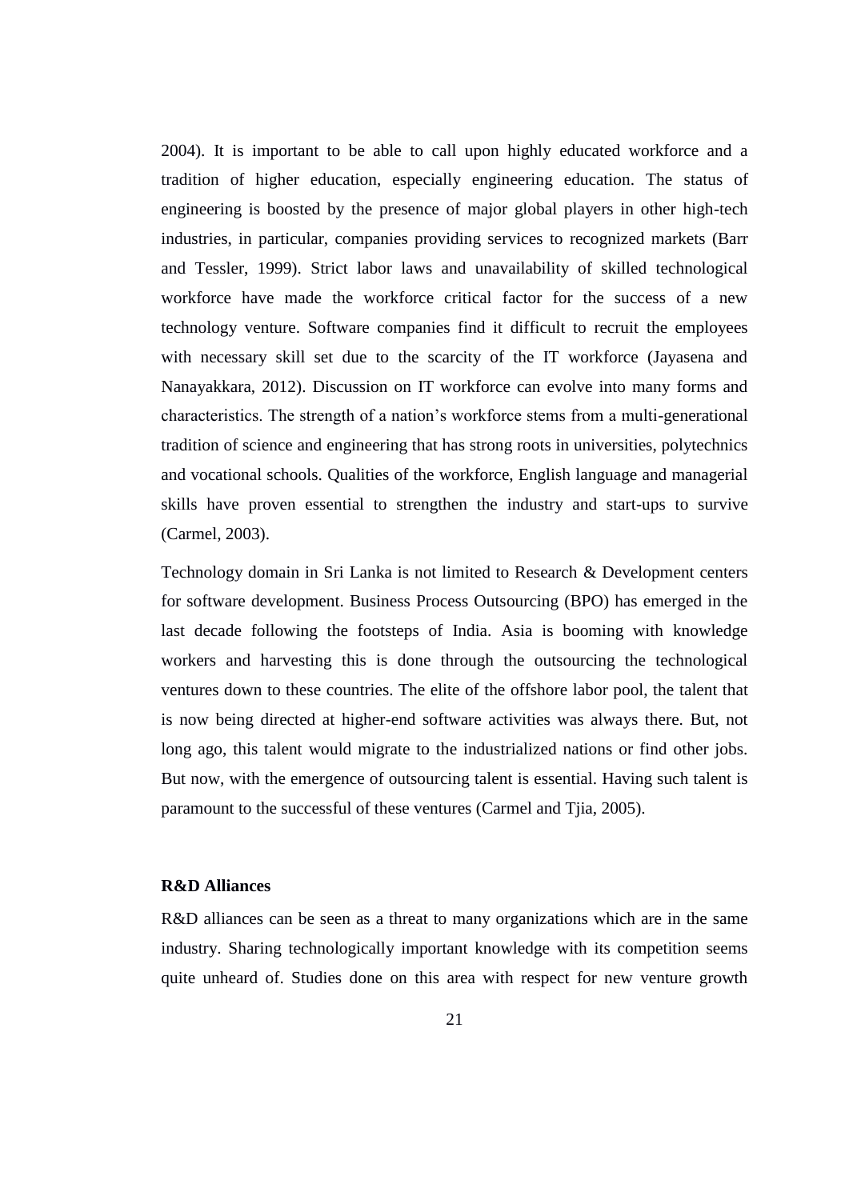2004). It is important to be able to call upon highly educated workforce and a tradition of higher education, especially engineering education. The status of engineering is boosted by the presence of major global players in other high-tech industries, in particular, companies providing services to recognized markets (Barr and Tessler, 1999). Strict labor laws and unavailability of skilled technological workforce have made the workforce critical factor for the success of a new technology venture. Software companies find it difficult to recruit the employees with necessary skill set due to the scarcity of the IT workforce (Jayasena and Nanayakkara, 2012). Discussion on IT workforce can evolve into many forms and characteristics. The strength of a nation's workforce stems from a multi-generational tradition of science and engineering that has strong roots in universities, polytechnics and vocational schools. Qualities of the workforce, English language and managerial skills have proven essential to strengthen the industry and start-ups to survive (Carmel, 2003).

Technology domain in Sri Lanka is not limited to Research & Development centers for software development. Business Process Outsourcing (BPO) has emerged in the last decade following the footsteps of India. Asia is booming with knowledge workers and harvesting this is done through the outsourcing the technological ventures down to these countries. The elite of the offshore labor pool, the talent that is now being directed at higher-end software activities was always there. But, not long ago, this talent would migrate to the industrialized nations or find other jobs. But now, with the emergence of outsourcing talent is essential. Having such talent is paramount to the successful of these ventures (Carmel and Tjia, 2005).

**R&D Alliances**

R&D alliances can be seen as a threat to many organizations which are in the same industry. Sharing technologically important knowledge with its competition seems quite unheard of. Studies done on this area with respect for new venture growth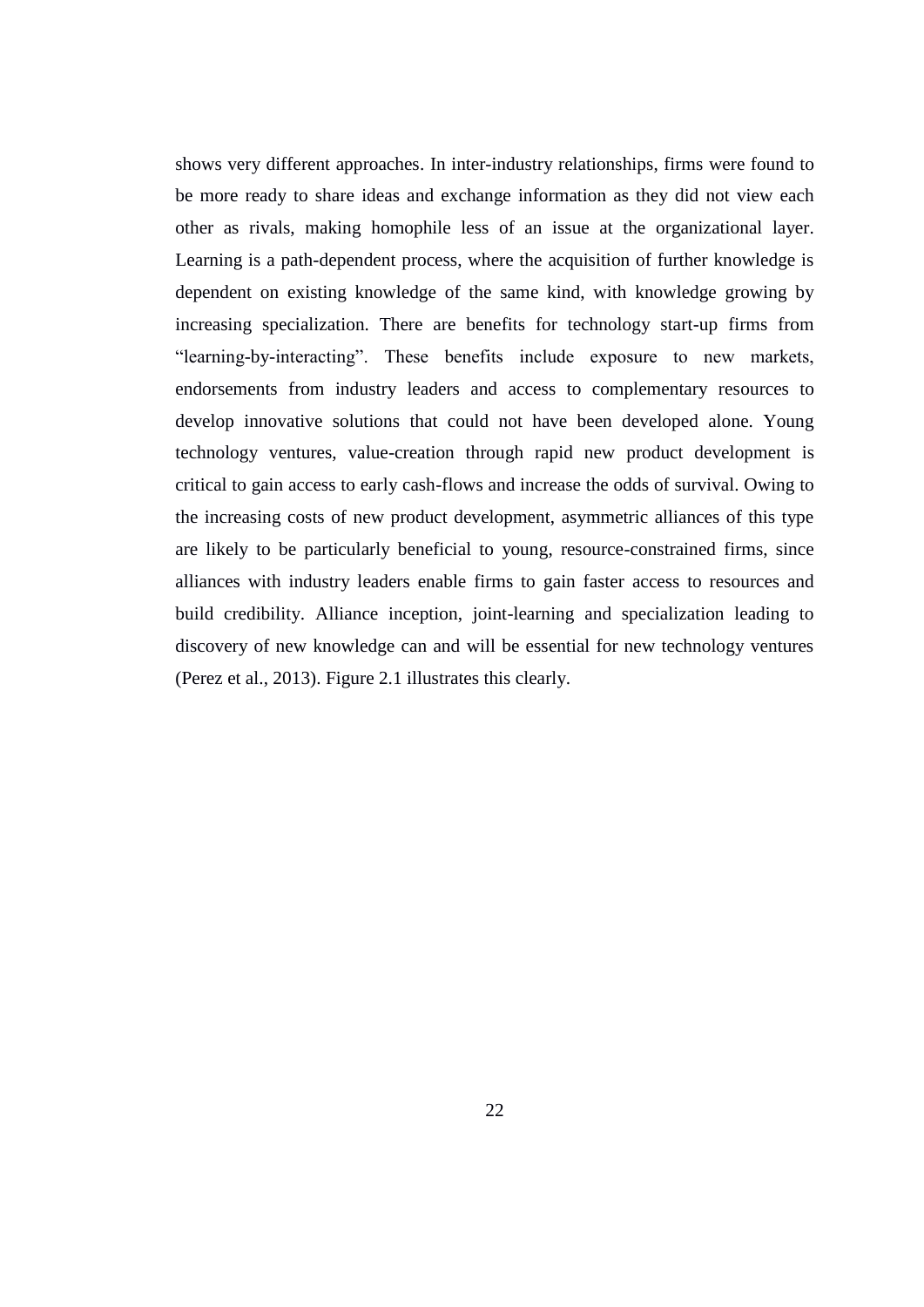shows very different approaches. In inter-industry relationships, firms were found to be more ready to share ideas and exchange information as they did not view each other as rivals, making homophile less of an issue at the organizational layer. Learning is a path-dependent process, where the acquisition of further knowledge is dependent on existing knowledge of the same kind, with knowledge growing by increasing specialization. There are benefits for technology start-up firms from "learning-by-interacting". These benefits include exposure to new markets, endorsements from industry leaders and access to complementary resources to develop innovative solutions that could not have been developed alone. Young technology ventures, value-creation through rapid new product development is critical to gain access to early cash-flows and increase the odds of survival. Owing to the increasing costs of new product development, asymmetric alliances of this type are likely to be particularly beneficial to young, resource-constrained firms, since alliances with industry leaders enable firms to gain faster access to resources and build credibility. Alliance inception, joint-learning and specialization leading to discovery of new knowledge can and will be essential for new technology ventures (Perez et al., 2013). Figure 2.1 illustrates this clearly.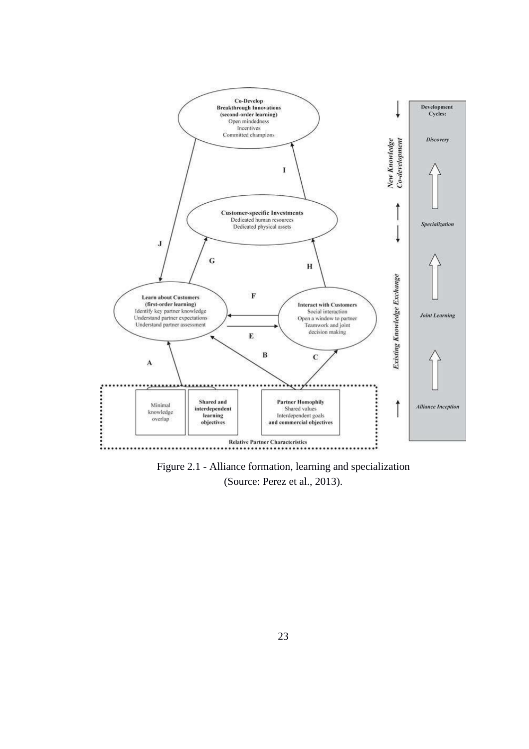Figure 2.1 - Alliance formation, learning and specialization
(Source: Perez et al., 2013).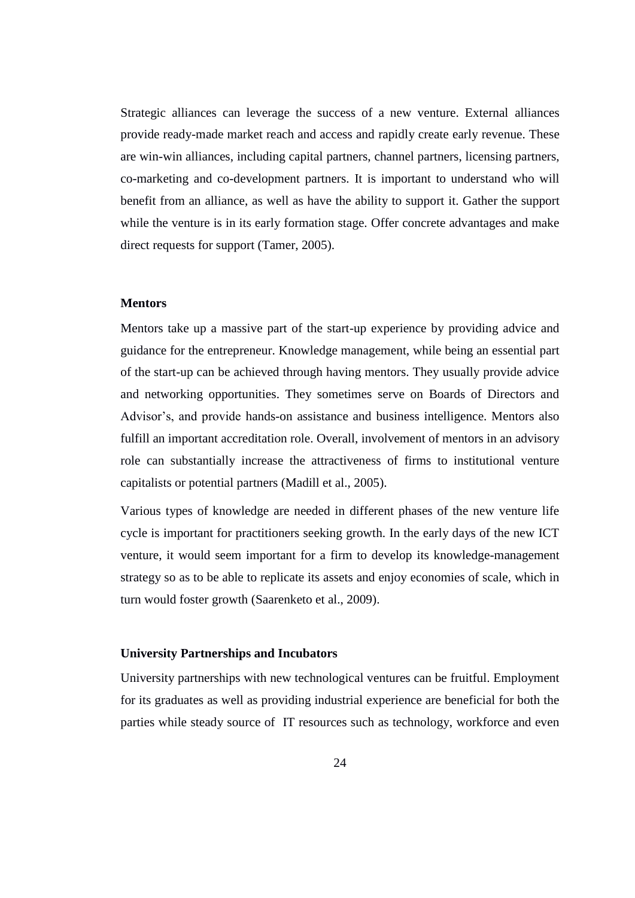Strategic alliances can leverage the success of a new venture. External alliances provide ready-made market reach and access and rapidly create early revenue. These are win-win alliances, including capital partners, channel partners, licensing partners, co-marketing and co-development partners. It is important to understand who will benefit from an alliance, as well as have the ability to support it. Gather the support while the venture is in its early formation stage. Offer concrete advantages and make direct requests for support (Tamer, 2005).

### Mentors

Mentors take up a massive part of the start-up experience by providing advice and guidance for the entrepreneur. Knowledge management, while being an essential part of the start-up can be achieved through having mentors. They usually provide advice and networking opportunities. They sometimes serve on Boards of Directors and Advisor's, and provide hands-on assistance and business intelligence. Mentors also fulfill an important accreditation role. Overall, involvement of mentors in an advisory role can substantially increase the attractiveness of firms to institutional venture capitalists or potential partners (Madill et al., 2005).

Various types of knowledge are needed in different phases of the new venture life cycle is important for practitioners seeking growth. In the early days of the new ICT venture, it would seem important for a firm to develop its knowledge-management strategy so as to be able to replicate its assets and enjoy economies of scale, which in turn would foster growth (Saarenketo et al., 2009).

### University Partnerships and Incubators

University partnerships with new technological ventures can be fruitful. Employment for its graduates as well as providing industrial experience are beneficial for both the parties while steady source of IT resources such as technology, workforce and even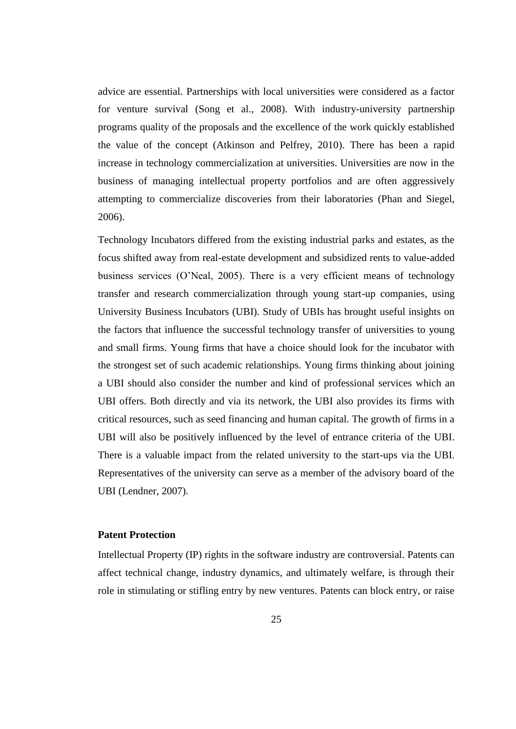advice are essential. Partnerships with local universities were considered as a factor for venture survival (Song et al., 2008). With industry-university partnership programs quality of the proposals and the excellence of the work quickly established the value of the concept (Atkinson and Pelfrey, 2010). There has been a rapid increase in technology commercialization at universities. Universities are now in the business of managing intellectual property portfolios and are often aggressively attempting to commercialize discoveries from their laboratories (Phan and Siegel, 2006).

Technology Incubators differed from the existing industrial parks and estates, as the focus shifted away from real-estate development and subsidized rents to value-added business services (O'Neal, 2005). There is a very efficient means of technology transfer and research commercialization through young start-up companies, using University Business Incubators (UBI). Study of UBIs has brought useful insights on the factors that influence the successful technology transfer of universities to young and small firms. Young firms that have a choice should look for the incubator with the strongest set of such academic relationships. Young firms thinking about joining a UBI should also consider the number and kind of professional services which an UBI offers. Both directly and via its network, the UBI also provides its firms with critical resources, such as seed financing and human capital. The growth of firms in a UBI will also be positively influenced by the level of entrance criteria of the UBI. There is a valuable impact from the related university to the start-ups via the UBI. Representatives of the university can serve as a member of the advisory board of the UBI (Lendner, 2007).

**Patent Protection**

Intellectual Property (IP) rights in the software industry are controversial. Patents can affect technical change, industry dynamics, and ultimately welfare, is through their role in stimulating or stifling entry by new ventures. Patents can block entry, or raise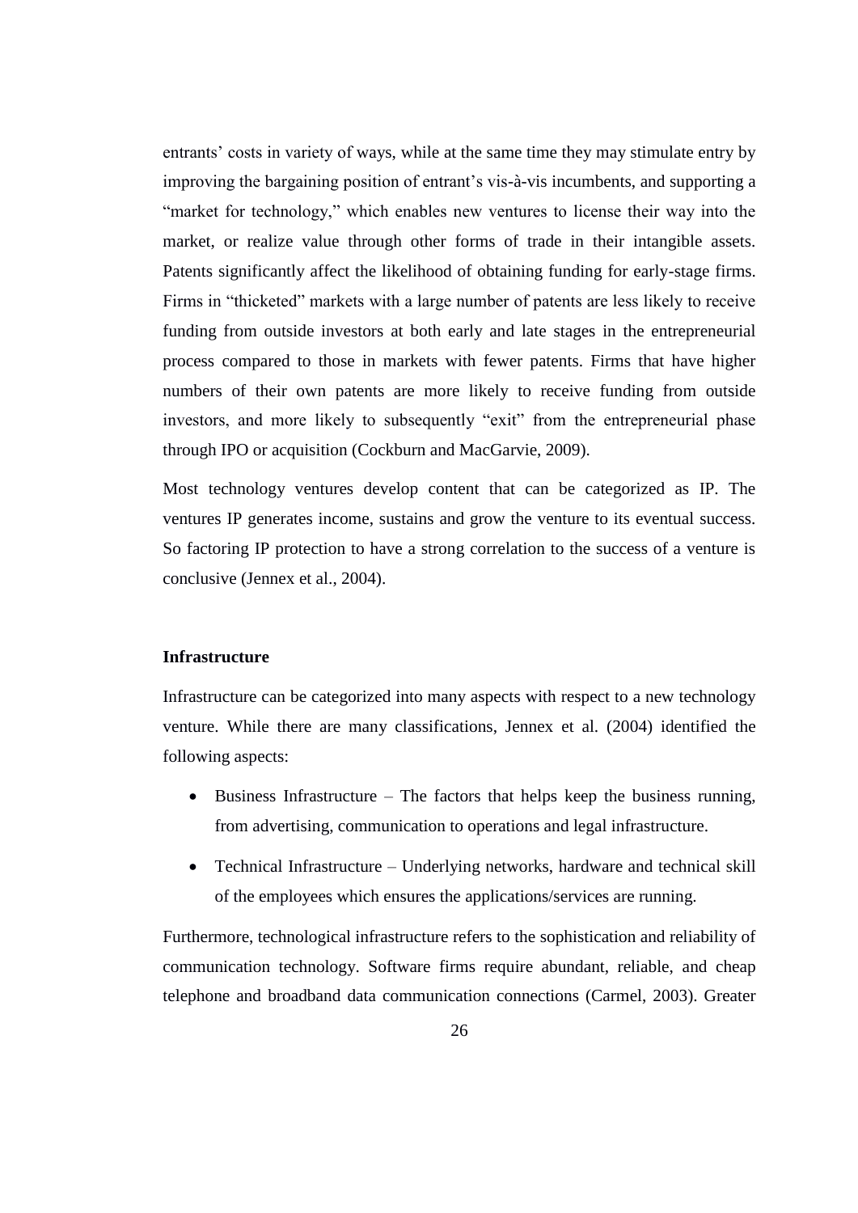entrants' costs in variety of ways, while at the same time they may stimulate entry by improving the bargaining position of entrant's vis-à-vis incumbents, and supporting a "market for technology," which enables new ventures to license their way into the market, or realize value through other forms of trade in their intangible assets. Patents significantly affect the likelihood of obtaining funding for early-stage firms. Firms in "thicketed" markets with a large number of patents are less likely to receive funding from outside investors at both early and late stages in the entrepreneurial process compared to those in markets with fewer patents. Firms that have higher numbers of their own patents are more likely to receive funding from outside investors, and more likely to subsequently "exit" from the entrepreneurial phase through IPO or acquisition (Cockburn and MacGarvie, 2009).

Most technology ventures develop content that can be categorized as IP. The ventures IP generates income, sustains and grow the venture to its eventual success. So factoring IP protection to have a strong correlation to the success of a venture is conclusive (Jennex et al., 2004).

**Infrastructure**

Infrastructure can be categorized into many aspects with respect to a new technology venture. While there are many classifications, Jennex et al. (2004) identified the following aspects:

- Business Infrastructure – The factors that helps keep the business running, from advertising, communication to operations and legal infrastructure.
- Technical Infrastructure – Underlying networks, hardware and technical skill of the employees which ensures the applications/services are running.

Furthermore, technological infrastructure refers to the sophistication and reliability of communication technology. Software firms require abundant, reliable, and cheap telephone and broadband data communication connections (Carmel, 2003). Greater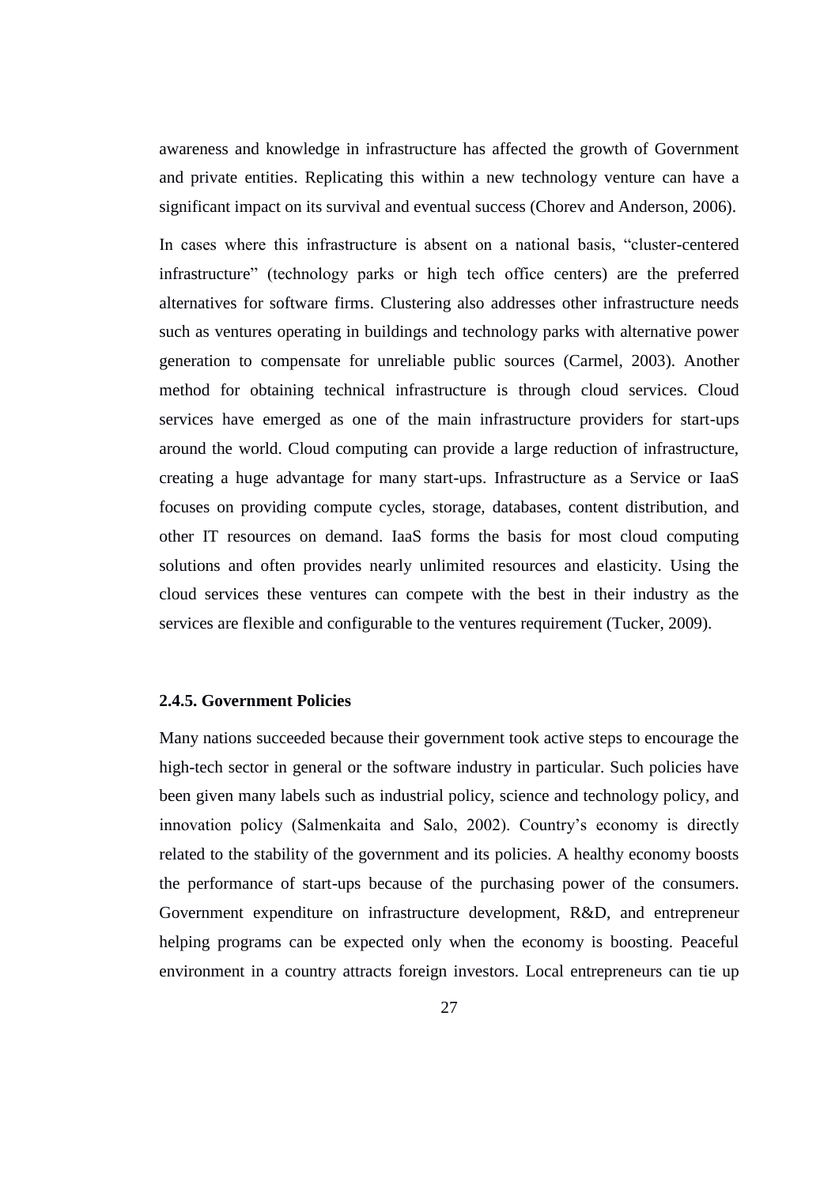awareness and knowledge in infrastructure has affected the growth of Government and private entities. Replicating this within a new technology venture can have a significant impact on its survival and eventual success (Chorev and Anderson, 2006).

In cases where this infrastructure is absent on a national basis, "cluster-centered infrastructure" (technology parks or high tech office centers) are the preferred alternatives for software firms. Clustering also addresses other infrastructure needs such as ventures operating in buildings and technology parks with alternative power generation to compensate for unreliable public sources (Carmel, 2003). Another method for obtaining technical infrastructure is through cloud services. Cloud services have emerged as one of the main infrastructure providers for start-ups around the world. Cloud computing can provide a large reduction of infrastructure, creating a huge advantage for many start-ups. Infrastructure as a Service or IaaS focuses on providing compute cycles, storage, databases, content distribution, and other IT resources on demand. IaaS forms the basis for most cloud computing solutions and often provides nearly unlimited resources and elasticity. Using the cloud services these ventures can compete with the best in their industry as the services are flexible and configurable to the ventures requirement (Tucker, 2009).

### 2.4.5. Government Policies

Many nations succeeded because their government took active steps to encourage the high-tech sector in general or the software industry in particular. Such policies have been given many labels such as industrial policy, science and technology policy, and innovation policy (Salmenkaita and Salo, 2002). Country's economy is directly related to the stability of the government and its policies. A healthy economy boosts the performance of start-ups because of the purchasing power of the consumers. Government expenditure on infrastructure development, R&D, and entrepreneur helping programs can be expected only when the economy is boosting. Peaceful environment in a country attracts foreign investors. Local entrepreneurs can tie up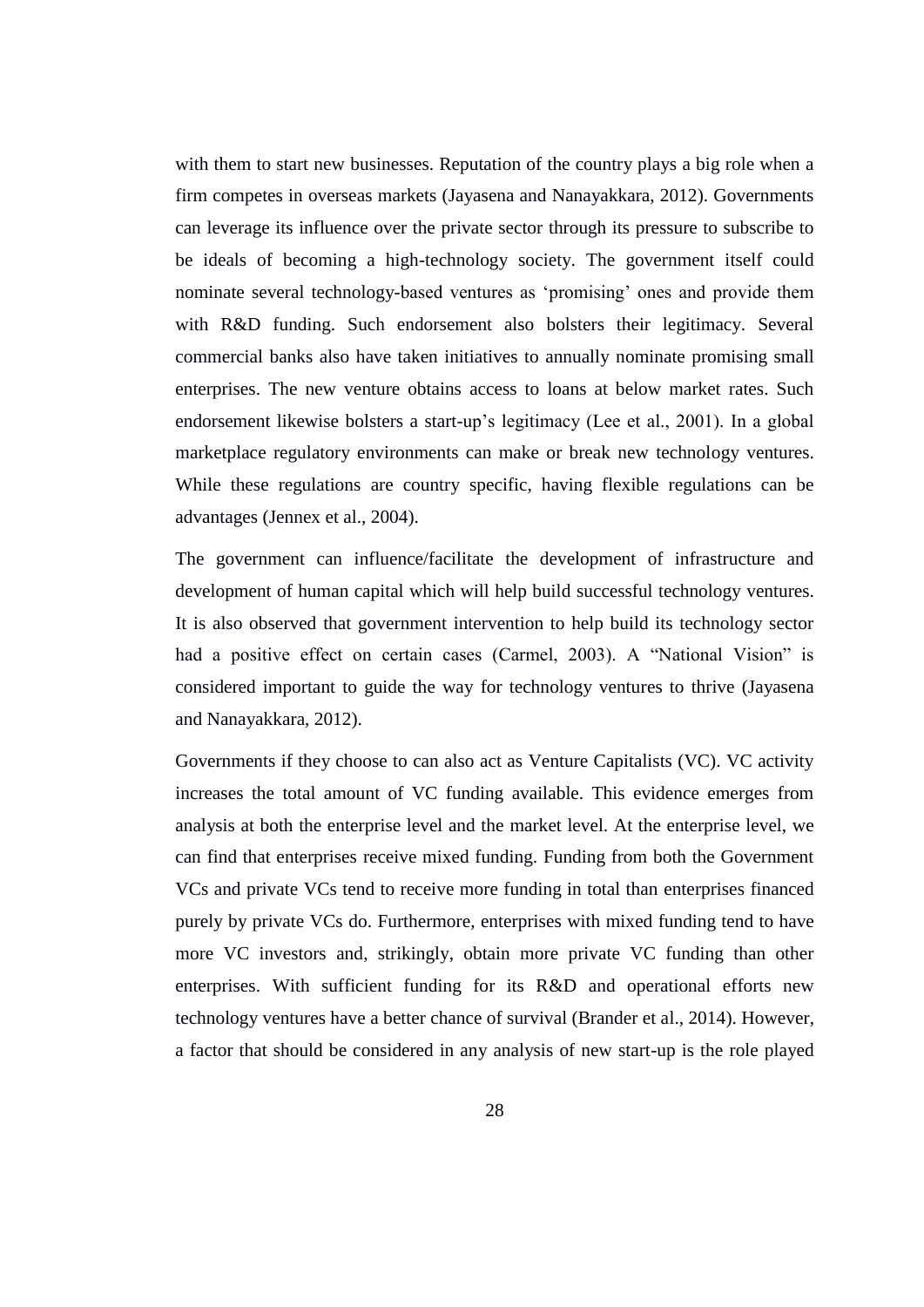with them to start new businesses. Reputation of the country plays a big role when a firm competes in overseas markets (Jayasena and Nanayakkara, 2012). Governments can leverage its influence over the private sector through its pressure to subscribe to be ideals of becoming a high-technology society. The government itself could nominate several technology-based ventures as 'promising' ones and provide them with R&D funding. Such endorsement also bolsters their legitimacy. Several commercial banks also have taken initiatives to annually nominate promising small enterprises. The new venture obtains access to loans at below market rates. Such endorsement likewise bolsters a start-up's legitimacy (Lee et al., 2001). In a global marketplace regulatory environments can make or break new technology ventures. While these regulations are country specific, having flexible regulations can be advantages (Jennex et al., 2004).

The government can influence/facilitate the development of infrastructure and development of human capital which will help build successful technology ventures. It is also observed that government intervention to help build its technology sector had a positive effect on certain cases (Carmel, 2003). A "National Vision" is considered important to guide the way for technology ventures to thrive (Jayasena and Nanayakkara, 2012).

Governments if they choose to can also act as Venture Capitalists (VC). VC activity increases the total amount of VC funding available. This evidence emerges from analysis at both the enterprise level and the market level. At the enterprise level, we can find that enterprises receive mixed funding. Funding from both the Government VCs and private VCs tend to receive more funding in total than enterprises financed purely by private VCs do. Furthermore, enterprises with mixed funding tend to have more VC investors and, strikingly, obtain more private VC funding than other enterprises. With sufficient funding for its R&D and operational efforts new technology ventures have a better chance of survival (Brander et al., 2014). However, a factor that should be considered in any analysis of new start-up is the role played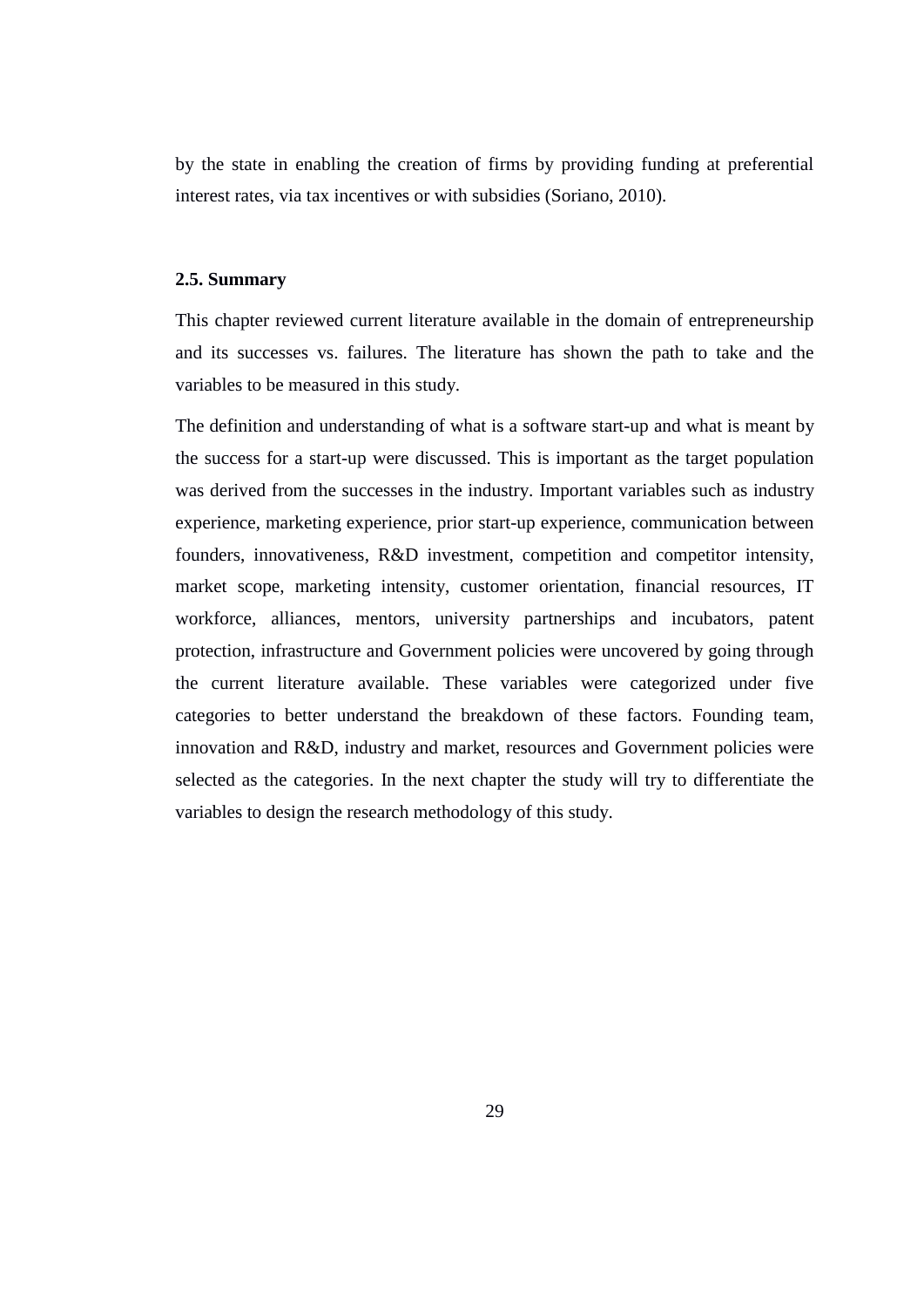by the state in enabling the creation of firms by providing funding at preferential interest rates, via tax incentives or with subsidies (Soriano, 2010).

### 2.5. Summary

This chapter reviewed current literature available in the domain of entrepreneurship and its successes vs. failures. The literature has shown the path to take and the variables to be measured in this study.

The definition and understanding of what is a software start-up and what is meant by the success for a start-up were discussed. This is important as the target population was derived from the successes in the industry. Important variables such as industry experience, marketing experience, prior start-up experience, communication between founders, innovativeness, R&D investment, competition and competitor intensity, market scope, marketing intensity, customer orientation, financial resources, IT workforce, alliances, mentors, university partnerships and incubators, patent protection, infrastructure and Government policies were uncovered by going through the current literature available. These variables were categorized under five categories to better understand the breakdown of these factors. Founding team, innovation and R&D, industry and market, resources and Government policies were selected as the categories. In the next chapter the study will try to differentiate the variables to design the research methodology of this study.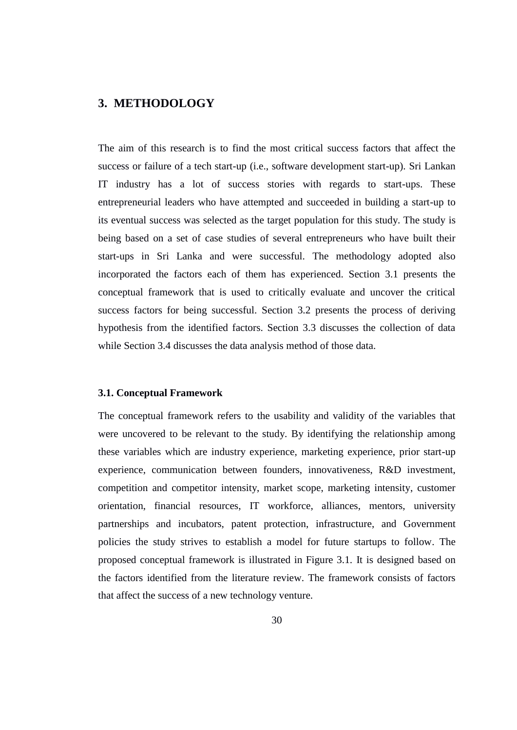# 3. METHODOLOGY

The aim of this research is to find the most critical success factors that affect the success or failure of a tech start-up (i.e., software development start-up). Sri Lankan IT industry has a lot of success stories with regards to start-ups. These entrepreneurial leaders who have attempted and succeeded in building a start-up to its eventual success was selected as the target population for this study. The study is being based on a set of case studies of several entrepreneurs who have built their start-ups in Sri Lanka and were successful. The methodology adopted also incorporated the factors each of them has experienced. Section 3.1 presents the conceptual framework that is used to critically evaluate and uncover the critical success factors for being successful. Section 3.2 presents the process of deriving hypothesis from the identified factors. Section 3.3 discusses the collection of data while Section 3.4 discusses the data analysis method of those data.

### 3.1. Conceptual Framework

The conceptual framework refers to the usability and validity of the variables that were uncovered to be relevant to the study. By identifying the relationship among these variables which are industry experience, marketing experience, prior start-up experience, communication between founders, innovativeness, R&D investment, competition and competitor intensity, market scope, marketing intensity, customer orientation, financial resources, IT workforce, alliances, mentors, university partnerships and incubators, patent protection, infrastructure, and Government policies the study strives to establish a model for future startups to follow. The proposed conceptual framework is illustrated in Figure 3.1. It is designed based on the factors identified from the literature review. The framework consists of factors that affect the success of a new technology venture.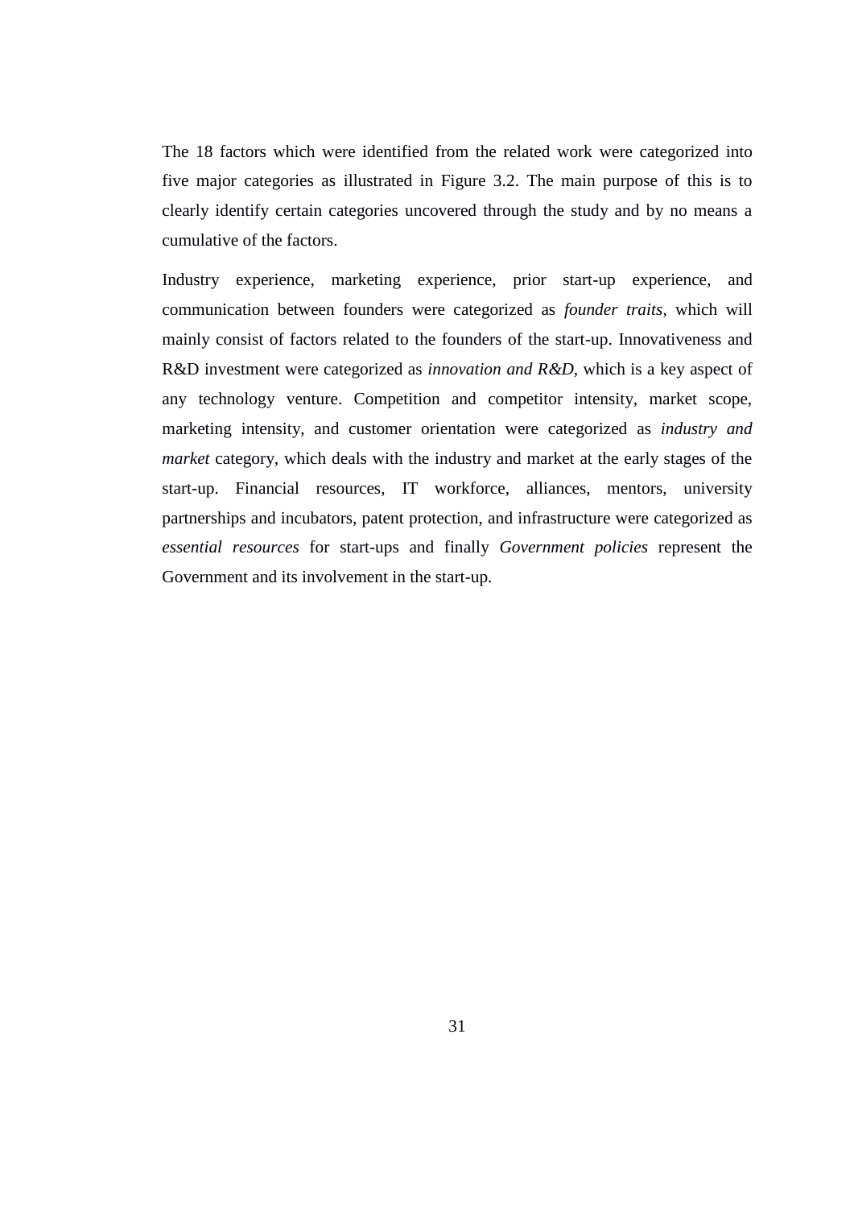The 18 factors which were identified from the related work were categorized into five major categories as illustrated in Figure 3.2. The main purpose of this is to clearly identify certain categories uncovered through the study and by no means a cumulative of the factors.

Industry experience, marketing experience, prior start-up experience, and communication between founders were categorized as *founder traits*, which will mainly consist of factors related to the founders of the start-up. Innovativeness and R&D investment were categorized as *innovation and R&D*, which is a key aspect of any technology venture. Competition and competitor intensity, market scope, marketing intensity, and customer orientation were categorized as *industry and market* category, which deals with the industry and market at the early stages of the start-up. Financial resources, IT workforce, alliances, mentors, university partnerships and incubators, patent protection, and infrastructure were categorized as *essential resources* for start-ups and finally *Government policies* represent the Government and its involvement in the start-up.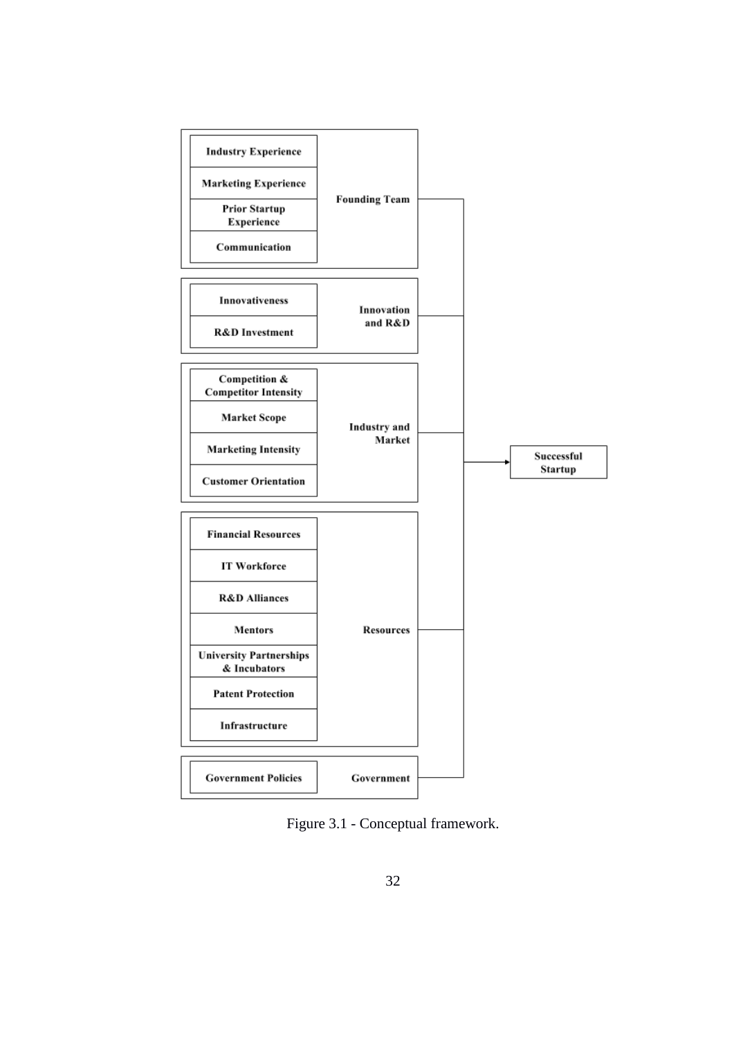- **Founding Team**
  - Industry Experience
  - Marketing Experience
  - Prior Startup Experience
  - Communication
- **Innovation and R&D**
  - Innovativeness
  - R&D Investment
- **Industry and Market**
  - Competition & Competitor Intensity
  - Market Scope
  - Marketing Intensity
  - Customer Orientation
- **Resources**
  - Financial Resources
  - IT Workforce
  - R&D Alliances
  - Mentors
  - University Partnerships & Incubators
  - Patent Protection
  - Infrastructure
- **Government**
  - Government Policies

→ **Successful Startup**

Figure 3.1 - Conceptual framework.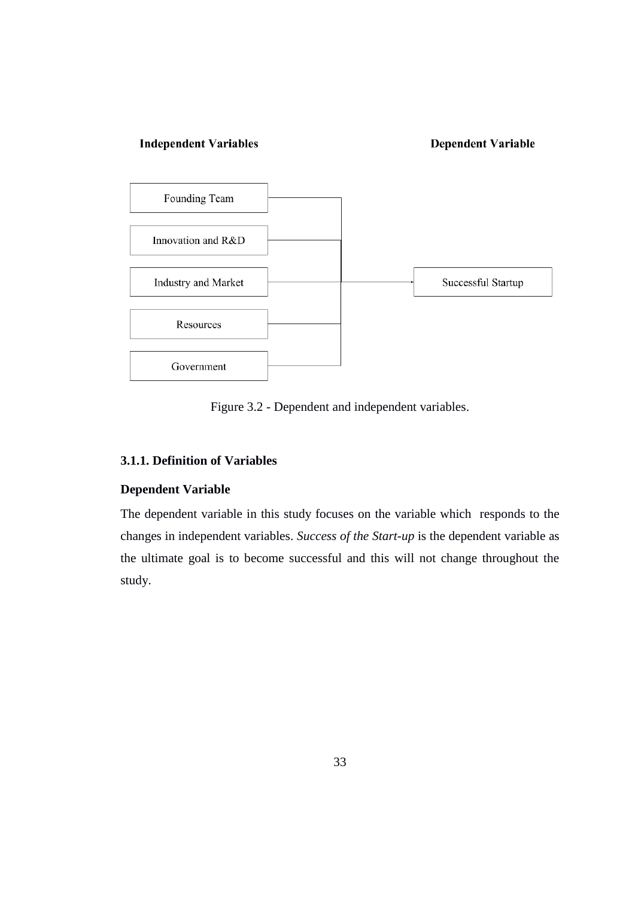**Independent Variables** | **Dependent Variable**

- Founding Team
- Innovation and R&D
- Industry and Market
- Resources
- Government

→ Successful Startup

Figure 3.2 - Dependent and independent variables.

### 3.1.1. Definition of Variables

**Dependent Variable**

The dependent variable in this study focuses on the variable which responds to the changes in independent variables. *Success of the Start-up* is the dependent variable as the ultimate goal is to become successful and this will not change throughout the study.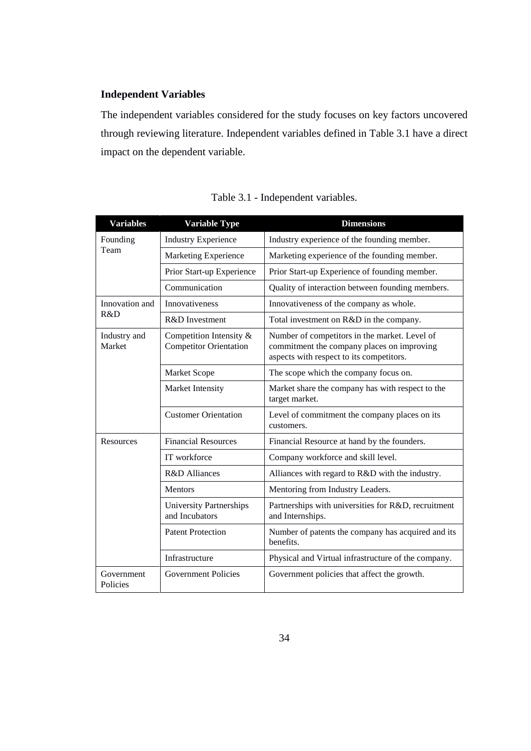### Independent Variables

The independent variables considered for the study focuses on key factors uncovered through reviewing literature. Independent variables defined in Table 3.1 have a direct impact on the dependent variable.

Table 3.1 - Independent variables.

| Variables | Variable Type | Dimensions |
|---|---|---|
| Founding Team | Industry Experience | Industry experience of the founding member. |
| | Marketing Experience | Marketing experience of the founding member. |
| | Prior Start-up Experience | Prior Start-up Experience of founding member. |
| | Communication | Quality of interaction between founding members. |
| Innovation and R&D | Innovativeness | Innovativeness of the company as whole. |
| | R&D Investment | Total investment on R&D in the company. |
| Industry and Market | Competition Intensity & Competitor Orientation | Number of competitors in the market. Level of commitment the company places on improving aspects with respect to its competitors. |
| | Market Scope | The scope which the company focus on. |
| | Market Intensity | Market share the company has with respect to the target market. |
| | Customer Orientation | Level of commitment the company places on its customers. |
| Resources | Financial Resources | Financial Resource at hand by the founders. |
| | IT workforce | Company workforce and skill level. |
| | R&D Alliances | Alliances with regard to R&D with the industry. |
| | Mentors | Mentoring from Industry Leaders. |
| | University Partnerships and Incubators | Partnerships with universities for R&D, recruitment and Internships. |
| | Patent Protection | Number of patents the company has acquired and its benefits. |
| | Infrastructure | Physical and Virtual infrastructure of the company. |
| Government Policies | Government Policies | Government policies that affect the growth. |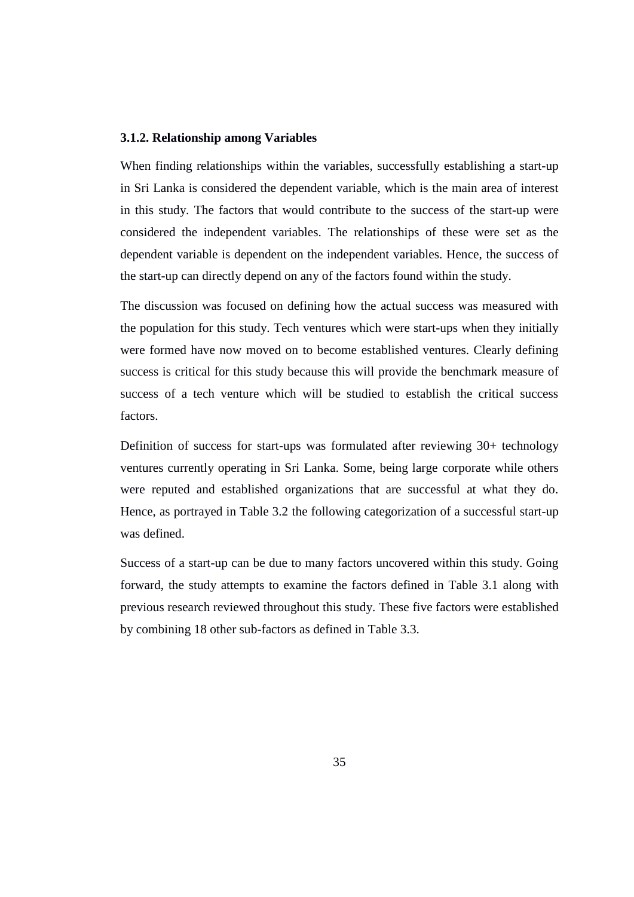### 3.1.2. Relationship among Variables

When finding relationships within the variables, successfully establishing a start-up in Sri Lanka is considered the dependent variable, which is the main area of interest in this study. The factors that would contribute to the success of the start-up were considered the independent variables. The relationships of these were set as the dependent variable is dependent on the independent variables. Hence, the success of the start-up can directly depend on any of the factors found within the study.

The discussion was focused on defining how the actual success was measured with the population for this study. Tech ventures which were start-ups when they initially were formed have now moved on to become established ventures. Clearly defining success is critical for this study because this will provide the benchmark measure of success of a tech venture which will be studied to establish the critical success factors.

Definition of success for start-ups was formulated after reviewing 30+ technology ventures currently operating in Sri Lanka. Some, being large corporate while others were reputed and established organizations that are successful at what they do. Hence, as portrayed in Table 3.2 the following categorization of a successful start-up was defined.

Success of a start-up can be due to many factors uncovered within this study. Going forward, the study attempts to examine the factors defined in Table 3.1 along with previous research reviewed throughout this study. These five factors were established by combining 18 other sub-factors as defined in Table 3.3.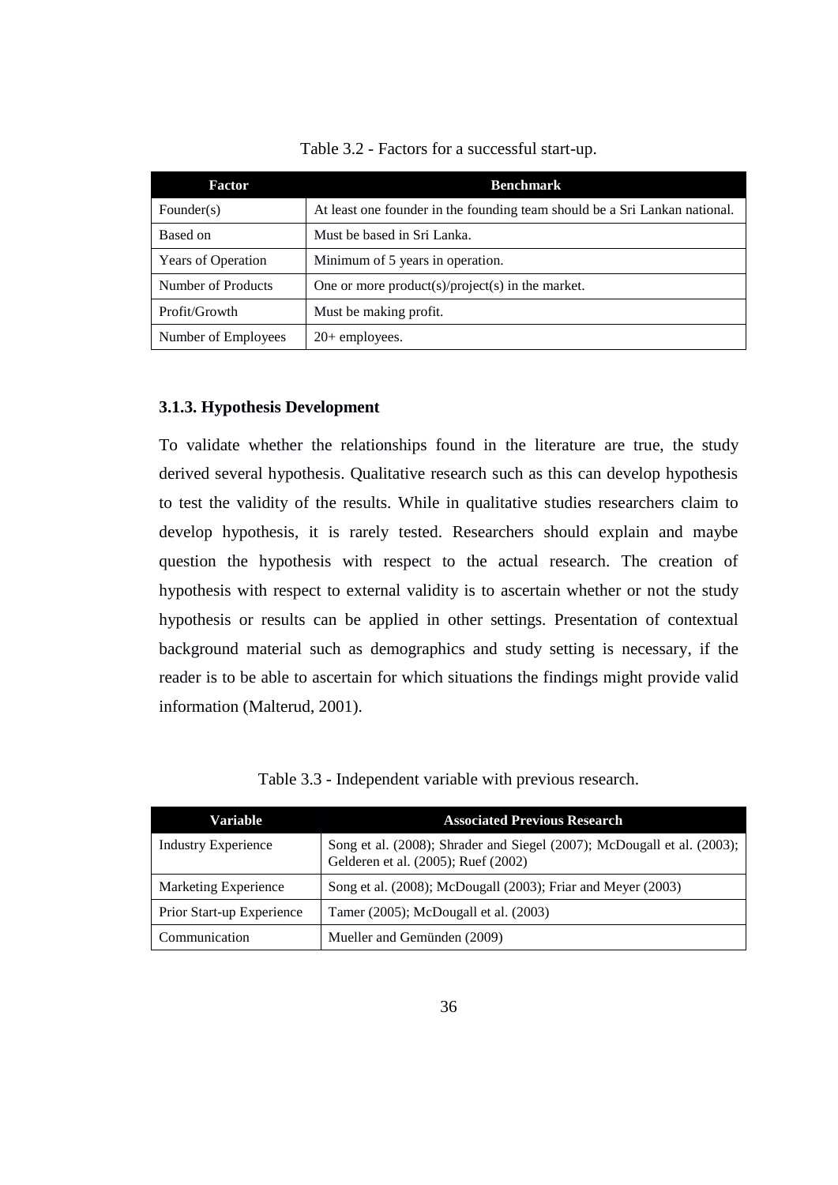Table 3.2 - Factors for a successful start-up.

| Factor | Benchmark |
|---|---|
| Founder(s) | At least one founder in the founding team should be a Sri Lankan national. |
| Based on | Must be based in Sri Lanka. |
| Years of Operation | Minimum of 5 years in operation. |
| Number of Products | One or more product(s)/project(s) in the market. |
| Profit/Growth | Must be making profit. |
| Number of Employees | 20+ employees. |

### 3.1.3. Hypothesis Development

To validate whether the relationships found in the literature are true, the study derived several hypothesis. Qualitative research such as this can develop hypothesis to test the validity of the results. While in qualitative studies researchers claim to develop hypothesis, it is rarely tested. Researchers should explain and maybe question the hypothesis with respect to the actual research. The creation of hypothesis with respect to external validity is to ascertain whether or not the study hypothesis or results can be applied in other settings. Presentation of contextual background material such as demographics and study setting is necessary, if the reader is to be able to ascertain for which situations the findings might provide valid information (Malterud, 2001).

Table 3.3 - Independent variable with previous research.

| Variable | Associated Previous Research |
|---|---|
| Industry Experience | Song et al. (2008); Shrader and Siegel (2007); McDougall et al. (2003); Gelderen et al. (2005); Ruef (2002) |
| Marketing Experience | Song et al. (2008); McDougall (2003); Friar and Meyer (2003) |
| Prior Start-up Experience | Tamer (2005); McDougall et al. (2003) |
| Communication | Mueller and Gemünden (2009) |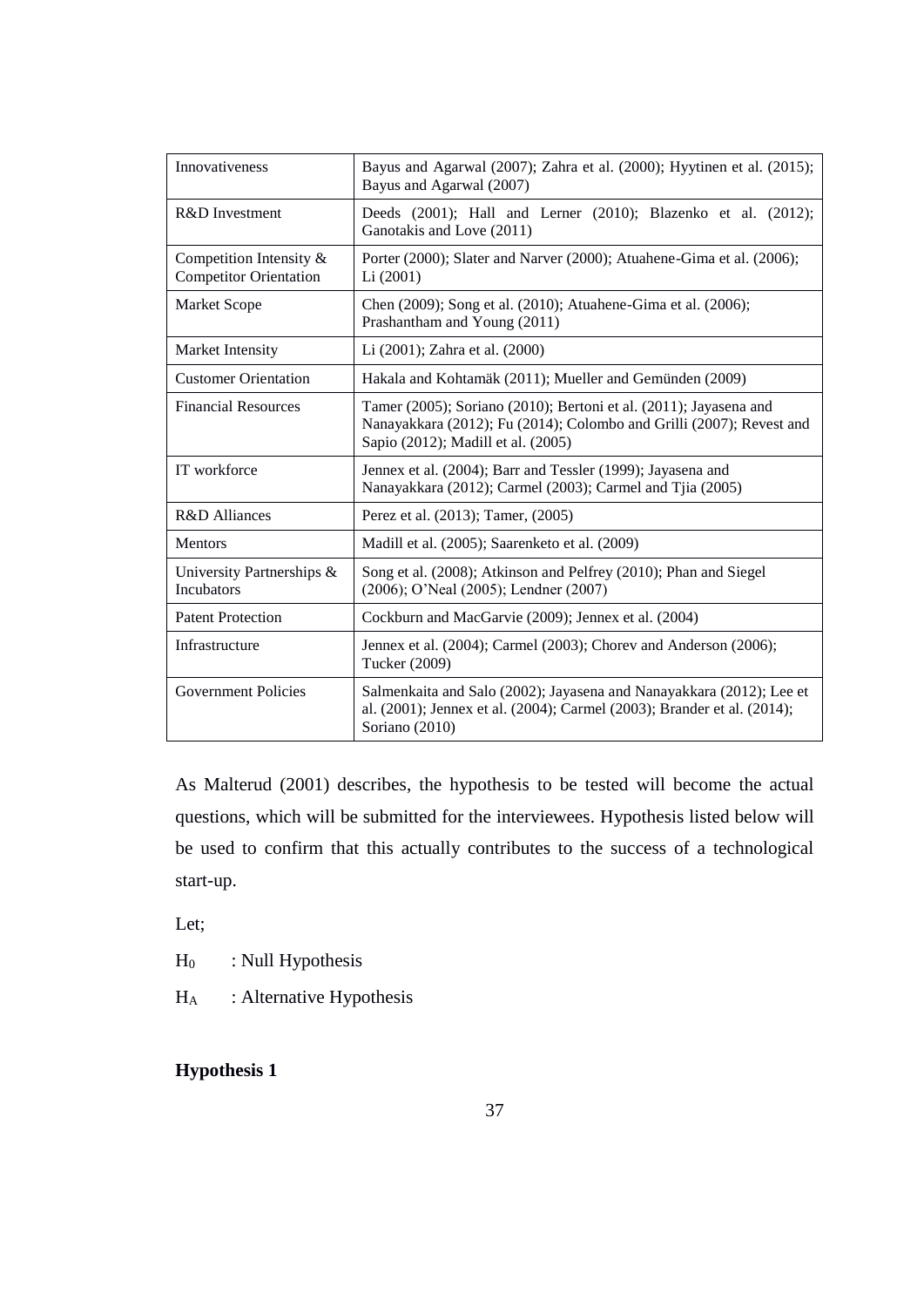| Innovativeness | Bayus and Agarwal (2007); Zahra et al. (2000); Hyytinen et al. (2015); Bayus and Agarwal (2007) |
|---|---|
| R&D Investment | Deeds (2001); Hall and Lerner (2010); Blazenko et al. (2012); Ganotakis and Love (2011) |
| Competition Intensity & Competitor Orientation | Porter (2000); Slater and Narver (2000); Atuahene-Gima et al. (2006); Li (2001) |
| Market Scope | Chen (2009); Song et al. (2010); Atuahene-Gima et al. (2006); Prashantham and Young (2011) |
| Market Intensity | Li (2001); Zahra et al. (2000) |
| Customer Orientation | Hakala and Kohtamäk (2011); Mueller and Gemünden (2009) |
| Financial Resources | Tamer (2005); Soriano (2010); Bertoni et al. (2011); Jayasena and Nanayakkara (2012); Fu (2014); Colombo and Grilli (2007); Revest and Sapio (2012); Madill et al. (2005) |
| IT workforce | Jennex et al. (2004); Barr and Tessler (1999); Jayasena and Nanayakkara (2012); Carmel (2003); Carmel and Tjia (2005) |
| R&D Alliances | Perez et al. (2013); Tamer, (2005) |
| Mentors | Madill et al. (2005); Saarenketo et al. (2009) |
| University Partnerships & Incubators | Song et al. (2008); Atkinson and Pelfrey (2010); Phan and Siegel (2006); O'Neal (2005); Lendner (2007) |
| Patent Protection | Cockburn and MacGarvie (2009); Jennex et al. (2004) |
| Infrastructure | Jennex et al. (2004); Carmel (2003); Chorev and Anderson (2006); Tucker (2009) |
| Government Policies | Salmenkaita and Salo (2002); Jayasena and Nanayakkara (2012); Lee et al. (2001); Jennex et al. (2004); Carmel (2003); Brander et al. (2014); Soriano (2010) |

As Malterud (2001) describes, the hypothesis to be tested will become the actual questions, which will be submitted for the interviewees. Hypothesis listed below will be used to confirm that this actually contributes to the success of a technological start-up.

Let;

$H_0$ : Null Hypothesis

$H_A$ : Alternative Hypothesis

**Hypothesis 1**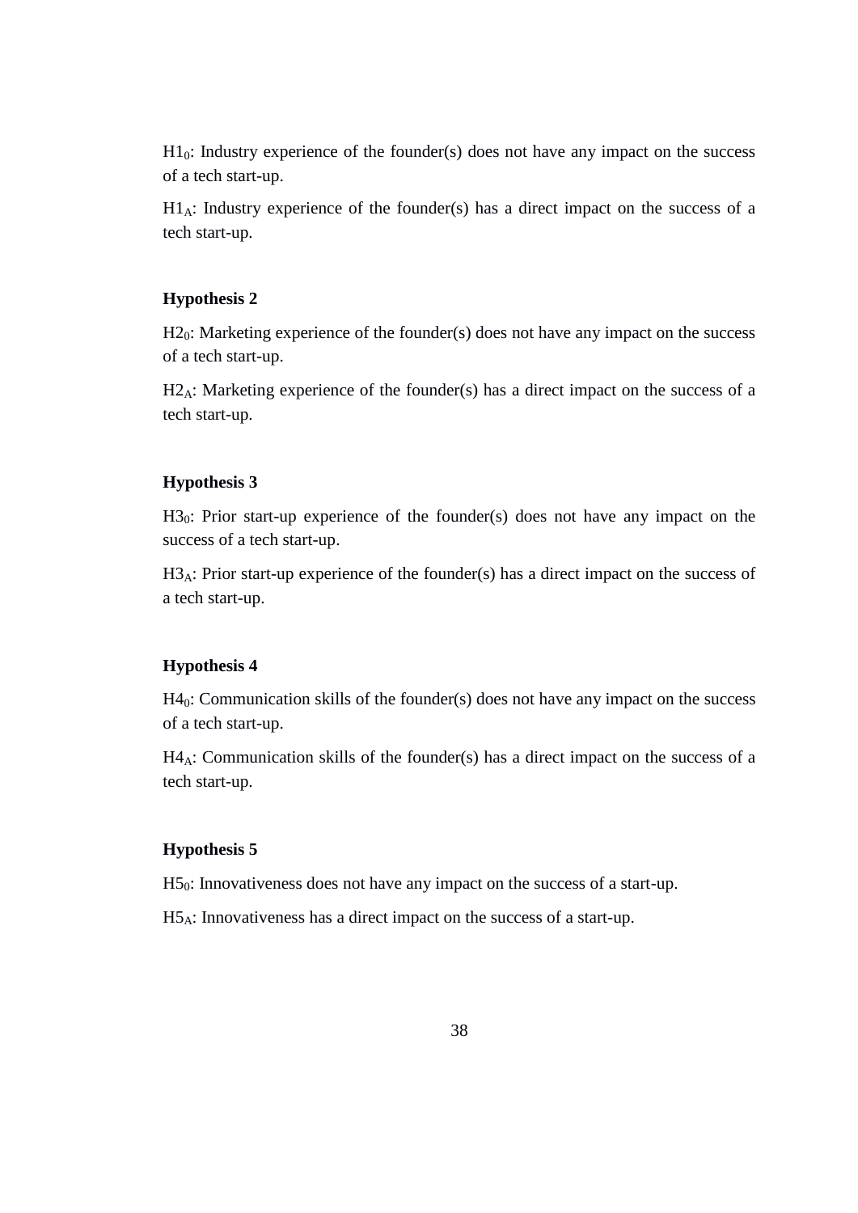$H1_0$: Industry experience of the founder(s) does not have any impact on the success of a tech start-up.

$H1_A$: Industry experience of the founder(s) has a direct impact on the success of a tech start-up.

**Hypothesis 2**

$H2_0$: Marketing experience of the founder(s) does not have any impact on the success of a tech start-up.

$H2_A$: Marketing experience of the founder(s) has a direct impact on the success of a tech start-up.

**Hypothesis 3**

$H3_0$: Prior start-up experience of the founder(s) does not have any impact on the success of a tech start-up.

$H3_A$: Prior start-up experience of the founder(s) has a direct impact on the success of a tech start-up.

**Hypothesis 4**

$H4_0$: Communication skills of the founder(s) does not have any impact on the success of a tech start-up.

$H4_A$: Communication skills of the founder(s) has a direct impact on the success of a tech start-up.

**Hypothesis 5**

$H5_0$: Innovativeness does not have any impact on the success of a start-up.

$H5_A$: Innovativeness has a direct impact on the success of a start-up.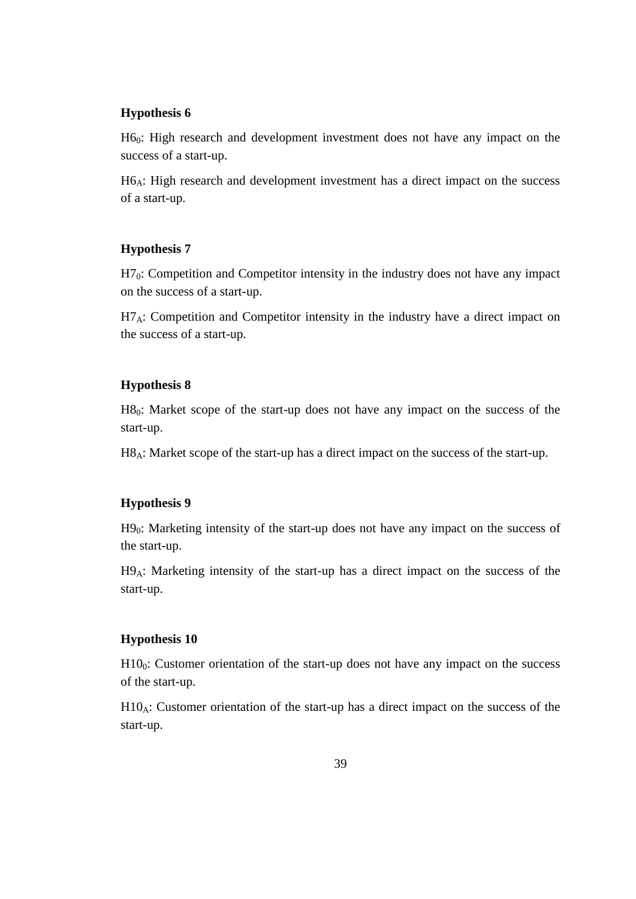**Hypothesis 6**

$H6_0$: High research and development investment does not have any impact on the success of a start-up.

$H6_A$: High research and development investment has a direct impact on the success of a start-up.

**Hypothesis 7**

$H7_0$: Competition and Competitor intensity in the industry does not have any impact on the success of a start-up.

$H7_A$: Competition and Competitor intensity in the industry have a direct impact on the success of a start-up.

**Hypothesis 8**

$H8_0$: Market scope of the start-up does not have any impact on the success of the start-up.

$H8_A$: Market scope of the start-up has a direct impact on the success of the start-up.

**Hypothesis 9**

$H9_0$: Marketing intensity of the start-up does not have any impact on the success of the start-up.

$H9_A$: Marketing intensity of the start-up has a direct impact on the success of the start-up.

**Hypothesis 10**

$H10_0$: Customer orientation of the start-up does not have any impact on the success of the start-up.

$H10_A$: Customer orientation of the start-up has a direct impact on the success of the start-up.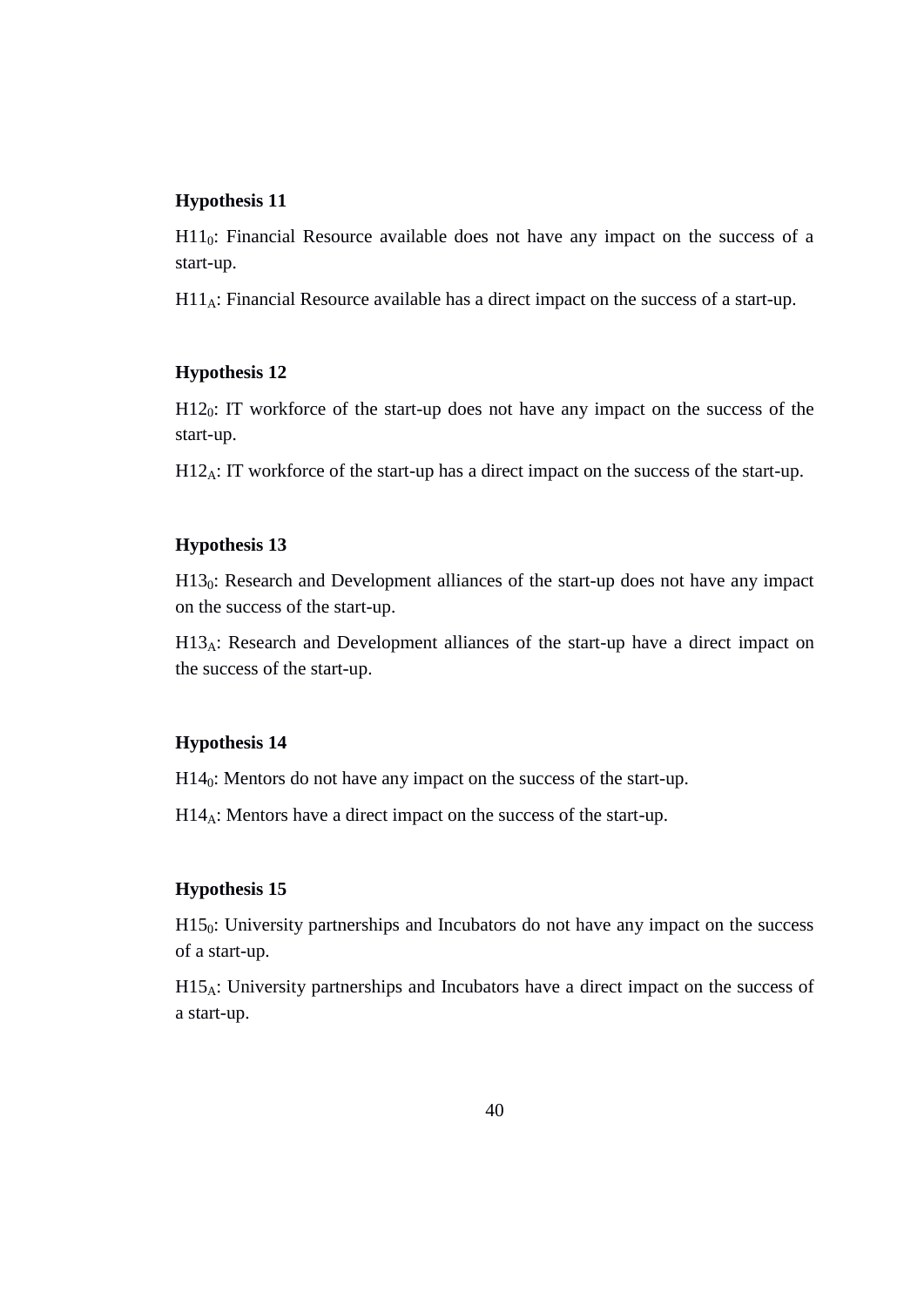**Hypothesis 11**

$H11_0$: Financial Resource available does not have any impact on the success of a start-up.

$H11_A$: Financial Resource available has a direct impact on the success of a start-up.

**Hypothesis 12**

$H12_0$: IT workforce of the start-up does not have any impact on the success of the start-up.

$H12_A$: IT workforce of the start-up has a direct impact on the success of the start-up.

**Hypothesis 13**

$H13_0$: Research and Development alliances of the start-up does not have any impact on the success of the start-up.

$H13_A$: Research and Development alliances of the start-up have a direct impact on the success of the start-up.

**Hypothesis 14**

$H14_0$: Mentors do not have any impact on the success of the start-up.

$H14_A$: Mentors have a direct impact on the success of the start-up.

**Hypothesis 15**

$H15_0$: University partnerships and Incubators do not have any impact on the success of a start-up.

$H15_A$: University partnerships and Incubators have a direct impact on the success of a start-up.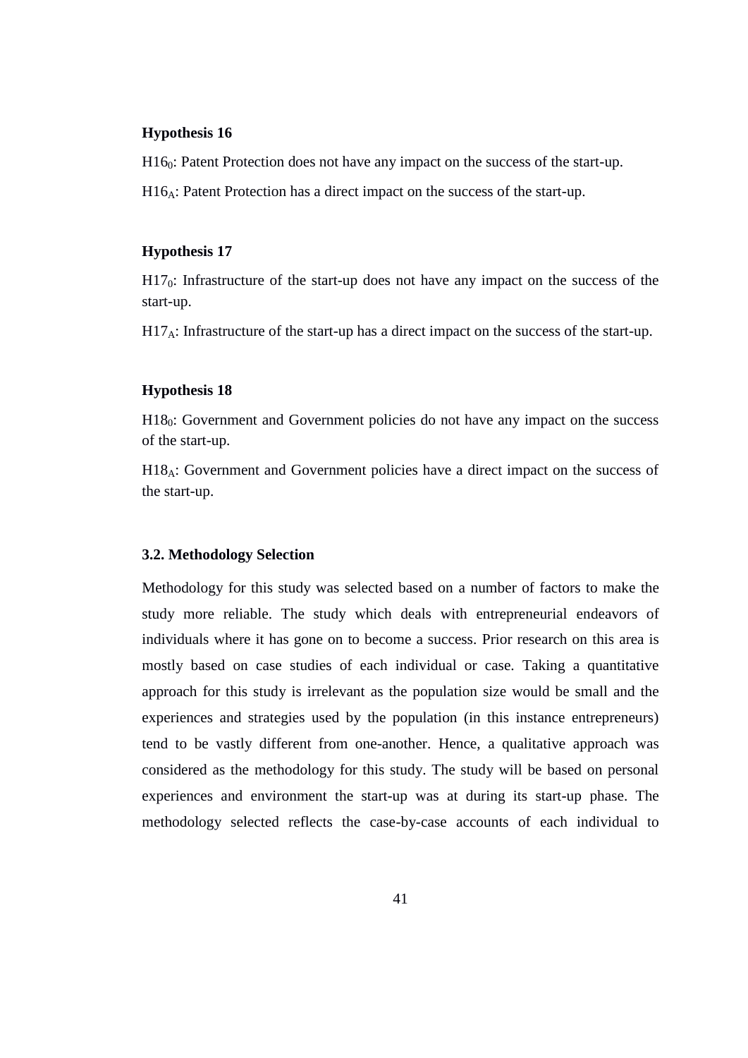**Hypothesis 16**

$H16_0$: Patent Protection does not have any impact on the success of the start-up.

$H16_A$: Patent Protection has a direct impact on the success of the start-up.

**Hypothesis 17**

$H17_0$: Infrastructure of the start-up does not have any impact on the success of the start-up.

$H17_A$: Infrastructure of the start-up has a direct impact on the success of the start-up.

**Hypothesis 18**

$H18_0$: Government and Government policies do not have any impact on the success of the start-up.

$H18_A$: Government and Government policies have a direct impact on the success of the start-up.

### 3.2. Methodology Selection

Methodology for this study was selected based on a number of factors to make the study more reliable. The study which deals with entrepreneurial endeavors of individuals where it has gone on to become a success. Prior research on this area is mostly based on case studies of each individual or case. Taking a quantitative approach for this study is irrelevant as the population size would be small and the experiences and strategies used by the population (in this instance entrepreneurs) tend to be vastly different from one-another. Hence, a qualitative approach was considered as the methodology for this study. The study will be based on personal experiences and environment the start-up was at during its start-up phase. The methodology selected reflects the case-by-case accounts of each individual to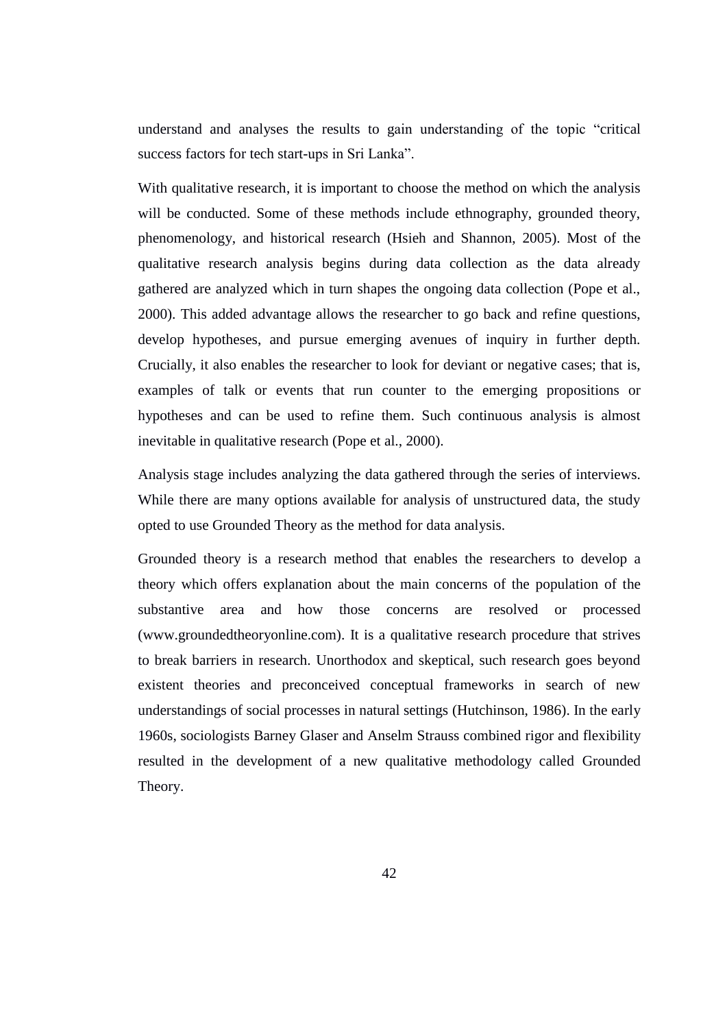understand and analyses the results to gain understanding of the topic "critical success factors for tech start-ups in Sri Lanka".

With qualitative research, it is important to choose the method on which the analysis will be conducted. Some of these methods include ethnography, grounded theory, phenomenology, and historical research (Hsieh and Shannon, 2005). Most of the qualitative research analysis begins during data collection as the data already gathered are analyzed which in turn shapes the ongoing data collection (Pope et al., 2000). This added advantage allows the researcher to go back and refine questions, develop hypotheses, and pursue emerging avenues of inquiry in further depth. Crucially, it also enables the researcher to look for deviant or negative cases; that is, examples of talk or events that run counter to the emerging propositions or hypotheses and can be used to refine them. Such continuous analysis is almost inevitable in qualitative research (Pope et al., 2000).

Analysis stage includes analyzing the data gathered through the series of interviews. While there are many options available for analysis of unstructured data, the study opted to use Grounded Theory as the method for data analysis.

Grounded theory is a research method that enables the researchers to develop a theory which offers explanation about the main concerns of the population of the substantive area and how those concerns are resolved or processed (www.groundedtheoryonline.com). It is a qualitative research procedure that strives to break barriers in research. Unorthodox and skeptical, such research goes beyond existent theories and preconceived conceptual frameworks in search of new understandings of social processes in natural settings (Hutchinson, 1986). In the early 1960s, sociologists Barney Glaser and Anselm Strauss combined rigor and flexibility resulted in the development of a new qualitative methodology called Grounded Theory.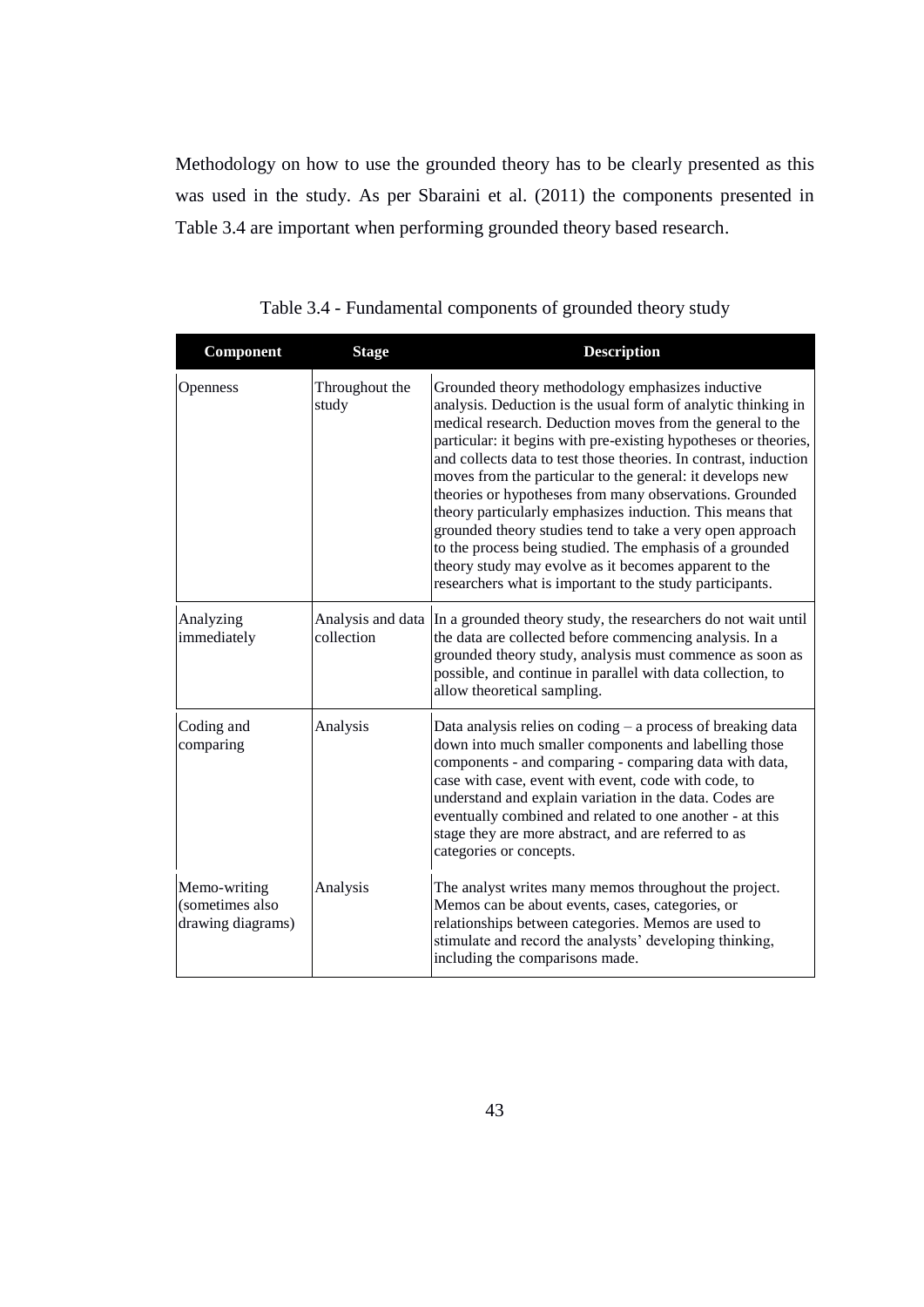Methodology on how to use the grounded theory has to be clearly presented as this was used in the study. As per Sbaraini et al. (2011) the components presented in Table 3.4 are important when performing grounded theory based research.

Table 3.4 - Fundamental components of grounded theory study

| Component | Stage | Description |
|---|---|---|
| Openness | Throughout the study | Grounded theory methodology emphasizes inductive analysis. Deduction is the usual form of analytic thinking in medical research. Deduction moves from the general to the particular: it begins with pre-existing hypotheses or theories, and collects data to test those theories. In contrast, induction moves from the particular to the general: it develops new theories or hypotheses from many observations. Grounded theory particularly emphasizes induction. This means that grounded theory studies tend to take a very open approach to the process being studied. The emphasis of a grounded theory study may evolve as it becomes apparent to the researchers what is important to the study participants. |
| Analyzing immediately | Analysis and data collection | In a grounded theory study, the researchers do not wait until the data are collected before commencing analysis. In a grounded theory study, analysis must commence as soon as possible, and continue in parallel with data collection, to allow theoretical sampling. |
| Coding and comparing | Analysis | Data analysis relies on coding – a process of breaking data down into much smaller components and labelling those components - and comparing - comparing data with data, case with case, event with event, code with code, to understand and explain variation in the data. Codes are eventually combined and related to one another - at this stage they are more abstract, and are referred to as categories or concepts. |
| Memo-writing (sometimes also drawing diagrams) | Analysis | The analyst writes many memos throughout the project. Memos can be about events, cases, categories, or relationships between categories. Memos are used to stimulate and record the analysts' developing thinking, including the comparisons made. |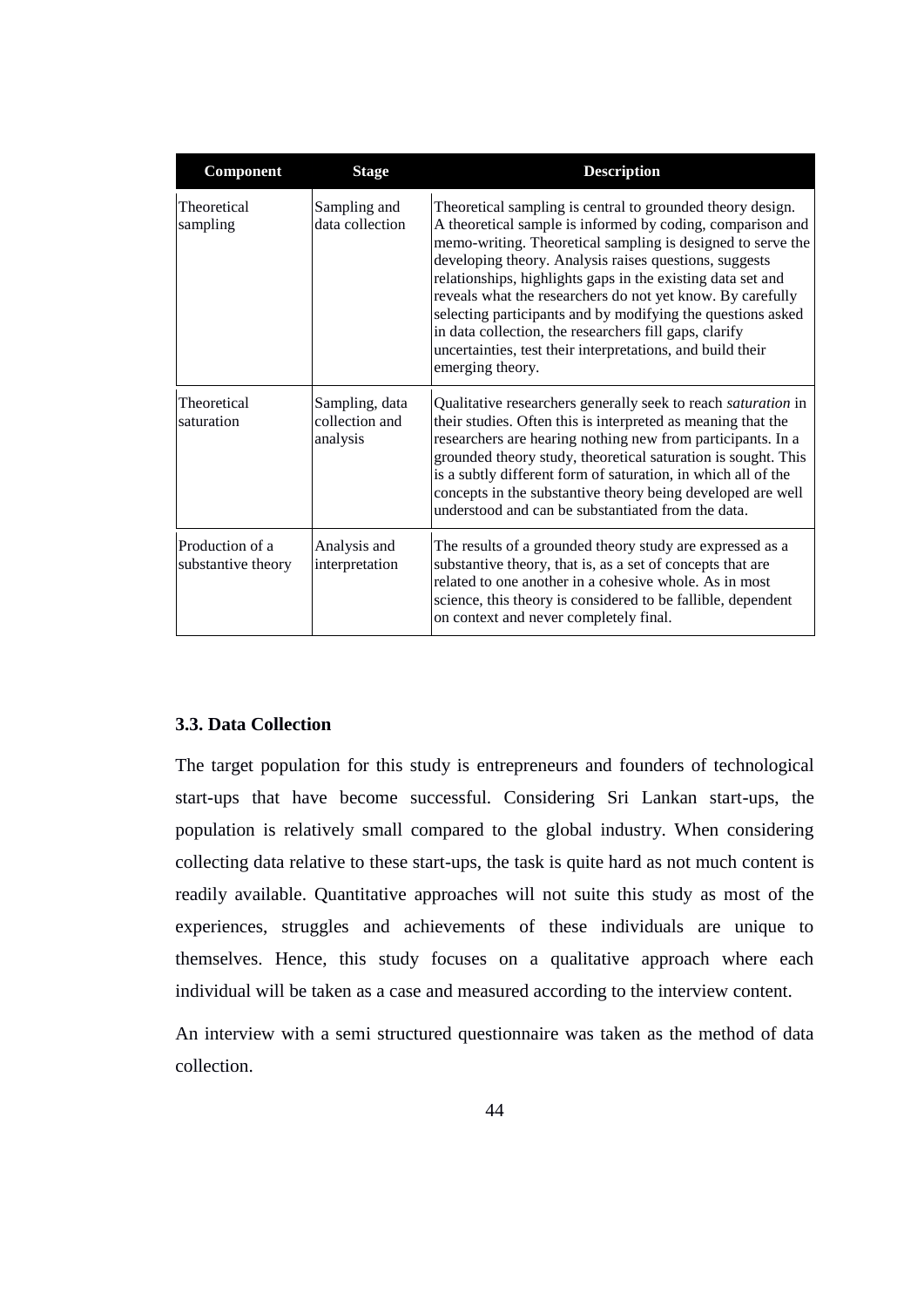| Component | Stage | Description |
|---|---|---|
| Theoretical sampling | Sampling and data collection | Theoretical sampling is central to grounded theory design. A theoretical sample is informed by coding, comparison and memo-writing. Theoretical sampling is designed to serve the developing theory. Analysis raises questions, suggests relationships, highlights gaps in the existing data set and reveals what the researchers do not yet know. By carefully selecting participants and by modifying the questions asked in data collection, the researchers fill gaps, clarify uncertainties, test their interpretations, and build their emerging theory. |
| Theoretical saturation | Sampling, data collection and analysis | Qualitative researchers generally seek to reach *saturation* in their studies. Often this is interpreted as meaning that the researchers are hearing nothing new from participants. In a grounded theory study, theoretical saturation is sought. This is a subtly different form of saturation, in which all of the concepts in the substantive theory being developed are well understood and can be substantiated from the data. |
| Production of a substantive theory | Analysis and interpretation | The results of a grounded theory study are expressed as a substantive theory, that is, as a set of concepts that are related to one another in a cohesive whole. As in most science, this theory is considered to be fallible, dependent on context and never completely final. |

### 3.3. Data Collection

The target population for this study is entrepreneurs and founders of technological start-ups that have become successful. Considering Sri Lankan start-ups, the population is relatively small compared to the global industry. When considering collecting data relative to these start-ups, the task is quite hard as not much content is readily available. Quantitative approaches will not suite this study as most of the experiences, struggles and achievements of these individuals are unique to themselves. Hence, this study focuses on a qualitative approach where each individual will be taken as a case and measured according to the interview content.

An interview with a semi structured questionnaire was taken as the method of data collection.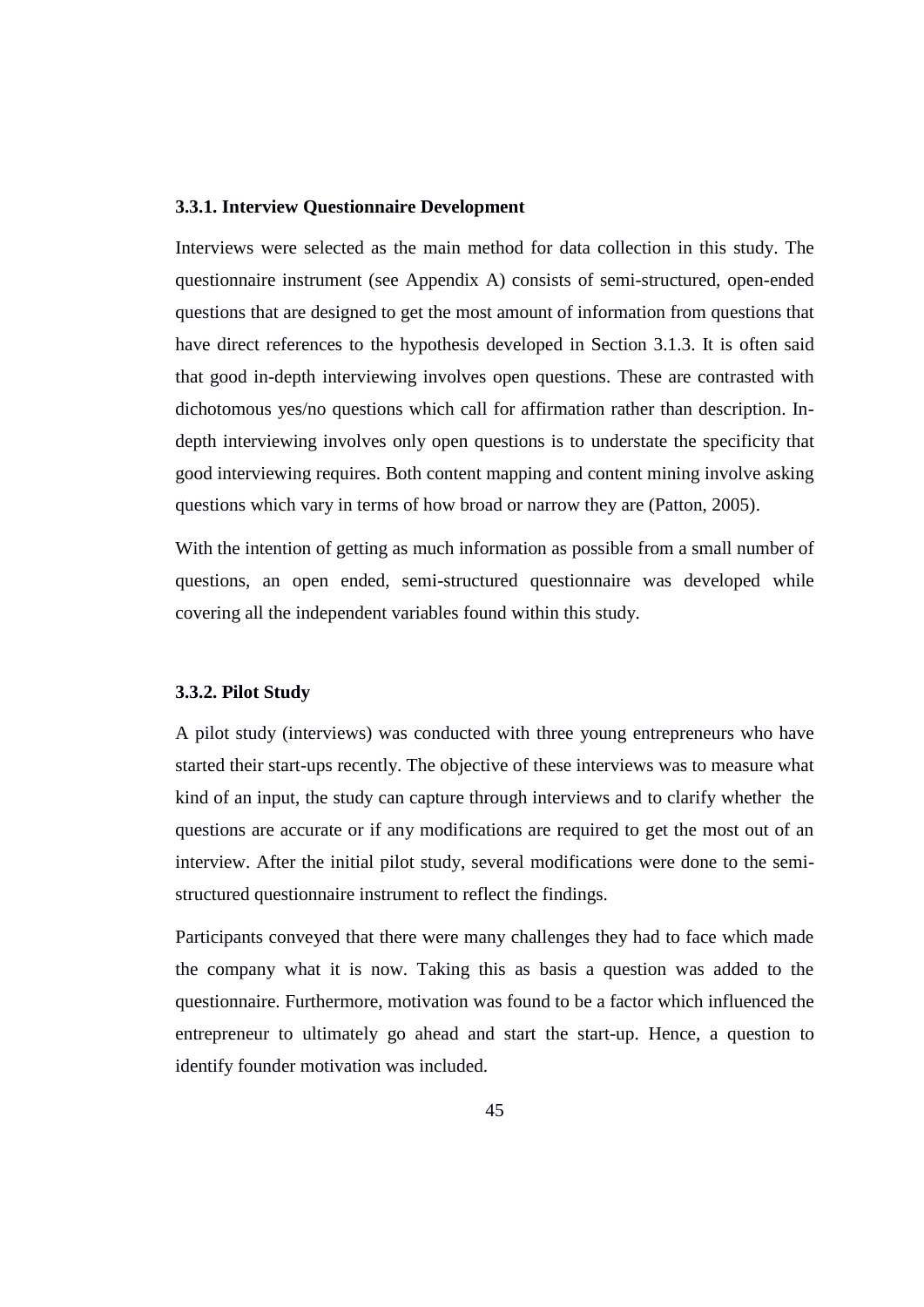### 3.3.1. Interview Questionnaire Development

Interviews were selected as the main method for data collection in this study. The questionnaire instrument (see Appendix A) consists of semi-structured, open-ended questions that are designed to get the most amount of information from questions that have direct references to the hypothesis developed in Section 3.1.3. It is often said that good in-depth interviewing involves open questions. These are contrasted with dichotomous yes/no questions which call for affirmation rather than description. In-depth interviewing involves only open questions is to understate the specificity that good interviewing requires. Both content mapping and content mining involve asking questions which vary in terms of how broad or narrow they are (Patton, 2005).

With the intention of getting as much information as possible from a small number of questions, an open ended, semi-structured questionnaire was developed while covering all the independent variables found within this study.

### 3.3.2. Pilot Study

A pilot study (interviews) was conducted with three young entrepreneurs who have started their start-ups recently. The objective of these interviews was to measure what kind of an input, the study can capture through interviews and to clarify whether the questions are accurate or if any modifications are required to get the most out of an interview. After the initial pilot study, several modifications were done to the semi-structured questionnaire instrument to reflect the findings.

Participants conveyed that there were many challenges they had to face which made the company what it is now. Taking this as basis a question was added to the questionnaire. Furthermore, motivation was found to be a factor which influenced the entrepreneur to ultimately go ahead and start the start-up. Hence, a question to identify founder motivation was included.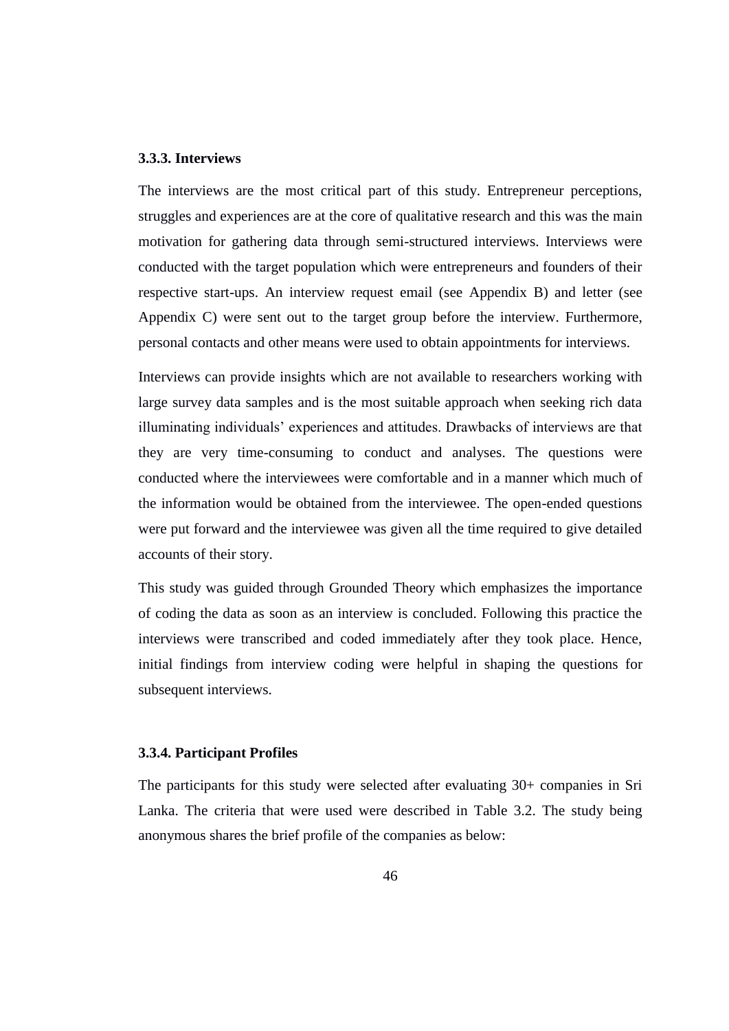### 3.3.3. Interviews

The interviews are the most critical part of this study. Entrepreneur perceptions, struggles and experiences are at the core of qualitative research and this was the main motivation for gathering data through semi-structured interviews. Interviews were conducted with the target population which were entrepreneurs and founders of their respective start-ups. An interview request email (see Appendix B) and letter (see Appendix C) were sent out to the target group before the interview. Furthermore, personal contacts and other means were used to obtain appointments for interviews.

Interviews can provide insights which are not available to researchers working with large survey data samples and is the most suitable approach when seeking rich data illuminating individuals' experiences and attitudes. Drawbacks of interviews are that they are very time-consuming to conduct and analyses. The questions were conducted where the interviewees were comfortable and in a manner which much of the information would be obtained from the interviewee. The open-ended questions were put forward and the interviewee was given all the time required to give detailed accounts of their story.

This study was guided through Grounded Theory which emphasizes the importance of coding the data as soon as an interview is concluded. Following this practice the interviews were transcribed and coded immediately after they took place. Hence, initial findings from interview coding were helpful in shaping the questions for subsequent interviews.

### 3.3.4. Participant Profiles

The participants for this study were selected after evaluating 30+ companies in Sri Lanka. The criteria that were used were described in Table 3.2. The study being anonymous shares the brief profile of the companies as below: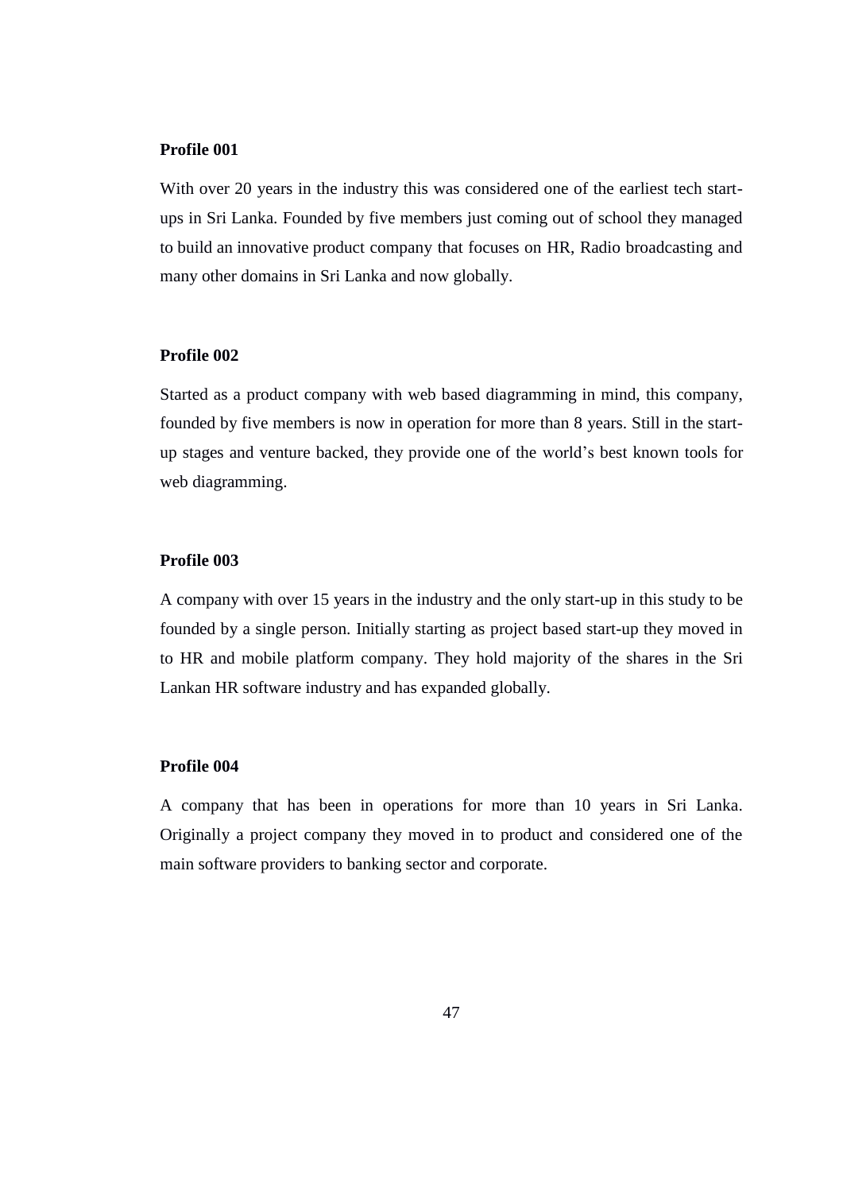**Profile 001**

With over 20 years in the industry this was considered one of the earliest tech start-ups in Sri Lanka. Founded by five members just coming out of school they managed to build an innovative product company that focuses on HR, Radio broadcasting and many other domains in Sri Lanka and now globally.

**Profile 002**

Started as a product company with web based diagramming in mind, this company, founded by five members is now in operation for more than 8 years. Still in the start-up stages and venture backed, they provide one of the world's best known tools for web diagramming.

**Profile 003**

A company with over 15 years in the industry and the only start-up in this study to be founded by a single person. Initially starting as project based start-up they moved in to HR and mobile platform company. They hold majority of the shares in the Sri Lankan HR software industry and has expanded globally.

**Profile 004**

A company that has been in operations for more than 10 years in Sri Lanka. Originally a project company they moved in to product and considered one of the main software providers to banking sector and corporate.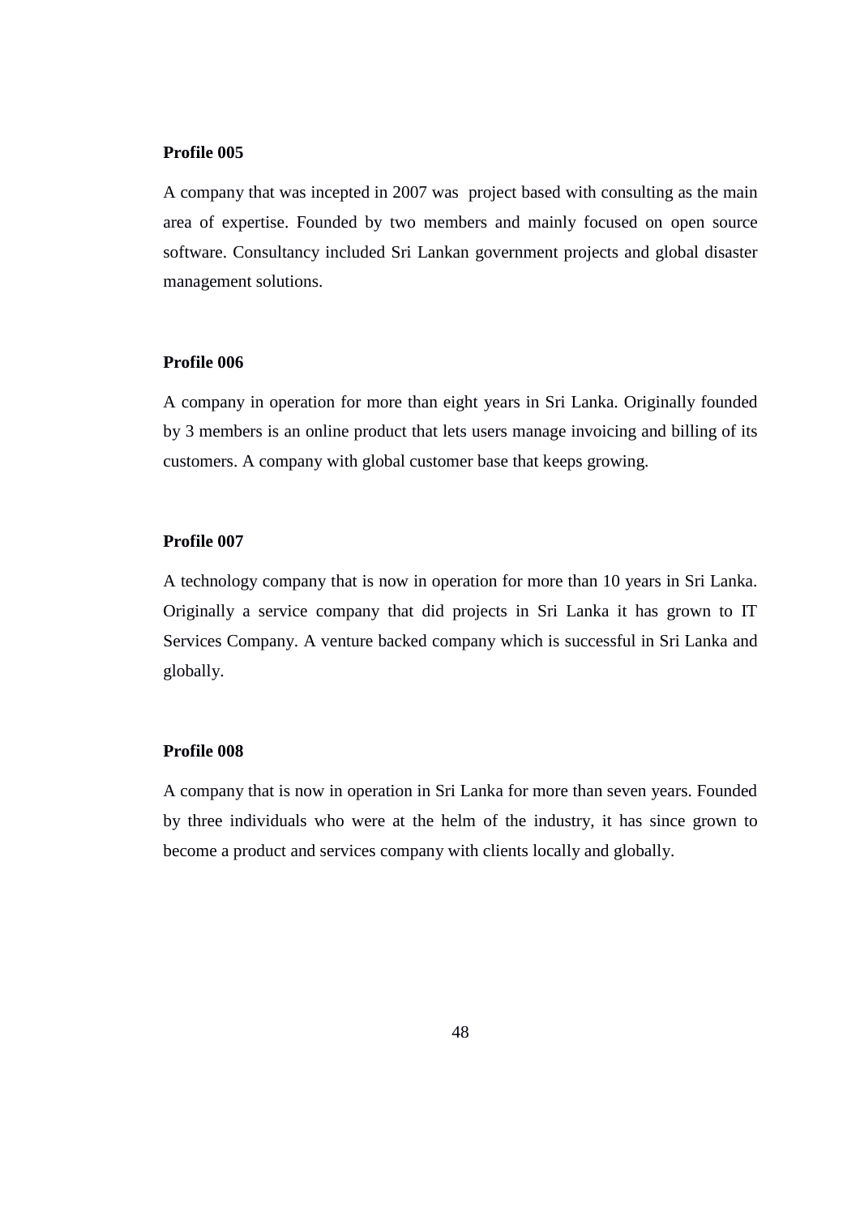**Profile 005**

A company that was incepted in 2007 was  project based with consulting as the main area of expertise. Founded by two members and mainly focused on open source software. Consultancy included Sri Lankan government projects and global disaster management solutions.

**Profile 006**

A company in operation for more than eight years in Sri Lanka. Originally founded by 3 members is an online product that lets users manage invoicing and billing of its customers. A company with global customer base that keeps growing.

**Profile 007**

A technology company that is now in operation for more than 10 years in Sri Lanka. Originally a service company that did projects in Sri Lanka it has grown to IT Services Company. A venture backed company which is successful in Sri Lanka and globally.

**Profile 008**

A company that is now in operation in Sri Lanka for more than seven years. Founded by three individuals who were at the helm of the industry, it has since grown to become a product and services company with clients locally and globally.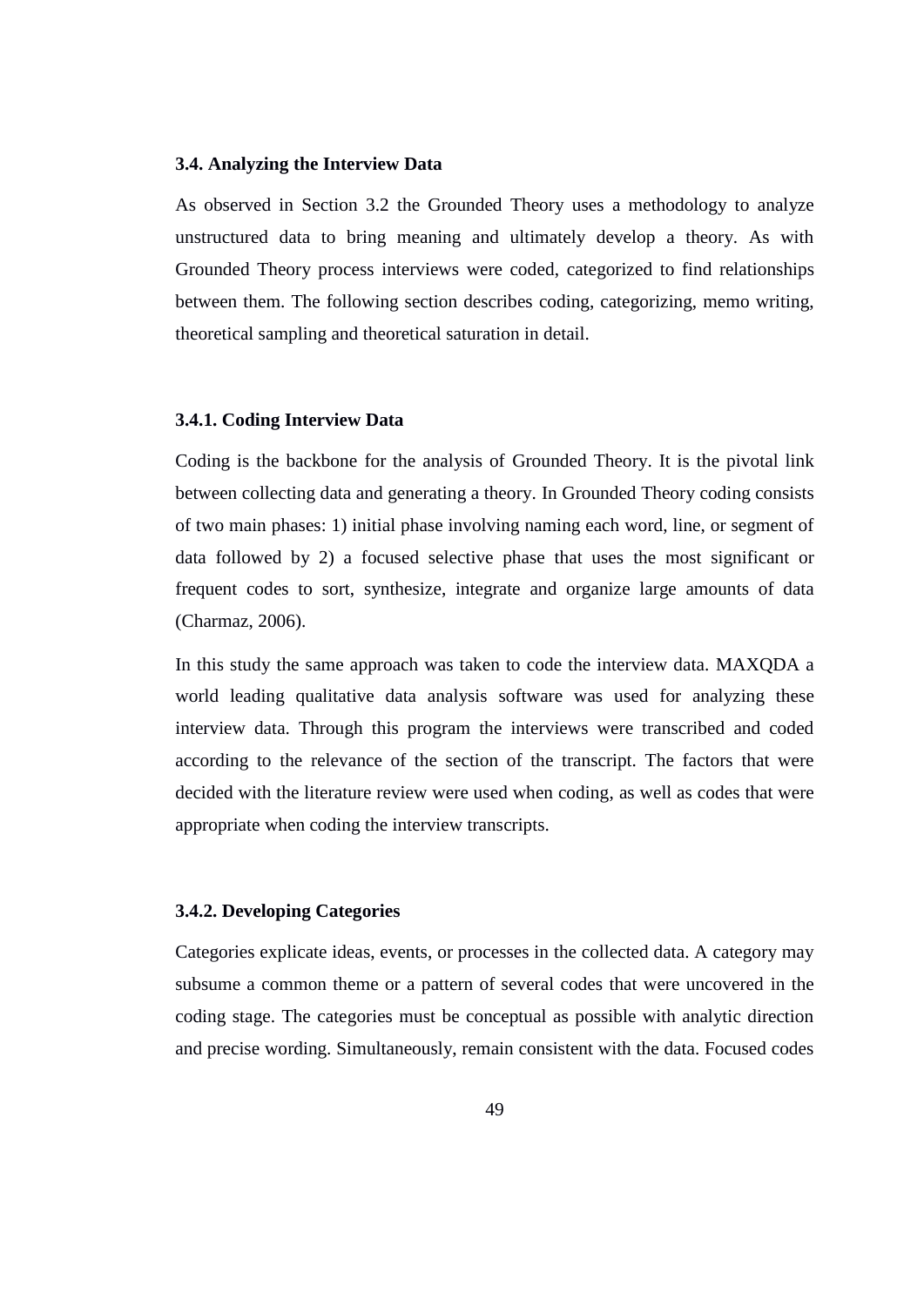### 3.4. Analyzing the Interview Data

As observed in Section 3.2 the Grounded Theory uses a methodology to analyze unstructured data to bring meaning and ultimately develop a theory. As with Grounded Theory process interviews were coded, categorized to find relationships between them. The following section describes coding, categorizing, memo writing, theoretical sampling and theoretical saturation in detail.

#### 3.4.1. Coding Interview Data

Coding is the backbone for the analysis of Grounded Theory. It is the pivotal link between collecting data and generating a theory. In Grounded Theory coding consists of two main phases: 1) initial phase involving naming each word, line, or segment of data followed by 2) a focused selective phase that uses the most significant or frequent codes to sort, synthesize, integrate and organize large amounts of data (Charmaz, 2006).

In this study the same approach was taken to code the interview data. MAXQDA a world leading qualitative data analysis software was used for analyzing these interview data. Through this program the interviews were transcribed and coded according to the relevance of the section of the transcript. The factors that were decided with the literature review were used when coding, as well as codes that were appropriate when coding the interview transcripts.

#### 3.4.2. Developing Categories

Categories explicate ideas, events, or processes in the collected data. A category may subsume a common theme or a pattern of several codes that were uncovered in the coding stage. The categories must be conceptual as possible with analytic direction and precise wording. Simultaneously, remain consistent with the data. Focused codes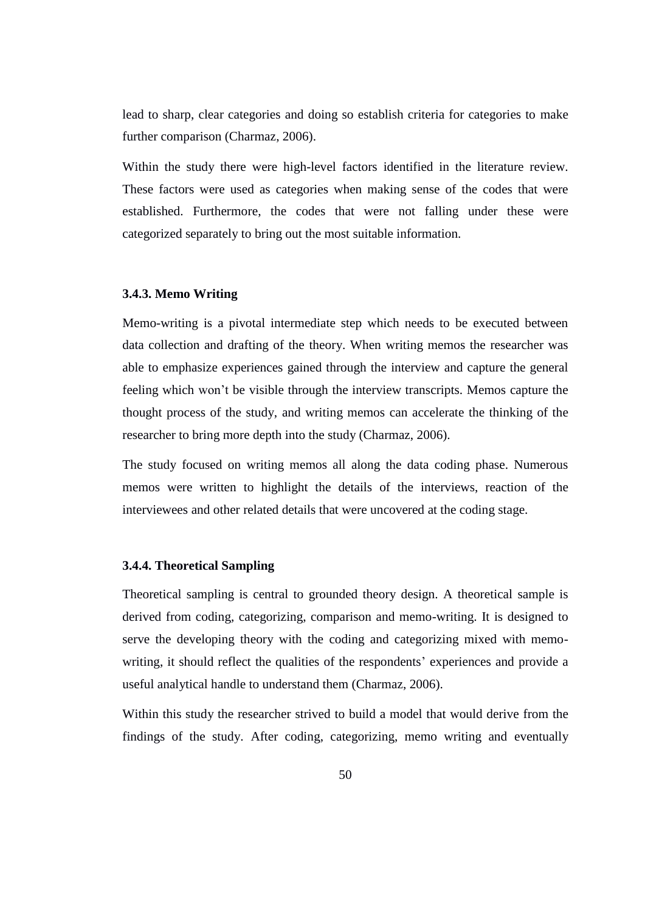lead to sharp, clear categories and doing so establish criteria for categories to make further comparison (Charmaz, 2006).

Within the study there were high-level factors identified in the literature review. These factors were used as categories when making sense of the codes that were established. Furthermore, the codes that were not falling under these were categorized separately to bring out the most suitable information.

### 3.4.3. Memo Writing

Memo-writing is a pivotal intermediate step which needs to be executed between data collection and drafting of the theory. When writing memos the researcher was able to emphasize experiences gained through the interview and capture the general feeling which won't be visible through the interview transcripts. Memos capture the thought process of the study, and writing memos can accelerate the thinking of the researcher to bring more depth into the study (Charmaz, 2006).

The study focused on writing memos all along the data coding phase. Numerous memos were written to highlight the details of the interviews, reaction of the interviewees and other related details that were uncovered at the coding stage.

### 3.4.4. Theoretical Sampling

Theoretical sampling is central to grounded theory design. A theoretical sample is derived from coding, categorizing, comparison and memo-writing. It is designed to serve the developing theory with the coding and categorizing mixed with memo-writing, it should reflect the qualities of the respondents' experiences and provide a useful analytical handle to understand them (Charmaz, 2006).

Within this study the researcher strived to build a model that would derive from the findings of the study. After coding, categorizing, memo writing and eventually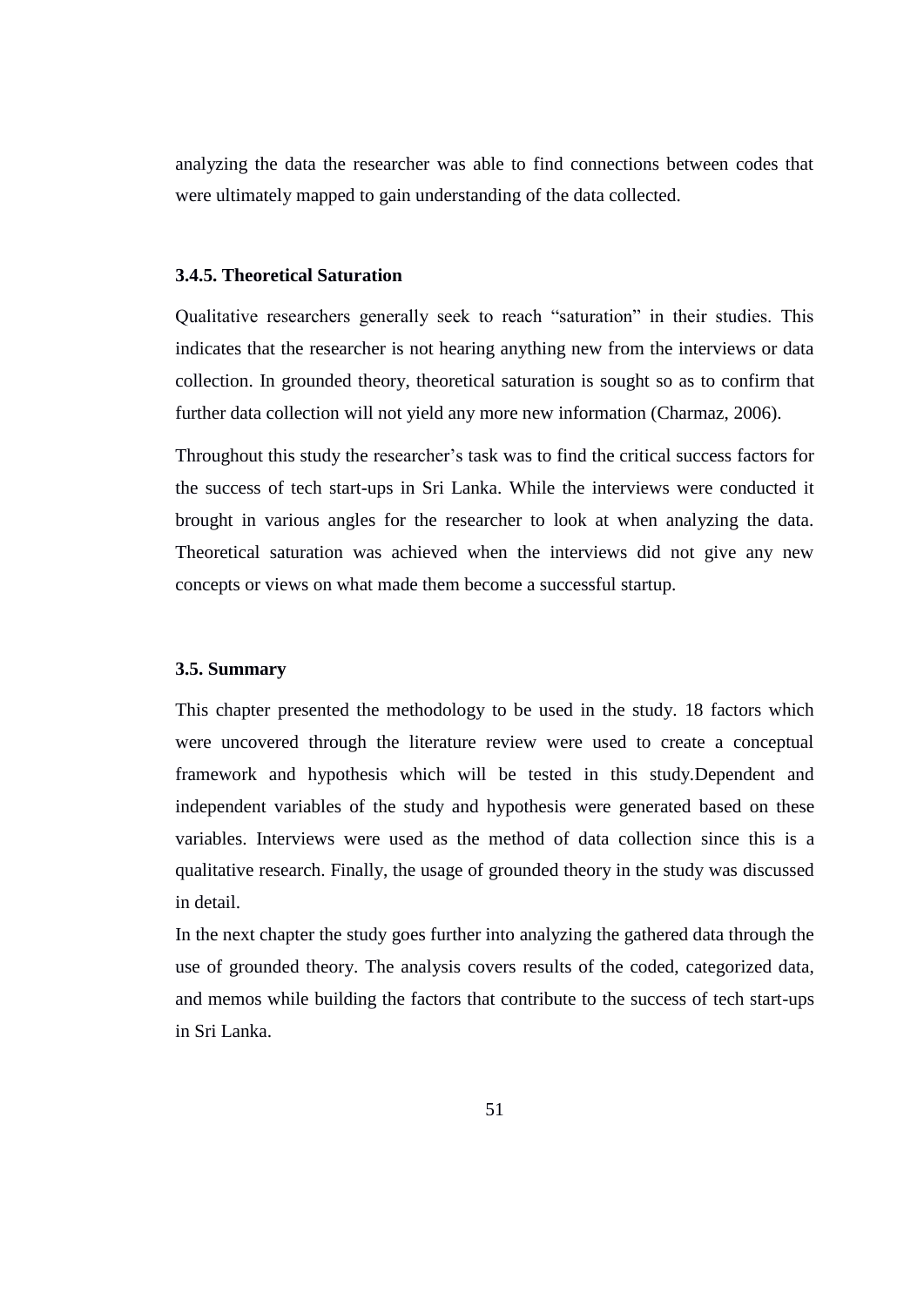analyzing the data the researcher was able to find connections between codes that were ultimately mapped to gain understanding of the data collected.

### 3.4.5. Theoretical Saturation

Qualitative researchers generally seek to reach "saturation" in their studies. This indicates that the researcher is not hearing anything new from the interviews or data collection. In grounded theory, theoretical saturation is sought so as to confirm that further data collection will not yield any more new information (Charmaz, 2006).

Throughout this study the researcher's task was to find the critical success factors for the success of tech start-ups in Sri Lanka. While the interviews were conducted it brought in various angles for the researcher to look at when analyzing the data. Theoretical saturation was achieved when the interviews did not give any new concepts or views on what made them become a successful startup.

## 3.5. Summary

This chapter presented the methodology to be used in the study. 18 factors which were uncovered through the literature review were used to create a conceptual framework and hypothesis which will be tested in this study.Dependent and independent variables of the study and hypothesis were generated based on these variables. Interviews were used as the method of data collection since this is a qualitative research. Finally, the usage of grounded theory in the study was discussed in detail.

In the next chapter the study goes further into analyzing the gathered data through the use of grounded theory. The analysis covers results of the coded, categorized data, and memos while building the factors that contribute to the success of tech start-ups in Sri Lanka.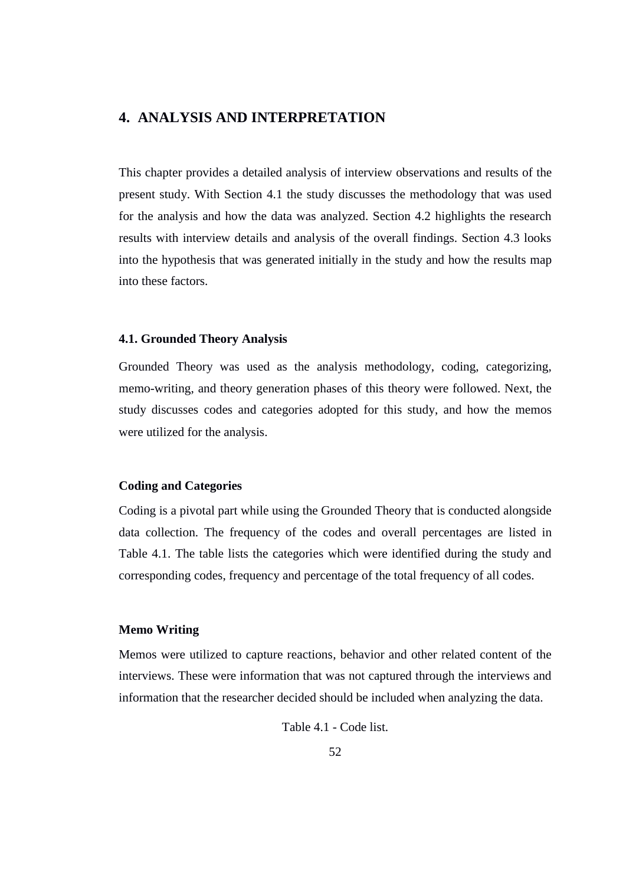# 4. ANALYSIS AND INTERPRETATION

This chapter provides a detailed analysis of interview observations and results of the present study. With Section 4.1 the study discusses the methodology that was used for the analysis and how the data was analyzed. Section 4.2 highlights the research results with interview details and analysis of the overall findings. Section 4.3 looks into the hypothesis that was generated initially in the study and how the results map into these factors.

## 4.1. Grounded Theory Analysis

Grounded Theory was used as the analysis methodology, coding, categorizing, memo-writing, and theory generation phases of this theory were followed. Next, the study discusses codes and categories adopted for this study, and how the memos were utilized for the analysis.

### Coding and Categories

Coding is a pivotal part while using the Grounded Theory that is conducted alongside data collection. The frequency of the codes and overall percentages are listed in Table 4.1. The table lists the categories which were identified during the study and corresponding codes, frequency and percentage of the total frequency of all codes.

### Memo Writing

Memos were utilized to capture reactions, behavior and other related content of the interviews. These were information that was not captured through the interviews and information that the researcher decided should be included when analyzing the data.

Table 4.1 - Code list.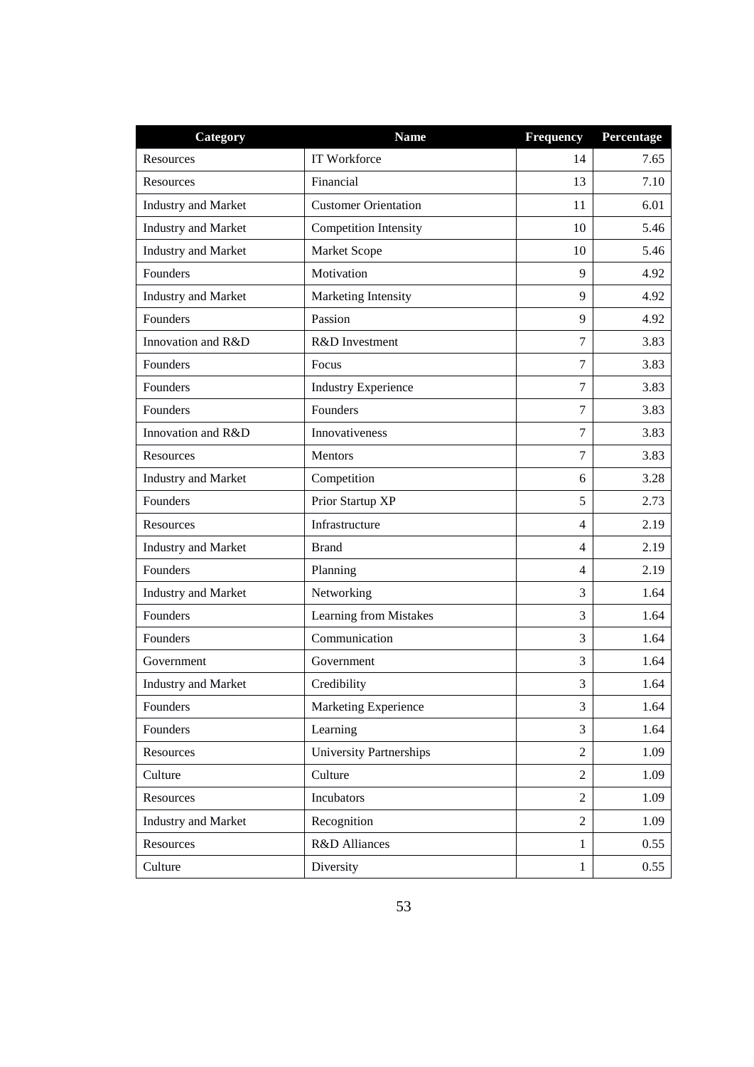| Category | Name | Frequency | Percentage |
|---|---|---|---|
| Resources | IT Workforce | 14 | 7.65 |
| Resources | Financial | 13 | 7.10 |
| Industry and Market | Customer Orientation | 11 | 6.01 |
| Industry and Market | Competition Intensity | 10 | 5.46 |
| Industry and Market | Market Scope | 10 | 5.46 |
| Founders | Motivation | 9 | 4.92 |
| Industry and Market | Marketing Intensity | 9 | 4.92 |
| Founders | Passion | 9 | 4.92 |
| Innovation and R&D | R&D Investment | 7 | 3.83 |
| Founders | Focus | 7 | 3.83 |
| Founders | Industry Experience | 7 | 3.83 |
| Founders | Founders | 7 | 3.83 |
| Innovation and R&D | Innovativeness | 7 | 3.83 |
| Resources | Mentors | 7 | 3.83 |
| Industry and Market | Competition | 6 | 3.28 |
| Founders | Prior Startup XP | 5 | 2.73 |
| Resources | Infrastructure | 4 | 2.19 |
| Industry and Market | Brand | 4 | 2.19 |
| Founders | Planning | 4 | 2.19 |
| Industry and Market | Networking | 3 | 1.64 |
| Founders | Learning from Mistakes | 3 | 1.64 |
| Founders | Communication | 3 | 1.64 |
| Government | Government | 3 | 1.64 |
| Industry and Market | Credibility | 3 | 1.64 |
| Founders | Marketing Experience | 3 | 1.64 |
| Founders | Learning | 3 | 1.64 |
| Resources | University Partnerships | 2 | 1.09 |
| Culture | Culture | 2 | 1.09 |
| Resources | Incubators | 2 | 1.09 |
| Industry and Market | Recognition | 2 | 1.09 |
| Resources | R&D Alliances | 1 | 0.55 |
| Culture | Diversity | 1 | 0.55 |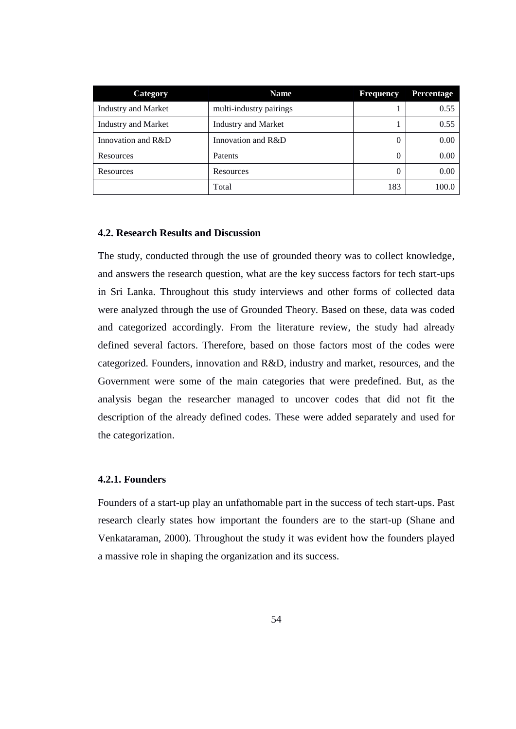| Category | Name | Frequency | Percentage |
|---|---|---|---|
| Industry and Market | multi-industry pairings | 1 | 0.55 |
| Industry and Market | Industry and Market | 1 | 0.55 |
| Innovation and R&D | Innovation and R&D | 0 | 0.00 |
| Resources | Patents | 0 | 0.00 |
| Resources | Resources | 0 | 0.00 |
| | Total | 183 | 100.0 |

### 4.2. Research Results and Discussion

The study, conducted through the use of grounded theory was to collect knowledge, and answers the research question, what are the key success factors for tech start-ups in Sri Lanka. Throughout this study interviews and other forms of collected data were analyzed through the use of Grounded Theory. Based on these, data was coded and categorized accordingly. From the literature review, the study had already defined several factors. Therefore, based on those factors most of the codes were categorized. Founders, innovation and R&D, industry and market, resources, and the Government were some of the main categories that were predefined. But, as the analysis began the researcher managed to uncover codes that did not fit the description of the already defined codes. These were added separately and used for the categorization.

#### 4.2.1. Founders

Founders of a start-up play an unfathomable part in the success of tech start-ups. Past research clearly states how important the founders are to the start-up (Shane and Venkataraman, 2000). Throughout the study it was evident how the founders played a massive role in shaping the organization and its success.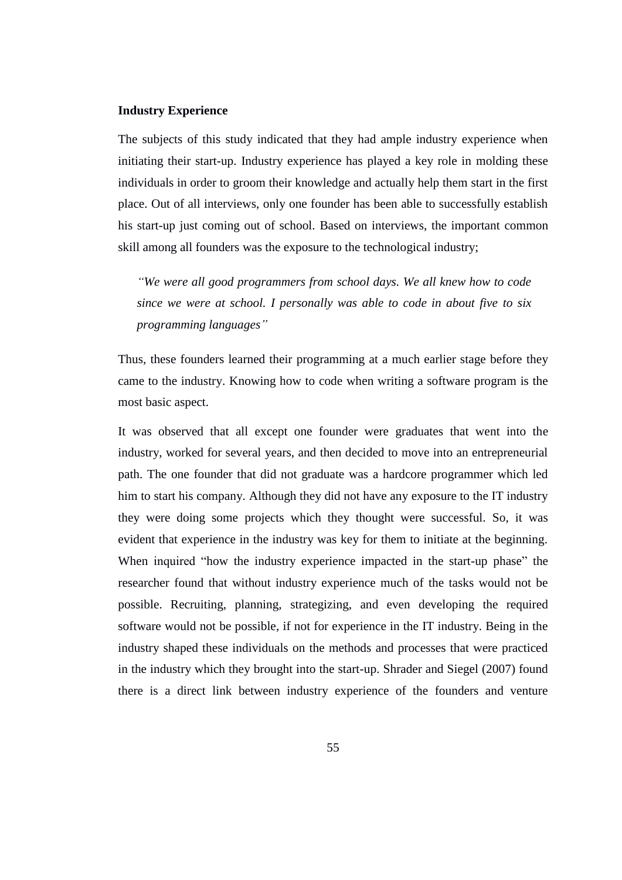**Industry Experience**

The subjects of this study indicated that they had ample industry experience when initiating their start-up. Industry experience has played a key role in molding these individuals in order to groom their knowledge and actually help them start in the first place. Out of all interviews, only one founder has been able to successfully establish his start-up just coming out of school. Based on interviews, the important common skill among all founders was the exposure to the technological industry;

> *"We were all good programmers from school days. We all knew how to code since we were at school. I personally was able to code in about five to six programming languages"*

Thus, these founders learned their programming at a much earlier stage before they came to the industry. Knowing how to code when writing a software program is the most basic aspect.

It was observed that all except one founder were graduates that went into the industry, worked for several years, and then decided to move into an entrepreneurial path. The one founder that did not graduate was a hardcore programmer which led him to start his company. Although they did not have any exposure to the IT industry they were doing some projects which they thought were successful. So, it was evident that experience in the industry was key for them to initiate at the beginning. When inquired "how the industry experience impacted in the start-up phase" the researcher found that without industry experience much of the tasks would not be possible. Recruiting, planning, strategizing, and even developing the required software would not be possible, if not for experience in the IT industry. Being in the industry shaped these individuals on the methods and processes that were practiced in the industry which they brought into the start-up. Shrader and Siegel (2007) found there is a direct link between industry experience of the founders and venture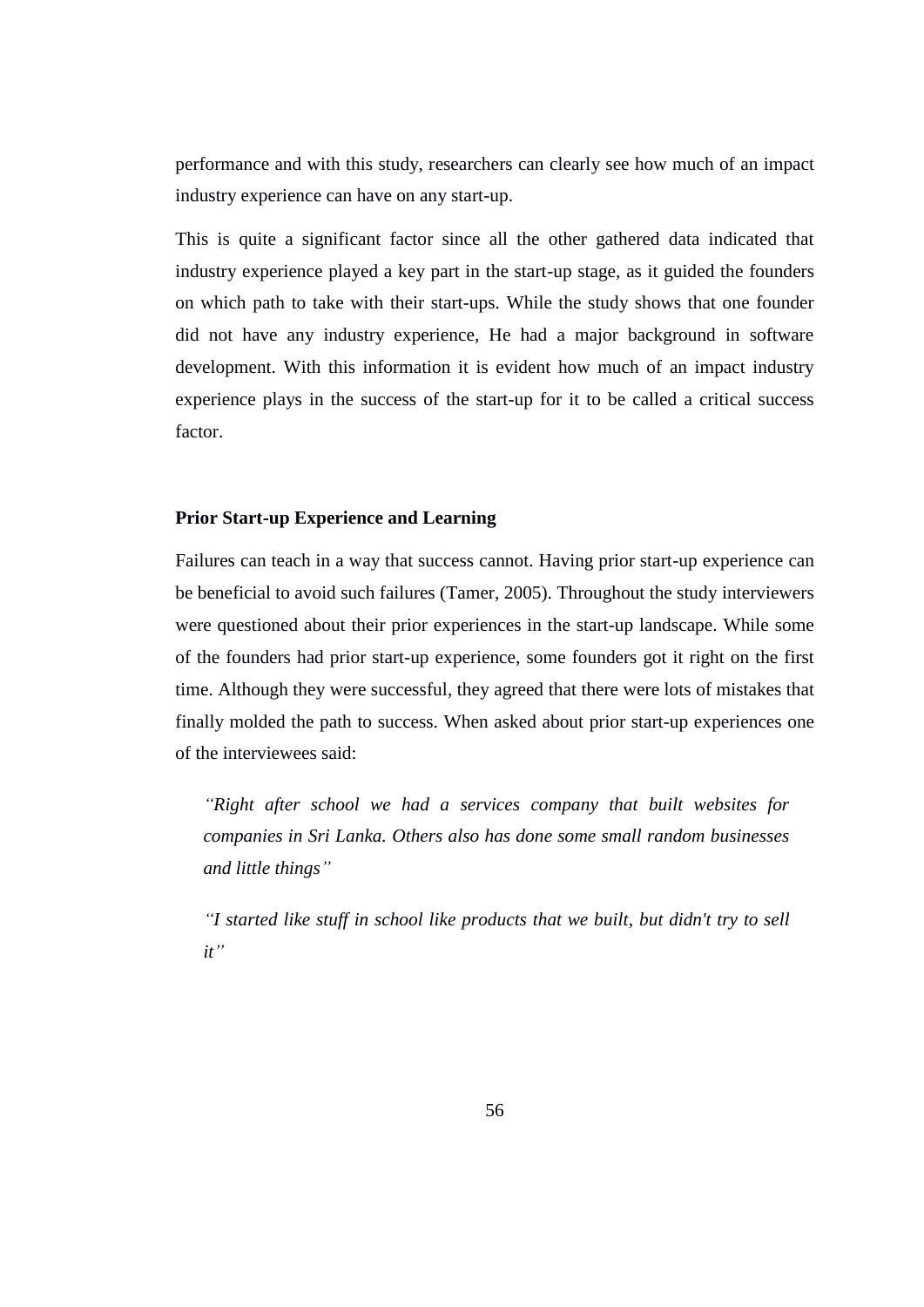performance and with this study, researchers can clearly see how much of an impact industry experience can have on any start-up.

This is quite a significant factor since all the other gathered data indicated that industry experience played a key part in the start-up stage, as it guided the founders on which path to take with their start-ups. While the study shows that one founder did not have any industry experience, He had a major background in software development. With this information it is evident how much of an impact industry experience plays in the success of the start-up for it to be called a critical success factor.

**Prior Start-up Experience and Learning**

Failures can teach in a way that success cannot. Having prior start-up experience can be beneficial to avoid such failures (Tamer, 2005). Throughout the study interviewers were questioned about their prior experiences in the start-up landscape. While some of the founders had prior start-up experience, some founders got it right on the first time. Although they were successful, they agreed that there were lots of mistakes that finally molded the path to success. When asked about prior start-up experiences one of the interviewees said:

> *"Right after school we had a services company that built websites for companies in Sri Lanka. Others also has done some small random businesses and little things"*
>
> *"I started like stuff in school like products that we built, but didn't try to sell it"*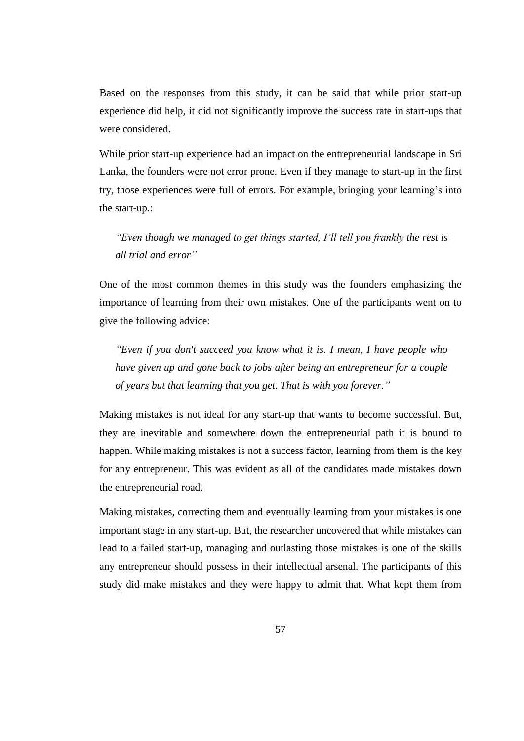Based on the responses from this study, it can be said that while prior start-up experience did help, it did not significantly improve the success rate in start-ups that were considered.

While prior start-up experience had an impact on the entrepreneurial landscape in Sri Lanka, the founders were not error prone. Even if they manage to start-up in the first try, those experiences were full of errors. For example, bringing your learning's into the start-up.:

> *"Even though we managed to get things started, I'll tell you frankly the rest is all trial and error"*

One of the most common themes in this study was the founders emphasizing the importance of learning from their own mistakes. One of the participants went on to give the following advice:

> *"Even if you don't succeed you know what it is. I mean, I have people who have given up and gone back to jobs after being an entrepreneur for a couple of years but that learning that you get. That is with you forever."*

Making mistakes is not ideal for any start-up that wants to become successful. But, they are inevitable and somewhere down the entrepreneurial path it is bound to happen. While making mistakes is not a success factor, learning from them is the key for any entrepreneur. This was evident as all of the candidates made mistakes down the entrepreneurial road.

Making mistakes, correcting them and eventually learning from your mistakes is one important stage in any start-up. But, the researcher uncovered that while mistakes can lead to a failed start-up, managing and outlasting those mistakes is one of the skills any entrepreneur should possess in their intellectual arsenal. The participants of this study did make mistakes and they were happy to admit that. What kept them from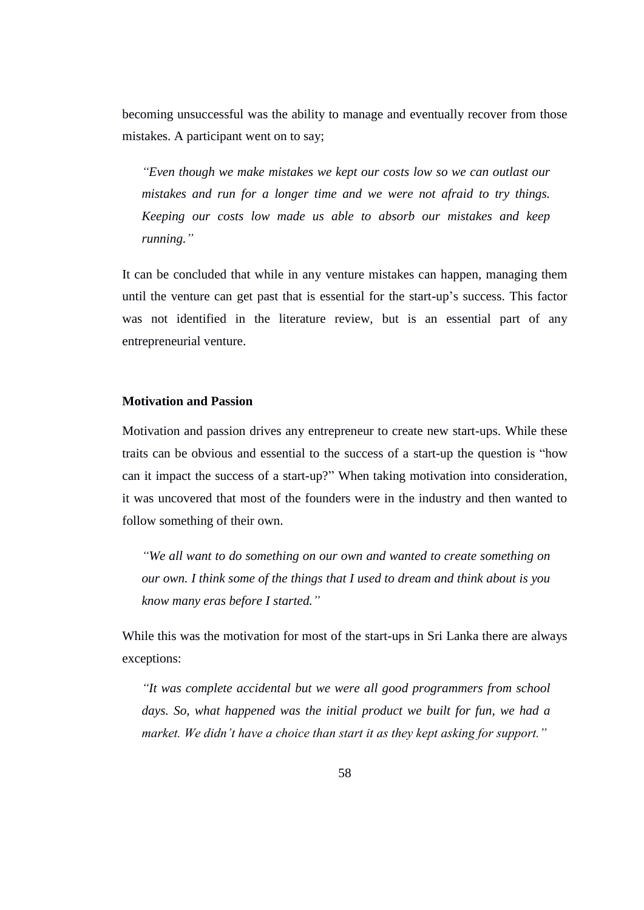becoming unsuccessful was the ability to manage and eventually recover from those mistakes. A participant went on to say;

> *"Even though we make mistakes we kept our costs low so we can outlast our mistakes and run for a longer time and we were not afraid to try things. Keeping our costs low made us able to absorb our mistakes and keep running."*

It can be concluded that while in any venture mistakes can happen, managing them until the venture can get past that is essential for the start-up's success. This factor was not identified in the literature review, but is an essential part of any entrepreneurial venture.

**Motivation and Passion**

Motivation and passion drives any entrepreneur to create new start-ups. While these traits can be obvious and essential to the success of a start-up the question is "how can it impact the success of a start-up?" When taking motivation into consideration, it was uncovered that most of the founders were in the industry and then wanted to follow something of their own.

> *"We all want to do something on our own and wanted to create something on our own. I think some of the things that I used to dream and think about is you know many eras before I started."*

While this was the motivation for most of the start-ups in Sri Lanka there are always exceptions:

> *"It was complete accidental but we were all good programmers from school days. So, what happened was the initial product we built for fun, we had a market. We didn't have a choice than start it as they kept asking for support."*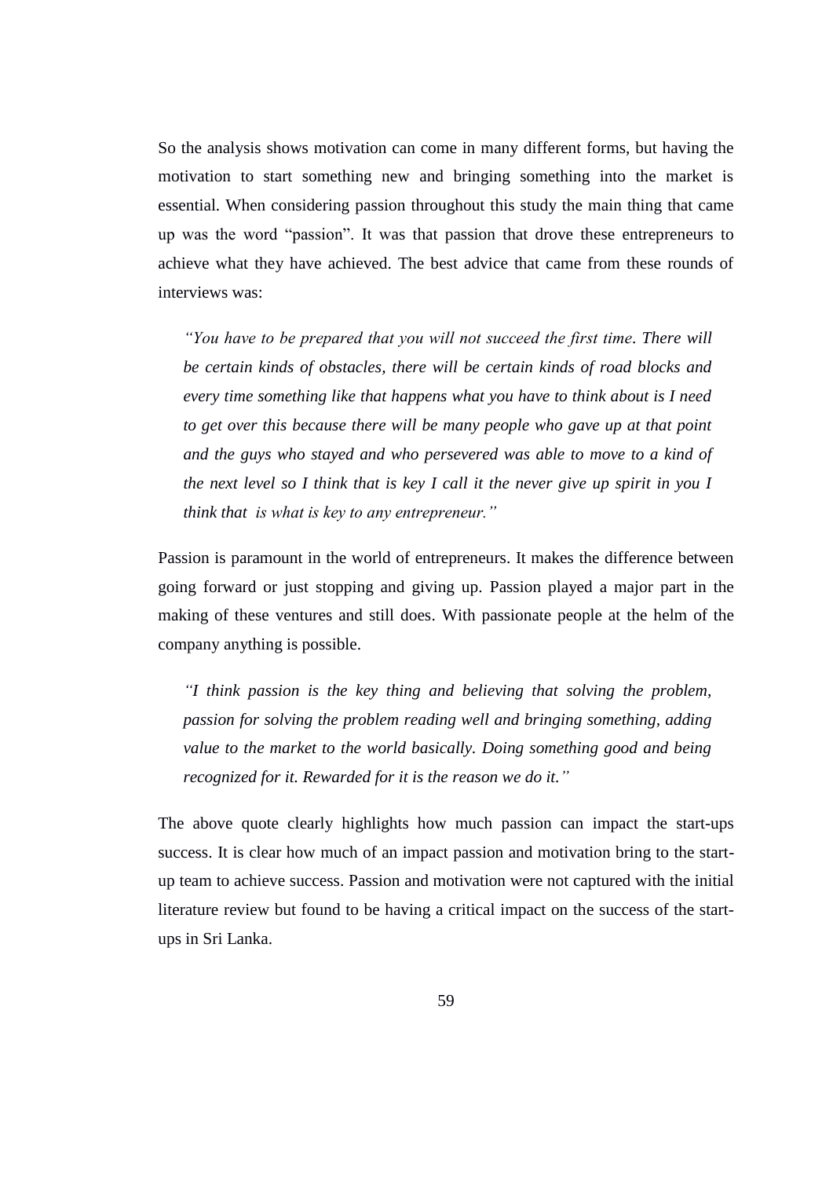So the analysis shows motivation can come in many different forms, but having the motivation to start something new and bringing something into the market is essential. When considering passion throughout this study the main thing that came up was the word "passion". It was that passion that drove these entrepreneurs to achieve what they have achieved. The best advice that came from these rounds of interviews was:

> *"You have to be prepared that you will not succeed the first time. There will be certain kinds of obstacles, there will be certain kinds of road blocks and every time something like that happens what you have to think about is I need to get over this because there will be many people who gave up at that point and the guys who stayed and who persevered was able to move to a kind of the next level so I think that is key I call it the never give up spirit in you I think that is what is key to any entrepreneur."*

Passion is paramount in the world of entrepreneurs. It makes the difference between going forward or just stopping and giving up. Passion played a major part in the making of these ventures and still does. With passionate people at the helm of the company anything is possible.

> *"I think passion is the key thing and believing that solving the problem, passion for solving the problem reading well and bringing something, adding value to the market to the world basically. Doing something good and being recognized for it. Rewarded for it is the reason we do it."*

The above quote clearly highlights how much passion can impact the start-ups success. It is clear how much of an impact passion and motivation bring to the start-up team to achieve success. Passion and motivation were not captured with the initial literature review but found to be having a critical impact on the success of the start-ups in Sri Lanka.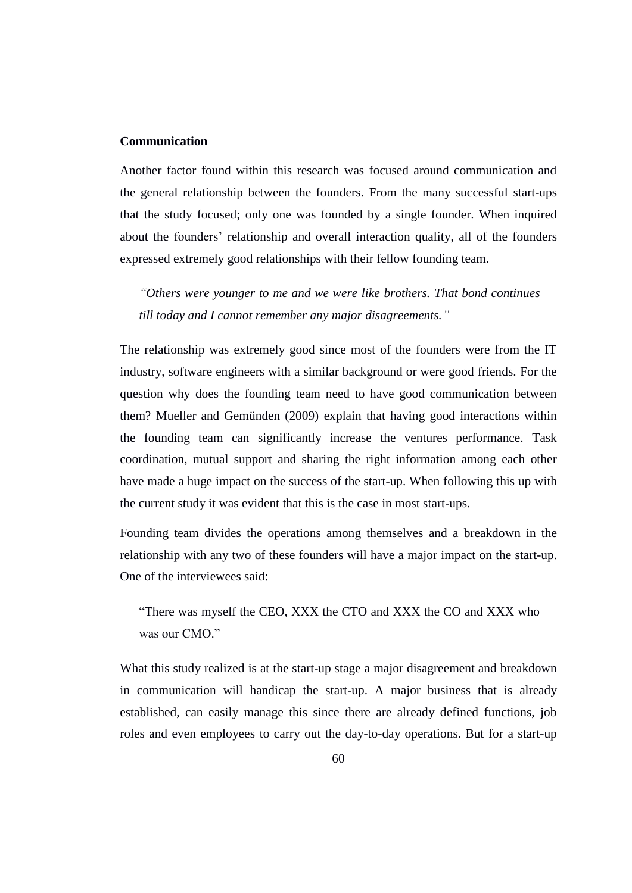**Communication**

Another factor found within this research was focused around communication and the general relationship between the founders. From the many successful start-ups that the study focused; only one was founded by a single founder. When inquired about the founders' relationship and overall interaction quality, all of the founders expressed extremely good relationships with their fellow founding team.

> *"Others were younger to me and we were like brothers. That bond continues till today and I cannot remember any major disagreements."*

The relationship was extremely good since most of the founders were from the IT industry, software engineers with a similar background or were good friends. For the question why does the founding team need to have good communication between them? Mueller and Gemünden (2009) explain that having good interactions within the founding team can significantly increase the ventures performance. Task coordination, mutual support and sharing the right information among each other have made a huge impact on the success of the start-up. When following this up with the current study it was evident that this is the case in most start-ups.

Founding team divides the operations among themselves and a breakdown in the relationship with any two of these founders will have a major impact on the start-up. One of the interviewees said:

> "There was myself the CEO, XXX the CTO and XXX the CO and XXX who was our CMO."

What this study realized is at the start-up stage a major disagreement and breakdown in communication will handicap the start-up. A major business that is already established, can easily manage this since there are already defined functions, job roles and even employees to carry out the day-to-day operations. But for a start-up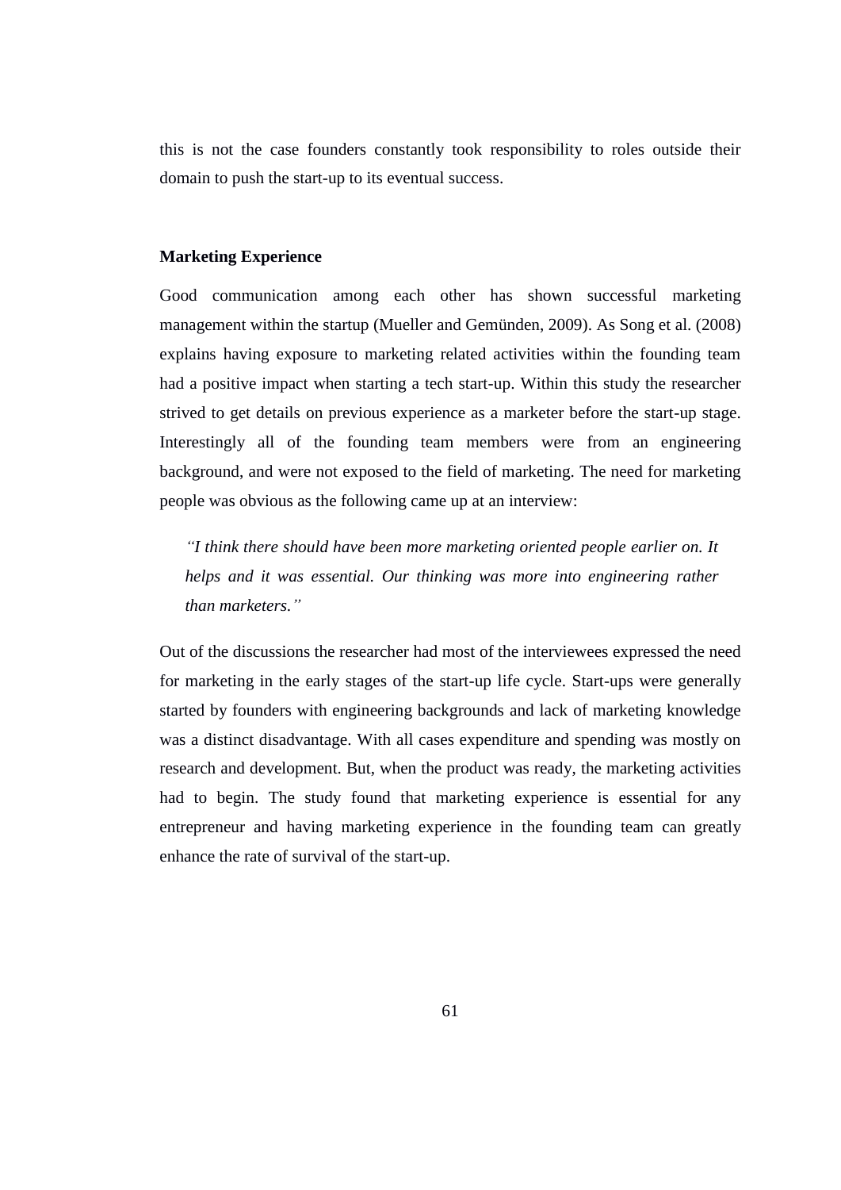this is not the case founders constantly took responsibility to roles outside their domain to push the start-up to its eventual success.

### Marketing Experience

Good communication among each other has shown successful marketing management within the startup (Mueller and Gemünden, 2009). As Song et al. (2008) explains having exposure to marketing related activities within the founding team had a positive impact when starting a tech start-up. Within this study the researcher strived to get details on previous experience as a marketer before the start-up stage. Interestingly all of the founding team members were from an engineering background, and were not exposed to the field of marketing. The need for marketing people was obvious as the following came up at an interview:

> *"I think there should have been more marketing oriented people earlier on. It helps and it was essential. Our thinking was more into engineering rather than marketers."*

Out of the discussions the researcher had most of the interviewees expressed the need for marketing in the early stages of the start-up life cycle. Start-ups were generally started by founders with engineering backgrounds and lack of marketing knowledge was a distinct disadvantage. With all cases expenditure and spending was mostly on research and development. But, when the product was ready, the marketing activities had to begin. The study found that marketing experience is essential for any entrepreneur and having marketing experience in the founding team can greatly enhance the rate of survival of the start-up.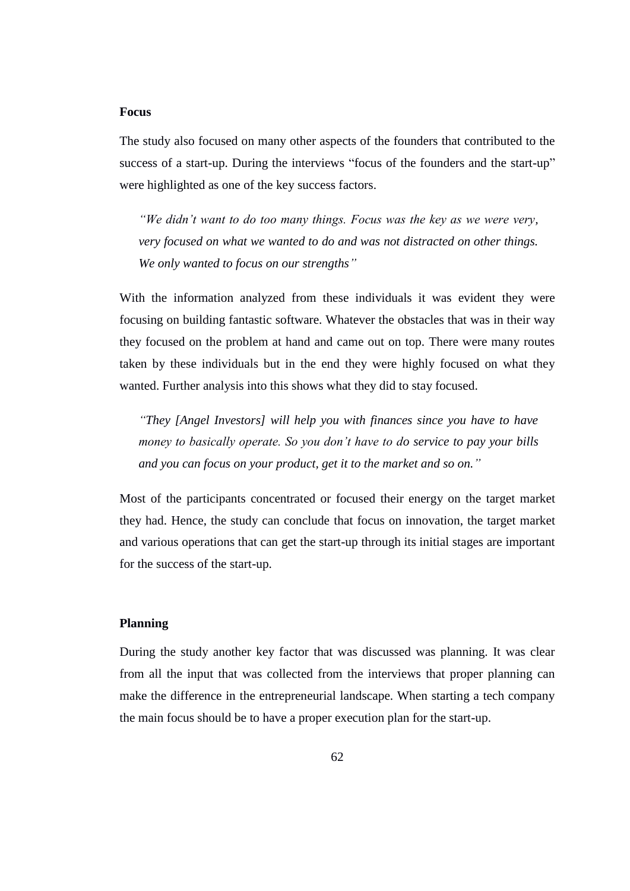### Focus

The study also focused on many other aspects of the founders that contributed to the success of a start-up. During the interviews "focus of the founders and the start-up" were highlighted as one of the key success factors.

> *"We didn't want to do too many things. Focus was the key as we were very, very focused on what we wanted to do and was not distracted on other things. We only wanted to focus on our strengths"*

With the information analyzed from these individuals it was evident they were focusing on building fantastic software. Whatever the obstacles that was in their way they focused on the problem at hand and came out on top. There were many routes taken by these individuals but in the end they were highly focused on what they wanted. Further analysis into this shows what they did to stay focused.

> *"They [Angel Investors] will help you with finances since you have to have money to basically operate. So you don't have to do service to pay your bills and you can focus on your product, get it to the market and so on."*

Most of the participants concentrated or focused their energy on the target market they had. Hence, the study can conclude that focus on innovation, the target market and various operations that can get the start-up through its initial stages are important for the success of the start-up.

### Planning

During the study another key factor that was discussed was planning. It was clear from all the input that was collected from the interviews that proper planning can make the difference in the entrepreneurial landscape. When starting a tech company the main focus should be to have a proper execution plan for the start-up.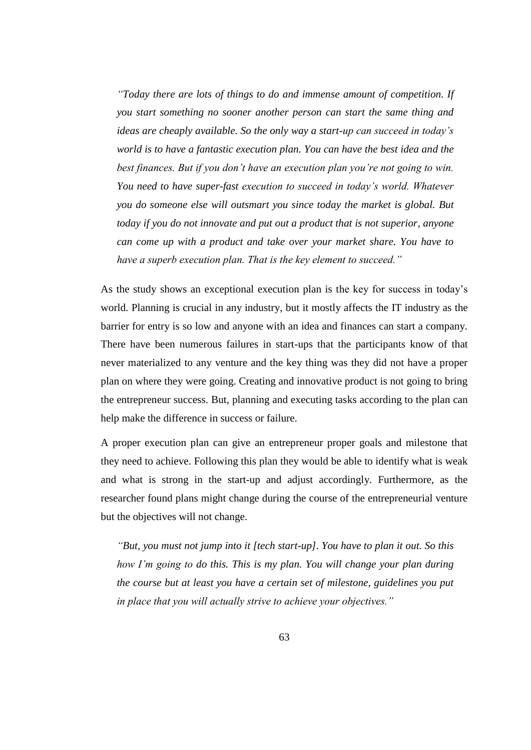> *"Today there are lots of things to do and immense amount of competition. If you start something no sooner another person can start the same thing and ideas are cheaply available. So the only way a start-up can succeed in today's world is to have a fantastic execution plan. You can have the best idea and the best finances. But if you don't have an execution plan you're not going to win. You need to have super-fast execution to succeed in today's world. Whatever you do someone else will outsmart you since today the market is global. But today if you do not innovate and put out a product that is not superior, anyone can come up with a product and take over your market share. You have to have a superb execution plan. That is the key element to succeed."*

As the study shows an exceptional execution plan is the key for success in today's world. Planning is crucial in any industry, but it mostly affects the IT industry as the barrier for entry is so low and anyone with an idea and finances can start a company. There have been numerous failures in start-ups that the participants know of that never materialized to any venture and the key thing was they did not have a proper plan on where they were going. Creating and innovative product is not going to bring the entrepreneur success. But, planning and executing tasks according to the plan can help make the difference in success or failure.

A proper execution plan can give an entrepreneur proper goals and milestone that they need to achieve. Following this plan they would be able to identify what is weak and what is strong in the start-up and adjust accordingly. Furthermore, as the researcher found plans might change during the course of the entrepreneurial venture but the objectives will not change.

> *"But, you must not jump into it [tech start-up]. You have to plan it out. So this how I'm going to do this. This is my plan. You will change your plan during the course but at least you have a certain set of milestone, guidelines you put in place that you will actually strive to achieve your objectives."*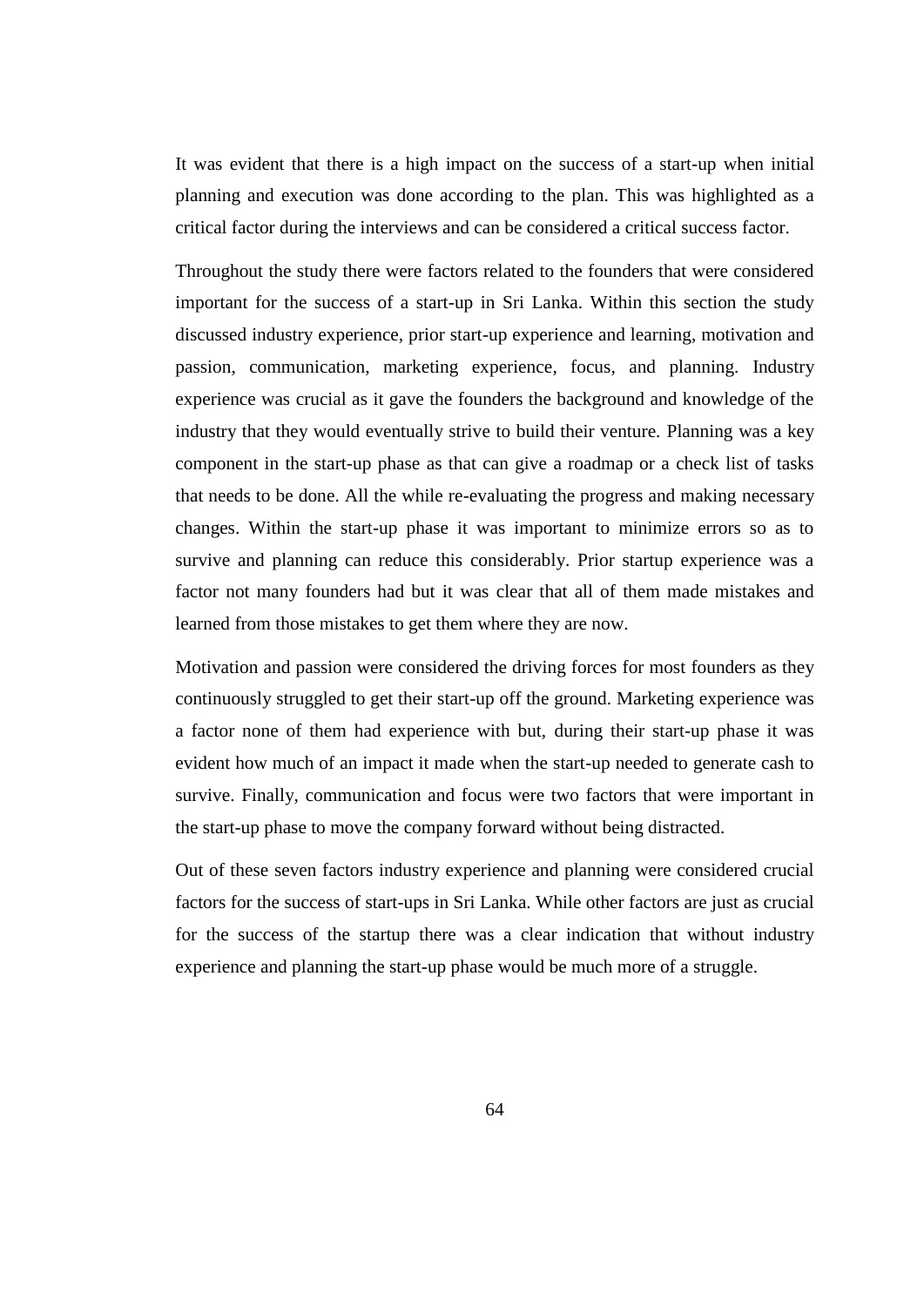It was evident that there is a high impact on the success of a start-up when initial planning and execution was done according to the plan. This was highlighted as a critical factor during the interviews and can be considered a critical success factor.

Throughout the study there were factors related to the founders that were considered important for the success of a start-up in Sri Lanka. Within this section the study discussed industry experience, prior start-up experience and learning, motivation and passion, communication, marketing experience, focus, and planning. Industry experience was crucial as it gave the founders the background and knowledge of the industry that they would eventually strive to build their venture. Planning was a key component in the start-up phase as that can give a roadmap or a check list of tasks that needs to be done. All the while re-evaluating the progress and making necessary changes. Within the start-up phase it was important to minimize errors so as to survive and planning can reduce this considerably. Prior startup experience was a factor not many founders had but it was clear that all of them made mistakes and learned from those mistakes to get them where they are now.

Motivation and passion were considered the driving forces for most founders as they continuously struggled to get their start-up off the ground. Marketing experience was a factor none of them had experience with but, during their start-up phase it was evident how much of an impact it made when the start-up needed to generate cash to survive. Finally, communication and focus were two factors that were important in the start-up phase to move the company forward without being distracted.

Out of these seven factors industry experience and planning were considered crucial factors for the success of start-ups in Sri Lanka. While other factors are just as crucial for the success of the startup there was a clear indication that without industry experience and planning the start-up phase would be much more of a struggle.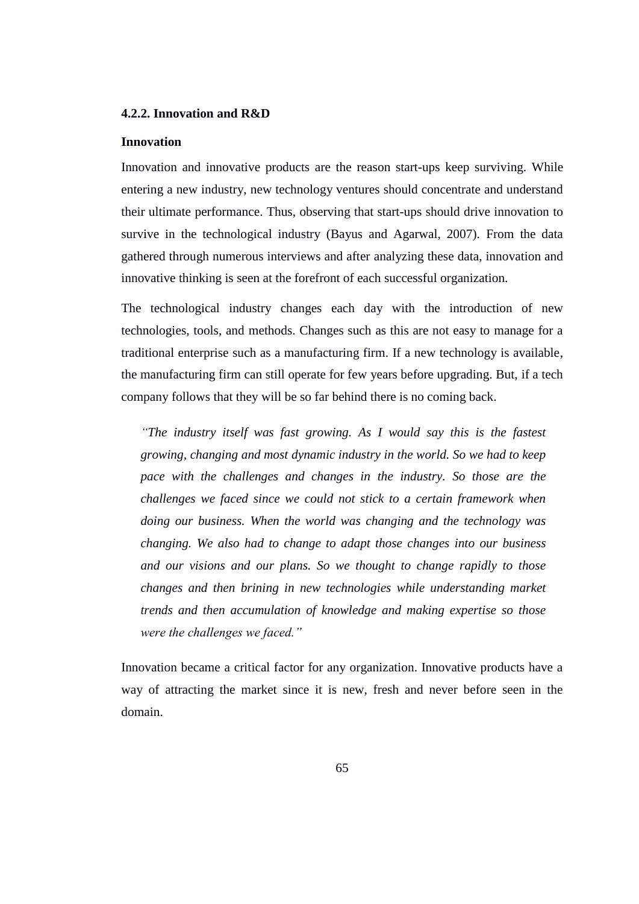### 4.2.2. Innovation and R&D

**Innovation**

Innovation and innovative products are the reason start-ups keep surviving. While entering a new industry, new technology ventures should concentrate and understand their ultimate performance. Thus, observing that start-ups should drive innovation to survive in the technological industry (Bayus and Agarwal, 2007). From the data gathered through numerous interviews and after analyzing these data, innovation and innovative thinking is seen at the forefront of each successful organization.

The technological industry changes each day with the introduction of new technologies, tools, and methods. Changes such as this are not easy to manage for a traditional enterprise such as a manufacturing firm. If a new technology is available, the manufacturing firm can still operate for few years before upgrading. But, if a tech company follows that they will be so far behind there is no coming back.

> *"The industry itself was fast growing. As I would say this is the fastest growing, changing and most dynamic industry in the world. So we had to keep pace with the challenges and changes in the industry. So those are the challenges we faced since we could not stick to a certain framework when doing our business. When the world was changing and the technology was changing. We also had to change to adapt those changes into our business and our visions and our plans. So we thought to change rapidly to those changes and then brining in new technologies while understanding market trends and then accumulation of knowledge and making expertise so those were the challenges we faced."*

Innovation became a critical factor for any organization. Innovative products have a way of attracting the market since it is new, fresh and never before seen in the domain.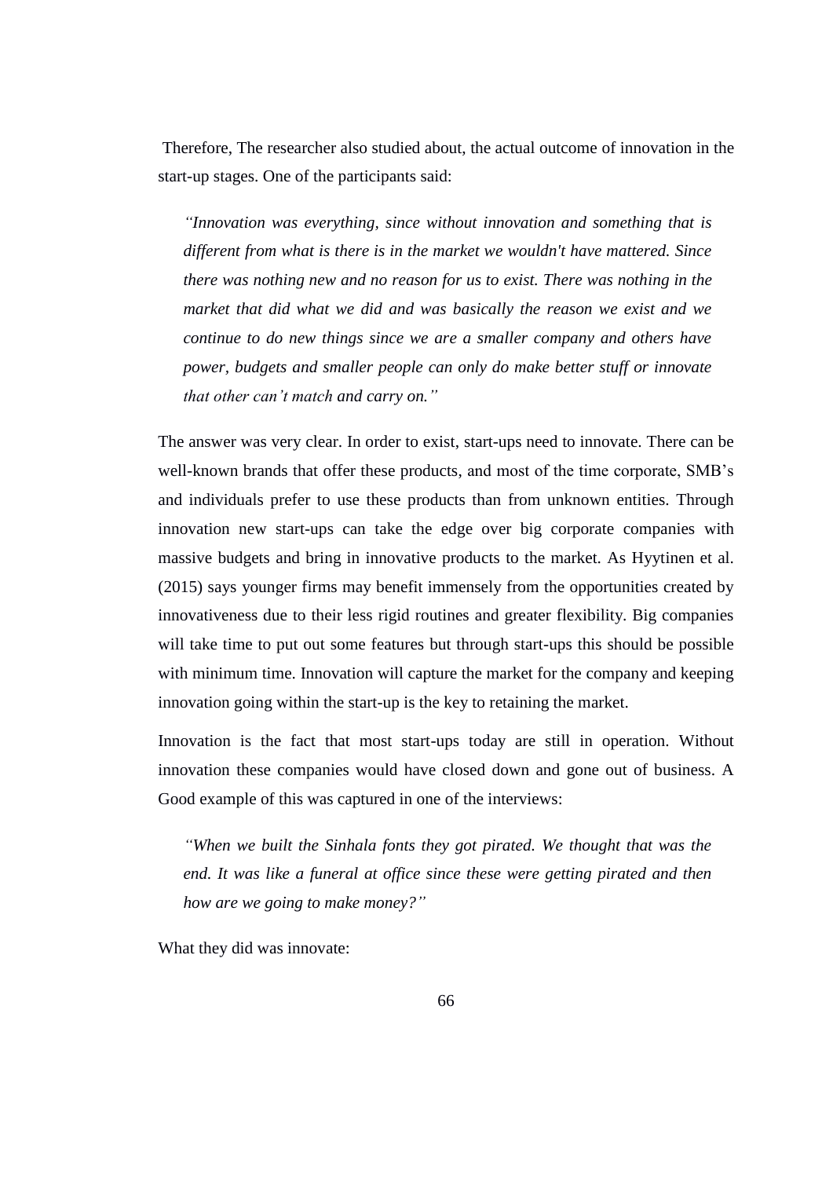Therefore, The researcher also studied about, the actual outcome of innovation in the start-up stages. One of the participants said:

> *"Innovation was everything, since without innovation and something that is different from what is there is in the market we wouldn't have mattered. Since there was nothing new and no reason for us to exist. There was nothing in the market that did what we did and was basically the reason we exist and we continue to do new things since we are a smaller company and others have power, budgets and smaller people can only do make better stuff or innovate that other can't match and carry on."*

The answer was very clear. In order to exist, start-ups need to innovate. There can be well-known brands that offer these products, and most of the time corporate, SMB's and individuals prefer to use these products than from unknown entities. Through innovation new start-ups can take the edge over big corporate companies with massive budgets and bring in innovative products to the market. As Hyytinen et al. (2015) says younger firms may benefit immensely from the opportunities created by innovativeness due to their less rigid routines and greater flexibility. Big companies will take time to put out some features but through start-ups this should be possible with minimum time. Innovation will capture the market for the company and keeping innovation going within the start-up is the key to retaining the market.

Innovation is the fact that most start-ups today are still in operation. Without innovation these companies would have closed down and gone out of business. A Good example of this was captured in one of the interviews:

> *"When we built the Sinhala fonts they got pirated. We thought that was the end. It was like a funeral at office since these were getting pirated and then how are we going to make money?"*

What they did was innovate: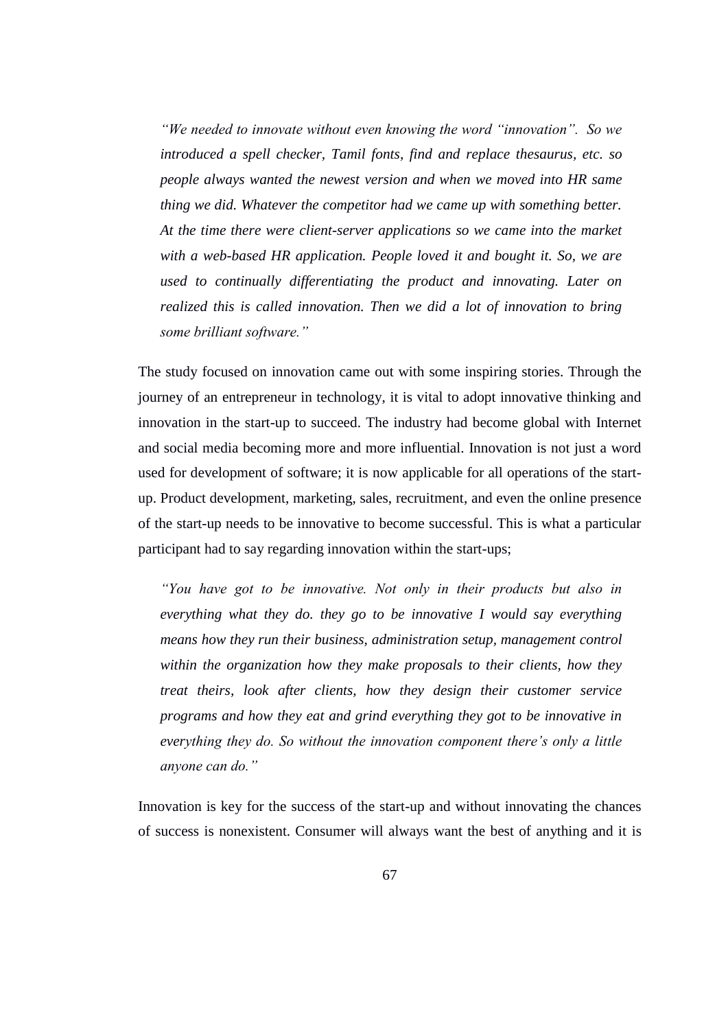> *"We needed to innovate without even knowing the word "innovation". So we introduced a spell checker, Tamil fonts, find and replace thesaurus, etc. so people always wanted the newest version and when we moved into HR same thing we did. Whatever the competitor had we came up with something better. At the time there were client-server applications so we came into the market with a web-based HR application. People loved it and bought it. So, we are used to continually differentiating the product and innovating. Later on realized this is called innovation. Then we did a lot of innovation to bring some brilliant software."*

The study focused on innovation came out with some inspiring stories. Through the journey of an entrepreneur in technology, it is vital to adopt innovative thinking and innovation in the start-up to succeed. The industry had become global with Internet and social media becoming more and more influential. Innovation is not just a word used for development of software; it is now applicable for all operations of the start-up. Product development, marketing, sales, recruitment, and even the online presence of the start-up needs to be innovative to become successful. This is what a particular participant had to say regarding innovation within the start-ups;

> *"You have got to be innovative. Not only in their products but also in everything what they do. they go to be innovative I would say everything means how they run their business, administration setup, management control within the organization how they make proposals to their clients, how they treat theirs, look after clients, how they design their customer service programs and how they eat and grind everything they got to be innovative in everything they do. So without the innovation component there's only a little anyone can do."*

Innovation is key for the success of the start-up and without innovating the chances of success is nonexistent. Consumer will always want the best of anything and it is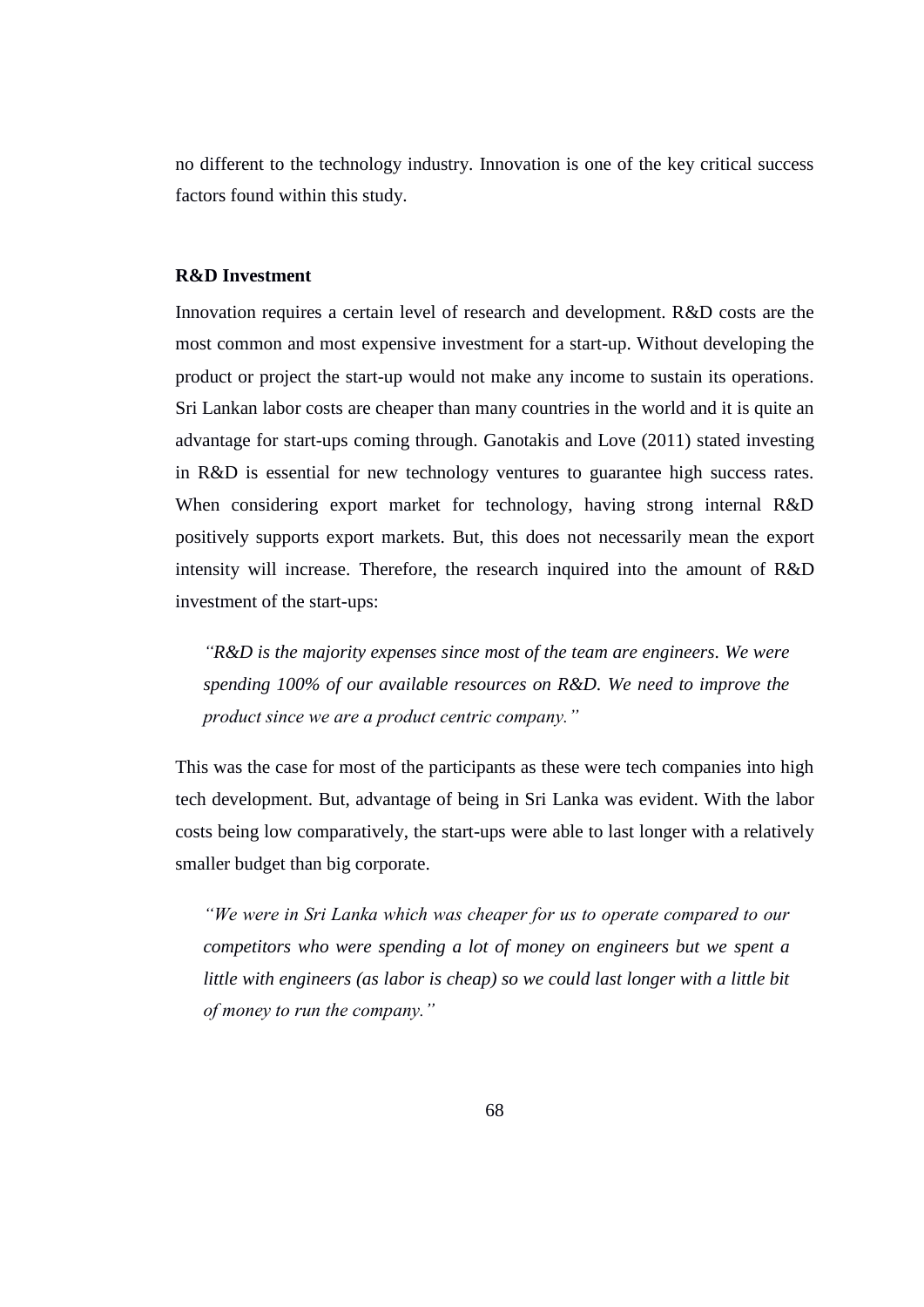no different to the technology industry. Innovation is one of the key critical success factors found within this study.

**R&D Investment**

Innovation requires a certain level of research and development. R&D costs are the most common and most expensive investment for a start-up. Without developing the product or project the start-up would not make any income to sustain its operations. Sri Lankan labor costs are cheaper than many countries in the world and it is quite an advantage for start-ups coming through. Ganotakis and Love (2011) stated investing in R&D is essential for new technology ventures to guarantee high success rates. When considering export market for technology, having strong internal R&D positively supports export markets. But, this does not necessarily mean the export intensity will increase. Therefore, the research inquired into the amount of R&D investment of the start-ups:

> *"R&D is the majority expenses since most of the team are engineers. We were spending 100% of our available resources on R&D. We need to improve the product since we are a product centric company."*

This was the case for most of the participants as these were tech companies into high tech development. But, advantage of being in Sri Lanka was evident. With the labor costs being low comparatively, the start-ups were able to last longer with a relatively smaller budget than big corporate.

> *"We were in Sri Lanka which was cheaper for us to operate compared to our competitors who were spending a lot of money on engineers but we spent a little with engineers (as labor is cheap) so we could last longer with a little bit of money to run the company."*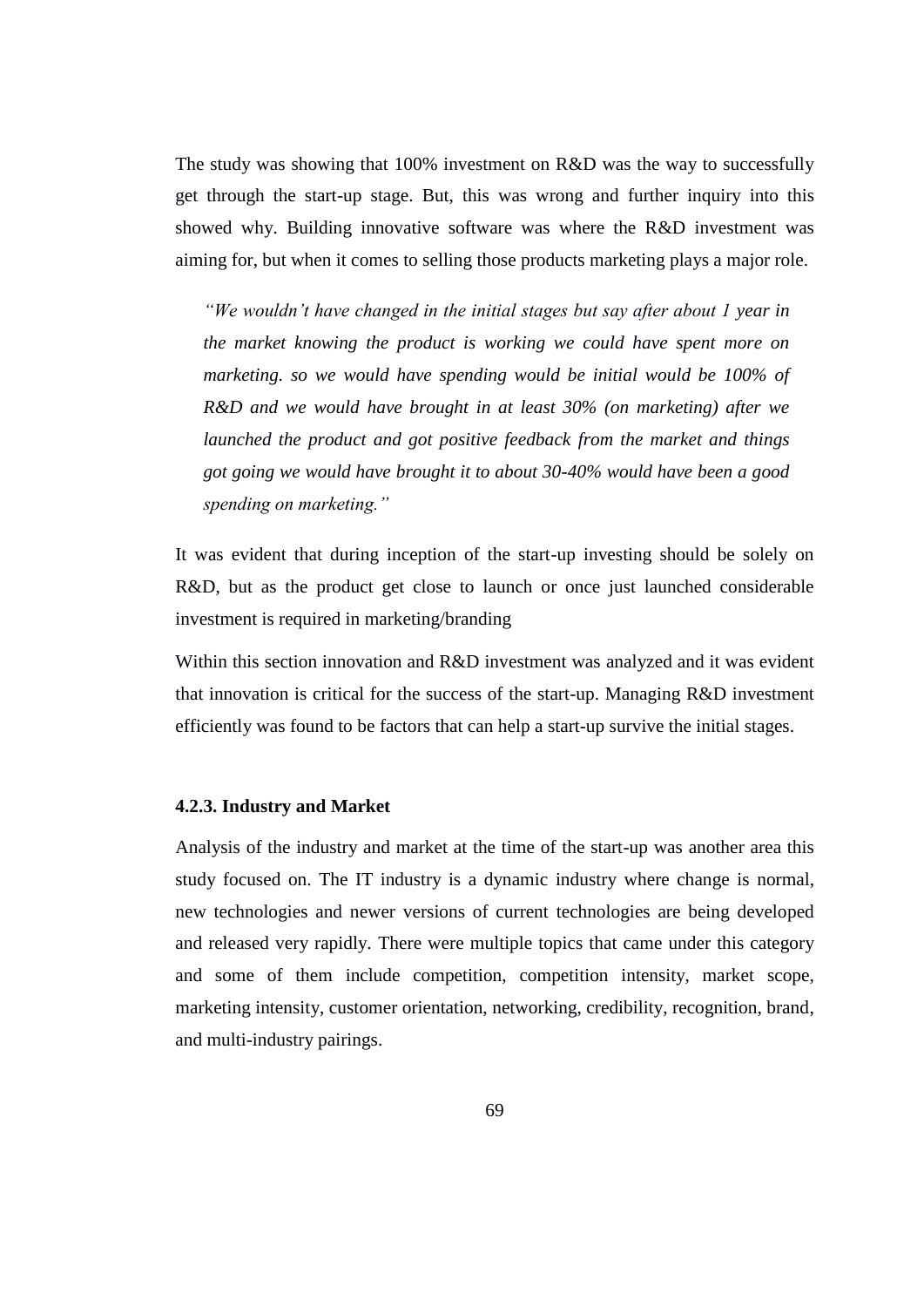The study was showing that 100% investment on R&D was the way to successfully get through the start-up stage. But, this was wrong and further inquiry into this showed why. Building innovative software was where the R&D investment was aiming for, but when it comes to selling those products marketing plays a major role.

> *"We wouldn't have changed in the initial stages but say after about 1 year in the market knowing the product is working we could have spent more on marketing. so we would have spending would be initial would be 100% of R&D and we would have brought in at least 30% (on marketing) after we launched the product and got positive feedback from the market and things got going we would have brought it to about 30-40% would have been a good spending on marketing."*

It was evident that during inception of the start-up investing should be solely on R&D, but as the product get close to launch or once just launched considerable investment is required in marketing/branding

Within this section innovation and R&D investment was analyzed and it was evident that innovation is critical for the success of the start-up. Managing R&D investment efficiently was found to be factors that can help a start-up survive the initial stages.

#### 4.2.3. Industry and Market

Analysis of the industry and market at the time of the start-up was another area this study focused on. The IT industry is a dynamic industry where change is normal, new technologies and newer versions of current technologies are being developed and released very rapidly. There were multiple topics that came under this category and some of them include competition, competition intensity, market scope, marketing intensity, customer orientation, networking, credibility, recognition, brand, and multi-industry pairings.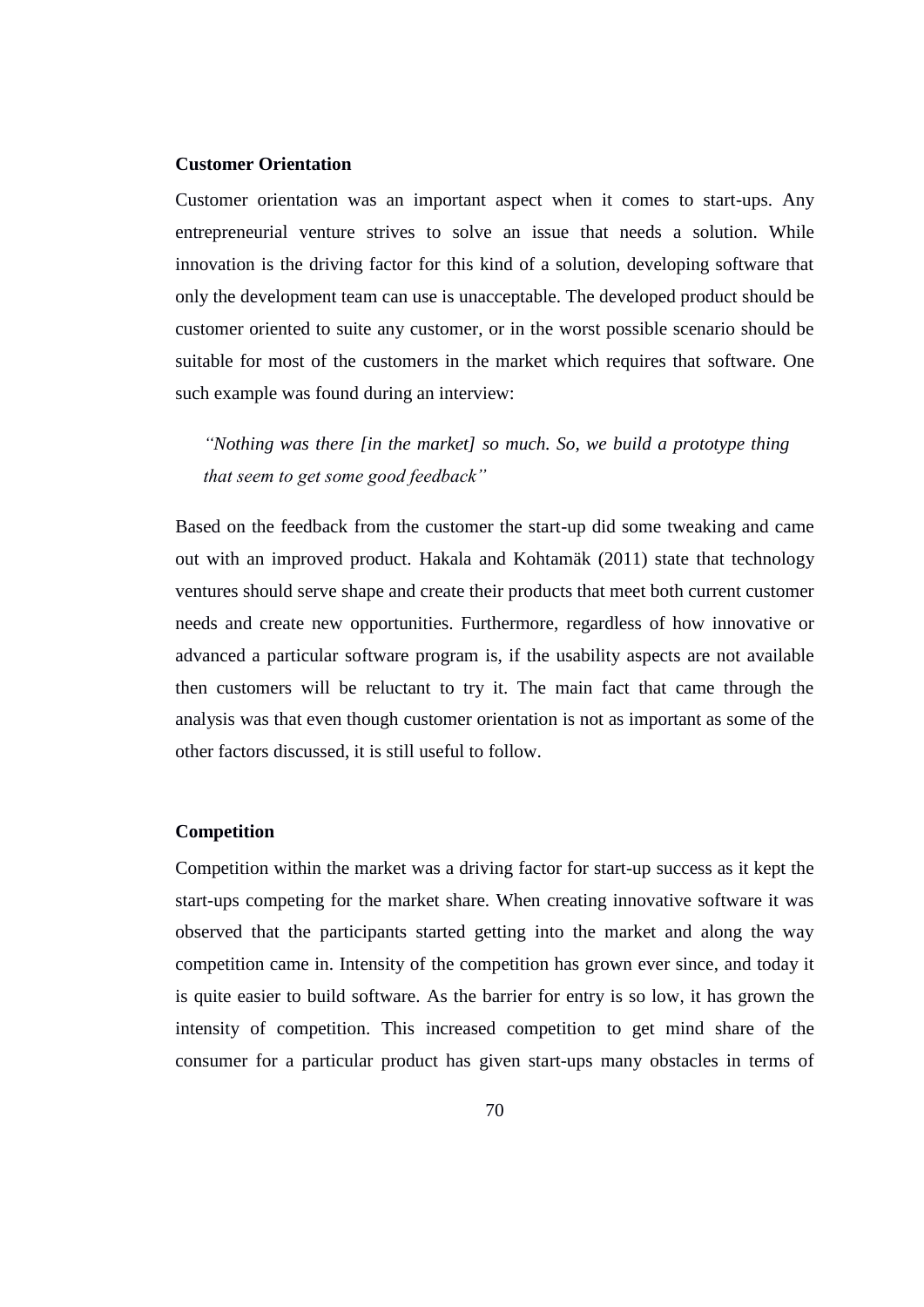**Customer Orientation**

Customer orientation was an important aspect when it comes to start-ups. Any entrepreneurial venture strives to solve an issue that needs a solution. While innovation is the driving factor for this kind of a solution, developing software that only the development team can use is unacceptable. The developed product should be customer oriented to suite any customer, or in the worst possible scenario should be suitable for most of the customers in the market which requires that software. One such example was found during an interview:

> *"Nothing was there [in the market] so much. So, we build a prototype thing that seem to get some good feedback"*

Based on the feedback from the customer the start-up did some tweaking and came out with an improved product. Hakala and Kohtamäk (2011) state that technology ventures should serve shape and create their products that meet both current customer needs and create new opportunities. Furthermore, regardless of how innovative or advanced a particular software program is, if the usability aspects are not available then customers will be reluctant to try it. The main fact that came through the analysis was that even though customer orientation is not as important as some of the other factors discussed, it is still useful to follow.

**Competition**

Competition within the market was a driving factor for start-up success as it kept the start-ups competing for the market share. When creating innovative software it was observed that the participants started getting into the market and along the way competition came in. Intensity of the competition has grown ever since, and today it is quite easier to build software. As the barrier for entry is so low, it has grown the intensity of competition. This increased competition to get mind share of the consumer for a particular product has given start-ups many obstacles in terms of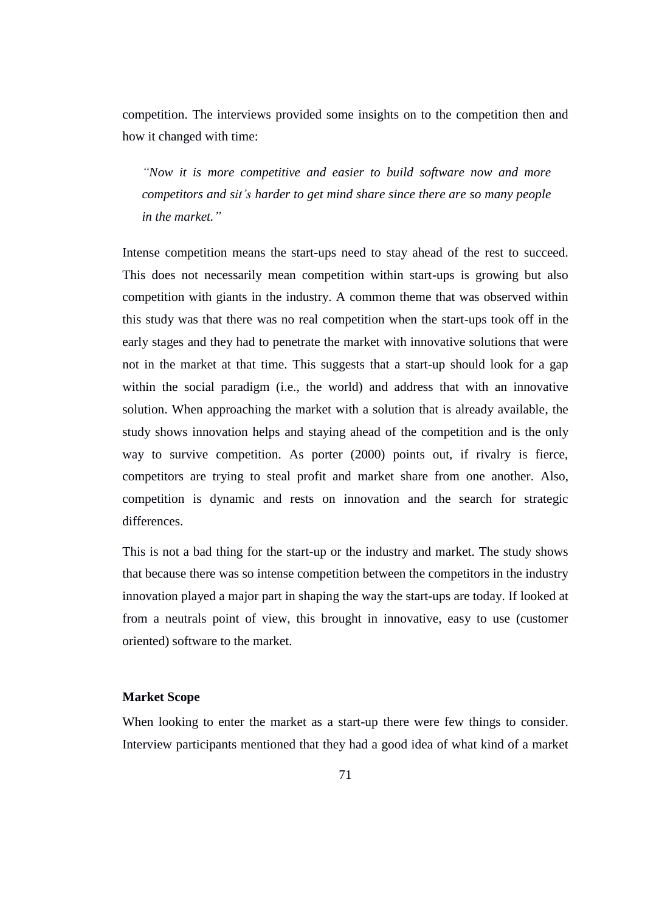competition. The interviews provided some insights on to the competition then and how it changed with time:

> *"Now it is more competitive and easier to build software now and more competitors and sit's harder to get mind share since there are so many people in the market."*

Intense competition means the start-ups need to stay ahead of the rest to succeed. This does not necessarily mean competition within start-ups is growing but also competition with giants in the industry. A common theme that was observed within this study was that there was no real competition when the start-ups took off in the early stages and they had to penetrate the market with innovative solutions that were not in the market at that time. This suggests that a start-up should look for a gap within the social paradigm (i.e., the world) and address that with an innovative solution. When approaching the market with a solution that is already available, the study shows innovation helps and staying ahead of the competition and is the only way to survive competition. As porter (2000) points out, if rivalry is fierce, competitors are trying to steal profit and market share from one another. Also, competition is dynamic and rests on innovation and the search for strategic differences.

This is not a bad thing for the start-up or the industry and market. The study shows that because there was so intense competition between the competitors in the industry innovation played a major part in shaping the way the start-ups are today. If looked at from a neutrals point of view, this brought in innovative, easy to use (customer oriented) software to the market.

**Market Scope**

When looking to enter the market as a start-up there were few things to consider. Interview participants mentioned that they had a good idea of what kind of a market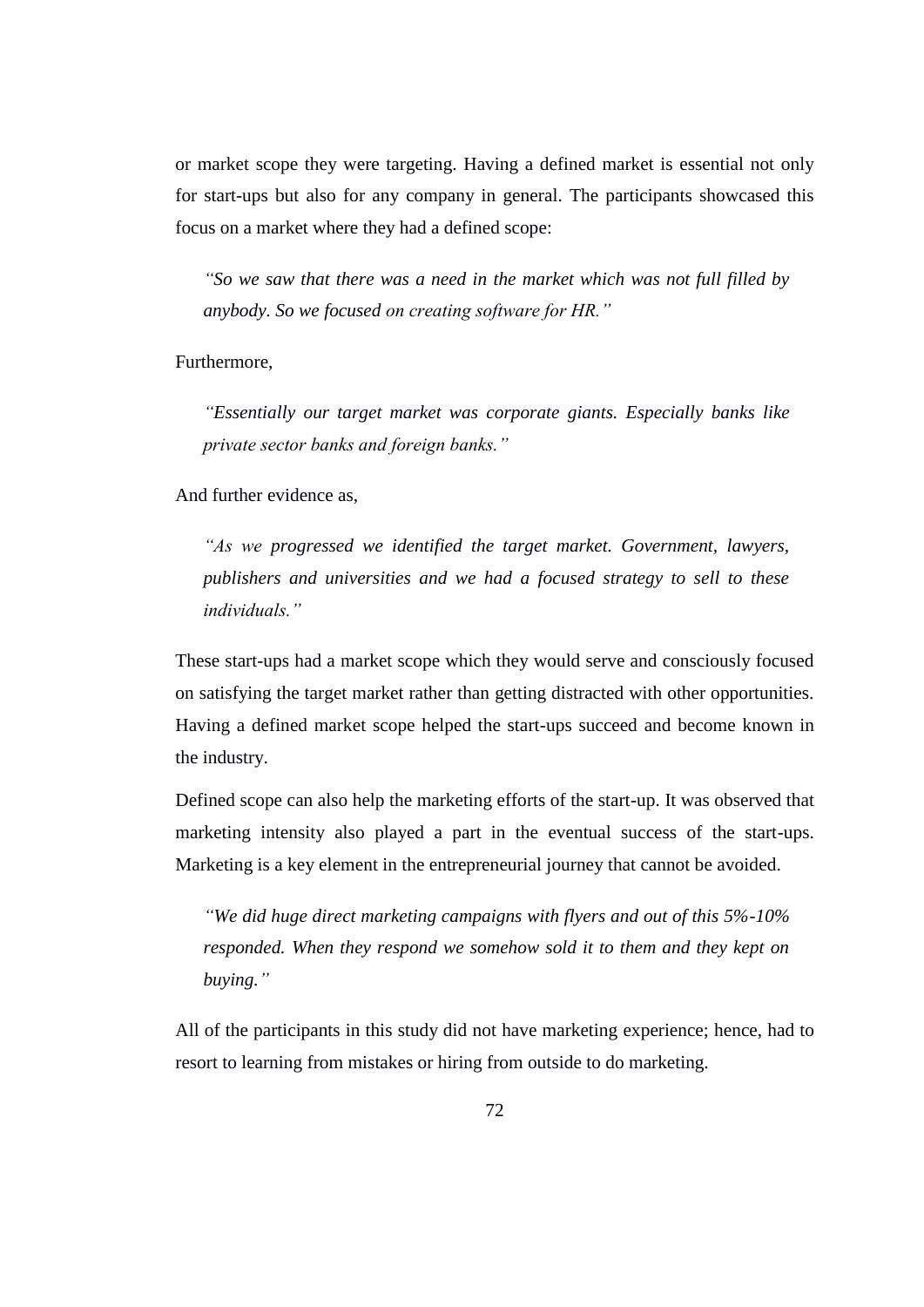or market scope they were targeting. Having a defined market is essential not only for start-ups but also for any company in general. The participants showcased this focus on a market where they had a defined scope:

> *"So we saw that there was a need in the market which was not full filled by anybody. So we focused on creating software for HR."*

Furthermore,

> *"Essentially our target market was corporate giants. Especially banks like private sector banks and foreign banks."*

And further evidence as,

> *"As we progressed we identified the target market. Government, lawyers, publishers and universities and we had a focused strategy to sell to these individuals."*

These start-ups had a market scope which they would serve and consciously focused on satisfying the target market rather than getting distracted with other opportunities. Having a defined market scope helped the start-ups succeed and become known in the industry.

Defined scope can also help the marketing efforts of the start-up. It was observed that marketing intensity also played a part in the eventual success of the start-ups. Marketing is a key element in the entrepreneurial journey that cannot be avoided.

> *"We did huge direct marketing campaigns with flyers and out of this 5%-10% responded. When they respond we somehow sold it to them and they kept on buying."*

All of the participants in this study did not have marketing experience; hence, had to resort to learning from mistakes or hiring from outside to do marketing.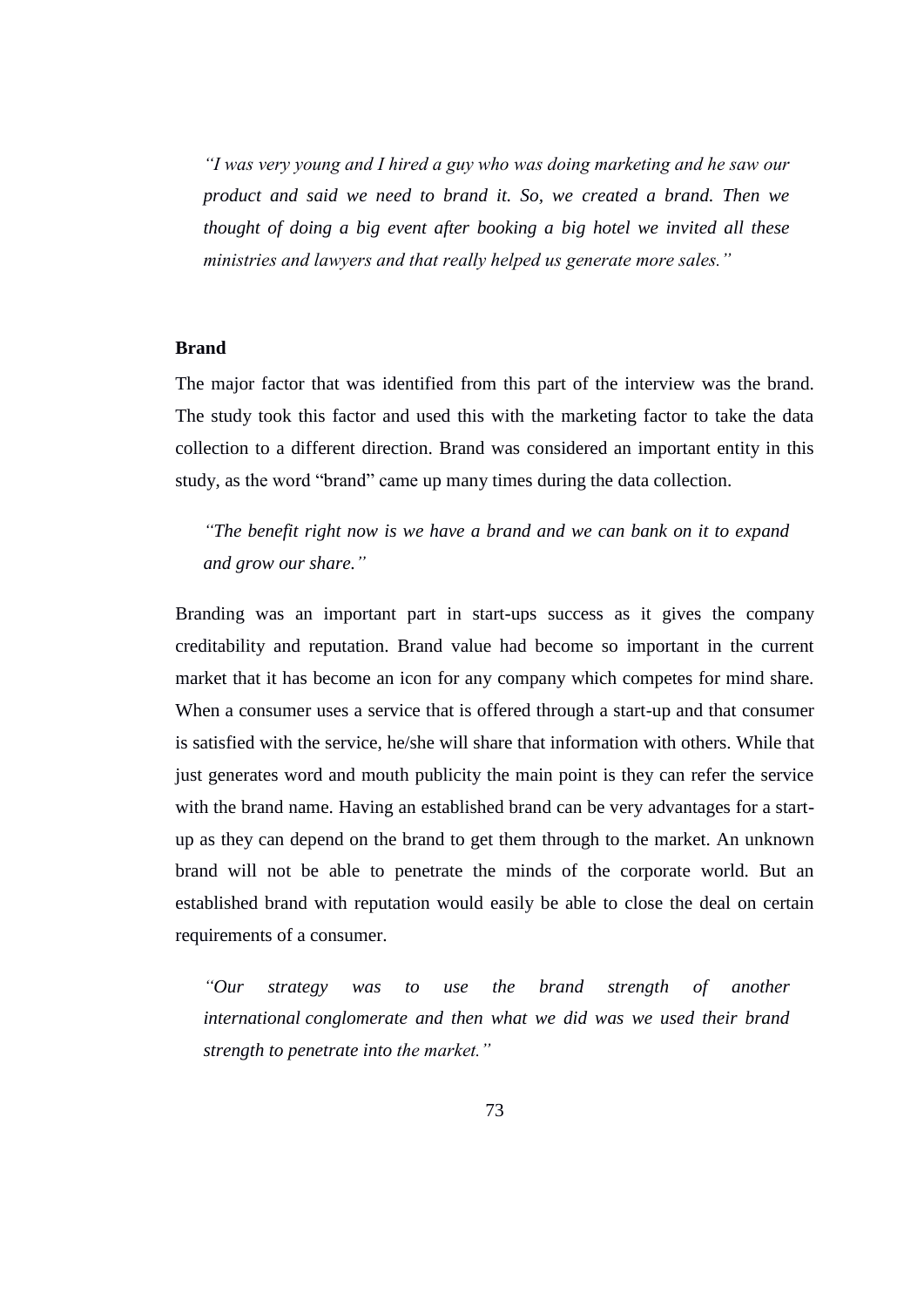> *"I was very young and I hired a guy who was doing marketing and he saw our product and said we need to brand it. So, we created a brand. Then we thought of doing a big event after booking a big hotel we invited all these ministries and lawyers and that really helped us generate more sales."*

**Brand**

The major factor that was identified from this part of the interview was the brand. The study took this factor and used this with the marketing factor to take the data collection to a different direction. Brand was considered an important entity in this study, as the word "brand" came up many times during the data collection.

> *"The benefit right now is we have a brand and we can bank on it to expand and grow our share."*

Branding was an important part in start-ups success as it gives the company creditability and reputation. Brand value had become so important in the current market that it has become an icon for any company which competes for mind share. When a consumer uses a service that is offered through a start-up and that consumer is satisfied with the service, he/she will share that information with others. While that just generates word and mouth publicity the main point is they can refer the service with the brand name. Having an established brand can be very advantages for a start-up as they can depend on the brand to get them through to the market. An unknown brand will not be able to penetrate the minds of the corporate world. But an established brand with reputation would easily be able to close the deal on certain requirements of a consumer.

> *"Our strategy was to use the brand strength of another international conglomerate and then what we did was we used their brand strength to penetrate into the market."*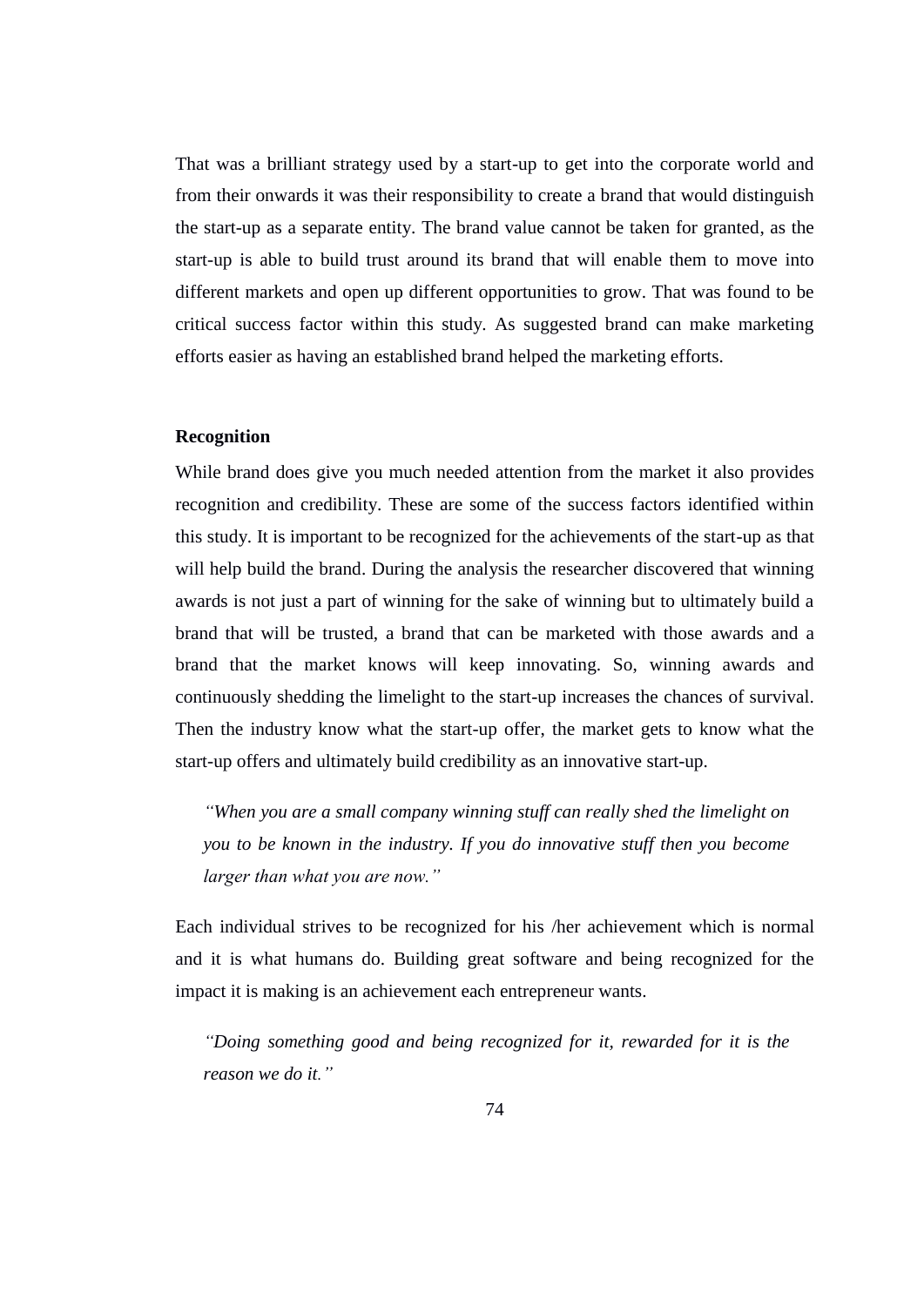That was a brilliant strategy used by a start-up to get into the corporate world and from their onwards it was their responsibility to create a brand that would distinguish the start-up as a separate entity. The brand value cannot be taken for granted, as the start-up is able to build trust around its brand that will enable them to move into different markets and open up different opportunities to grow. That was found to be critical success factor within this study. As suggested brand can make marketing efforts easier as having an established brand helped the marketing efforts.

**Recognition**

While brand does give you much needed attention from the market it also provides recognition and credibility. These are some of the success factors identified within this study. It is important to be recognized for the achievements of the start-up as that will help build the brand. During the analysis the researcher discovered that winning awards is not just a part of winning for the sake of winning but to ultimately build a brand that will be trusted, a brand that can be marketed with those awards and a brand that the market knows will keep innovating. So, winning awards and continuously shedding the limelight to the start-up increases the chances of survival. Then the industry know what the start-up offer, the market gets to know what the start-up offers and ultimately build credibility as an innovative start-up.

> *"When you are a small company winning stuff can really shed the limelight on you to be known in the industry. If you do innovative stuff then you become larger than what you are now."*

Each individual strives to be recognized for his /her achievement which is normal and it is what humans do. Building great software and being recognized for the impact it is making is an achievement each entrepreneur wants.

> *"Doing something good and being recognized for it, rewarded for it is the reason we do it."*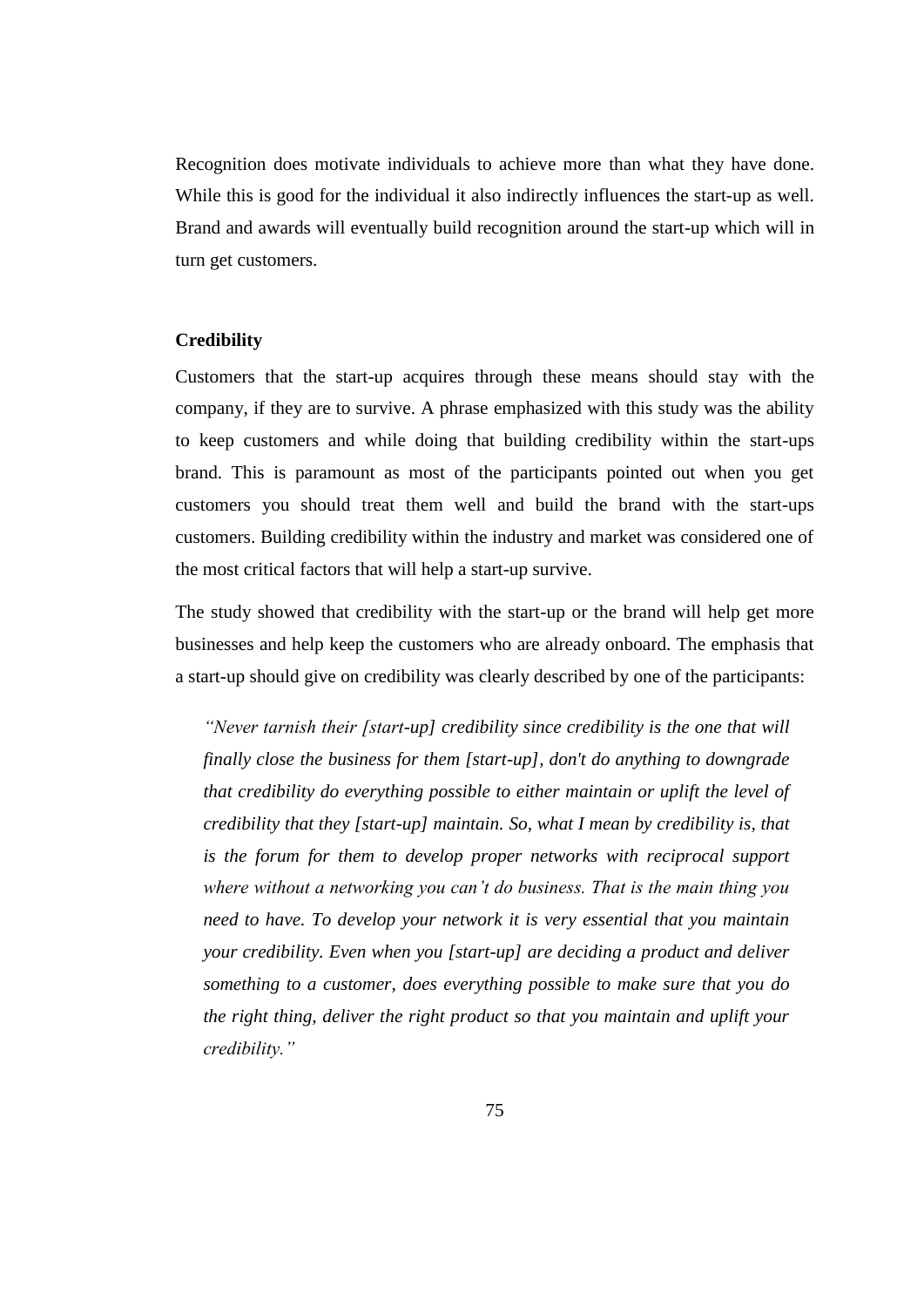Recognition does motivate individuals to achieve more than what they have done. While this is good for the individual it also indirectly influences the start-up as well. Brand and awards will eventually build recognition around the start-up which will in turn get customers.

**Credibility**

Customers that the start-up acquires through these means should stay with the company, if they are to survive. A phrase emphasized with this study was the ability to keep customers and while doing that building credibility within the start-ups brand. This is paramount as most of the participants pointed out when you get customers you should treat them well and build the brand with the start-ups customers. Building credibility within the industry and market was considered one of the most critical factors that will help a start-up survive.

The study showed that credibility with the start-up or the brand will help get more businesses and help keep the customers who are already onboard. The emphasis that a start-up should give on credibility was clearly described by one of the participants:

> *"Never tarnish their [start-up] credibility since credibility is the one that will finally close the business for them [start-up], don't do anything to downgrade that credibility do everything possible to either maintain or uplift the level of credibility that they [start-up] maintain. So, what I mean by credibility is, that is the forum for them to develop proper networks with reciprocal support where without a networking you can't do business. That is the main thing you need to have. To develop your network it is very essential that you maintain your credibility. Even when you [start-up] are deciding a product and deliver something to a customer, does everything possible to make sure that you do the right thing, deliver the right product so that you maintain and uplift your credibility."*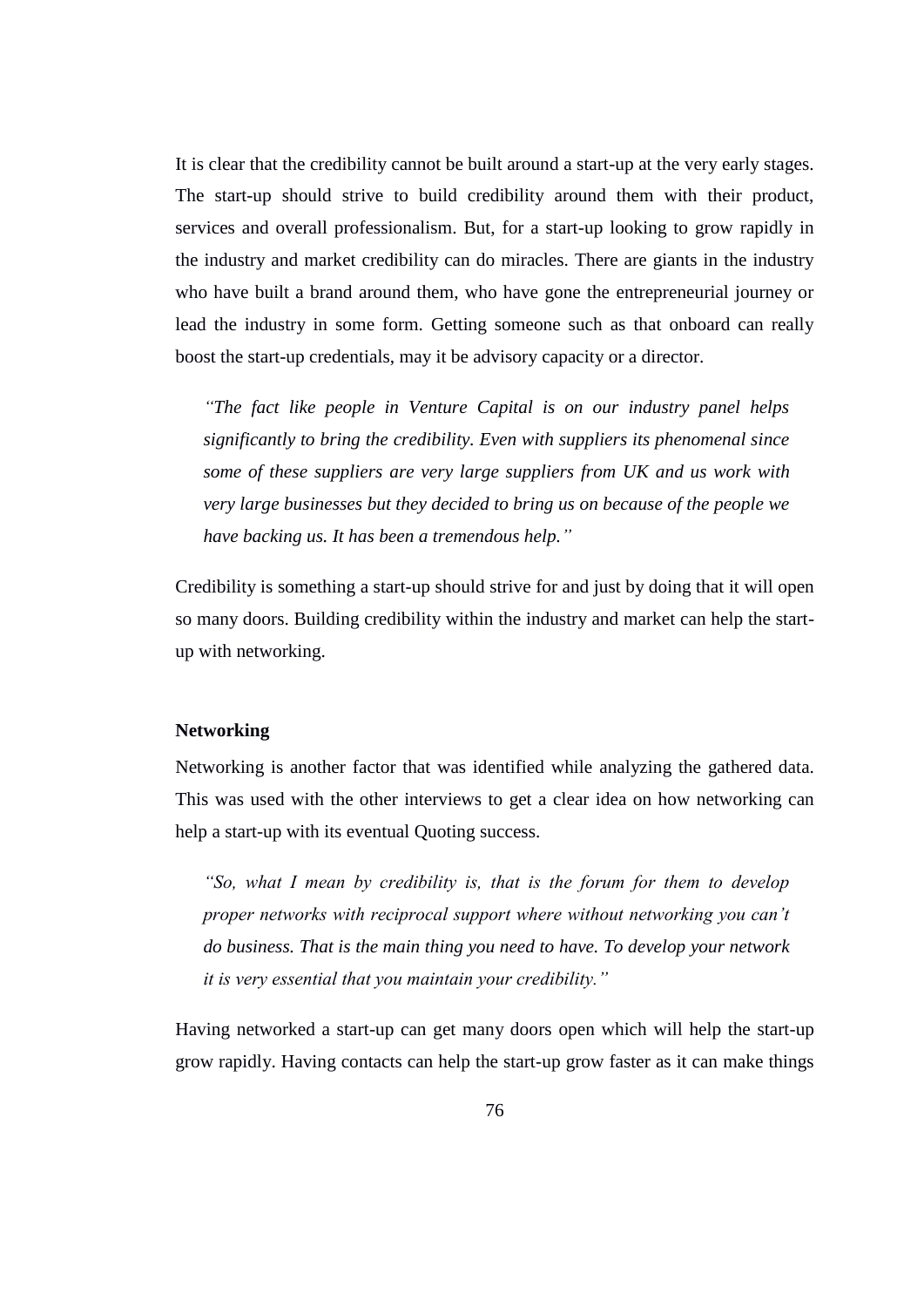It is clear that the credibility cannot be built around a start-up at the very early stages. The start-up should strive to build credibility around them with their product, services and overall professionalism. But, for a start-up looking to grow rapidly in the industry and market credibility can do miracles. There are giants in the industry who have built a brand around them, who have gone the entrepreneurial journey or lead the industry in some form. Getting someone such as that onboard can really boost the start-up credentials, may it be advisory capacity or a director.

> *"The fact like people in Venture Capital is on our industry panel helps significantly to bring the credibility. Even with suppliers its phenomenal since some of these suppliers are very large suppliers from UK and us work with very large businesses but they decided to bring us on because of the people we have backing us. It has been a tremendous help."*

Credibility is something a start-up should strive for and just by doing that it will open so many doors. Building credibility within the industry and market can help the start-up with networking.

**Networking**

Networking is another factor that was identified while analyzing the gathered data. This was used with the other interviews to get a clear idea on how networking can help a start-up with its eventual Quoting success.

> *"So, what I mean by credibility is, that is the forum for them to develop proper networks with reciprocal support where without networking you can't do business. That is the main thing you need to have. To develop your network it is very essential that you maintain your credibility."*

Having networked a start-up can get many doors open which will help the start-up grow rapidly. Having contacts can help the start-up grow faster as it can make things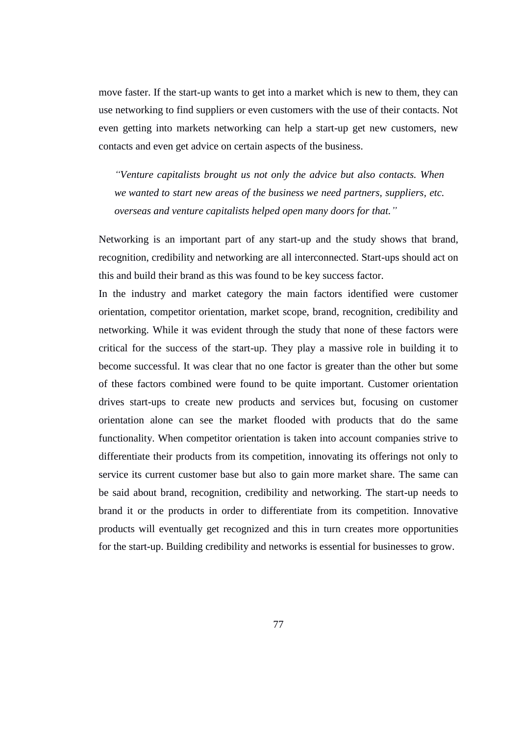move faster. If the start-up wants to get into a market which is new to them, they can use networking to find suppliers or even customers with the use of their contacts. Not even getting into markets networking can help a start-up get new customers, new contacts and even get advice on certain aspects of the business.

> *"Venture capitalists brought us not only the advice but also contacts. When we wanted to start new areas of the business we need partners, suppliers, etc. overseas and venture capitalists helped open many doors for that."*

Networking is an important part of any start-up and the study shows that brand, recognition, credibility and networking are all interconnected. Start-ups should act on this and build their brand as this was found to be key success factor.

In the industry and market category the main factors identified were customer orientation, competitor orientation, market scope, brand, recognition, credibility and networking. While it was evident through the study that none of these factors were critical for the success of the start-up. They play a massive role in building it to become successful. It was clear that no one factor is greater than the other but some of these factors combined were found to be quite important. Customer orientation drives start-ups to create new products and services but, focusing on customer orientation alone can see the market flooded with products that do the same functionality. When competitor orientation is taken into account companies strive to differentiate their products from its competition, innovating its offerings not only to service its current customer base but also to gain more market share. The same can be said about brand, recognition, credibility and networking. The start-up needs to brand it or the products in order to differentiate from its competition. Innovative products will eventually get recognized and this in turn creates more opportunities for the start-up. Building credibility and networks is essential for businesses to grow.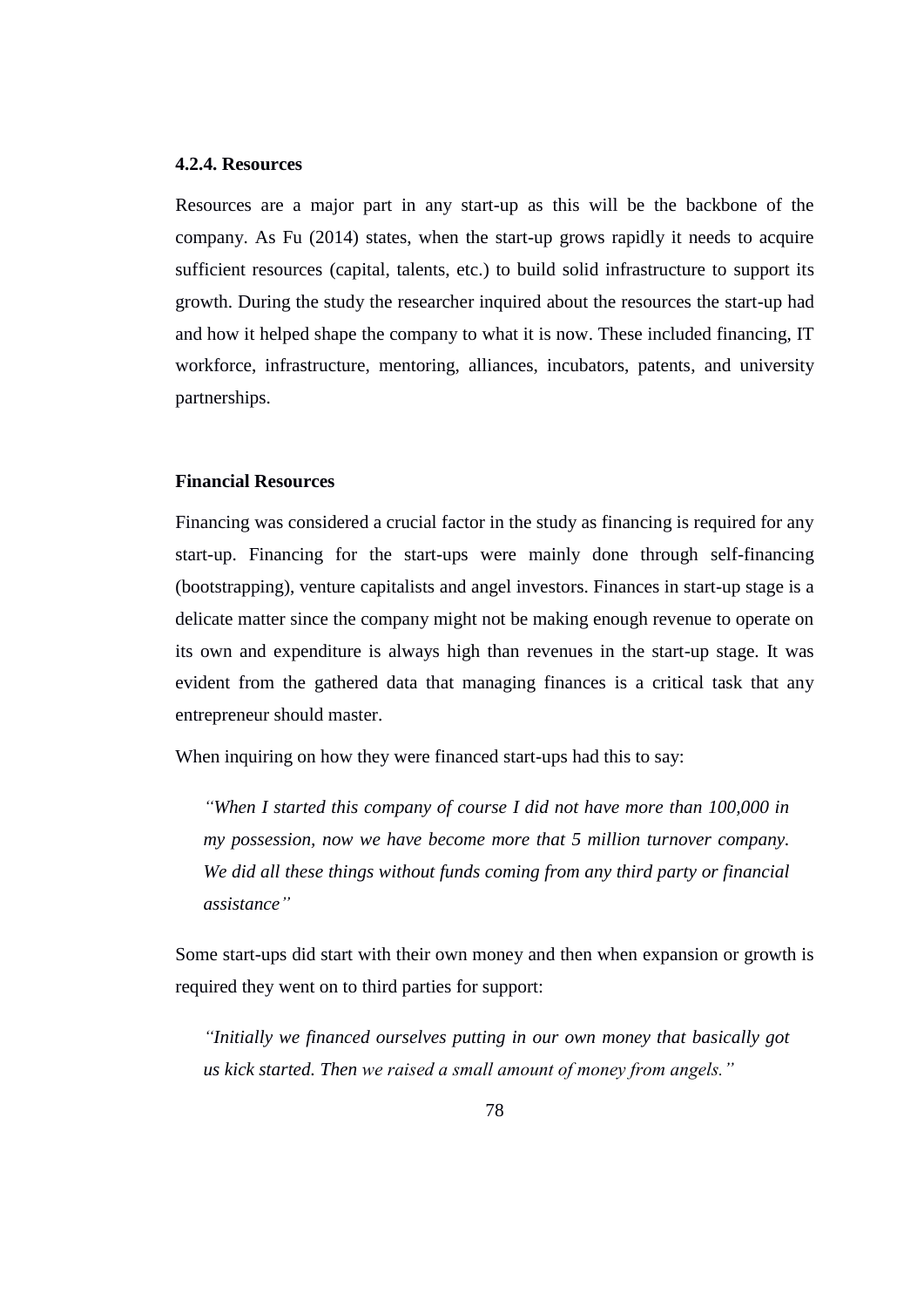### 4.2.4. Resources

Resources are a major part in any start-up as this will be the backbone of the company. As Fu (2014) states, when the start-up grows rapidly it needs to acquire sufficient resources (capital, talents, etc.) to build solid infrastructure to support its growth. During the study the researcher inquired about the resources the start-up had and how it helped shape the company to what it is now. These included financing, IT workforce, infrastructure, mentoring, alliances, incubators, patents, and university partnerships.

**Financial Resources**

Financing was considered a crucial factor in the study as financing is required for any start-up. Financing for the start-ups were mainly done through self-financing (bootstrapping), venture capitalists and angel investors. Finances in start-up stage is a delicate matter since the company might not be making enough revenue to operate on its own and expenditure is always high than revenues in the start-up stage. It was evident from the gathered data that managing finances is a critical task that any entrepreneur should master.

When inquiring on how they were financed start-ups had this to say:

> *"When I started this company of course I did not have more than 100,000 in my possession, now we have become more that 5 million turnover company. We did all these things without funds coming from any third party or financial assistance"*

Some start-ups did start with their own money and then when expansion or growth is required they went on to third parties for support:

> *"Initially we financed ourselves putting in our own money that basically got us kick started. Then we raised a small amount of money from angels."*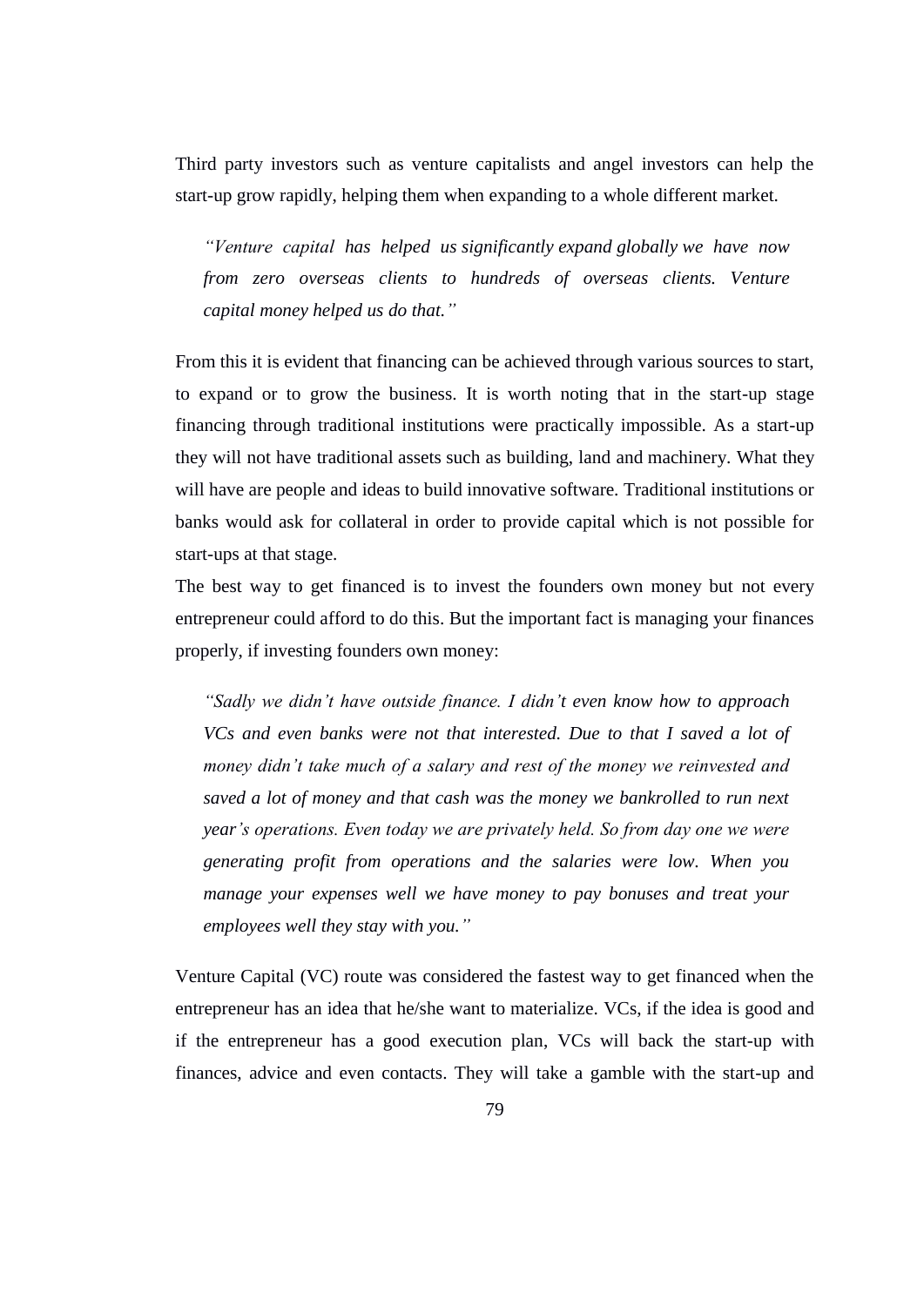Third party investors such as venture capitalists and angel investors can help the start-up grow rapidly, helping them when expanding to a whole different market.

> *"Venture capital has helped us significantly expand globally we have now from zero overseas clients to hundreds of overseas clients. Venture capital money helped us do that."*

From this it is evident that financing can be achieved through various sources to start, to expand or to grow the business. It is worth noting that in the start-up stage financing through traditional institutions were practically impossible. As a start-up they will not have traditional assets such as building, land and machinery. What they will have are people and ideas to build innovative software. Traditional institutions or banks would ask for collateral in order to provide capital which is not possible for start-ups at that stage.

The best way to get financed is to invest the founders own money but not every entrepreneur could afford to do this. But the important fact is managing your finances properly, if investing founders own money:

> *"Sadly we didn't have outside finance. I didn't even know how to approach VCs and even banks were not that interested. Due to that I saved a lot of money didn't take much of a salary and rest of the money we reinvested and saved a lot of money and that cash was the money we bankrolled to run next year's operations. Even today we are privately held. So from day one we were generating profit from operations and the salaries were low. When you manage your expenses well we have money to pay bonuses and treat your employees well they stay with you."*

Venture Capital (VC) route was considered the fastest way to get financed when the entrepreneur has an idea that he/she want to materialize. VCs, if the idea is good and if the entrepreneur has a good execution plan, VCs will back the start-up with finances, advice and even contacts. They will take a gamble with the start-up and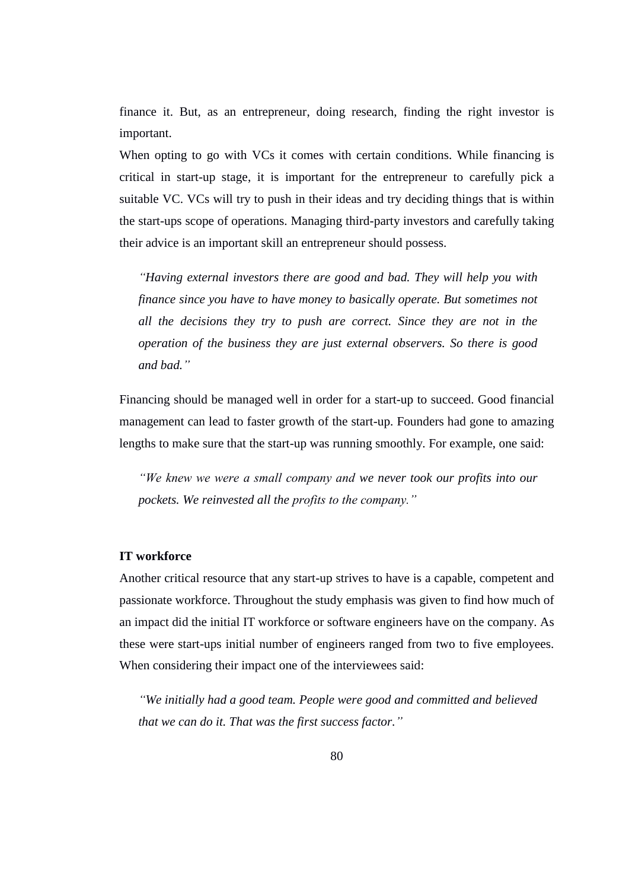finance it. But, as an entrepreneur, doing research, finding the right investor is important.

When opting to go with VCs it comes with certain conditions. While financing is critical in start-up stage, it is important for the entrepreneur to carefully pick a suitable VC. VCs will try to push in their ideas and try deciding things that is within the start-ups scope of operations. Managing third-party investors and carefully taking their advice is an important skill an entrepreneur should possess.

> *"Having external investors there are good and bad. They will help you with finance since you have to have money to basically operate. But sometimes not all the decisions they try to push are correct. Since they are not in the operation of the business they are just external observers. So there is good and bad."*

Financing should be managed well in order for a start-up to succeed. Good financial management can lead to faster growth of the start-up. Founders had gone to amazing lengths to make sure that the start-up was running smoothly. For example, one said:

> *"We knew we were a small company and we never took our profits into our pockets. We reinvested all the profits to the company."*

**IT workforce**

Another critical resource that any start-up strives to have is a capable, competent and passionate workforce. Throughout the study emphasis was given to find how much of an impact did the initial IT workforce or software engineers have on the company. As these were start-ups initial number of engineers ranged from two to five employees. When considering their impact one of the interviewees said:

> *"We initially had a good team. People were good and committed and believed that we can do it. That was the first success factor."*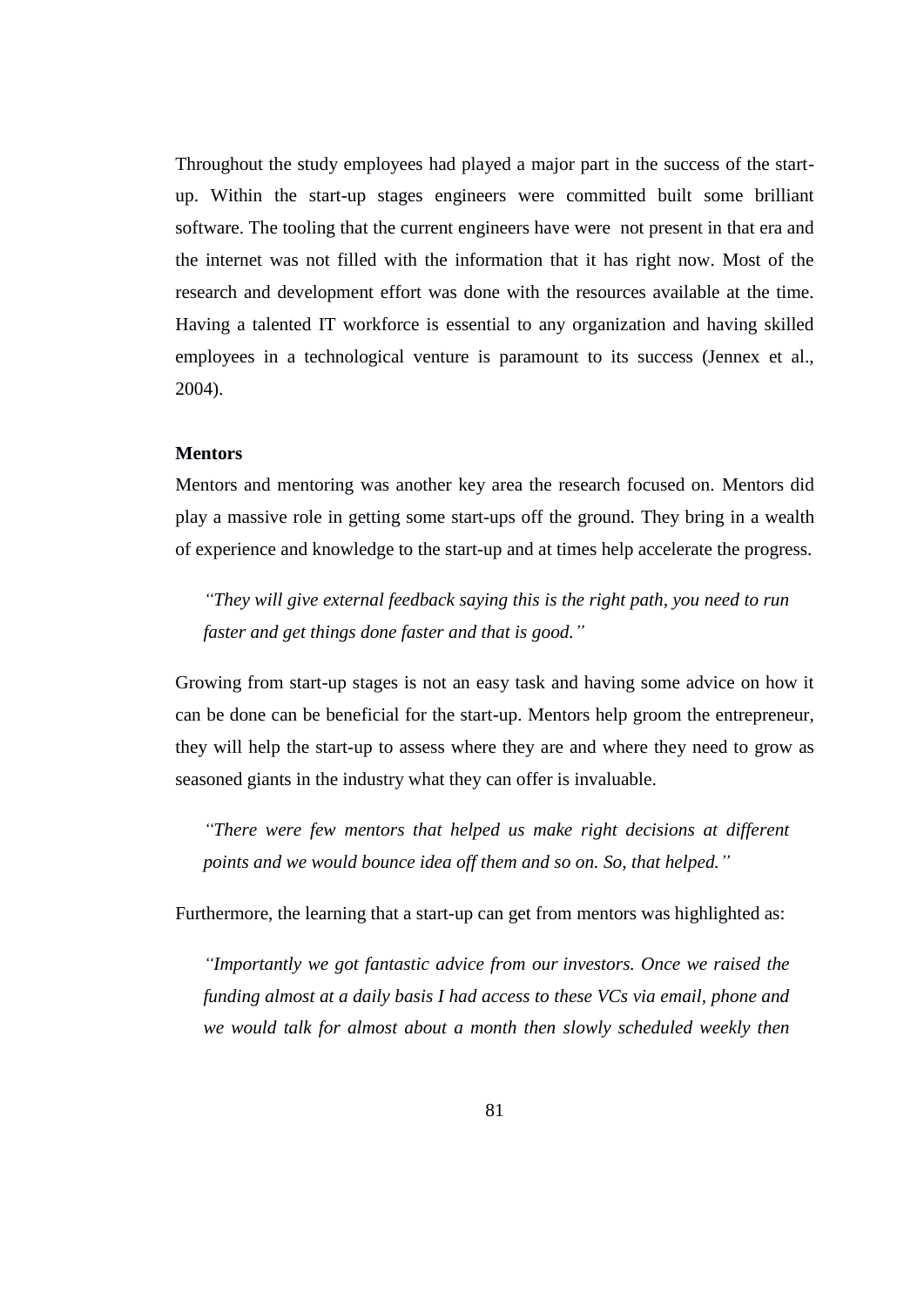Throughout the study employees had played a major part in the success of the start-up. Within the start-up stages engineers were committed built some brilliant software. The tooling that the current engineers have were not present in that era and the internet was not filled with the information that it has right now. Most of the research and development effort was done with the resources available at the time. Having a talented IT workforce is essential to any organization and having skilled employees in a technological venture is paramount to its success (Jennex et al., 2004).

**Mentors**

Mentors and mentoring was another key area the research focused on. Mentors did play a massive role in getting some start-ups off the ground. They bring in a wealth of experience and knowledge to the start-up and at times help accelerate the progress.

> *"They will give external feedback saying this is the right path, you need to run faster and get things done faster and that is good."*

Growing from start-up stages is not an easy task and having some advice on how it can be done can be beneficial for the start-up. Mentors help groom the entrepreneur, they will help the start-up to assess where they are and where they need to grow as seasoned giants in the industry what they can offer is invaluable.

> *"There were few mentors that helped us make right decisions at different points and we would bounce idea off them and so on. So, that helped."*

Furthermore, the learning that a start-up can get from mentors was highlighted as:

> *"Importantly we got fantastic advice from our investors. Once we raised the funding almost at a daily basis I had access to these VCs via email, phone and we would talk for almost about a month then slowly scheduled weekly then*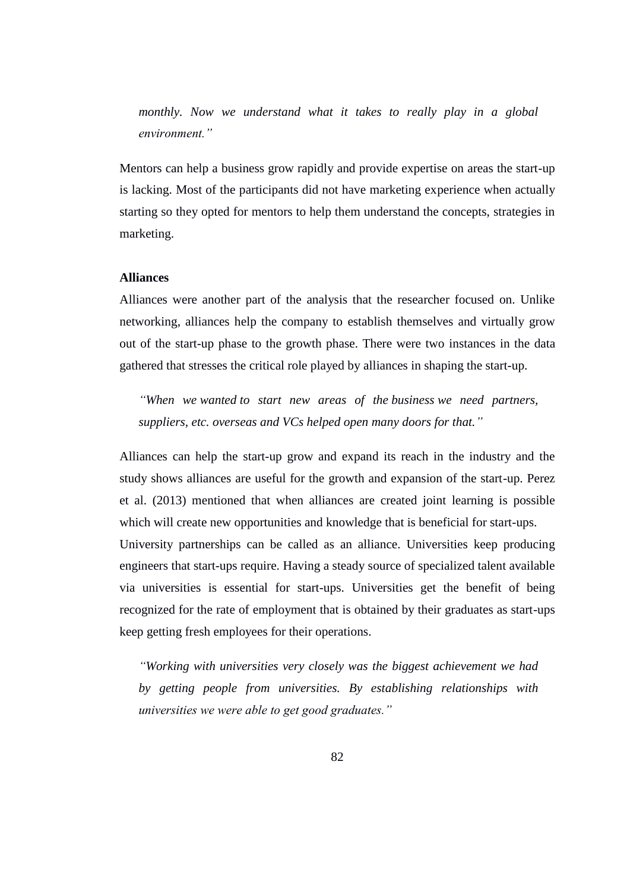*monthly. Now we understand what it takes to really play in a global environment."*

Mentors can help a business grow rapidly and provide expertise on areas the start-up is lacking. Most of the participants did not have marketing experience when actually starting so they opted for mentors to help them understand the concepts, strategies in marketing.

**Alliances**

Alliances were another part of the analysis that the researcher focused on. Unlike networking, alliances help the company to establish themselves and virtually grow out of the start-up phase to the growth phase. There were two instances in the data gathered that stresses the critical role played by alliances in shaping the start-up.

*"When we wanted to start new areas of the business we need partners, suppliers, etc. overseas and VCs helped open many doors for that."*

Alliances can help the start-up grow and expand its reach in the industry and the study shows alliances are useful for the growth and expansion of the start-up. Perez et al. (2013) mentioned that when alliances are created joint learning is possible which will create new opportunities and knowledge that is beneficial for start-ups.
University partnerships can be called as an alliance. Universities keep producing engineers that start-ups require. Having a steady source of specialized talent available via universities is essential for start-ups. Universities get the benefit of being recognized for the rate of employment that is obtained by their graduates as start-ups keep getting fresh employees for their operations.

*"Working with universities very closely was the biggest achievement we had by getting people from universities. By establishing relationships with universities we were able to get good graduates."*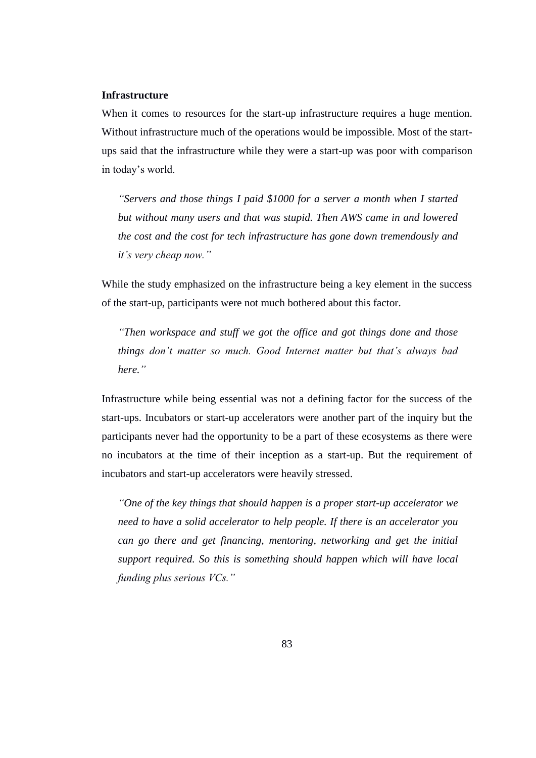**Infrastructure**

When it comes to resources for the start-up infrastructure requires a huge mention. Without infrastructure much of the operations would be impossible. Most of the start-ups said that the infrastructure while they were a start-up was poor with comparison in today's world.

> *"Servers and those things I paid $1000 for a server a month when I started but without many users and that was stupid. Then AWS came in and lowered the cost and the cost for tech infrastructure has gone down tremendously and it's very cheap now."*

While the study emphasized on the infrastructure being a key element in the success of the start-up, participants were not much bothered about this factor.

> *"Then workspace and stuff we got the office and got things done and those things don't matter so much. Good Internet matter but that's always bad here."*

Infrastructure while being essential was not a defining factor for the success of the start-ups. Incubators or start-up accelerators were another part of the inquiry but the participants never had the opportunity to be a part of these ecosystems as there were no incubators at the time of their inception as a start-up. But the requirement of incubators and start-up accelerators were heavily stressed.

> *"One of the key things that should happen is a proper start-up accelerator we need to have a solid accelerator to help people. If there is an accelerator you can go there and get financing, mentoring, networking and get the initial support required. So this is something should happen which will have local funding plus serious VCs."*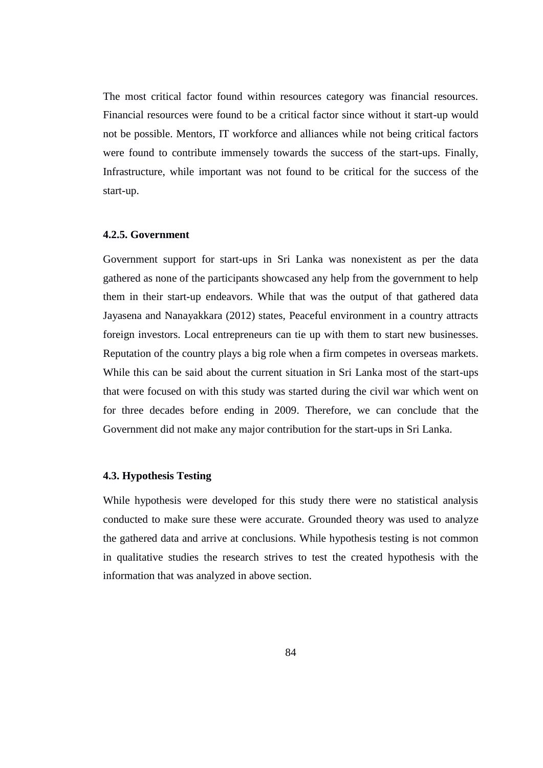The most critical factor found within resources category was financial resources. Financial resources were found to be a critical factor since without it start-up would not be possible. Mentors, IT workforce and alliances while not being critical factors were found to contribute immensely towards the success of the start-ups. Finally, Infrastructure, while important was not found to be critical for the success of the start-up.

#### 4.2.5. Government

Government support for start-ups in Sri Lanka was nonexistent as per the data gathered as none of the participants showcased any help from the government to help them in their start-up endeavors. While that was the output of that gathered data Jayasena and Nanayakkara (2012) states, Peaceful environment in a country attracts foreign investors. Local entrepreneurs can tie up with them to start new businesses. Reputation of the country plays a big role when a firm competes in overseas markets. While this can be said about the current situation in Sri Lanka most of the start-ups that were focused on with this study was started during the civil war which went on for three decades before ending in 2009. Therefore, we can conclude that the Government did not make any major contribution for the start-ups in Sri Lanka.

### 4.3. Hypothesis Testing

While hypothesis were developed for this study there were no statistical analysis conducted to make sure these were accurate. Grounded theory was used to analyze the gathered data and arrive at conclusions. While hypothesis testing is not common in qualitative studies the research strives to test the created hypothesis with the information that was analyzed in above section.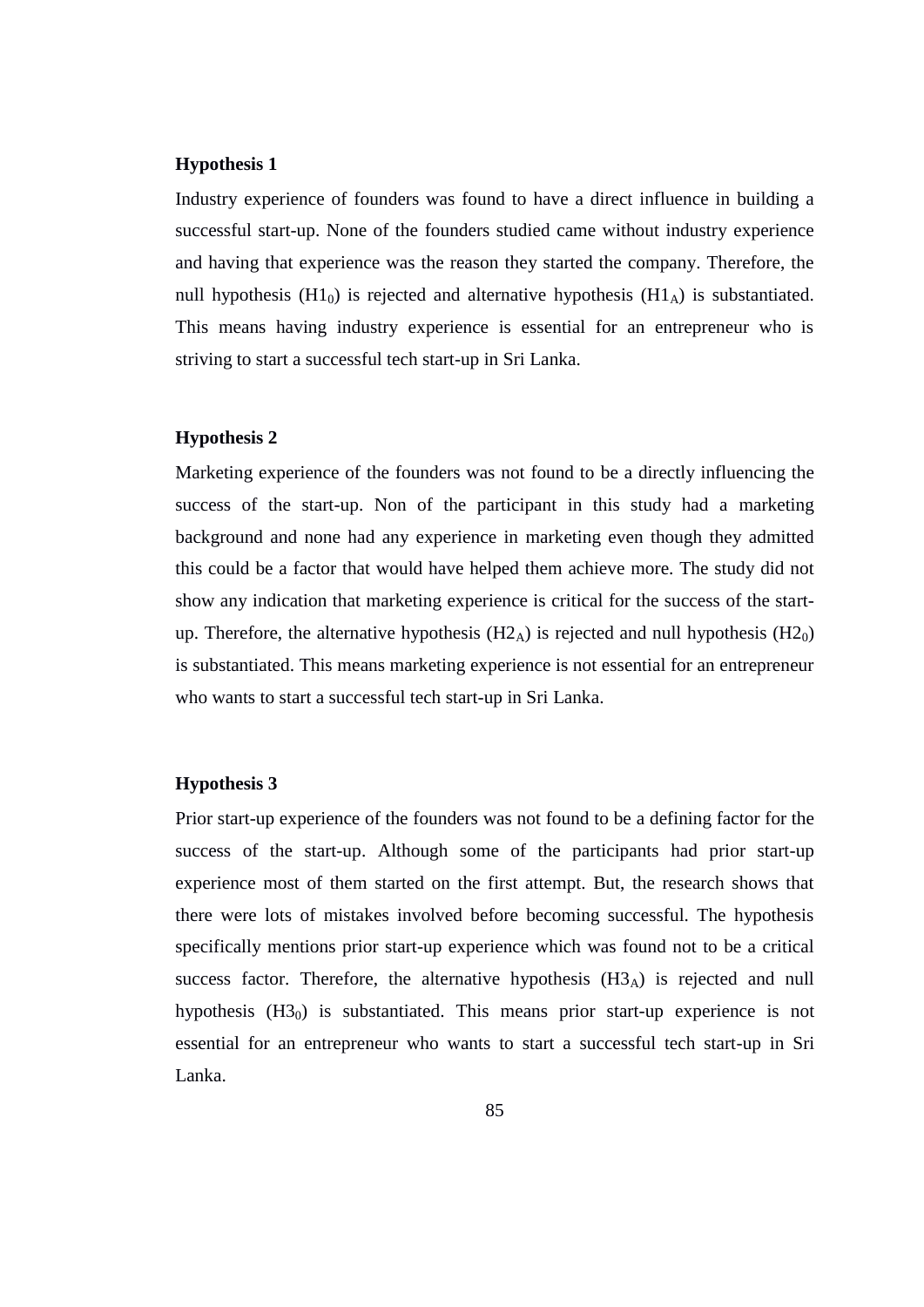**Hypothesis 1**

Industry experience of founders was found to have a direct influence in building a successful start-up. None of the founders studied came without industry experience and having that experience was the reason they started the company. Therefore, the null hypothesis ($H1_0$) is rejected and alternative hypothesis ($H1_A$) is substantiated. This means having industry experience is essential for an entrepreneur who is striving to start a successful tech start-up in Sri Lanka.

**Hypothesis 2**

Marketing experience of the founders was not found to be a directly influencing the success of the start-up. Non of the participant in this study had a marketing background and none had any experience in marketing even though they admitted this could be a factor that would have helped them achieve more. The study did not show any indication that marketing experience is critical for the success of the start-up. Therefore, the alternative hypothesis ($H2_A$) is rejected and null hypothesis ($H2_0$) is substantiated. This means marketing experience is not essential for an entrepreneur who wants to start a successful tech start-up in Sri Lanka.

**Hypothesis 3**

Prior start-up experience of the founders was not found to be a defining factor for the success of the start-up. Although some of the participants had prior start-up experience most of them started on the first attempt. But, the research shows that there were lots of mistakes involved before becoming successful. The hypothesis specifically mentions prior start-up experience which was found not to be a critical success factor. Therefore, the alternative hypothesis ($H3_A$) is rejected and null hypothesis ($H3_0$) is substantiated. This means prior start-up experience is not essential for an entrepreneur who wants to start a successful tech start-up in Sri Lanka.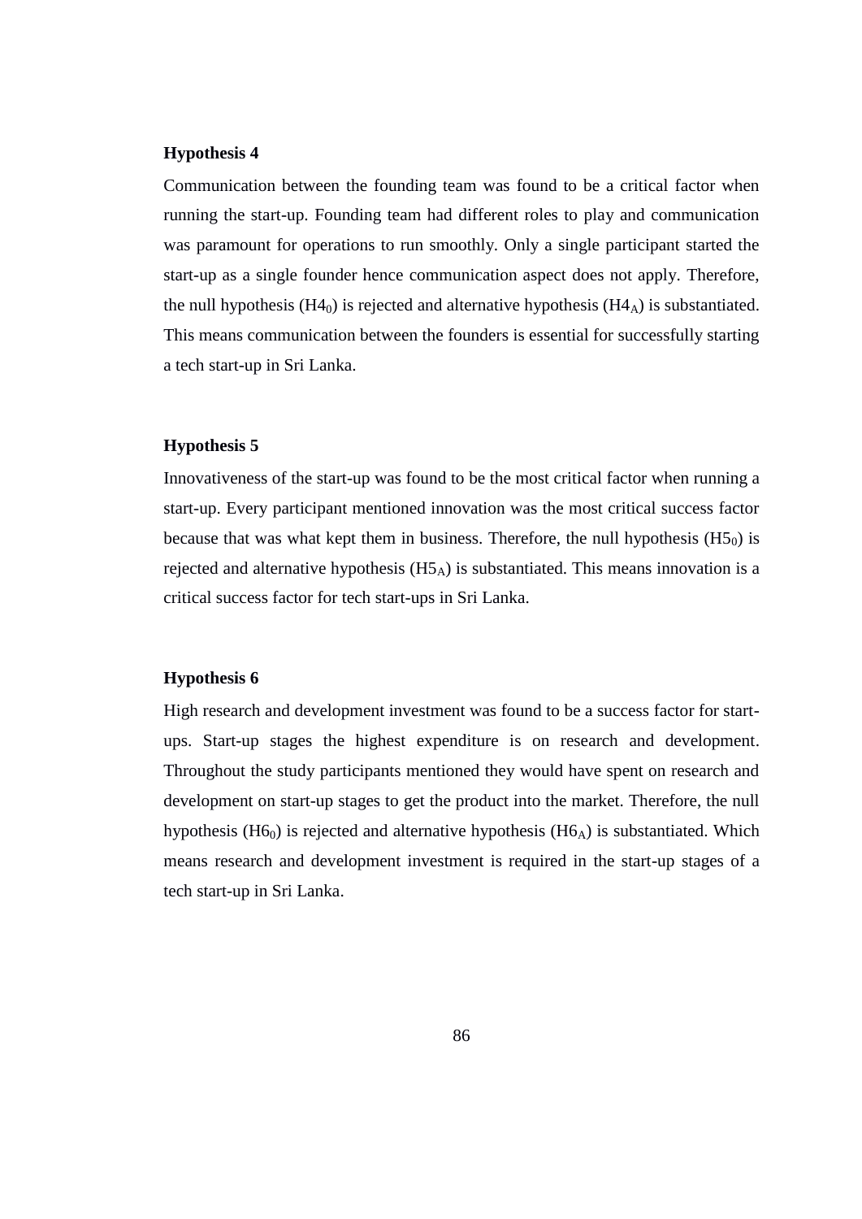**Hypothesis 4**

Communication between the founding team was found to be a critical factor when running the start-up. Founding team had different roles to play and communication was paramount for operations to run smoothly. Only a single participant started the start-up as a single founder hence communication aspect does not apply. Therefore, the null hypothesis ($H4_0$) is rejected and alternative hypothesis ($H4_A$) is substantiated. This means communication between the founders is essential for successfully starting a tech start-up in Sri Lanka.

**Hypothesis 5**

Innovativeness of the start-up was found to be the most critical factor when running a start-up. Every participant mentioned innovation was the most critical success factor because that was what kept them in business. Therefore, the null hypothesis ($H5_0$) is rejected and alternative hypothesis ($H5_A$) is substantiated. This means innovation is a critical success factor for tech start-ups in Sri Lanka.

**Hypothesis 6**

High research and development investment was found to be a success factor for start-ups. Start-up stages the highest expenditure is on research and development. Throughout the study participants mentioned they would have spent on research and development on start-up stages to get the product into the market. Therefore, the null hypothesis ($H6_0$) is rejected and alternative hypothesis ($H6_A$) is substantiated. Which means research and development investment is required in the start-up stages of a tech start-up in Sri Lanka.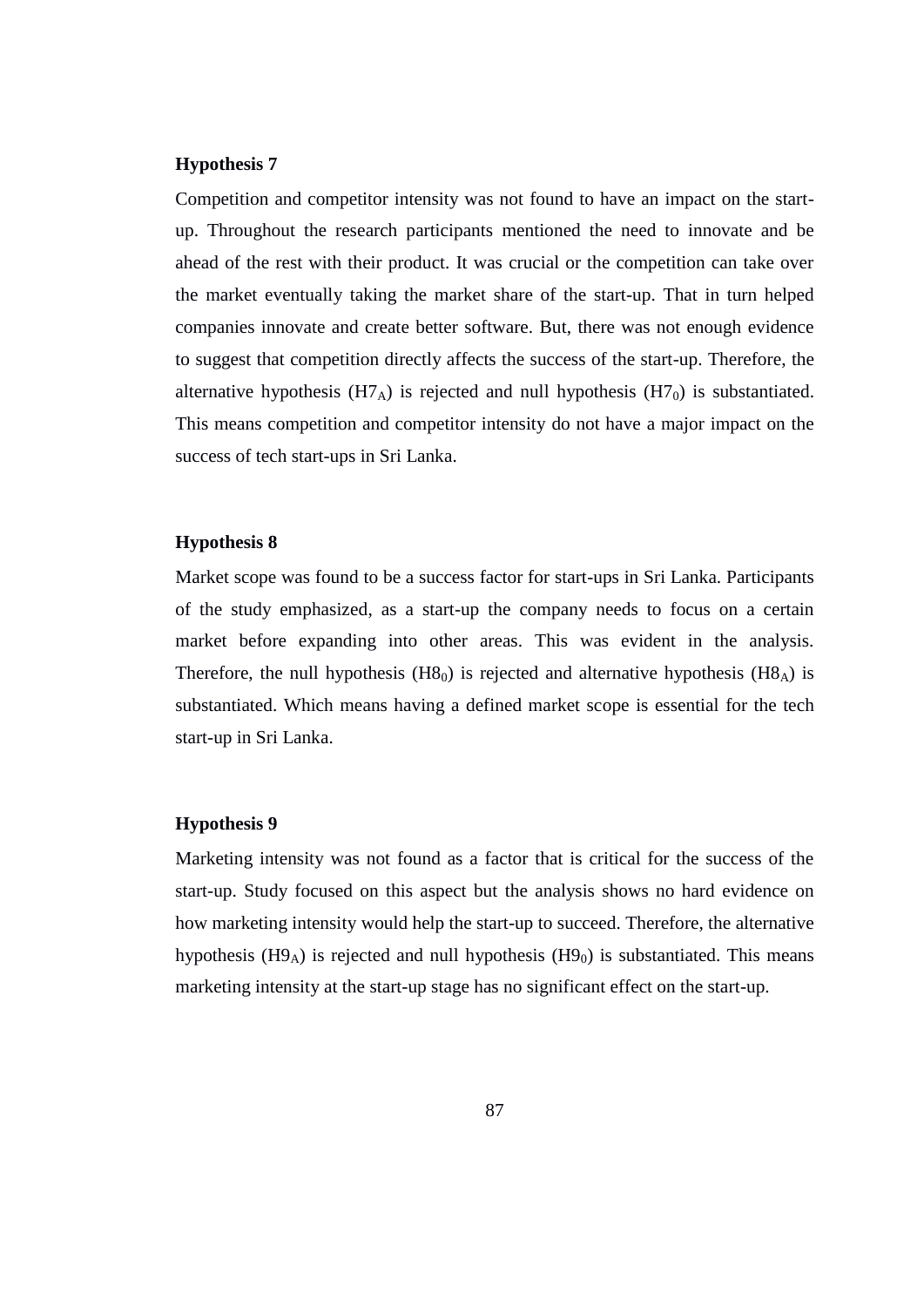**Hypothesis 7**

Competition and competitor intensity was not found to have an impact on the start-up. Throughout the research participants mentioned the need to innovate and be ahead of the rest with their product. It was crucial or the competition can take over the market eventually taking the market share of the start-up. That in turn helped companies innovate and create better software. But, there was not enough evidence to suggest that competition directly affects the success of the start-up. Therefore, the alternative hypothesis ($H7_A$) is rejected and null hypothesis ($H7_0$) is substantiated. This means competition and competitor intensity do not have a major impact on the success of tech start-ups in Sri Lanka.

**Hypothesis 8**

Market scope was found to be a success factor for start-ups in Sri Lanka. Participants of the study emphasized, as a start-up the company needs to focus on a certain market before expanding into other areas. This was evident in the analysis. Therefore, the null hypothesis ($H8_0$) is rejected and alternative hypothesis ($H8_A$) is substantiated. Which means having a defined market scope is essential for the tech start-up in Sri Lanka.

**Hypothesis 9**

Marketing intensity was not found as a factor that is critical for the success of the start-up. Study focused on this aspect but the analysis shows no hard evidence on how marketing intensity would help the start-up to succeed. Therefore, the alternative hypothesis ($H9_A$) is rejected and null hypothesis ($H9_0$) is substantiated. This means marketing intensity at the start-up stage has no significant effect on the start-up.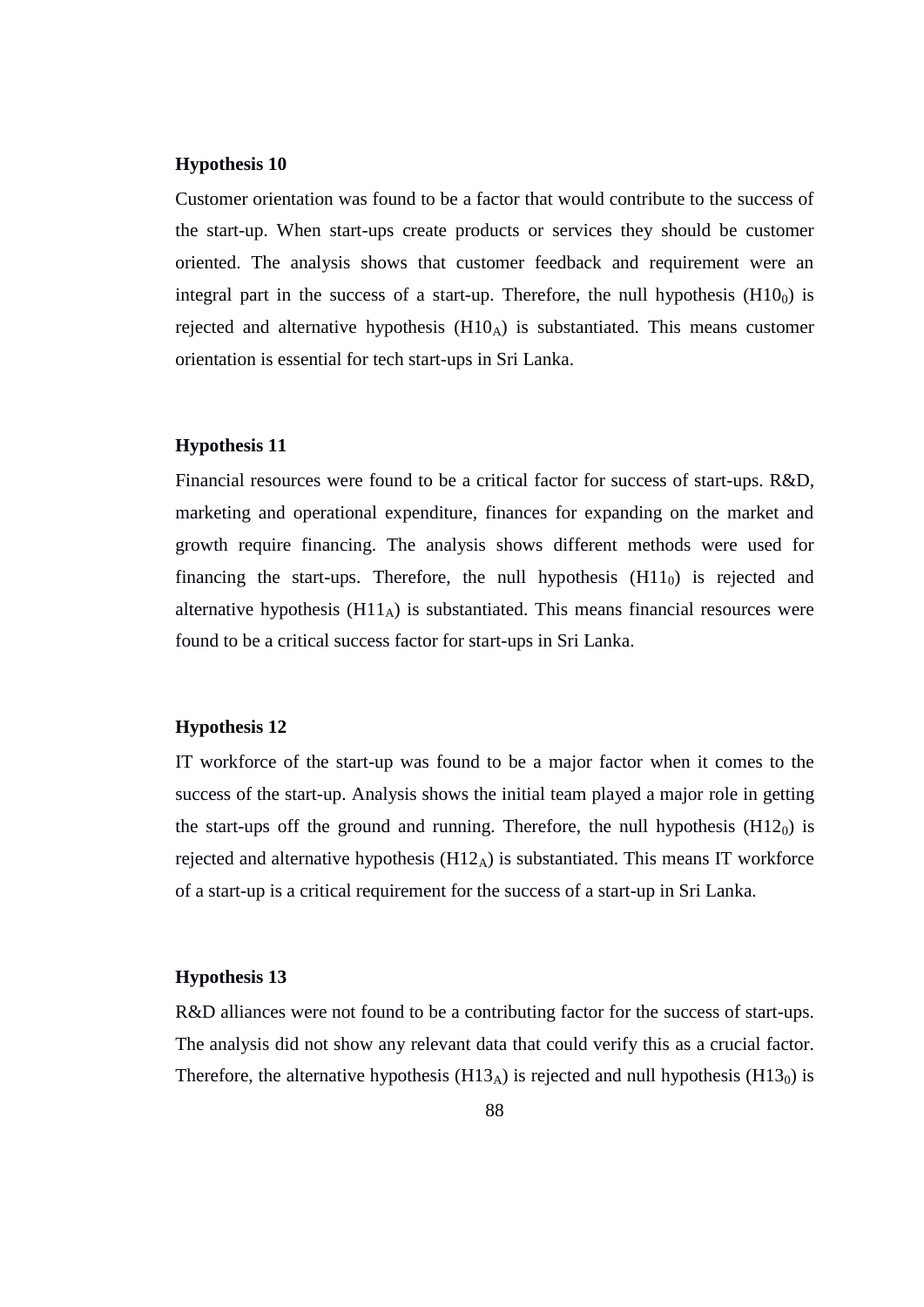**Hypothesis 10**

Customer orientation was found to be a factor that would contribute to the success of the start-up. When start-ups create products or services they should be customer oriented. The analysis shows that customer feedback and requirement were an integral part in the success of a start-up. Therefore, the null hypothesis ($H10_0$) is rejected and alternative hypothesis ($H10_A$) is substantiated. This means customer orientation is essential for tech start-ups in Sri Lanka.

**Hypothesis 11**

Financial resources were found to be a critical factor for success of start-ups. R&D, marketing and operational expenditure, finances for expanding on the market and growth require financing. The analysis shows different methods were used for financing the start-ups. Therefore, the null hypothesis ($H11_0$) is rejected and alternative hypothesis ($H11_A$) is substantiated. This means financial resources were found to be a critical success factor for start-ups in Sri Lanka.

**Hypothesis 12**

IT workforce of the start-up was found to be a major factor when it comes to the success of the start-up. Analysis shows the initial team played a major role in getting the start-ups off the ground and running. Therefore, the null hypothesis ($H12_0$) is rejected and alternative hypothesis ($H12_A$) is substantiated. This means IT workforce of a start-up is a critical requirement for the success of a start-up in Sri Lanka.

**Hypothesis 13**

R&D alliances were not found to be a contributing factor for the success of start-ups. The analysis did not show any relevant data that could verify this as a crucial factor. Therefore, the alternative hypothesis ($H13_A$) is rejected and null hypothesis ($H13_0$) is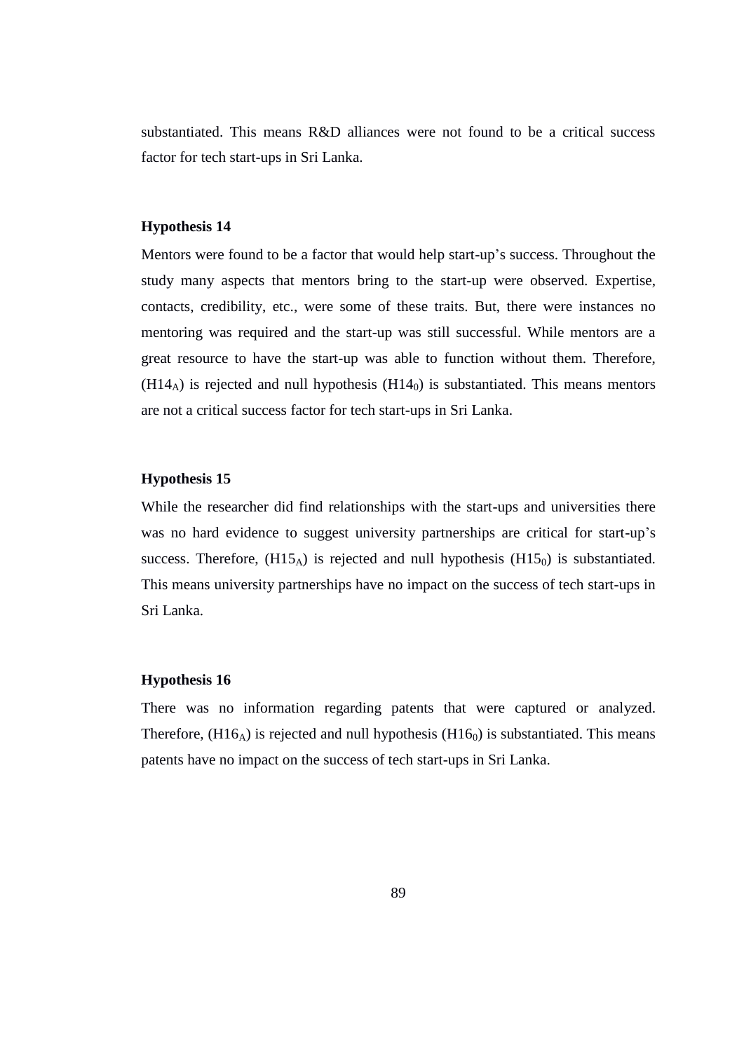substantiated. This means R&D alliances were not found to be a critical success factor for tech start-ups in Sri Lanka.

**Hypothesis 14**

Mentors were found to be a factor that would help start-up's success. Throughout the study many aspects that mentors bring to the start-up were observed. Expertise, contacts, credibility, etc., were some of these traits. But, there were instances no mentoring was required and the start-up was still successful. While mentors are a great resource to have the start-up was able to function without them. Therefore, ($H14_A$) is rejected and null hypothesis ($H14_0$) is substantiated. This means mentors are not a critical success factor for tech start-ups in Sri Lanka.

**Hypothesis 15**

While the researcher did find relationships with the start-ups and universities there was no hard evidence to suggest university partnerships are critical for start-up's success. Therefore, ($H15_A$) is rejected and null hypothesis ($H15_0$) is substantiated. This means university partnerships have no impact on the success of tech start-ups in Sri Lanka.

**Hypothesis 16**

There was no information regarding patents that were captured or analyzed. Therefore, ($H16_A$) is rejected and null hypothesis ($H16_0$) is substantiated. This means patents have no impact on the success of tech start-ups in Sri Lanka.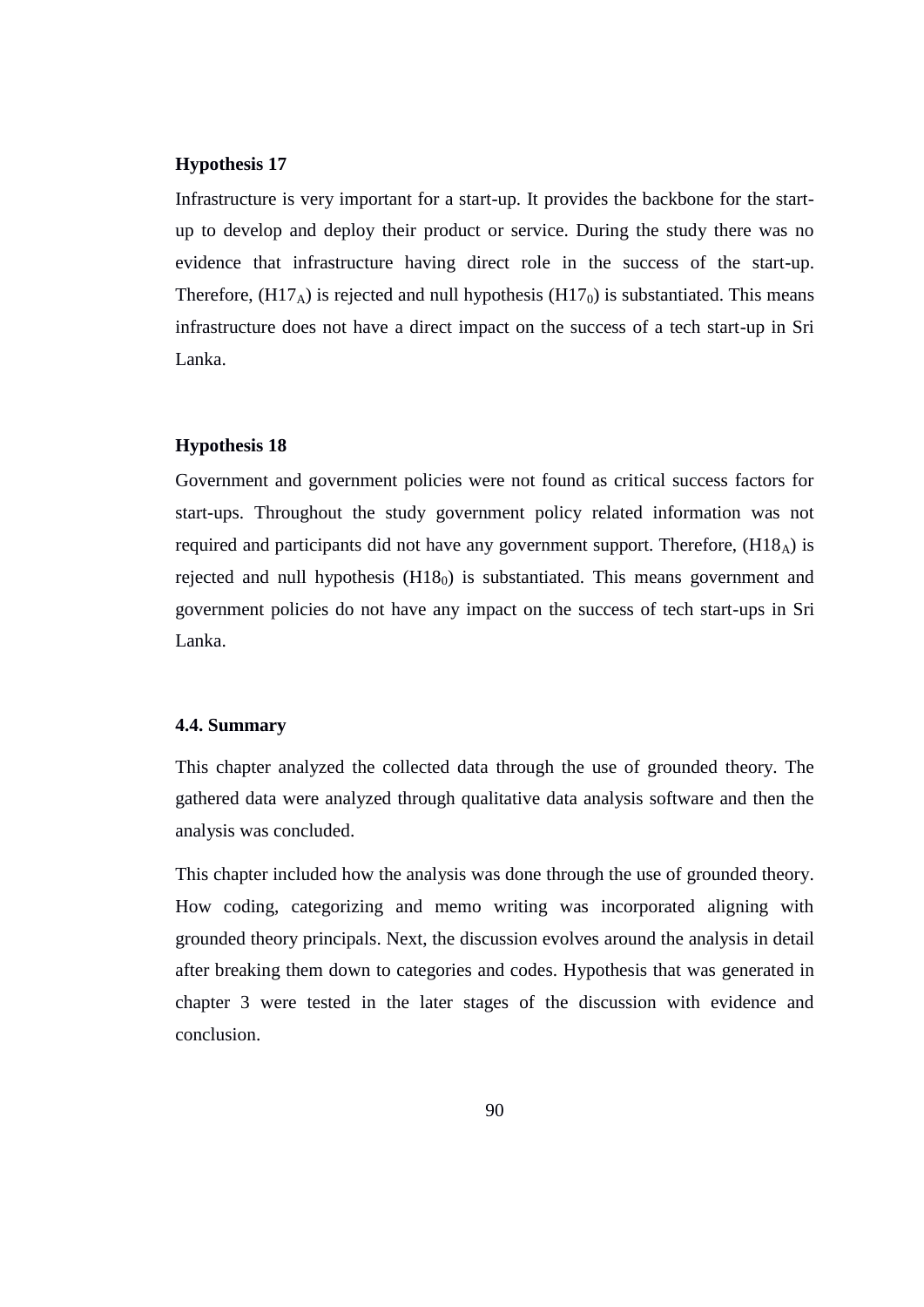**Hypothesis 17**

Infrastructure is very important for a start-up. It provides the backbone for the start-up to develop and deploy their product or service. During the study there was no evidence that infrastructure having direct role in the success of the start-up. Therefore, ($H17_A$) is rejected and null hypothesis ($H17_0$) is substantiated. This means infrastructure does not have a direct impact on the success of a tech start-up in Sri Lanka.

**Hypothesis 18**

Government and government policies were not found as critical success factors for start-ups. Throughout the study government policy related information was not required and participants did not have any government support. Therefore, ($H18_A$) is rejected and null hypothesis ($H18_0$) is substantiated. This means government and government policies do not have any impact on the success of tech start-ups in Sri Lanka.

### 4.4. Summary

This chapter analyzed the collected data through the use of grounded theory. The gathered data were analyzed through qualitative data analysis software and then the analysis was concluded.

This chapter included how the analysis was done through the use of grounded theory. How coding, categorizing and memo writing was incorporated aligning with grounded theory principals. Next, the discussion evolves around the analysis in detail after breaking them down to categories and codes. Hypothesis that was generated in chapter 3 were tested in the later stages of the discussion with evidence and conclusion.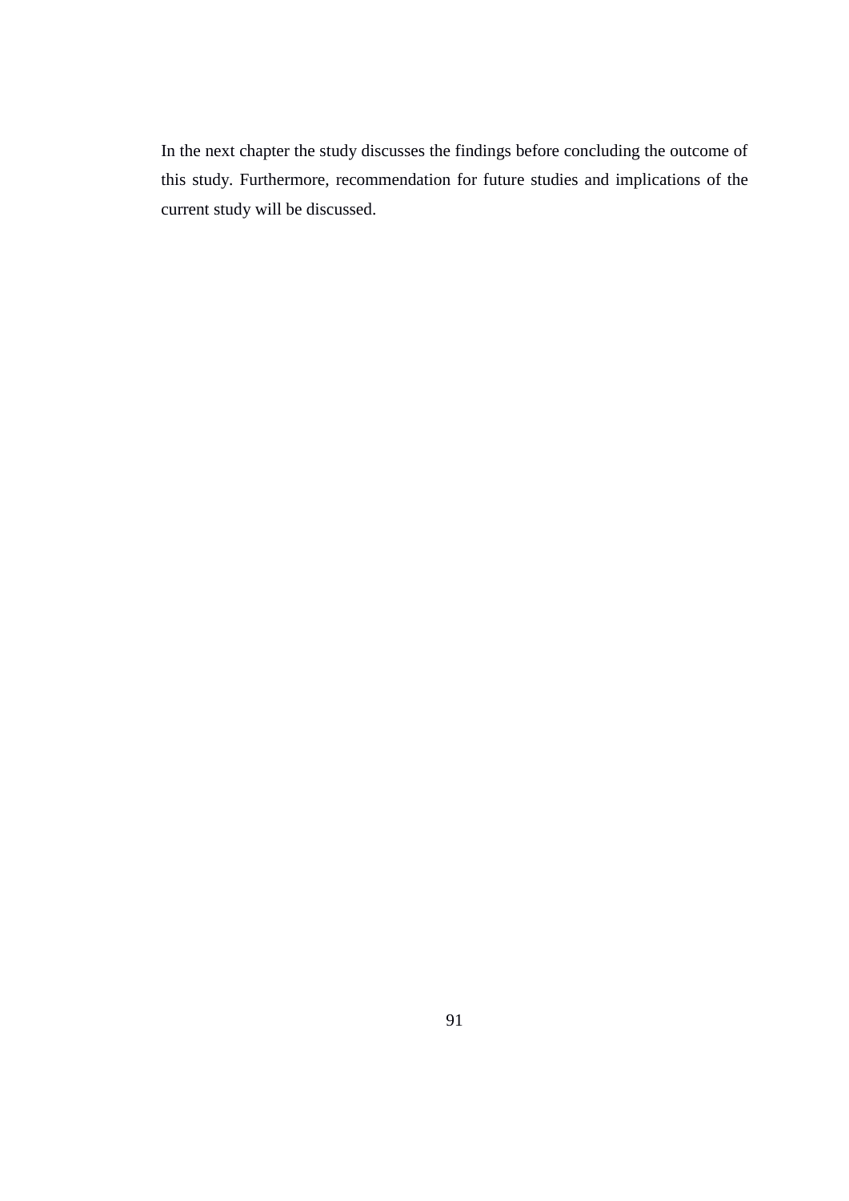In the next chapter the study discusses the findings before concluding the outcome of this study. Furthermore, recommendation for future studies and implications of the current study will be discussed.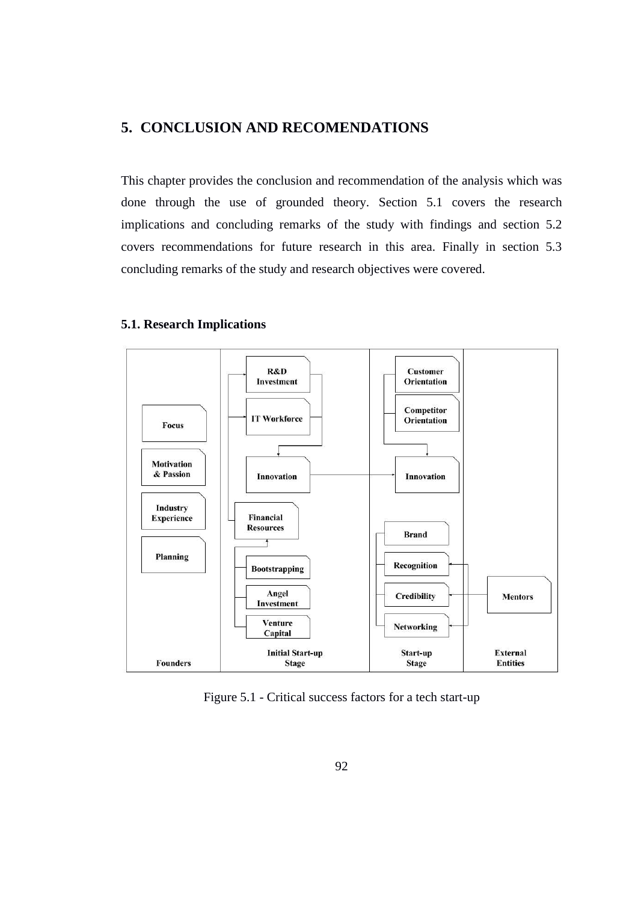# 5. CONCLUSION AND RECOMENDATIONS

This chapter provides the conclusion and recommendation of the analysis which was done through the use of grounded theory. Section 5.1 covers the research implications and concluding remarks of the study with findings and section 5.2 covers recommendations for future research in this area. Finally in section 5.3 concluding remarks of the study and research objectives were covered.

## 5.1. Research Implications

Figure 5.1 - Critical success factors for a tech start-up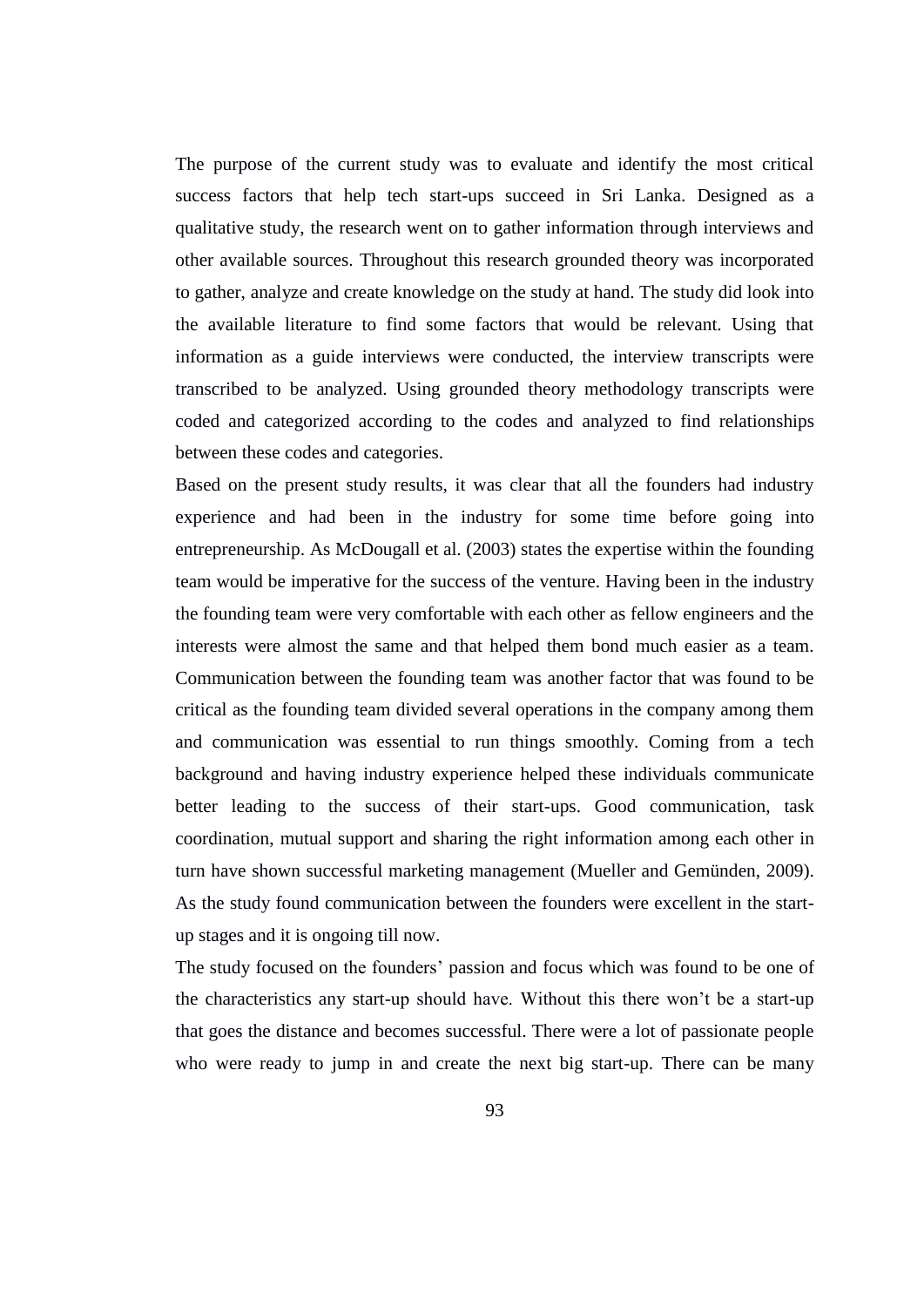The purpose of the current study was to evaluate and identify the most critical success factors that help tech start-ups succeed in Sri Lanka. Designed as a qualitative study, the research went on to gather information through interviews and other available sources. Throughout this research grounded theory was incorporated to gather, analyze and create knowledge on the study at hand. The study did look into the available literature to find some factors that would be relevant. Using that information as a guide interviews were conducted, the interview transcripts were transcribed to be analyzed. Using grounded theory methodology transcripts were coded and categorized according to the codes and analyzed to find relationships between these codes and categories.

Based on the present study results, it was clear that all the founders had industry experience and had been in the industry for some time before going into entrepreneurship. As McDougall et al. (2003) states the expertise within the founding team would be imperative for the success of the venture. Having been in the industry the founding team were very comfortable with each other as fellow engineers and the interests were almost the same and that helped them bond much easier as a team. Communication between the founding team was another factor that was found to be critical as the founding team divided several operations in the company among them and communication was essential to run things smoothly. Coming from a tech background and having industry experience helped these individuals communicate better leading to the success of their start-ups. Good communication, task coordination, mutual support and sharing the right information among each other in turn have shown successful marketing management (Mueller and Gemünden, 2009). As the study found communication between the founders were excellent in the start-up stages and it is ongoing till now.

The study focused on the founders' passion and focus which was found to be one of the characteristics any start-up should have. Without this there won't be a start-up that goes the distance and becomes successful. There were a lot of passionate people who were ready to jump in and create the next big start-up. There can be many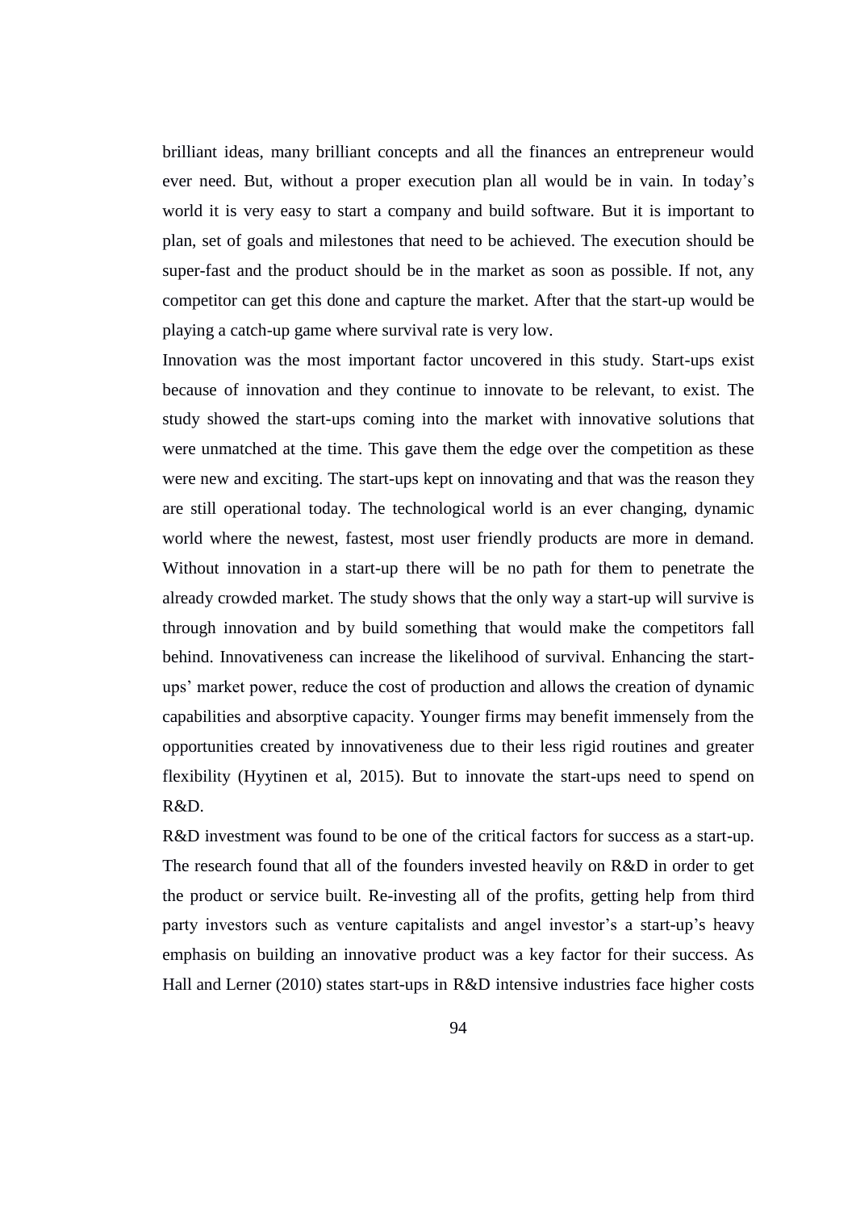brilliant ideas, many brilliant concepts and all the finances an entrepreneur would ever need. But, without a proper execution plan all would be in vain. In today's world it is very easy to start a company and build software. But it is important to plan, set of goals and milestones that need to be achieved. The execution should be super-fast and the product should be in the market as soon as possible. If not, any competitor can get this done and capture the market. After that the start-up would be playing a catch-up game where survival rate is very low.

Innovation was the most important factor uncovered in this study. Start-ups exist because of innovation and they continue to innovate to be relevant, to exist. The study showed the start-ups coming into the market with innovative solutions that were unmatched at the time. This gave them the edge over the competition as these were new and exciting. The start-ups kept on innovating and that was the reason they are still operational today. The technological world is an ever changing, dynamic world where the newest, fastest, most user friendly products are more in demand. Without innovation in a start-up there will be no path for them to penetrate the already crowded market. The study shows that the only way a start-up will survive is through innovation and by build something that would make the competitors fall behind. Innovativeness can increase the likelihood of survival. Enhancing the start-ups' market power, reduce the cost of production and allows the creation of dynamic capabilities and absorptive capacity. Younger firms may benefit immensely from the opportunities created by innovativeness due to their less rigid routines and greater flexibility (Hyytinen et al, 2015). But to innovate the start-ups need to spend on R&D.

R&D investment was found to be one of the critical factors for success as a start-up. The research found that all of the founders invested heavily on R&D in order to get the product or service built. Re-investing all of the profits, getting help from third party investors such as venture capitalists and angel investor's a start-up's heavy emphasis on building an innovative product was a key factor for their success. As Hall and Lerner (2010) states start-ups in R&D intensive industries face higher costs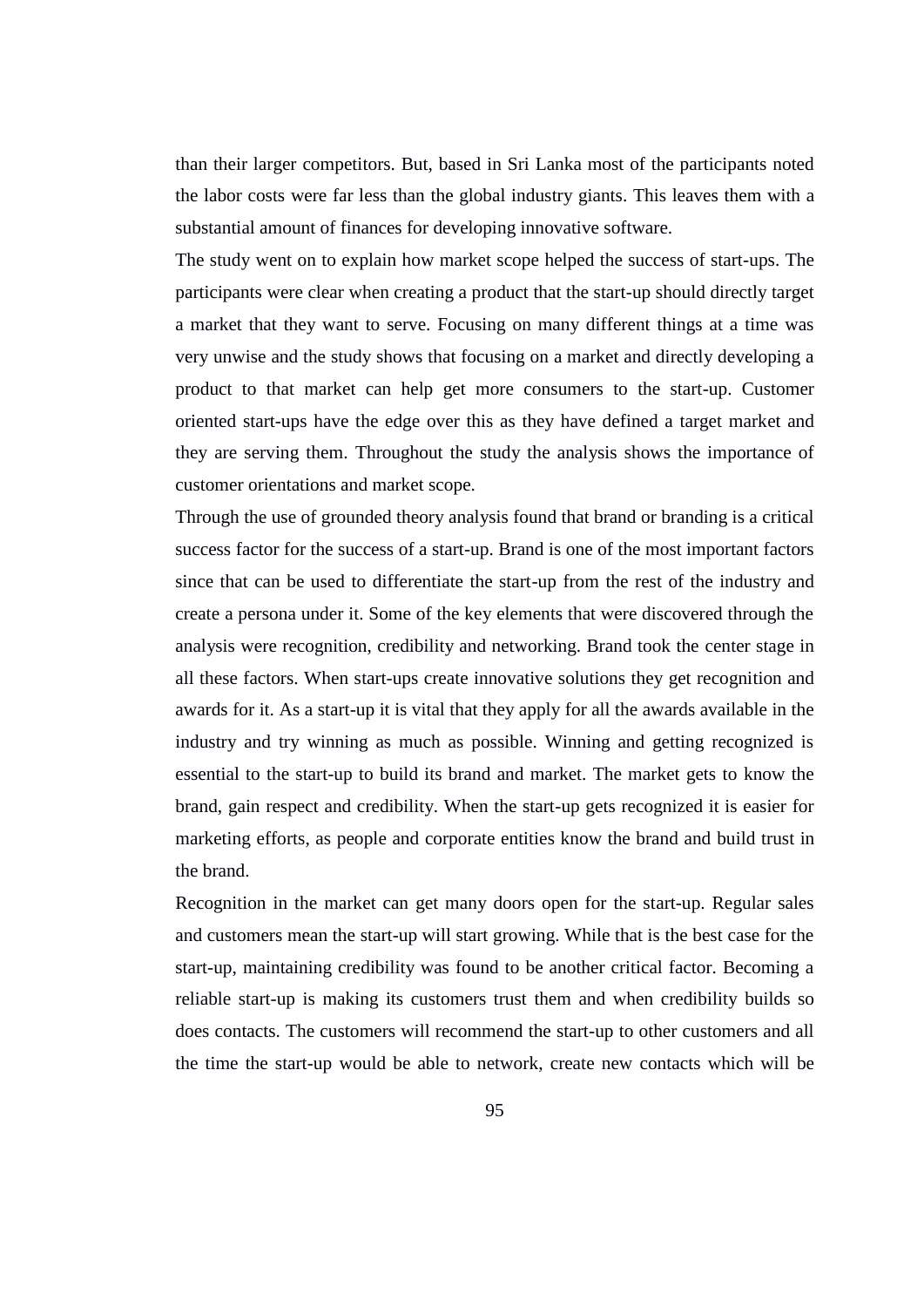than their larger competitors. But, based in Sri Lanka most of the participants noted the labor costs were far less than the global industry giants. This leaves them with a substantial amount of finances for developing innovative software.

The study went on to explain how market scope helped the success of start-ups. The participants were clear when creating a product that the start-up should directly target a market that they want to serve. Focusing on many different things at a time was very unwise and the study shows that focusing on a market and directly developing a product to that market can help get more consumers to the start-up. Customer oriented start-ups have the edge over this as they have defined a target market and they are serving them. Throughout the study the analysis shows the importance of customer orientations and market scope.

Through the use of grounded theory analysis found that brand or branding is a critical success factor for the success of a start-up. Brand is one of the most important factors since that can be used to differentiate the start-up from the rest of the industry and create a persona under it. Some of the key elements that were discovered through the analysis were recognition, credibility and networking. Brand took the center stage in all these factors. When start-ups create innovative solutions they get recognition and awards for it. As a start-up it is vital that they apply for all the awards available in the industry and try winning as much as possible. Winning and getting recognized is essential to the start-up to build its brand and market. The market gets to know the brand, gain respect and credibility. When the start-up gets recognized it is easier for marketing efforts, as people and corporate entities know the brand and build trust in the brand.

Recognition in the market can get many doors open for the start-up. Regular sales and customers mean the start-up will start growing. While that is the best case for the start-up, maintaining credibility was found to be another critical factor. Becoming a reliable start-up is making its customers trust them and when credibility builds so does contacts. The customers will recommend the start-up to other customers and all the time the start-up would be able to network, create new contacts which will be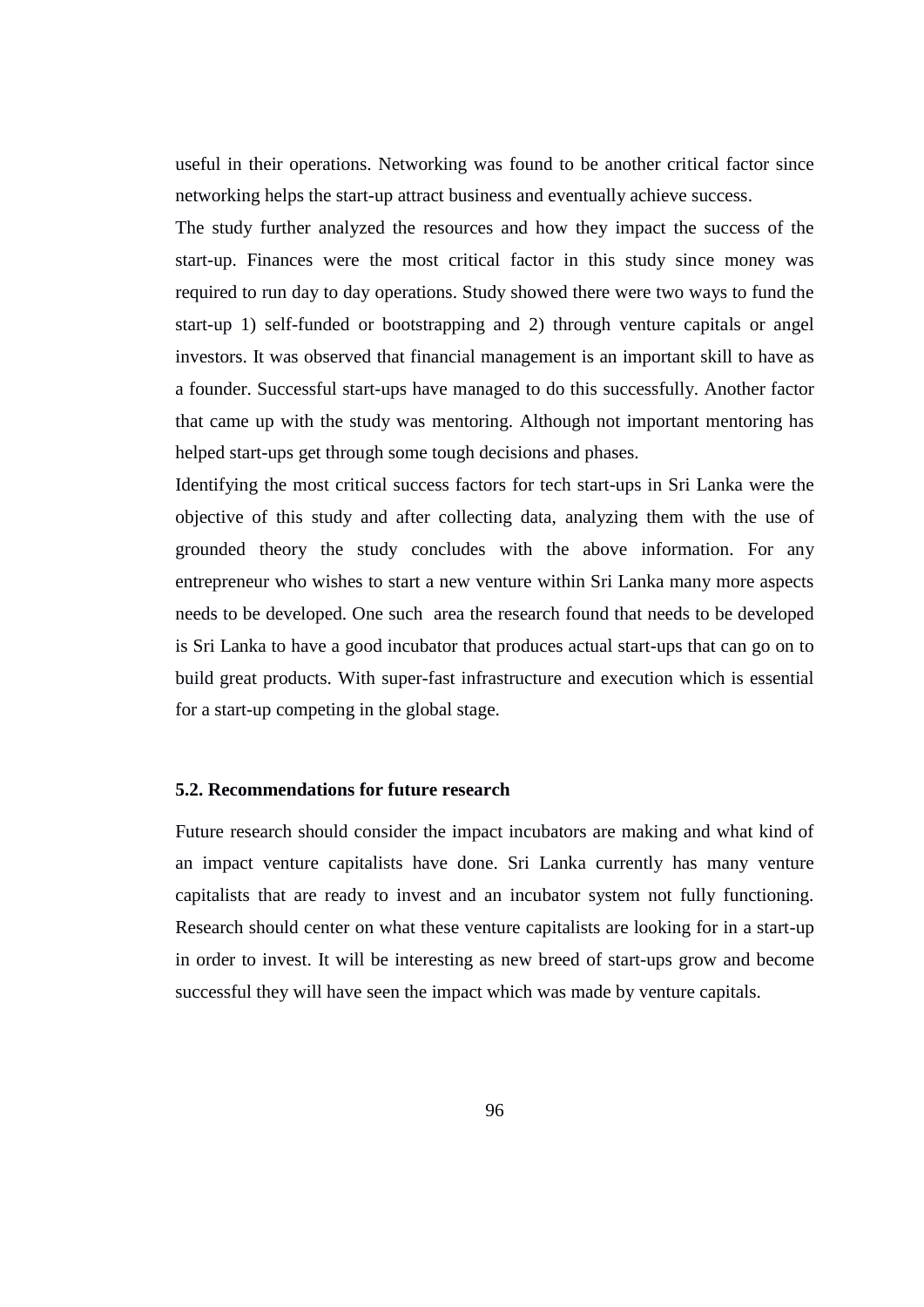useful in their operations. Networking was found to be another critical factor since networking helps the start-up attract business and eventually achieve success.

The study further analyzed the resources and how they impact the success of the start-up. Finances were the most critical factor in this study since money was required to run day to day operations. Study showed there were two ways to fund the start-up 1) self-funded or bootstrapping and 2) through venture capitals or angel investors. It was observed that financial management is an important skill to have as a founder. Successful start-ups have managed to do this successfully. Another factor that came up with the study was mentoring. Although not important mentoring has helped start-ups get through some tough decisions and phases.

Identifying the most critical success factors for tech start-ups in Sri Lanka were the objective of this study and after collecting data, analyzing them with the use of grounded theory the study concludes with the above information. For any entrepreneur who wishes to start a new venture within Sri Lanka many more aspects needs to be developed. One such area the research found that needs to be developed is Sri Lanka to have a good incubator that produces actual start-ups that can go on to build great products. With super-fast infrastructure and execution which is essential for a start-up competing in the global stage.

### 5.2. Recommendations for future research

Future research should consider the impact incubators are making and what kind of an impact venture capitalists have done. Sri Lanka currently has many venture capitalists that are ready to invest and an incubator system not fully functioning. Research should center on what these venture capitalists are looking for in a start-up in order to invest. It will be interesting as new breed of start-ups grow and become successful they will have seen the impact which was made by venture capitals.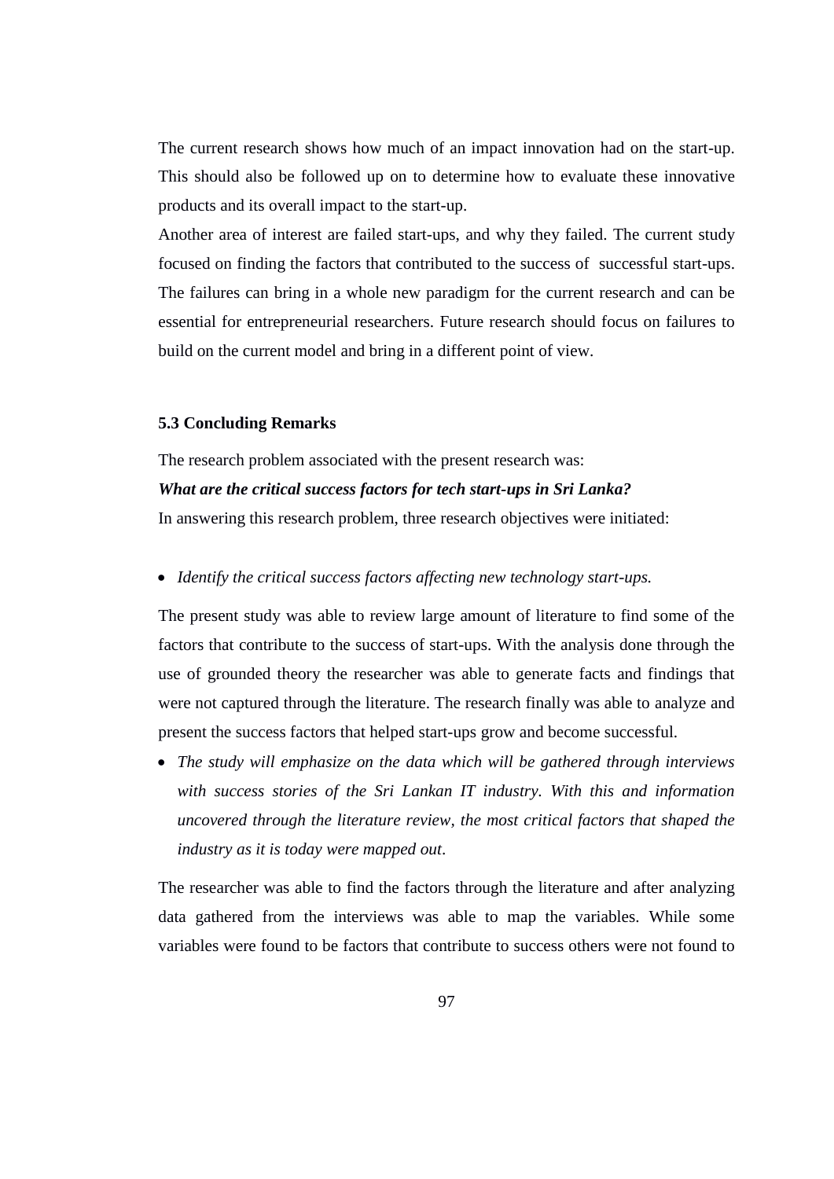The current research shows how much of an impact innovation had on the start-up. This should also be followed up on to determine how to evaluate these innovative products and its overall impact to the start-up.

Another area of interest are failed start-ups, and why they failed. The current study focused on finding the factors that contributed to the success of successful start-ups. The failures can bring in a whole new paradigm for the current research and can be essential for entrepreneurial researchers. Future research should focus on failures to build on the current model and bring in a different point of view.

### 5.3 Concluding Remarks

The research problem associated with the present research was:

***What are the critical success factors for tech start-ups in Sri Lanka?***

In answering this research problem, three research objectives were initiated:

- *Identify the critical success factors affecting new technology start-ups.*

The present study was able to review large amount of literature to find some of the factors that contribute to the success of start-ups. With the analysis done through the use of grounded theory the researcher was able to generate facts and findings that were not captured through the literature. The research finally was able to analyze and present the success factors that helped start-ups grow and become successful.

- *The study will emphasize on the data which will be gathered through interviews with success stories of the Sri Lankan IT industry. With this and information uncovered through the literature review, the most critical factors that shaped the industry as it is today were mapped out.*

The researcher was able to find the factors through the literature and after analyzing data gathered from the interviews was able to map the variables. While some variables were found to be factors that contribute to success others were not found to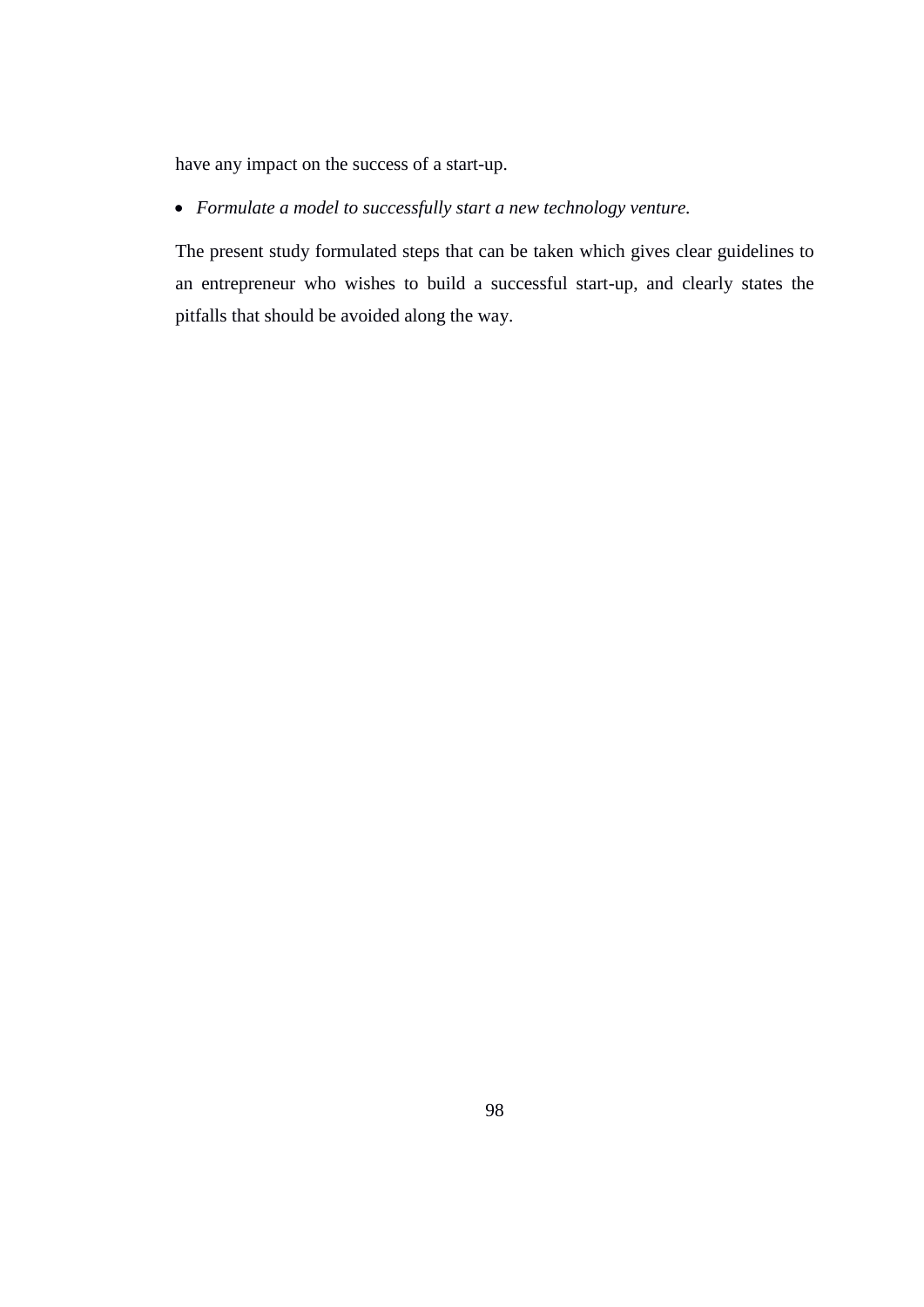have any impact on the success of a start-up.

- *Formulate a model to successfully start a new technology venture.*

The present study formulated steps that can be taken which gives clear guidelines to an entrepreneur who wishes to build a successful start-up, and clearly states the pitfalls that should be avoided along the way.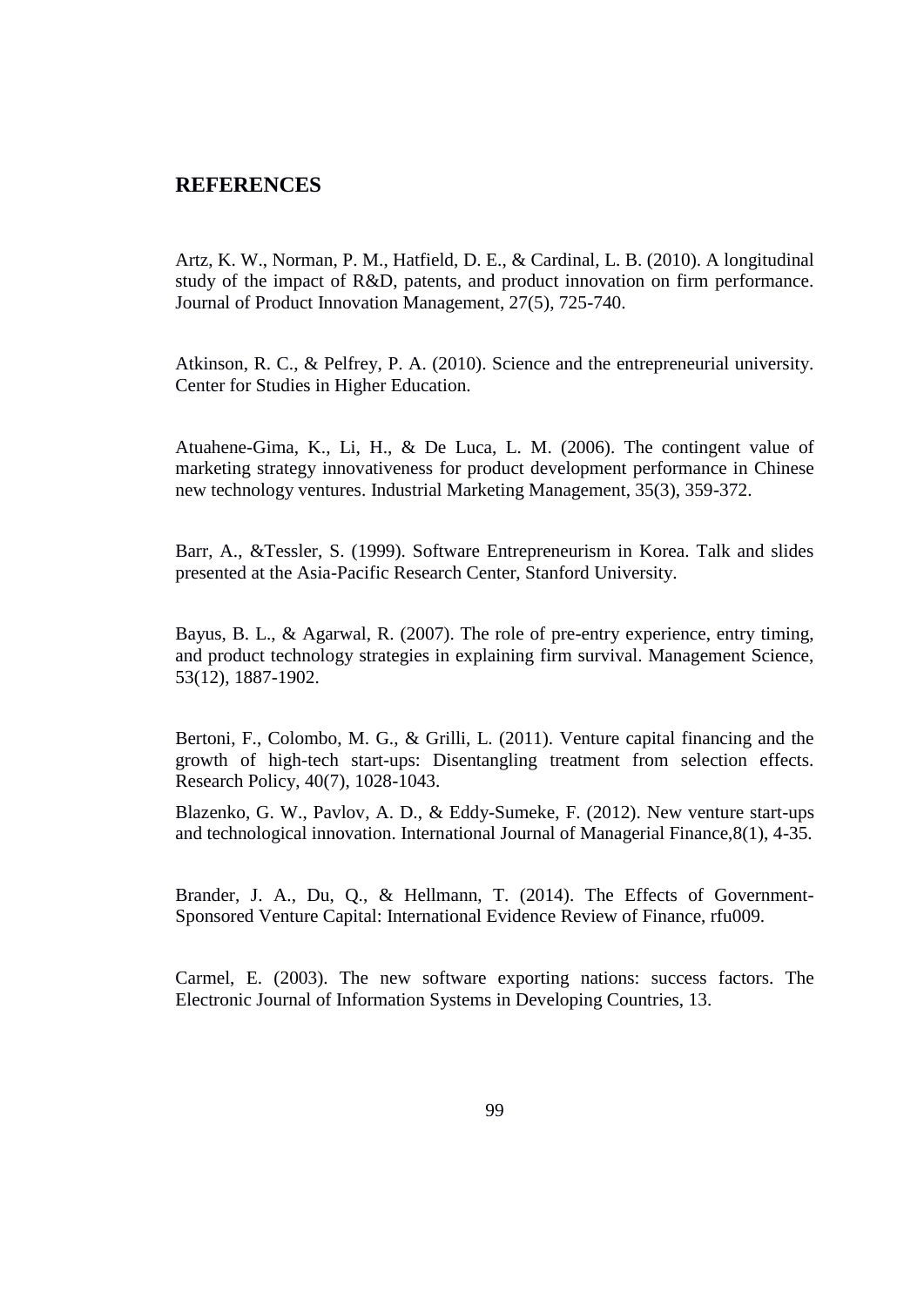# REFERENCES

Artz, K. W., Norman, P. M., Hatfield, D. E., & Cardinal, L. B. (2010). A longitudinal study of the impact of R&D, patents, and product innovation on firm performance. Journal of Product Innovation Management, 27(5), 725-740.

Atkinson, R. C., & Pelfrey, P. A. (2010). Science and the entrepreneurial university. Center for Studies in Higher Education.

Atuahene-Gima, K., Li, H., & De Luca, L. M. (2006). The contingent value of marketing strategy innovativeness for product development performance in Chinese new technology ventures. Industrial Marketing Management, 35(3), 359-372.

Barr, A., &Tessler, S. (1999). Software Entrepreneurism in Korea. Talk and slides presented at the Asia-Pacific Research Center, Stanford University.

Bayus, B. L., & Agarwal, R. (2007). The role of pre-entry experience, entry timing, and product technology strategies in explaining firm survival. Management Science, 53(12), 1887-1902.

Bertoni, F., Colombo, M. G., & Grilli, L. (2011). Venture capital financing and the growth of high-tech start-ups: Disentangling treatment from selection effects. Research Policy, 40(7), 1028-1043.

Blazenko, G. W., Pavlov, A. D., & Eddy-Sumeke, F. (2012). New venture start-ups and technological innovation. International Journal of Managerial Finance,8(1), 4-35.

Brander, J. A., Du, Q., & Hellmann, T. (2014). The Effects of Government-Sponsored Venture Capital: International Evidence Review of Finance, rfu009.

Carmel, E. (2003). The new software exporting nations: success factors. The Electronic Journal of Information Systems in Developing Countries, 13.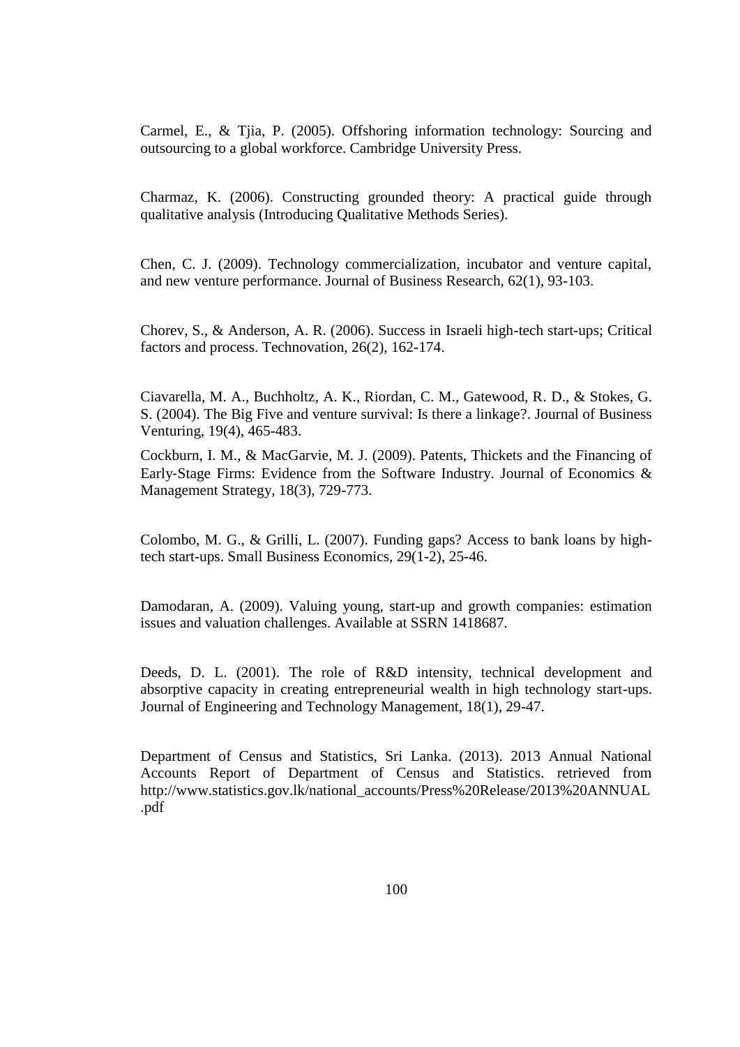Carmel, E., & Tjia, P. (2005). Offshoring information technology: Sourcing and outsourcing to a global workforce. Cambridge University Press.

Charmaz, K. (2006). Constructing grounded theory: A practical guide through qualitative analysis (Introducing Qualitative Methods Series).

Chen, C. J. (2009). Technology commercialization, incubator and venture capital, and new venture performance. Journal of Business Research, 62(1), 93-103.

Chorev, S., & Anderson, A. R. (2006). Success in Israeli high-tech start-ups; Critical factors and process. Technovation, 26(2), 162-174.

Ciavarella, M. A., Buchholtz, A. K., Riordan, C. M., Gatewood, R. D., & Stokes, G. S. (2004). The Big Five and venture survival: Is there a linkage?. Journal of Business Venturing, 19(4), 465-483.

Cockburn, I. M., & MacGarvie, M. J. (2009). Patents, Thickets and the Financing of Early‐Stage Firms: Evidence from the Software Industry. Journal of Economics & Management Strategy, 18(3), 729-773.

Colombo, M. G., & Grilli, L. (2007). Funding gaps? Access to bank loans by high-tech start-ups. Small Business Economics, 29(1-2), 25-46.

Damodaran, A. (2009). Valuing young, start-up and growth companies: estimation issues and valuation challenges. Available at SSRN 1418687.

Deeds, D. L. (2001). The role of R&D intensity, technical development and absorptive capacity in creating entrepreneurial wealth in high technology start-ups. Journal of Engineering and Technology Management, 18(1), 29-47.

Department of Census and Statistics, Sri Lanka. (2013). 2013 Annual National Accounts Report of Department of Census and Statistics. retrieved from http://www.statistics.gov.lk/national_accounts/Press%20Release/2013%20ANNUAL.pdf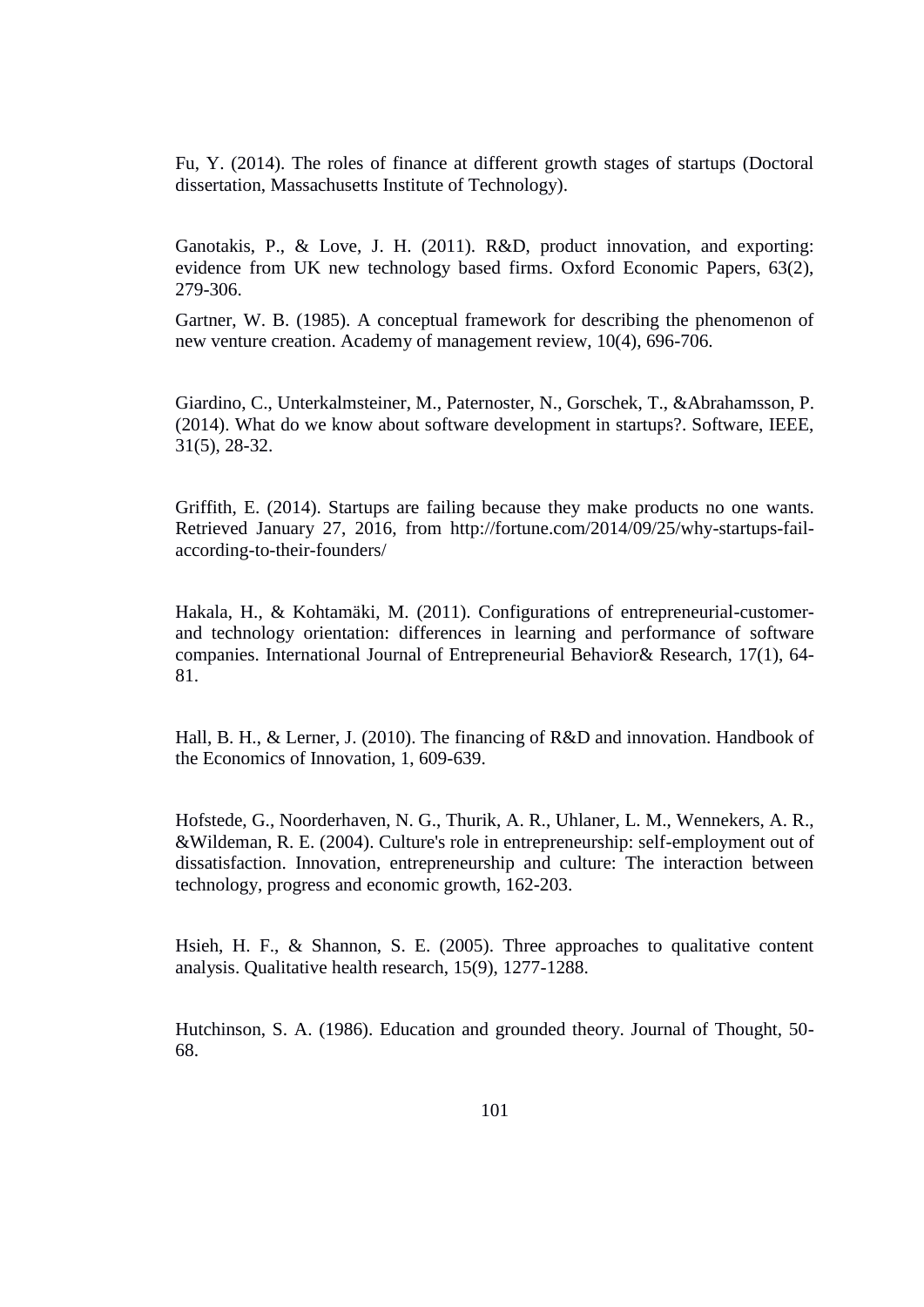Fu, Y. (2014). The roles of finance at different growth stages of startups (Doctoral dissertation, Massachusetts Institute of Technology).

Ganotakis, P., & Love, J. H. (2011). R&D, product innovation, and exporting: evidence from UK new technology based firms. Oxford Economic Papers, 63(2), 279-306.

Gartner, W. B. (1985). A conceptual framework for describing the phenomenon of new venture creation. Academy of management review, 10(4), 696-706.

Giardino, C., Unterkalmsteiner, M., Paternoster, N., Gorschek, T., &Abrahamsson, P. (2014). What do we know about software development in startups?. Software, IEEE, 31(5), 28-32.

Griffith, E. (2014). Startups are failing because they make products no one wants. Retrieved January 27, 2016, from http://fortune.com/2014/09/25/why-startups-fail-according-to-their-founders/

Hakala, H., & Kohtamäki, M. (2011). Configurations of entrepreneurial-customer-and technology orientation: differences in learning and performance of software companies. International Journal of Entrepreneurial Behavior& Research, 17(1), 64-81.

Hall, B. H., & Lerner, J. (2010). The financing of R&D and innovation. Handbook of the Economics of Innovation, 1, 609-639.

Hofstede, G., Noorderhaven, N. G., Thurik, A. R., Uhlaner, L. M., Wennekers, A. R., &Wildeman, R. E. (2004). Culture's role in entrepreneurship: self-employment out of dissatisfaction. Innovation, entrepreneurship and culture: The interaction between technology, progress and economic growth, 162-203.

Hsieh, H. F., & Shannon, S. E. (2005). Three approaches to qualitative content analysis. Qualitative health research, 15(9), 1277-1288.

Hutchinson, S. A. (1986). Education and grounded theory. Journal of Thought, 50-68.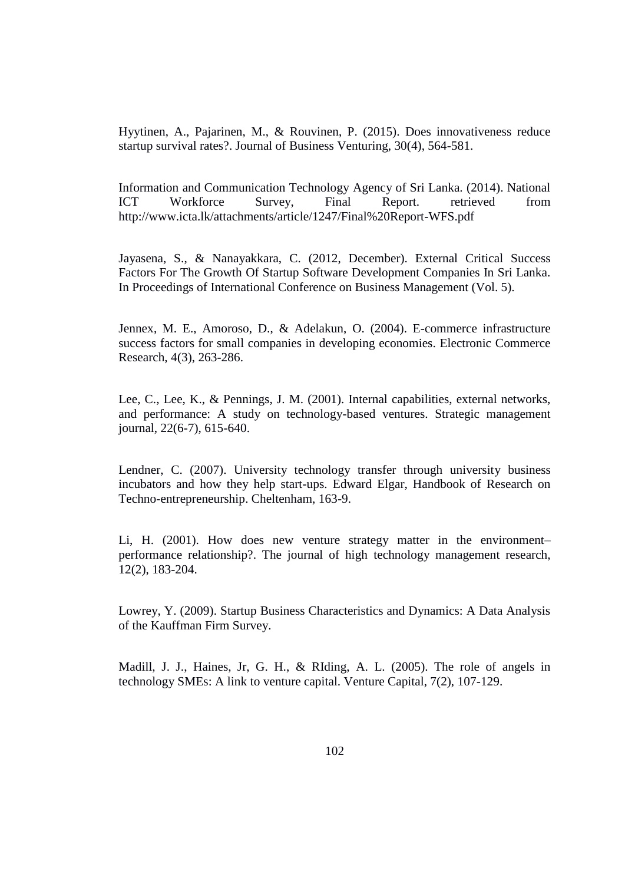Hyytinen, A., Pajarinen, M., & Rouvinen, P. (2015). Does innovativeness reduce startup survival rates?. Journal of Business Venturing, 30(4), 564-581.

Information and Communication Technology Agency of Sri Lanka. (2014). National ICT Workforce Survey, Final Report. retrieved from http://www.icta.lk/attachments/article/1247/Final%20Report-WFS.pdf

Jayasena, S., & Nanayakkara, C. (2012, December). External Critical Success Factors For The Growth Of Startup Software Development Companies In Sri Lanka. In Proceedings of International Conference on Business Management (Vol. 5).

Jennex, M. E., Amoroso, D., & Adelakun, O. (2004). E-commerce infrastructure success factors for small companies in developing economies. Electronic Commerce Research, 4(3), 263-286.

Lee, C., Lee, K., & Pennings, J. M. (2001). Internal capabilities, external networks, and performance: A study on technology-based ventures. Strategic management journal, 22(6-7), 615-640.

Lendner, C. (2007). University technology transfer through university business incubators and how they help start-ups. Edward Elgar, Handbook of Research on Techno-entrepreneurship. Cheltenham, 163-9.

Li, H. (2001). How does new venture strategy matter in the environment–performance relationship?. The journal of high technology management research, 12(2), 183-204.

Lowrey, Y. (2009). Startup Business Characteristics and Dynamics: A Data Analysis of the Kauffman Firm Survey.

Madill, J. J., Haines, Jr, G. H., & RIding, A. L. (2005). The role of angels in technology SMEs: A link to venture capital. Venture Capital, 7(2), 107-129.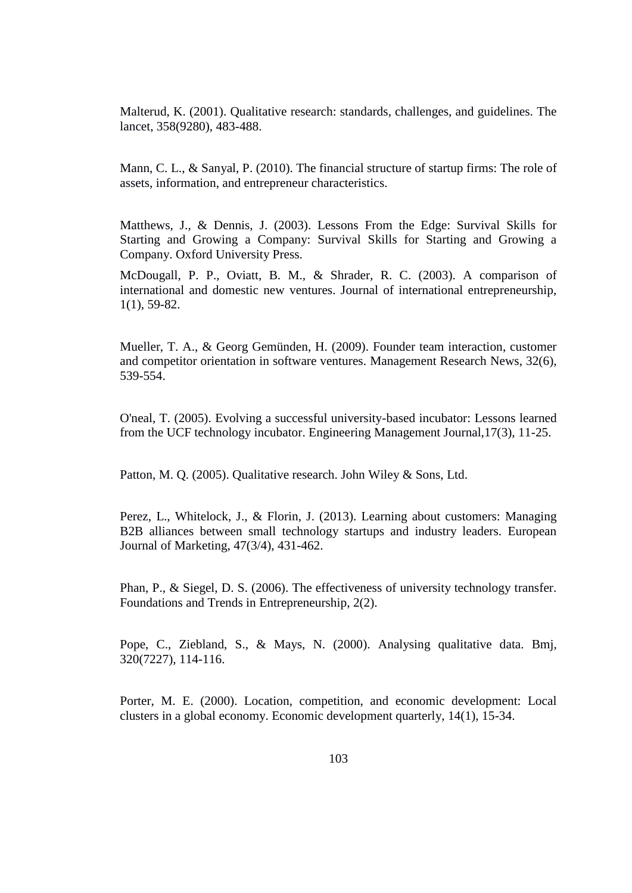Malterud, K. (2001). Qualitative research: standards, challenges, and guidelines. The lancet, 358(9280), 483-488.

Mann, C. L., & Sanyal, P. (2010). The financial structure of startup firms: The role of assets, information, and entrepreneur characteristics.

Matthews, J., & Dennis, J. (2003). Lessons From the Edge: Survival Skills for Starting and Growing a Company: Survival Skills for Starting and Growing a Company. Oxford University Press.

McDougall, P. P., Oviatt, B. M., & Shrader, R. C. (2003). A comparison of international and domestic new ventures. Journal of international entrepreneurship, 1(1), 59-82.

Mueller, T. A., & Georg Gemünden, H. (2009). Founder team interaction, customer and competitor orientation in software ventures. Management Research News, 32(6), 539-554.

O'neal, T. (2005). Evolving a successful university-based incubator: Lessons learned from the UCF technology incubator. Engineering Management Journal,17(3), 11-25.

Patton, M. Q. (2005). Qualitative research. John Wiley & Sons, Ltd.

Perez, L., Whitelock, J., & Florin, J. (2013). Learning about customers: Managing B2B alliances between small technology startups and industry leaders. European Journal of Marketing, 47(3/4), 431-462.

Phan, P., & Siegel, D. S. (2006). The effectiveness of university technology transfer. Foundations and Trends in Entrepreneurship, 2(2).

Pope, C., Ziebland, S., & Mays, N. (2000). Analysing qualitative data. Bmj, 320(7227), 114-116.

Porter, M. E. (2000). Location, competition, and economic development: Local clusters in a global economy. Economic development quarterly, 14(1), 15-34.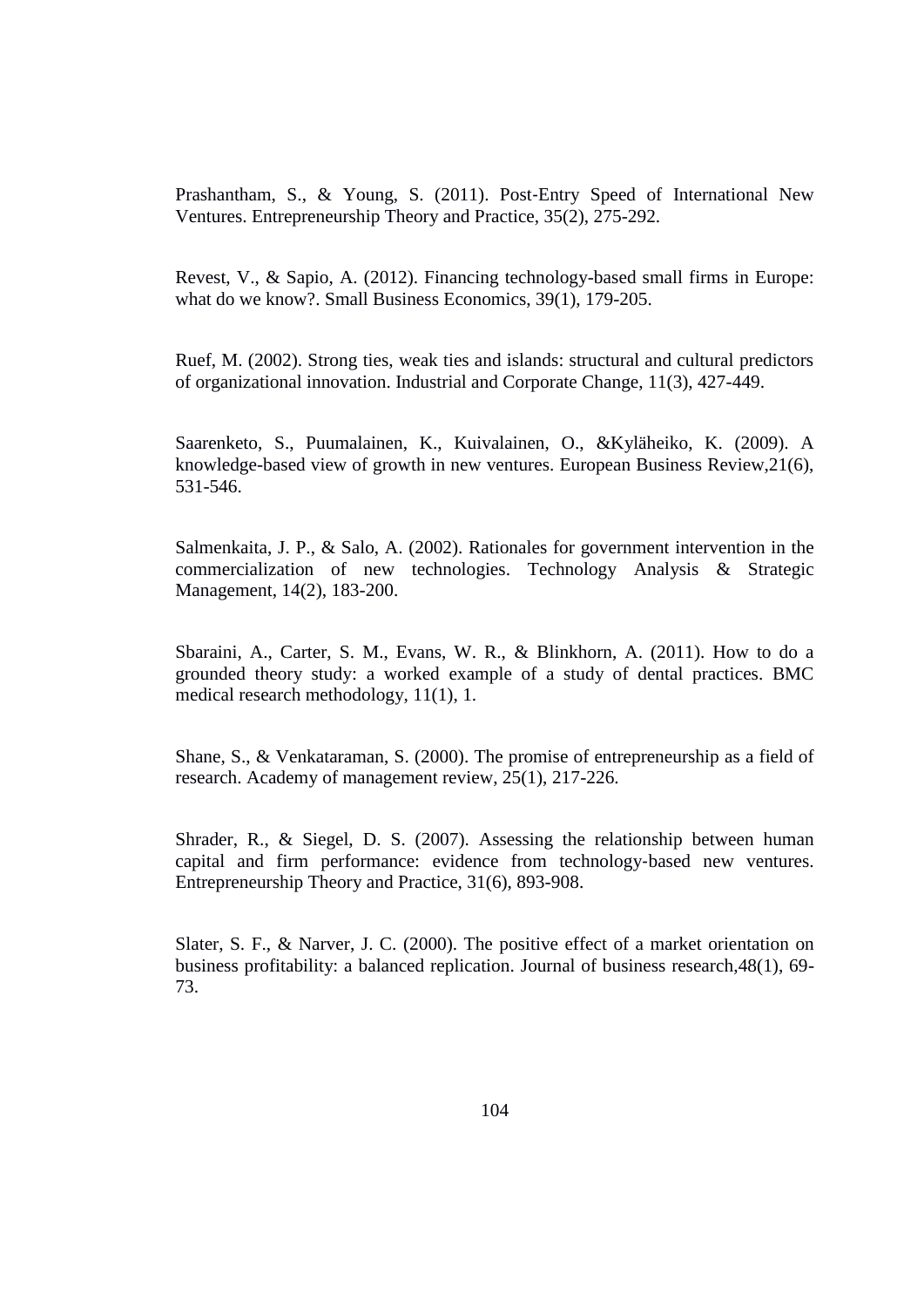Prashantham, S., & Young, S. (2011). Post-Entry Speed of International New Ventures. Entrepreneurship Theory and Practice, 35(2), 275-292.

Revest, V., & Sapio, A. (2012). Financing technology-based small firms in Europe: what do we know?. Small Business Economics, 39(1), 179-205.

Ruef, M. (2002). Strong ties, weak ties and islands: structural and cultural predictors of organizational innovation. Industrial and Corporate Change, 11(3), 427-449.

Saarenketo, S., Puumalainen, K., Kuivalainen, O., &Kyläheiko, K. (2009). A knowledge-based view of growth in new ventures. European Business Review,21(6), 531-546.

Salmenkaita, J. P., & Salo, A. (2002). Rationales for government intervention in the commercialization of new technologies. Technology Analysis & Strategic Management, 14(2), 183-200.

Sbaraini, A., Carter, S. M., Evans, W. R., & Blinkhorn, A. (2011). How to do a grounded theory study: a worked example of a study of dental practices. BMC medical research methodology, 11(1), 1.

Shane, S., & Venkataraman, S. (2000). The promise of entrepreneurship as a field of research. Academy of management review, 25(1), 217-226.

Shrader, R., & Siegel, D. S. (2007). Assessing the relationship between human capital and firm performance: evidence from technology-based new ventures. Entrepreneurship Theory and Practice, 31(6), 893-908.

Slater, S. F., & Narver, J. C. (2000). The positive effect of a market orientation on business profitability: a balanced replication. Journal of business research,48(1), 69-73.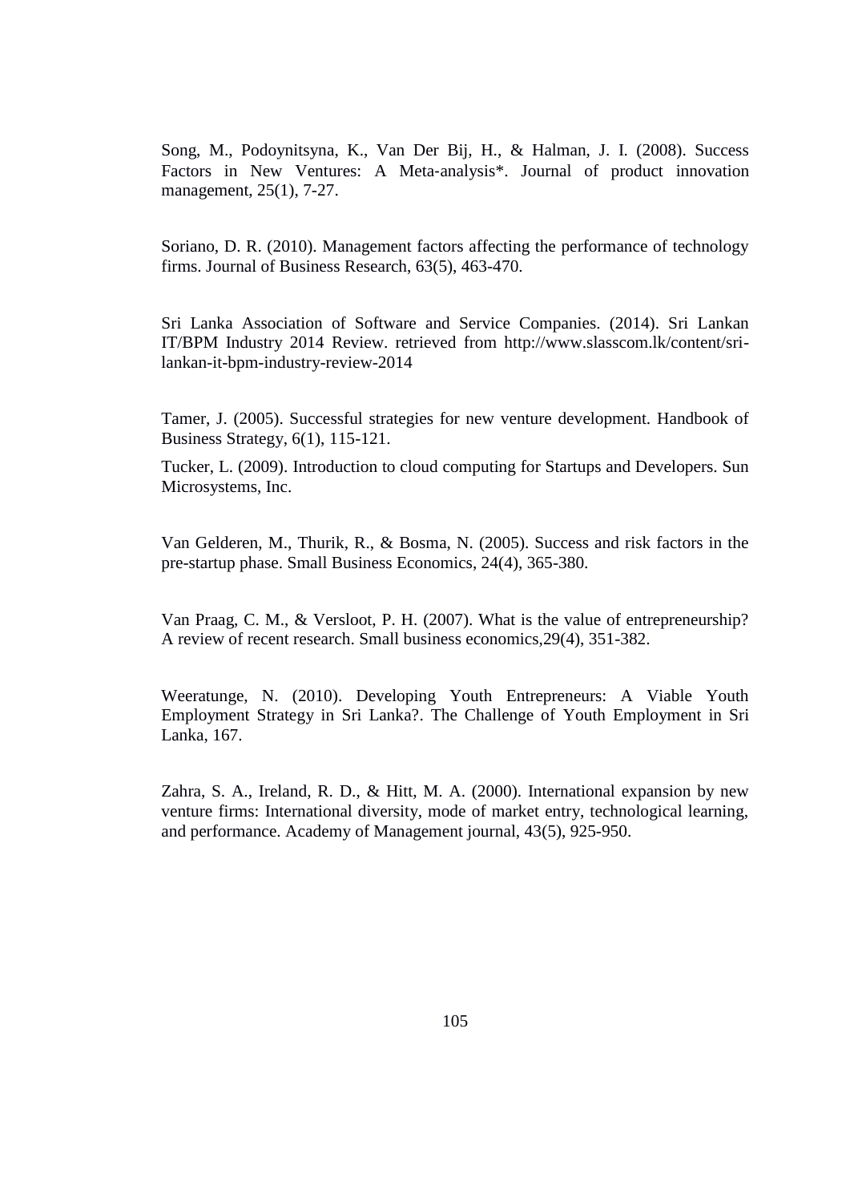Song, M., Podoynitsyna, K., Van Der Bij, H., & Halman, J. I. (2008). Success Factors in New Ventures: A Meta-analysis*. Journal of product innovation management, 25(1), 7-27.

Soriano, D. R. (2010). Management factors affecting the performance of technology firms. Journal of Business Research, 63(5), 463-470.

Sri Lanka Association of Software and Service Companies. (2014). Sri Lankan IT/BPM Industry 2014 Review. retrieved from http://www.slasscom.lk/content/sri-lankan-it-bpm-industry-review-2014

Tamer, J. (2005). Successful strategies for new venture development. Handbook of Business Strategy, 6(1), 115-121.

Tucker, L. (2009). Introduction to cloud computing for Startups and Developers. Sun Microsystems, Inc.

Van Gelderen, M., Thurik, R., & Bosma, N. (2005). Success and risk factors in the pre-startup phase. Small Business Economics, 24(4), 365-380.

Van Praag, C. M., & Versloot, P. H. (2007). What is the value of entrepreneurship? A review of recent research. Small business economics,29(4), 351-382.

Weeratunge, N. (2010). Developing Youth Entrepreneurs: A Viable Youth Employment Strategy in Sri Lanka?. The Challenge of Youth Employment in Sri Lanka, 167.

Zahra, S. A., Ireland, R. D., & Hitt, M. A. (2000). International expansion by new venture firms: International diversity, mode of market entry, technological learning, and performance. Academy of Management journal, 43(5), 925-950.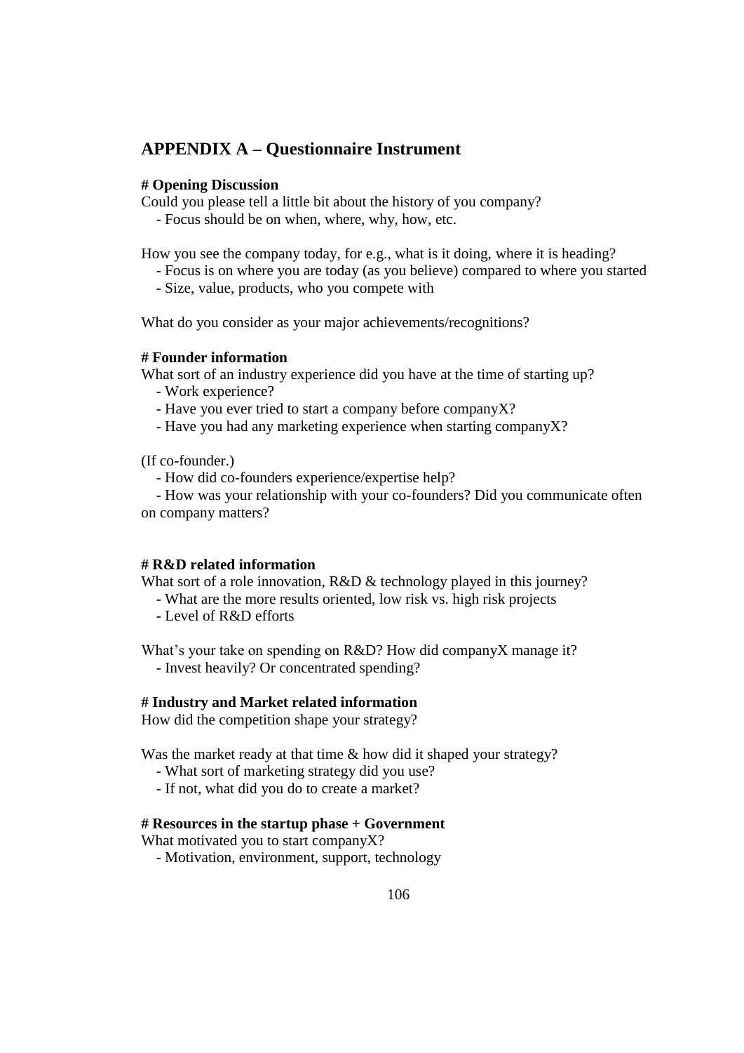## APPENDIX A – Questionnaire Instrument

**# Opening Discussion**

Could you please tell a little bit about the history of you company?

- Focus should be on when, where, why, how, etc.

How you see the company today, for e.g., what is it doing, where it is heading?

- Focus is on where you are today (as you believe) compared to where you started
- Size, value, products, who you compete with

What do you consider as your major achievements/recognitions?

**# Founder information**

What sort of an industry experience did you have at the time of starting up?

- Work experience?
- Have you ever tried to start a company before companyX?
- Have you had any marketing experience when starting companyX?

(If co-founder.)

- How did co-founders experience/expertise help?
- How was your relationship with your co-founders? Did you communicate often on company matters?

**# R&D related information**

What sort of a role innovation, R&D & technology played in this journey?

- What are the more results oriented, low risk vs. high risk projects
- Level of R&D efforts

What's your take on spending on R&D? How did companyX manage it?

- Invest heavily? Or concentrated spending?

**# Industry and Market related information**

How did the competition shape your strategy?

Was the market ready at that time & how did it shaped your strategy?

- What sort of marketing strategy did you use?
- If not, what did you do to create a market?

**# Resources in the startup phase + Government**

What motivated you to start companyX?

- Motivation, environment, support, technology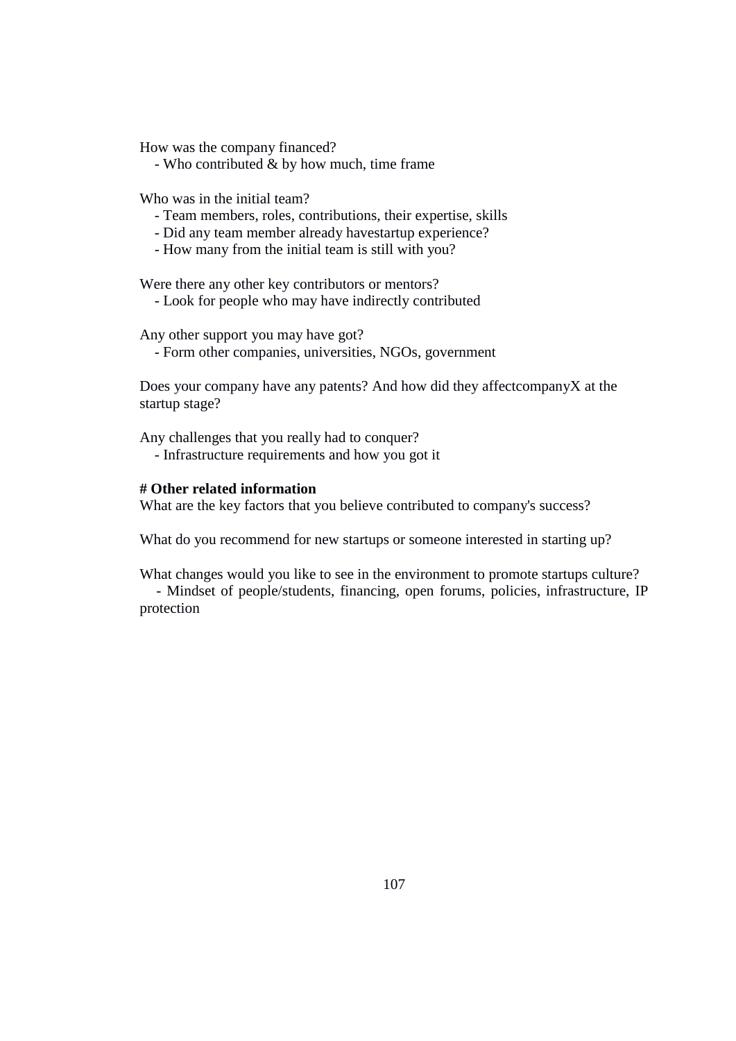How was the company financed?

- Who contributed & by how much, time frame

Who was in the initial team?

- Team members, roles, contributions, their expertise, skills
- Did any team member already havestartup experience?
- How many from the initial team is still with you?

Were there any other key contributors or mentors?

- Look for people who may have indirectly contributed

Any other support you may have got?

- Form other companies, universities, NGOs, government

Does your company have any patents? And how did they affectcompanyX at the startup stage?

Any challenges that you really had to conquer?

- Infrastructure requirements and how you got it

**# Other related information**

What are the key factors that you believe contributed to company's success?

What do you recommend for new startups or someone interested in starting up?

What changes would you like to see in the environment to promote startups culture?

- Mindset of people/students, financing, open forums, policies, infrastructure, IP protection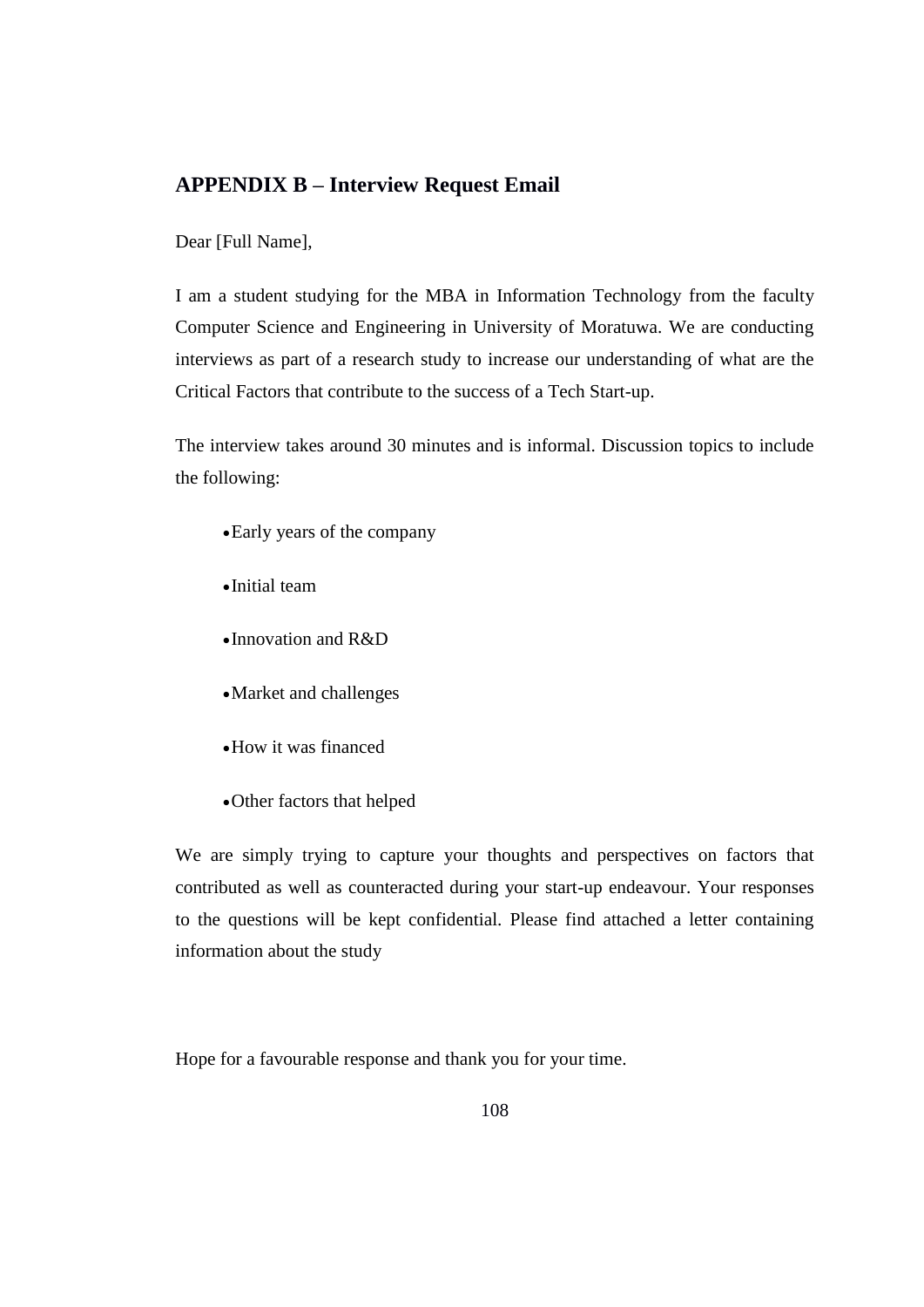## APPENDIX B – Interview Request Email

Dear [Full Name],

I am a student studying for the MBA in Information Technology from the faculty Computer Science and Engineering in University of Moratuwa. We are conducting interviews as part of a research study to increase our understanding of what are the Critical Factors that contribute to the success of a Tech Start-up.

The interview takes around 30 minutes and is informal. Discussion topics to include the following:

- Early years of the company
- Initial team
- Innovation and R&D
- Market and challenges
- How it was financed
- Other factors that helped

We are simply trying to capture your thoughts and perspectives on factors that contributed as well as counteracted during your start-up endeavour. Your responses to the questions will be kept confidential. Please find attached a letter containing information about the study

Hope for a favourable response and thank you for your time.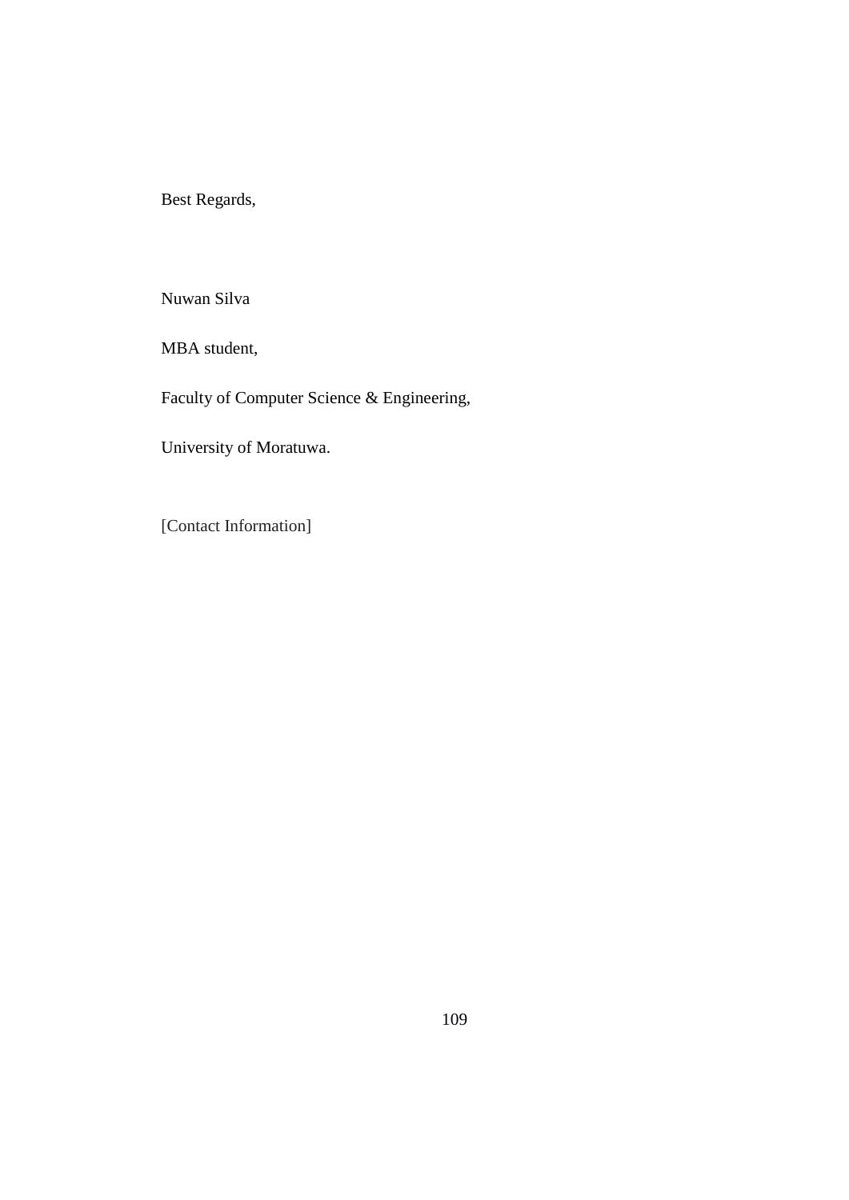Best Regards,

Nuwan Silva

MBA student,

Faculty of Computer Science & Engineering,

University of Moratuwa.

[Contact Information]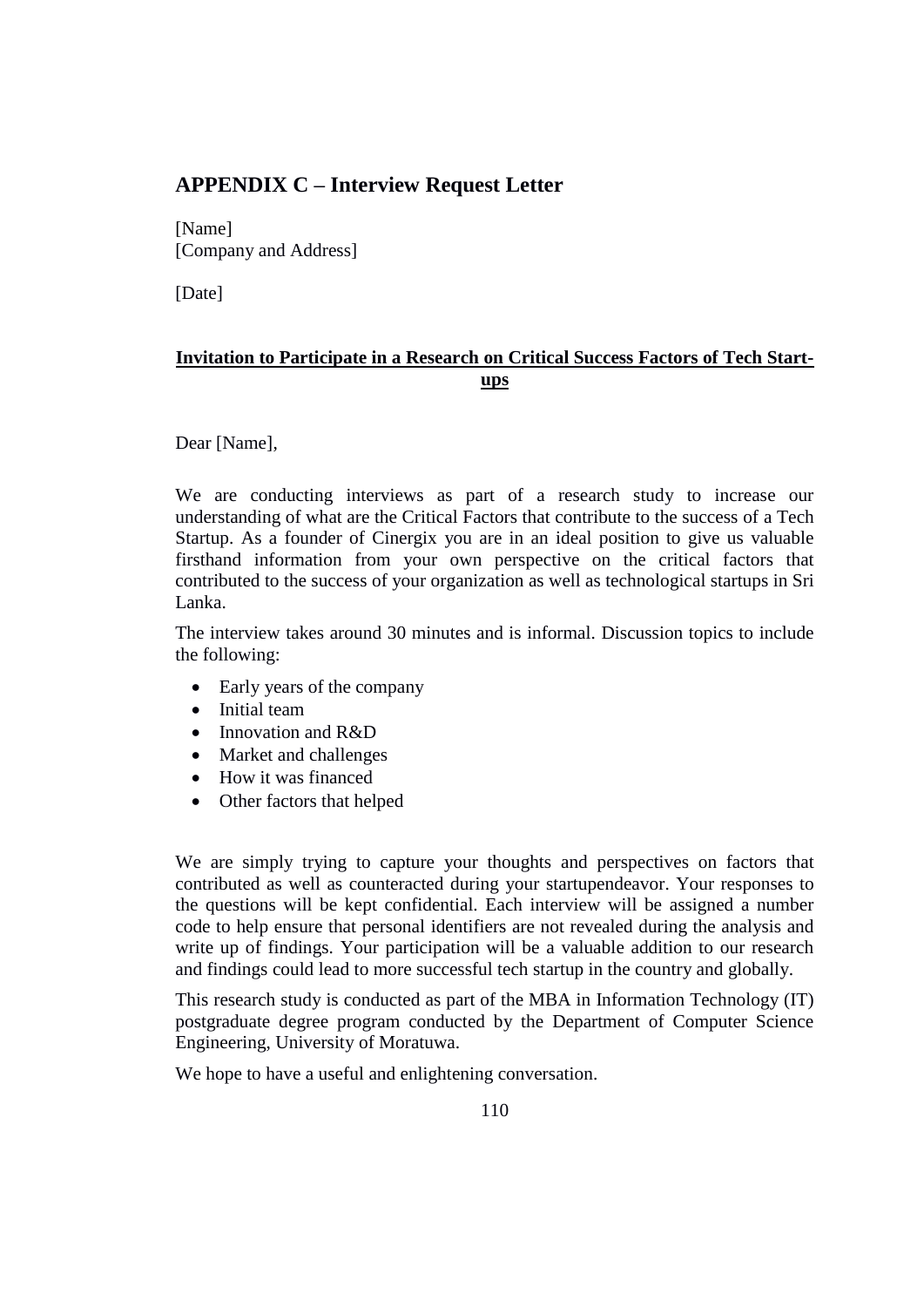## APPENDIX C – Interview Request Letter

[Name]
[Company and Address]

[Date]

**<u>Invitation to Participate in a Research on Critical Success Factors of Tech Start-ups</u>**

Dear [Name],

We are conducting interviews as part of a research study to increase our understanding of what are the Critical Factors that contribute to the success of a Tech Startup. As a founder of Cinergix you are in an ideal position to give us valuable firsthand information from your own perspective on the critical factors that contributed to the success of your organization as well as technological startups in Sri Lanka.

The interview takes around 30 minutes and is informal. Discussion topics to include the following:

- Early years of the company
- Initial team
- Innovation and R&D
- Market and challenges
- How it was financed
- Other factors that helped

We are simply trying to capture your thoughts and perspectives on factors that contributed as well as counteracted during your startupendeavor. Your responses to the questions will be kept confidential. Each interview will be assigned a number code to help ensure that personal identifiers are not revealed during the analysis and write up of findings. Your participation will be a valuable addition to our research and findings could lead to more successful tech startup in the country and globally.

This research study is conducted as part of the MBA in Information Technology (IT) postgraduate degree program conducted by the Department of Computer Science Engineering, University of Moratuwa.

We hope to have a useful and enlightening conversation.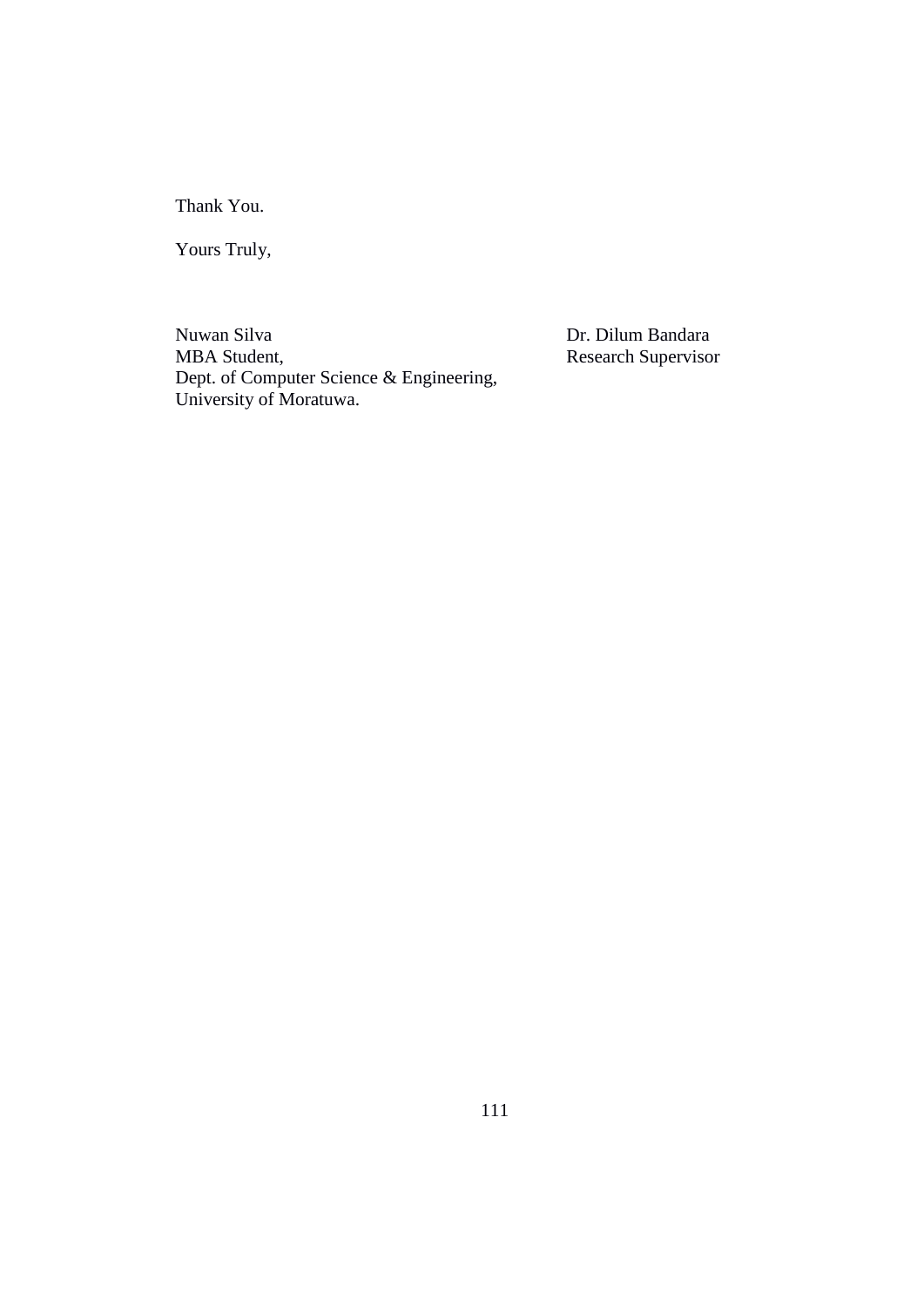Thank You.

Yours Truly,

Nuwan Silva
MBA Student,
Dept. of Computer Science & Engineering,
University of Moratuwa.

Dr. Dilum Bandara
Research Supervisor